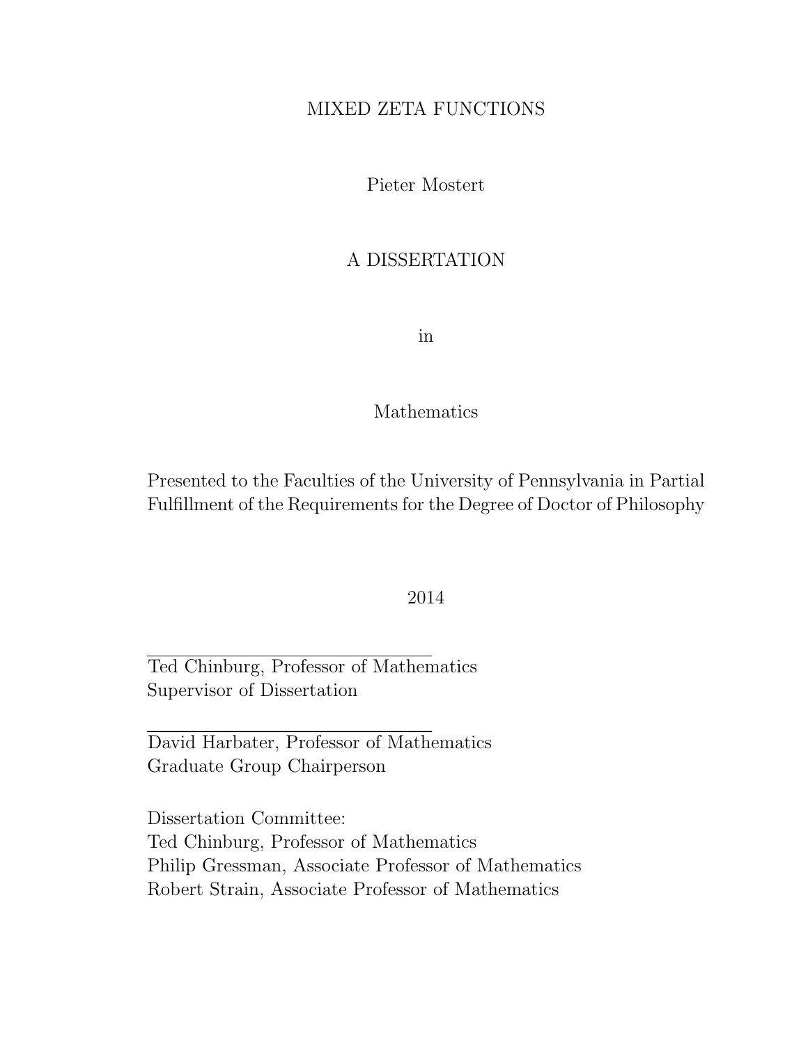# MIXED ZETA FUNCTIONS

Pieter Mostert

A DISSERTATION

in

Mathematics

Presented to the Faculties of the University of Pennsylvania in Partial Fulfillment of the Requirements for the Degree of Doctor of Philosophy

2014

---

Ted Chinburg, Professor of Mathematics
Supervisor of Dissertation

---

David Harbater, Professor of Mathematics
Graduate Group Chairperson

Dissertation Committee:
Ted Chinburg, Professor of Mathematics
Philip Gressman, Associate Professor of Mathematics
Robert Strain, Associate Professor of Mathematics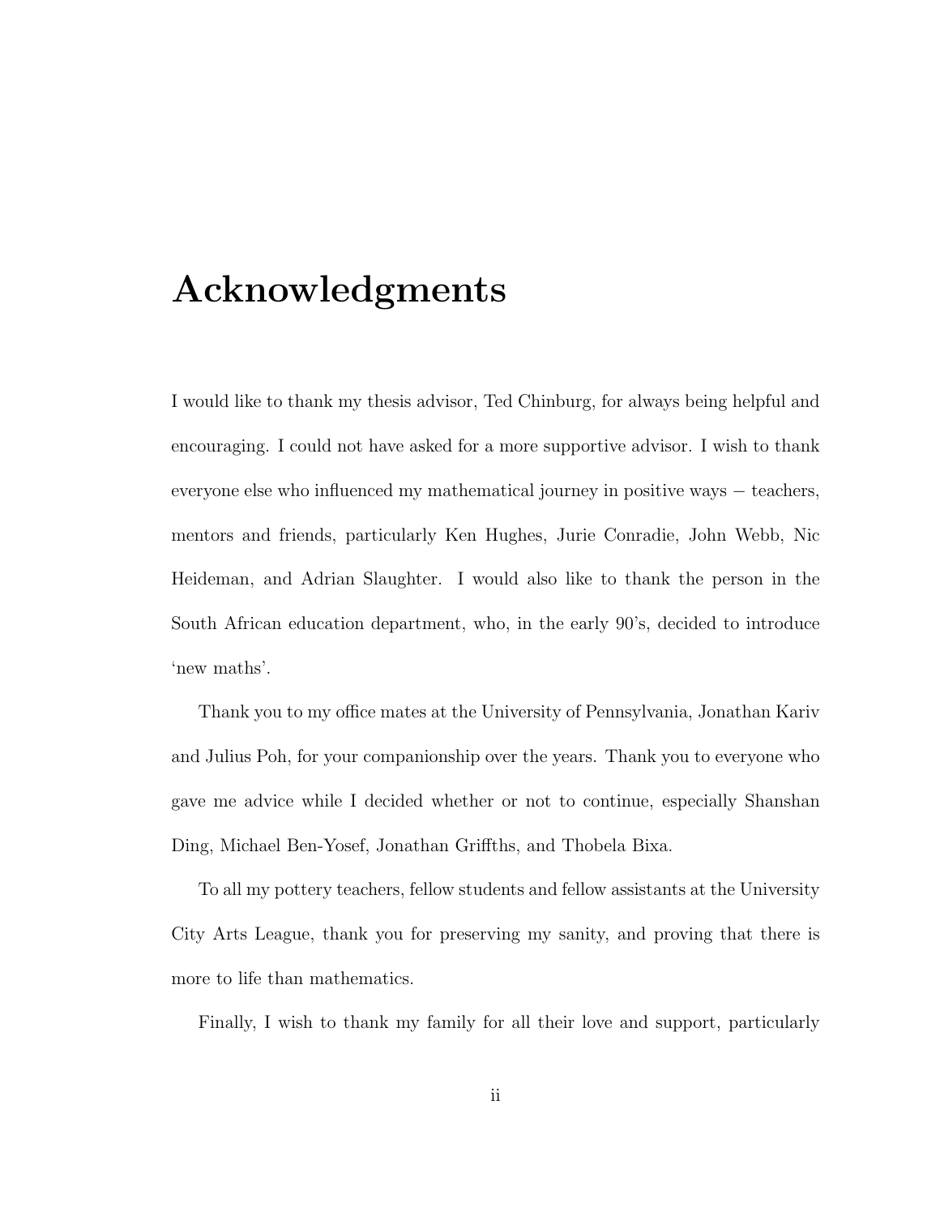# Acknowledgments

I would like to thank my thesis advisor, Ted Chinburg, for always being helpful and encouraging. I could not have asked for a more supportive advisor. I wish to thank everyone else who influenced my mathematical journey in positive ways − teachers, mentors and friends, particularly Ken Hughes, Jurie Conradie, John Webb, Nic Heideman, and Adrian Slaughter. I would also like to thank the person in the South African education department, who, in the early 90's, decided to introduce 'new maths'.

Thank you to my office mates at the University of Pennsylvania, Jonathan Kariv and Julius Poh, for your companionship over the years. Thank you to everyone who gave me advice while I decided whether or not to continue, especially Shanshan Ding, Michael Ben-Yosef, Jonathan Griffths, and Thobela Bixa.

To all my pottery teachers, fellow students and fellow assistants at the University City Arts League, thank you for preserving my sanity, and proving that there is more to life than mathematics.

Finally, I wish to thank my family for all their love and support, particularly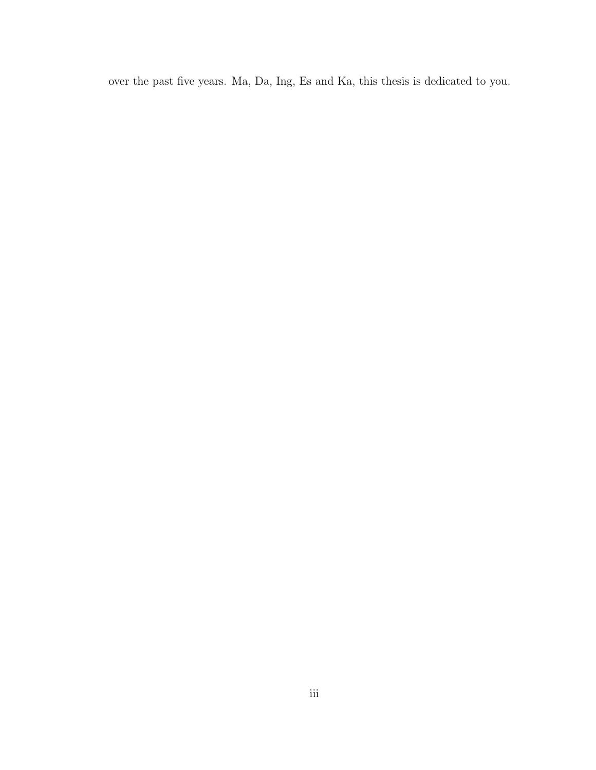over the past five years. Ma, Da, Ing, Es and Ka, this thesis is dedicated to you.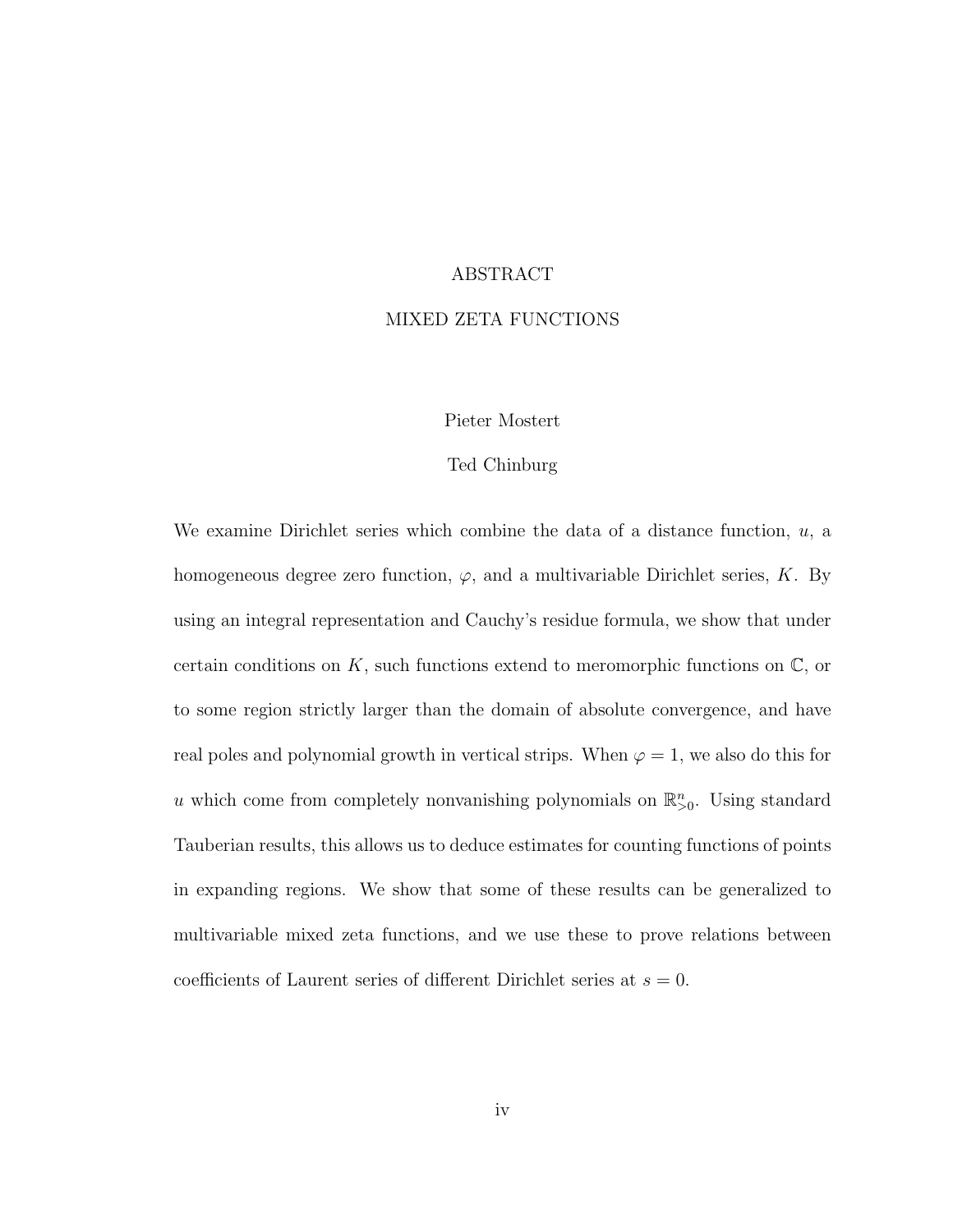# ABSTRACT

## MIXED ZETA FUNCTIONS

Pieter Mostert

Ted Chinburg

We examine Dirichlet series which combine the data of a distance function, $u$, a homogeneous degree zero function, $\varphi$, and a multivariable Dirichlet series, $K$. By using an integral representation and Cauchy's residue formula, we show that under certain conditions on $K$, such functions extend to meromorphic functions on $\mathbb{C}$, or to some region strictly larger than the domain of absolute convergence, and have real poles and polynomial growth in vertical strips. When $\varphi = 1$, we also do this for $u$ which come from completely nonvanishing polynomials on $\mathbb{R}^n_{>0}$. Using standard Tauberian results, this allows us to deduce estimates for counting functions of points in expanding regions. We show that some of these results can be generalized to multivariable mixed zeta functions, and we use these to prove relations between coefficients of Laurent series of different Dirichlet series at $s = 0$.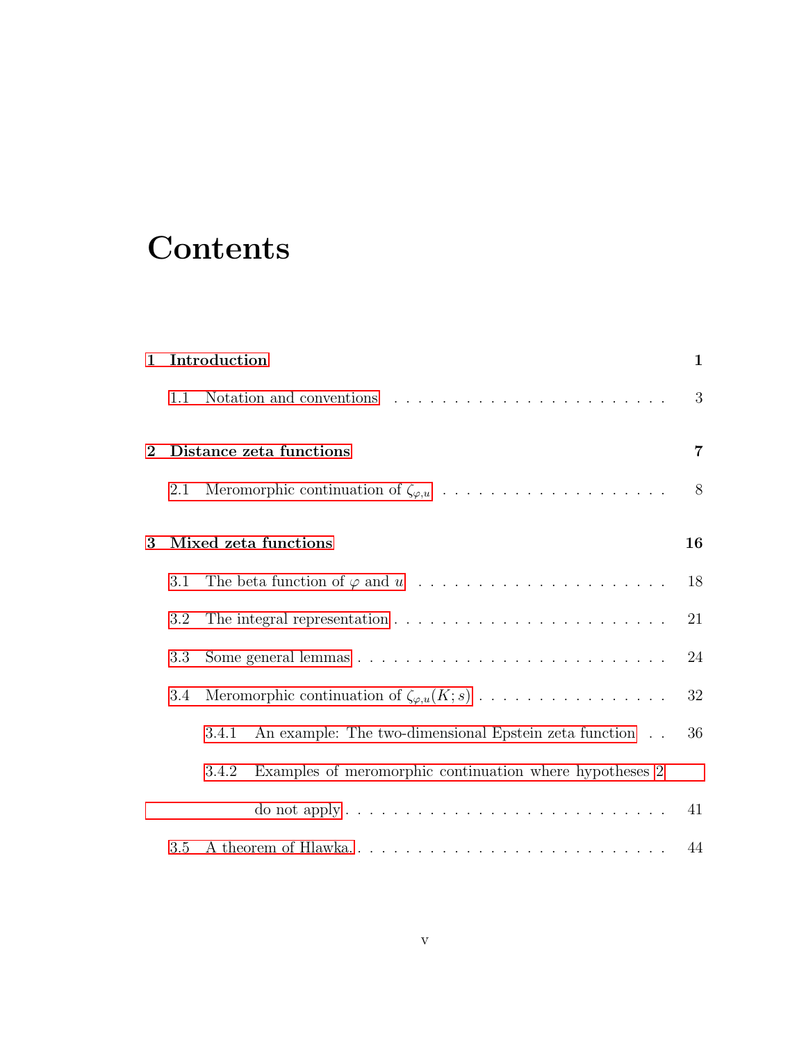# Contents

**1 Introduction** **1**

1.1 Notation and conventions . . . . . . . . . . . . . . . . . . . . . . . . 3

**2 Distance zeta functions** **7**

2.1 Meromorphic continuation of $\zeta_{\varphi,u}$ . . . . . . . . . . . . . . . . . . . . 8

**3 Mixed zeta functions** **16**

3.1 The beta function of $\varphi$ and $u$ . . . . . . . . . . . . . . . . . . . . 18

3.2 The integral representation . . . . . . . . . . . . . . . . . . . . . . . . 21

3.3 Some general lemmas . . . . . . . . . . . . . . . . . . . . . . . . . . 24

3.4 Meromorphic continuation of $\zeta_{\varphi,u}(K;s)$ . . . . . . . . . . . . . . . . . 32

3.4.1 An example: The two-dimensional Epstein zeta function . . 36

3.4.2 Examples of meromorphic continuation where hypotheses 2 do not apply . . . . . . . . . . . . . . . . . . . . . . . . . . 41

3.5 A theorem of Hlawka. . . . . . . . . . . . . . . . . . . . . . . . . . . 44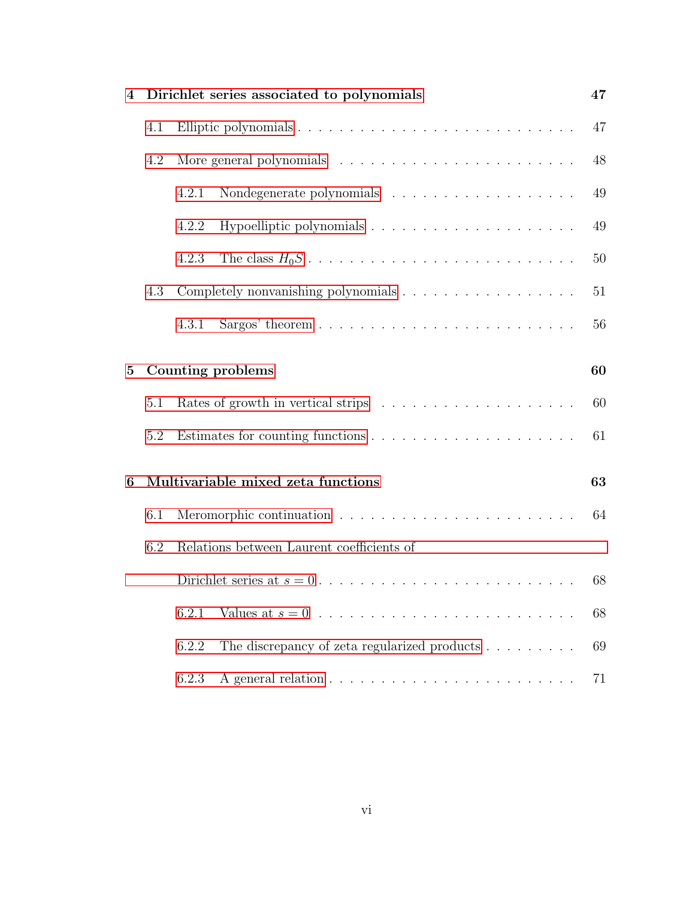**4 Dirichlet series associated to polynomials** **47**

4.1 Elliptic polynomials . . . . . . . . . . . . . . . . . . . . . . . . . . . 47

4.2 More general polynomials . . . . . . . . . . . . . . . . . . . . . . . . 48

4.2.1 Nondegenerate polynomials . . . . . . . . . . . . . . . . . . . 49

4.2.2 Hypoelliptic polynomials . . . . . . . . . . . . . . . . . . . . 49

4.2.3 The class $H_0S$ . . . . . . . . . . . . . . . . . . . . . . . . . 50

4.3 Completely nonvanishing polynomials . . . . . . . . . . . . . . . . . 51

4.3.1 Sargos' theorem . . . . . . . . . . . . . . . . . . . . . . . . . 56

**5 Counting problems** **60**

5.1 Rates of growth in vertical strips . . . . . . . . . . . . . . . . . . . . 60

5.2 Estimates for counting functions . . . . . . . . . . . . . . . . . . . . 61

**6 Multivariable mixed zeta functions** **63**

6.1 Meromorphic continuation . . . . . . . . . . . . . . . . . . . . . . . . 64

6.2 Relations between Laurent coefficients of Dirichlet series at $s = 0$ . . . . . . . . . . . . . . . . . . . . . . . . . 68

6.2.1 Values at $s = 0$ . . . . . . . . . . . . . . . . . . . . . . . . . 68

6.2.2 The discrepancy of zeta regularized products . . . . . . . . . 69

6.2.3 A general relation . . . . . . . . . . . . . . . . . . . . . . . . 71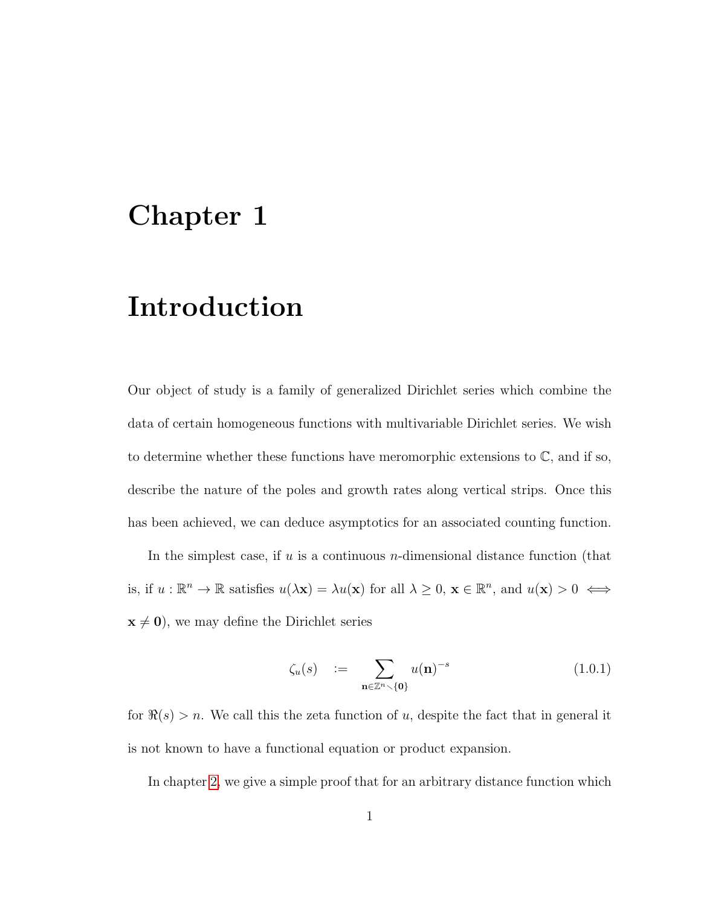# Chapter 1

# Introduction

Our object of study is a family of generalized Dirichlet series which combine the data of certain homogeneous functions with multivariable Dirichlet series. We wish to determine whether these functions have meromorphic extensions to $\mathbb{C}$, and if so, describe the nature of the poles and growth rates along vertical strips. Once this has been achieved, we can deduce asymptotics for an associated counting function.

In the simplest case, if $u$ is a continuous $n$-dimensional distance function (that is, if $u : \mathbb{R}^n \to \mathbb{R}$ satisfies $u(\lambda \mathbf{x}) = \lambda u(\mathbf{x})$ for all $\lambda \geq 0$, $\mathbf{x} \in \mathbb{R}^n$, and $u(\mathbf{x}) > 0 \iff \mathbf{x} \neq \mathbf{0}$), we may define the Dirichlet series

$$\zeta_u(s) \quad := \sum_{\mathbf{n} \in \mathbb{Z}^n \setminus \{\mathbf{0}\}} u(\mathbf{n})^{-s} \tag{1.0.1}$$

for $\Re(s) > n$. We call this the zeta function of $u$, despite the fact that in general it is not known to have a functional equation or product expansion.

In chapter 2, we give a simple proof that for an arbitrary distance function which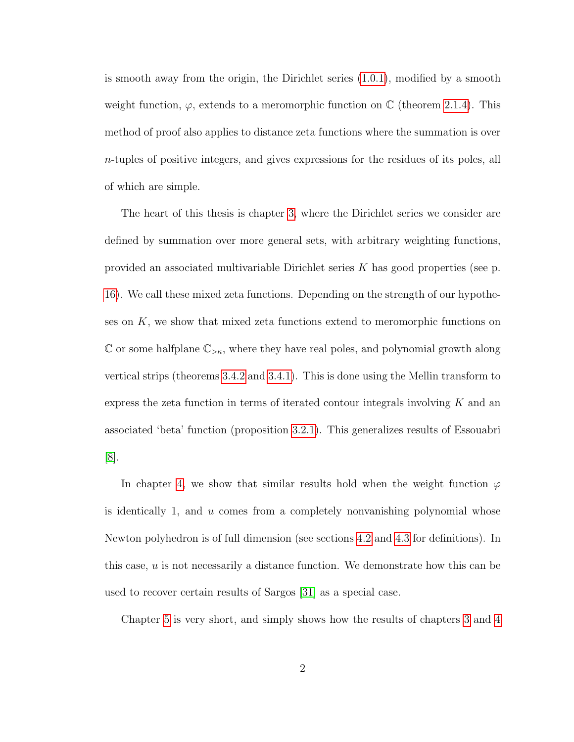is smooth away from the origin, the Dirichlet series (1.0.1), modified by a smooth weight function, $\varphi$, extends to a meromorphic function on $\mathbb{C}$ (theorem 2.1.4). This method of proof also applies to distance zeta functions where the summation is over $n$-tuples of positive integers, and gives expressions for the residues of its poles, all of which are simple.

The heart of this thesis is chapter 3, where the Dirichlet series we consider are defined by summation over more general sets, with arbitrary weighting functions, provided an associated multivariable Dirichlet series $K$ has good properties (see p. 16). We call these mixed zeta functions. Depending on the strength of our hypotheses on $K$, we show that mixed zeta functions extend to meromorphic functions on $\mathbb{C}$ or some halfplane $\mathbb{C}_{>\kappa}$, where they have real poles, and polynomial growth along vertical strips (theorems 3.4.2 and 3.4.1). This is done using the Mellin transform to express the zeta function in terms of iterated contour integrals involving $K$ and an associated 'beta' function (proposition 3.2.1). This generalizes results of Essouabri [8].

In chapter 4, we show that similar results hold when the weight function $\varphi$ is identically 1, and $u$ comes from a completely nonvanishing polynomial whose Newton polyhedron is of full dimension (see sections 4.2 and 4.3 for definitions). In this case, $u$ is not necessarily a distance function. We demonstrate how this can be used to recover certain results of Sargos [31] as a special case.

Chapter 5 is very short, and simply shows how the results of chapters 3 and 4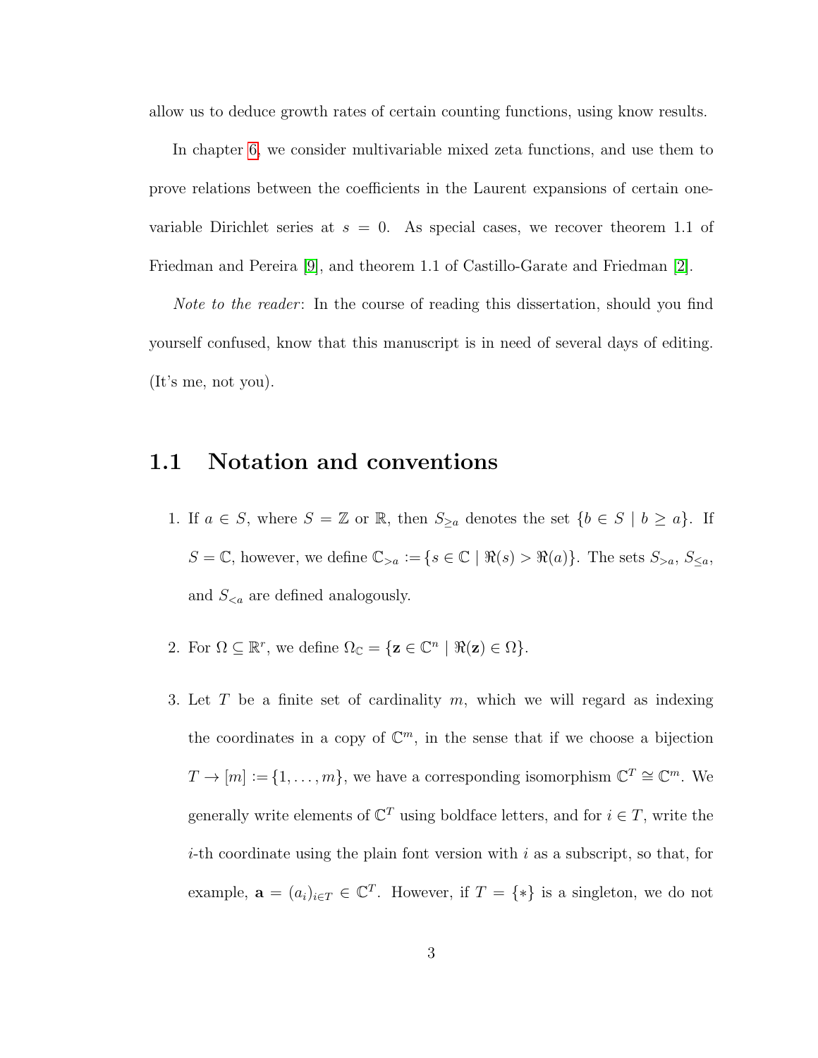allow us to deduce growth rates of certain counting functions, using know results.

In chapter 6, we consider multivariable mixed zeta functions, and use them to prove relations between the coefficients in the Laurent expansions of certain one-variable Dirichlet series at $s = 0$. As special cases, we recover theorem 1.1 of Friedman and Pereira [9], and theorem 1.1 of Castillo-Garate and Friedman [2].

*Note to the reader*: In the course of reading this dissertation, should you find yourself confused, know that this manuscript is in need of several days of editing. (It's me, not you).

## 1.1 Notation and conventions

1. If $a \in S$, where $S = \mathbb{Z}$ or $\mathbb{R}$, then $S_{\geq a}$ denotes the set $\{b \in S \mid b \geq a\}$. If $S = \mathbb{C}$, however, we define $\mathbb{C}_{>a} := \{s \in \mathbb{C} \mid \Re(s) > \Re(a)\}$. The sets $S_{>a}$, $S_{\leq a}$, and $S_{<a}$ are defined analogously.

2. For $\Omega \subseteq \mathbb{R}^r$, we define $\Omega_{\mathbb{C}} = \{\mathbf{z} \in \mathbb{C}^n \mid \Re(\mathbf{z}) \in \Omega\}$.

3. Let $T$ be a finite set of cardinality $m$, which we will regard as indexing the coordinates in a copy of $\mathbb{C}^m$, in the sense that if we choose a bijection $T \to [m] := \{1, \ldots, m\}$, we have a corresponding isomorphism $\mathbb{C}^T \cong \mathbb{C}^m$. We generally write elements of $\mathbb{C}^T$ using boldface letters, and for $i \in T$, write the $i$-th coordinate using the plain font version with $i$ as a subscript, so that, for example, $\mathbf{a} = (a_i)_{i \in T} \in \mathbb{C}^T$. However, if $T = \{*\}$ is a singleton, we do not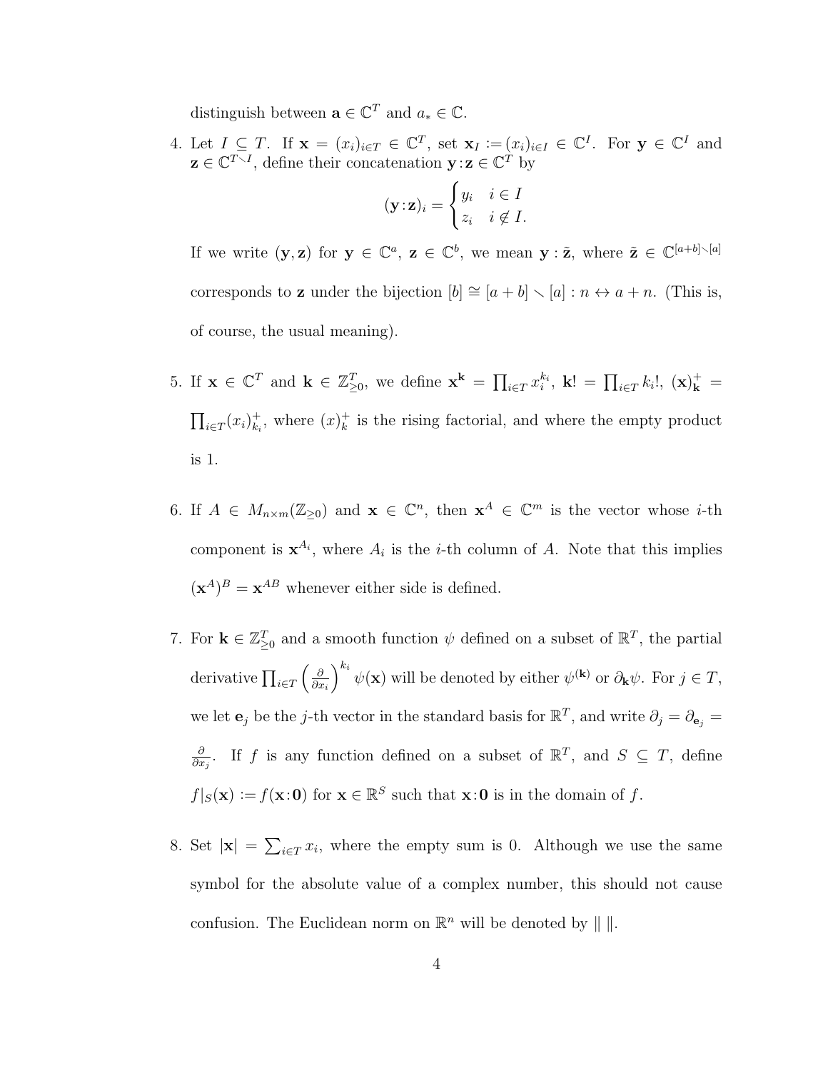distinguish between $\mathbf{a} \in \mathbb{C}^T$ and $a_* \in \mathbb{C}$.

4. Let $I \subseteq T$. If $\mathbf{x} = (x_i)_{i \in T} \in \mathbb{C}^T$, set $\mathbf{x}_I := (x_i)_{i \in I} \in \mathbb{C}^I$. For $\mathbf{y} \in \mathbb{C}^I$ and $\mathbf{z} \in \mathbb{C}^{T \smallsetminus I}$, define their concatenation $\mathbf{y} : \mathbf{z} \in \mathbb{C}^T$ by

$$(\mathbf{y} : \mathbf{z})_i = \begin{cases} y_i & i \in I \\ z_i & i \notin I. \end{cases}$$

   If we write $(\mathbf{y}, \mathbf{z})$ for $\mathbf{y} \in \mathbb{C}^a$, $\mathbf{z} \in \mathbb{C}^b$, we mean $\mathbf{y} : \tilde{\mathbf{z}}$, where $\tilde{\mathbf{z}} \in \mathbb{C}^{[a+b] \smallsetminus [a]}$ corresponds to $\mathbf{z}$ under the bijection $[b] \cong [a+b] \smallsetminus [a] : n \leftrightarrow a + n$. (This is, of course, the usual meaning).

5. If $\mathbf{x} \in \mathbb{C}^T$ and $\mathbf{k} \in \mathbb{Z}^T_{\geq 0}$, we define $\mathbf{x}^{\mathbf{k}} = \prod_{i \in T} x_i^{k_i}$, $\mathbf{k}! = \prod_{i \in T} k_i!$, $(\mathbf{x})^+_{\mathbf{k}} = \prod_{i \in T} (x_i)^+_{k_i}$, where $(x)^+_k$ is the rising factorial, and where the empty product is 1.

6. If $A \in M_{n \times m}(\mathbb{Z}_{\geq 0})$ and $\mathbf{x} \in \mathbb{C}^n$, then $\mathbf{x}^A \in \mathbb{C}^m$ is the vector whose $i$-th component is $\mathbf{x}^{A_i}$, where $A_i$ is the $i$-th column of $A$. Note that this implies $(\mathbf{x}^A)^B = \mathbf{x}^{AB}$ whenever either side is defined.

7. For $\mathbf{k} \in \mathbb{Z}^T_{\geq 0}$ and a smooth function $\psi$ defined on a subset of $\mathbb{R}^T$, the partial derivative $\prod_{i \in T} \left( \frac{\partial}{\partial x_i} \right)^{k_i} \psi(\mathbf{x})$ will be denoted by either $\psi^{(\mathbf{k})}$ or $\partial_{\mathbf{k}} \psi$. For $j \in T$, we let $\mathbf{e}_j$ be the $j$-th vector in the standard basis for $\mathbb{R}^T$, and write $\partial_j = \partial_{\mathbf{e}_j} = \frac{\partial}{\partial x_j}$. If $f$ is any function defined on a subset of $\mathbb{R}^T$, and $S \subseteq T$, define $f|_S(\mathbf{x}) := f(\mathbf{x} : \mathbf{0})$ for $\mathbf{x} \in \mathbb{R}^S$ such that $\mathbf{x} : \mathbf{0}$ is in the domain of $f$.

8. Set $|\mathbf{x}| = \sum_{i \in T} x_i$, where the empty sum is 0. Although we use the same symbol for the absolute value of a complex number, this should not cause confusion. The Euclidean norm on $\mathbb{R}^n$ will be denoted by $\| \ \|$.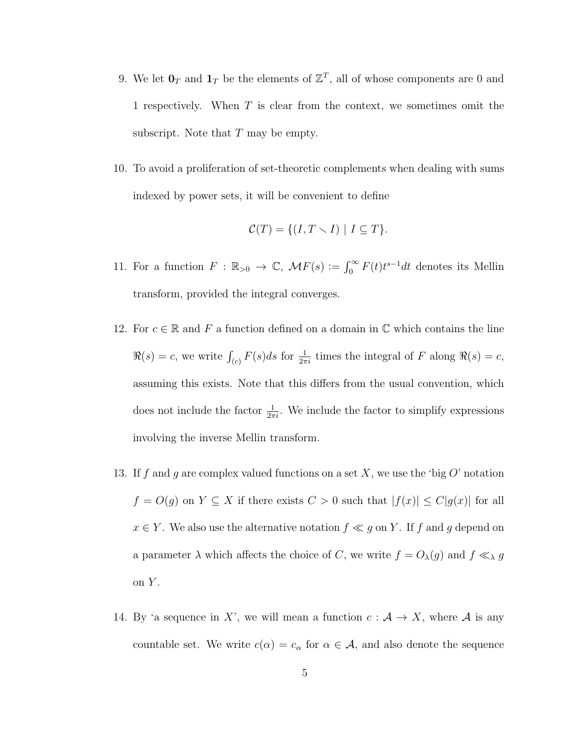9. We let $\mathbf{0}_T$ and $\mathbf{1}_T$ be the elements of $\mathbb{Z}^T$, all of whose components are 0 and 1 respectively. When $T$ is clear from the context, we sometimes omit the subscript. Note that $T$ may be empty.

10. To avoid a proliferation of set-theoretic complements when dealing with sums indexed by power sets, it will be convenient to define

$$\mathcal{C}(T) = \{(I, T \smallsetminus I) \mid I \subseteq T\}.$$

11. For a function $F : \mathbb{R}_{>0} \to \mathbb{C}$, $\mathcal{M}F(s) := \int_0^\infty F(t)t^{s-1}dt$ denotes its Mellin transform, provided the integral converges.

12. For $c \in \mathbb{R}$ and $F$ a function defined on a domain in $\mathbb{C}$ which contains the line $\Re(s) = c$, we write $\int_{(c)} F(s)ds$ for $\frac{1}{2\pi i}$ times the integral of $F$ along $\Re(s) = c$, assuming this exists. Note that this differs from the usual convention, which does not include the factor $\frac{1}{2\pi i}$. We include the factor to simplify expressions involving the inverse Mellin transform.

13. If $f$ and $g$ are complex valued functions on a set $X$, we use the 'big $O$' notation $f = O(g)$ on $Y \subseteq X$ if there exists $C > 0$ such that $|f(x)| \leq C|g(x)|$ for all $x \in Y$. We also use the alternative notation $f \ll g$ on $Y$. If $f$ and $g$ depend on a parameter $\lambda$ which affects the choice of $C$, we write $f = O_\lambda(g)$ and $f \ll_\lambda g$ on $Y$.

14. By 'a sequence in $X$', we will mean a function $c : \mathcal{A} \to X$, where $\mathcal{A}$ is any countable set. We write $c(\alpha) = c_\alpha$ for $\alpha \in \mathcal{A}$, and also denote the sequence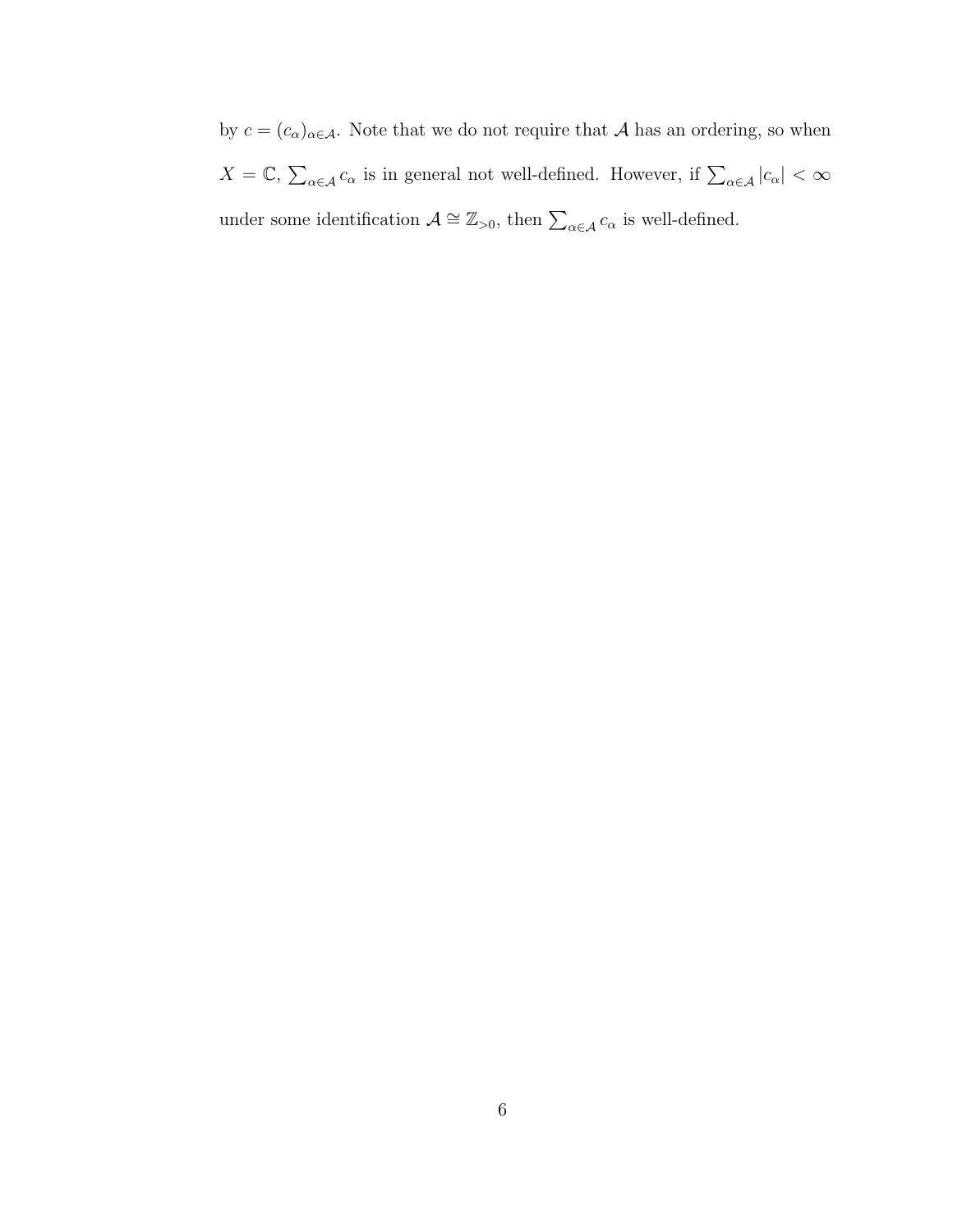by $c = (c_\alpha)_{\alpha \in \mathcal{A}}$. Note that we do not require that $\mathcal{A}$ has an ordering, so when $X = \mathbb{C}$, $\sum_{\alpha \in \mathcal{A}} c_\alpha$ is in general not well-defined. However, if $\sum_{\alpha \in \mathcal{A}} |c_\alpha| < \infty$ under some identification $\mathcal{A} \cong \mathbb{Z}_{>0}$, then $\sum_{\alpha \in \mathcal{A}} c_\alpha$ is well-defined.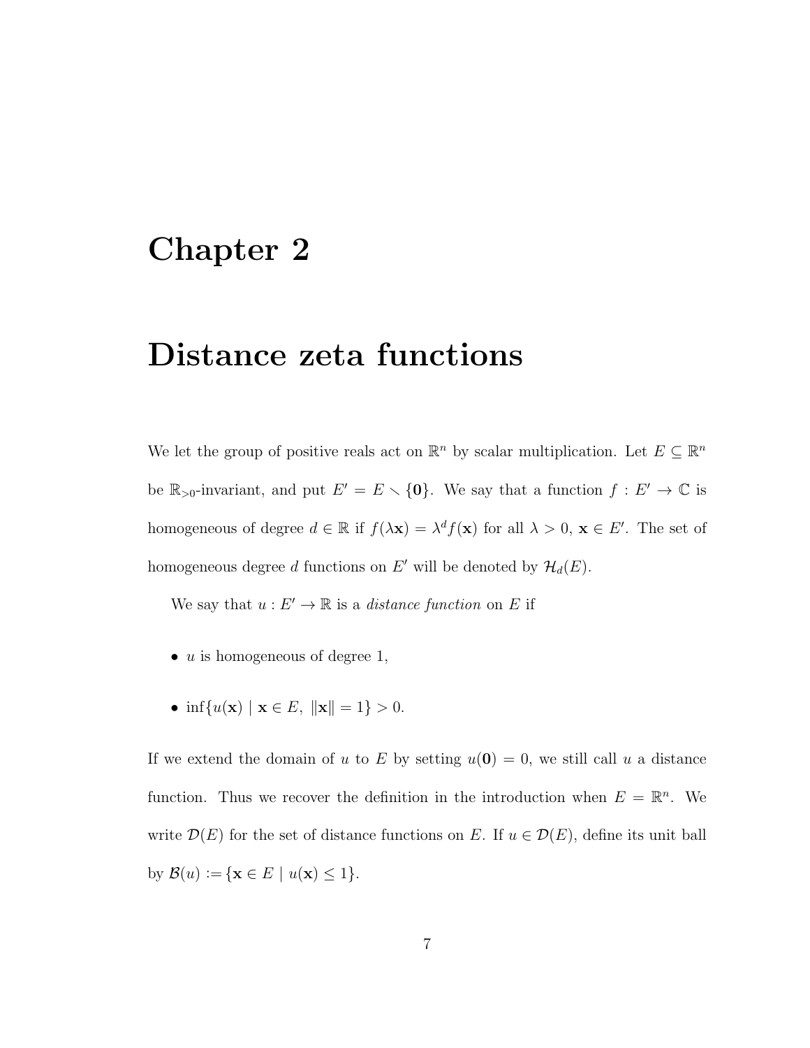# Chapter 2

# Distance zeta functions

We let the group of positive reals act on $\mathbb{R}^n$ by scalar multiplication. Let $E \subseteq \mathbb{R}^n$ be $\mathbb{R}_{>0}$-invariant, and put $E' = E \smallsetminus \{\mathbf{0}\}$. We say that a function $f : E' \to \mathbb{C}$ is homogeneous of degree $d \in \mathbb{R}$ if $f(\lambda \mathbf{x}) = \lambda^d f(\mathbf{x})$ for all $\lambda > 0$, $\mathbf{x} \in E'$. The set of homogeneous degree $d$ functions on $E'$ will be denoted by $\mathcal{H}_d(E)$.

We say that $u : E' \to \mathbb{R}$ is a *distance function* on $E$ if

- $u$ is homogeneous of degree 1,
- $\inf\{u(\mathbf{x}) \mid \mathbf{x} \in E,\ \|\mathbf{x}\| = 1\} > 0$.

If we extend the domain of $u$ to $E$ by setting $u(\mathbf{0}) = 0$, we still call $u$ a distance function. Thus we recover the definition in the introduction when $E = \mathbb{R}^n$. We write $\mathcal{D}(E)$ for the set of distance functions on $E$. If $u \in \mathcal{D}(E)$, define its unit ball by $\mathcal{B}(u) := \{\mathbf{x} \in E \mid u(\mathbf{x}) \leq 1\}$.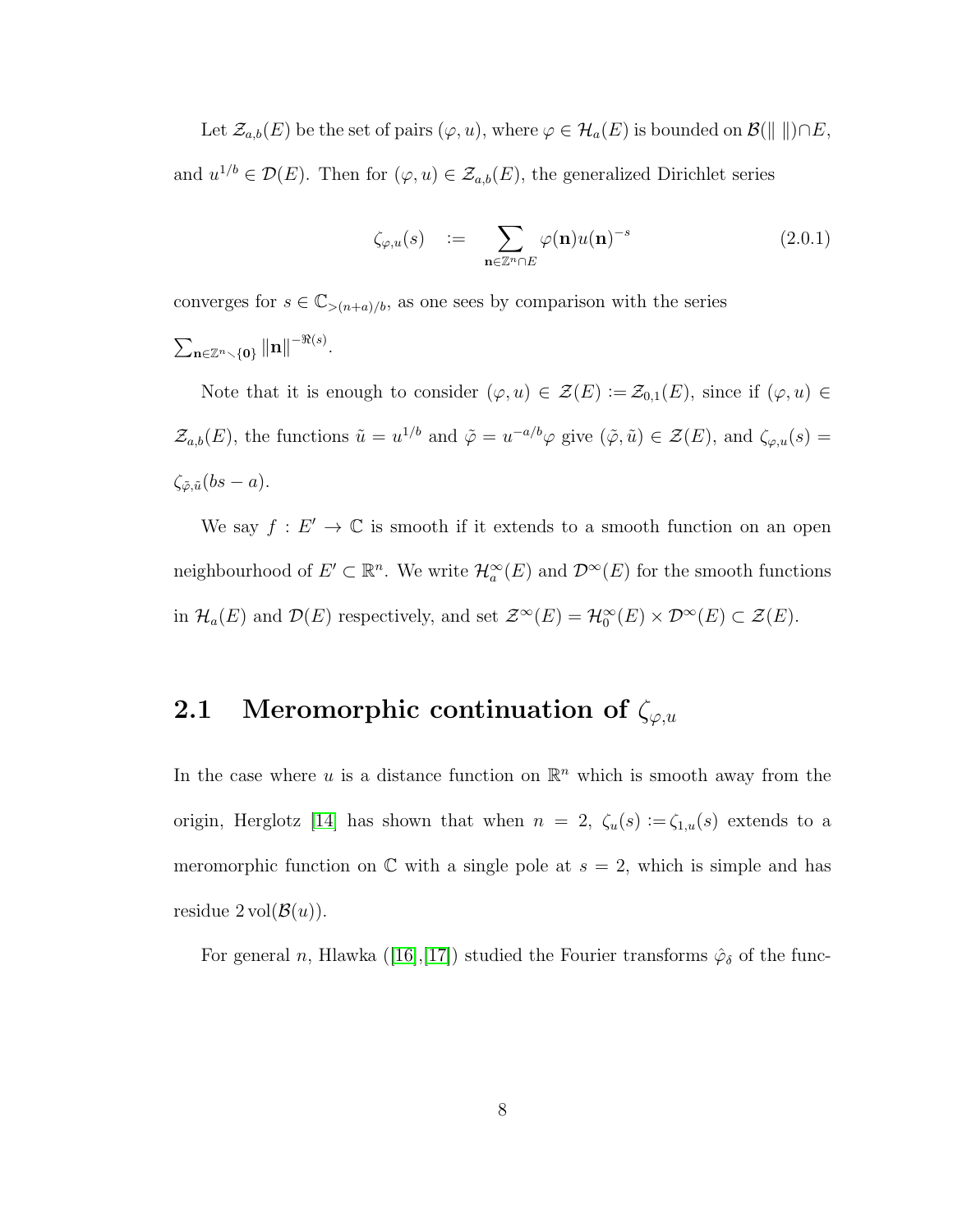Let $\mathcal{Z}_{a,b}(E)$ be the set of pairs $(\varphi, u)$, where $\varphi \in \mathcal{H}_a(E)$ is bounded on $\mathcal{B}(\| \, \|) \cap E$, and $u^{1/b} \in \mathcal{D}(E)$. Then for $(\varphi, u) \in \mathcal{Z}_{a,b}(E)$, the generalized Dirichlet series

$$\zeta_{\varphi,u}(s) \quad := \quad \sum_{\mathbf{n} \in \mathbb{Z}^n \cap E} \varphi(\mathbf{n}) u(\mathbf{n})^{-s} \tag{2.0.1}$$

converges for $s \in \mathbb{C}_{>(n+a)/b}$, as one sees by comparison with the series $\sum_{\mathbf{n} \in \mathbb{Z}^n \smallsetminus \{\mathbf{0}\}} \|\mathbf{n}\|^{-\Re(s)}$.

Note that it is enough to consider $(\varphi, u) \in \mathcal{Z}(E) := \mathcal{Z}_{0,1}(E)$, since if $(\varphi, u) \in \mathcal{Z}_{a,b}(E)$, the functions $\tilde{u} = u^{1/b}$ and $\tilde{\varphi} = u^{-a/b}\varphi$ give $(\tilde{\varphi}, \tilde{u}) \in \mathcal{Z}(E)$, and $\zeta_{\varphi,u}(s) = \zeta_{\tilde{\varphi},\tilde{u}}(bs - a)$.

We say $f : E' \to \mathbb{C}$ is smooth if it extends to a smooth function on an open neighbourhood of $E' \subset \mathbb{R}^n$. We write $\mathcal{H}_a^\infty(E)$ and $\mathcal{D}^\infty(E)$ for the smooth functions in $\mathcal{H}_a(E)$ and $\mathcal{D}(E)$ respectively, and set $\mathcal{Z}^\infty(E) = \mathcal{H}_0^\infty(E) \times \mathcal{D}^\infty(E) \subset \mathcal{Z}(E)$.

## 2.1 Meromorphic continuation of $\zeta_{\varphi,u}$

In the case where $u$ is a distance function on $\mathbb{R}^n$ which is smooth away from the origin, Herglotz [14] has shown that when $n = 2$, $\zeta_u(s) := \zeta_{1,u}(s)$ extends to a meromorphic function on $\mathbb{C}$ with a single pole at $s = 2$, which is simple and has residue $2 \operatorname{vol}(\mathcal{B}(u))$.

For general $n$, Hlawka ([16],[17]) studied the Fourier transforms $\hat{\varphi}_\delta$ of the func-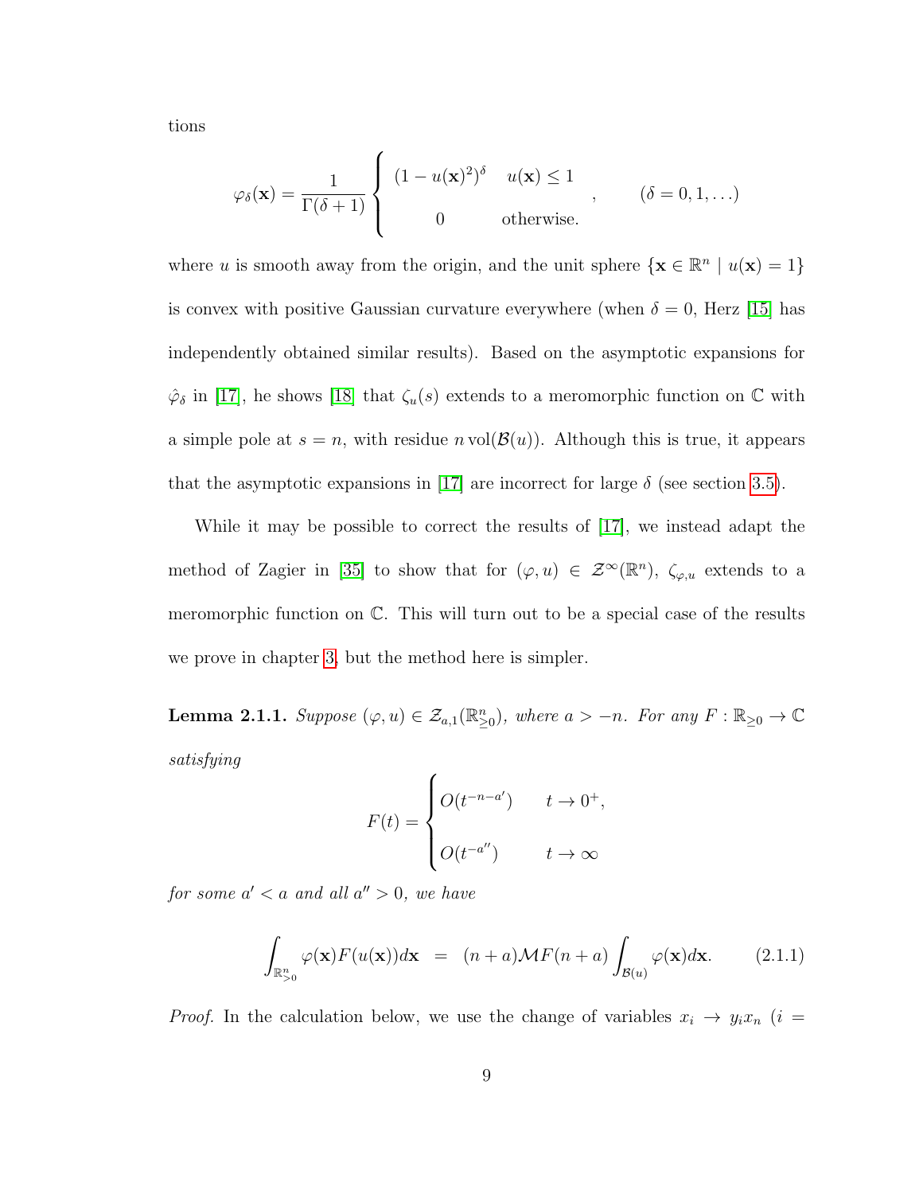tions

$$\varphi_\delta(\mathbf{x}) = \frac{1}{\Gamma(\delta+1)} \begin{cases} (1-u(\mathbf{x})^2)^\delta & u(\mathbf{x}) \le 1 \\ 0 & \text{otherwise.} \end{cases}, \qquad (\delta = 0, 1, \ldots)$$

where $u$ is smooth away from the origin, and the unit sphere $\{\mathbf{x} \in \mathbb{R}^n \mid u(\mathbf{x}) = 1\}$ is convex with positive Gaussian curvature everywhere (when $\delta = 0$, Herz [15] has independently obtained similar results). Based on the asymptotic expansions for $\hat{\varphi}_\delta$ in [17], he shows [18] that $\zeta_u(s)$ extends to a meromorphic function on $\mathbb{C}$ with a simple pole at $s = n$, with residue $n \operatorname{vol}(\mathcal{B}(u))$. Although this is true, it appears that the asymptotic expansions in [17] are incorrect for large $\delta$ (see section 3.5).

While it may be possible to correct the results of [17], we instead adapt the method of Zagier in [35] to show that for $(\varphi, u) \in \mathcal{Z}^\infty(\mathbb{R}^n)$, $\zeta_{\varphi,u}$ extends to a meromorphic function on $\mathbb{C}$. This will turn out to be a special case of the results we prove in chapter 3, but the method here is simpler.

**Lemma 2.1.1.** *Suppose $(\varphi, u) \in \mathcal{Z}_{a,1}(\mathbb{R}^n_{\ge 0})$, where $a > -n$. For any $F : \mathbb{R}_{\ge 0} \to \mathbb{C}$ satisfying*

$$F(t) = \begin{cases} O(t^{-n-a'}) & t \to 0^+, \\ O(t^{-a''}) & t \to \infty \end{cases}$$

*for some $a' < a$ and all $a'' > 0$, we have*

$$\int_{\mathbb{R}^n_{>0}} \varphi(\mathbf{x}) F(u(\mathbf{x})) d\mathbf{x} \;\; = \;\; (n+a)\mathcal{M}F(n+a) \int_{\mathcal{B}(u)} \varphi(\mathbf{x}) d\mathbf{x}. \tag{2.1.1}$$

*Proof.* In the calculation below, we use the change of variables $x_i \to y_i x_n$ ($i =$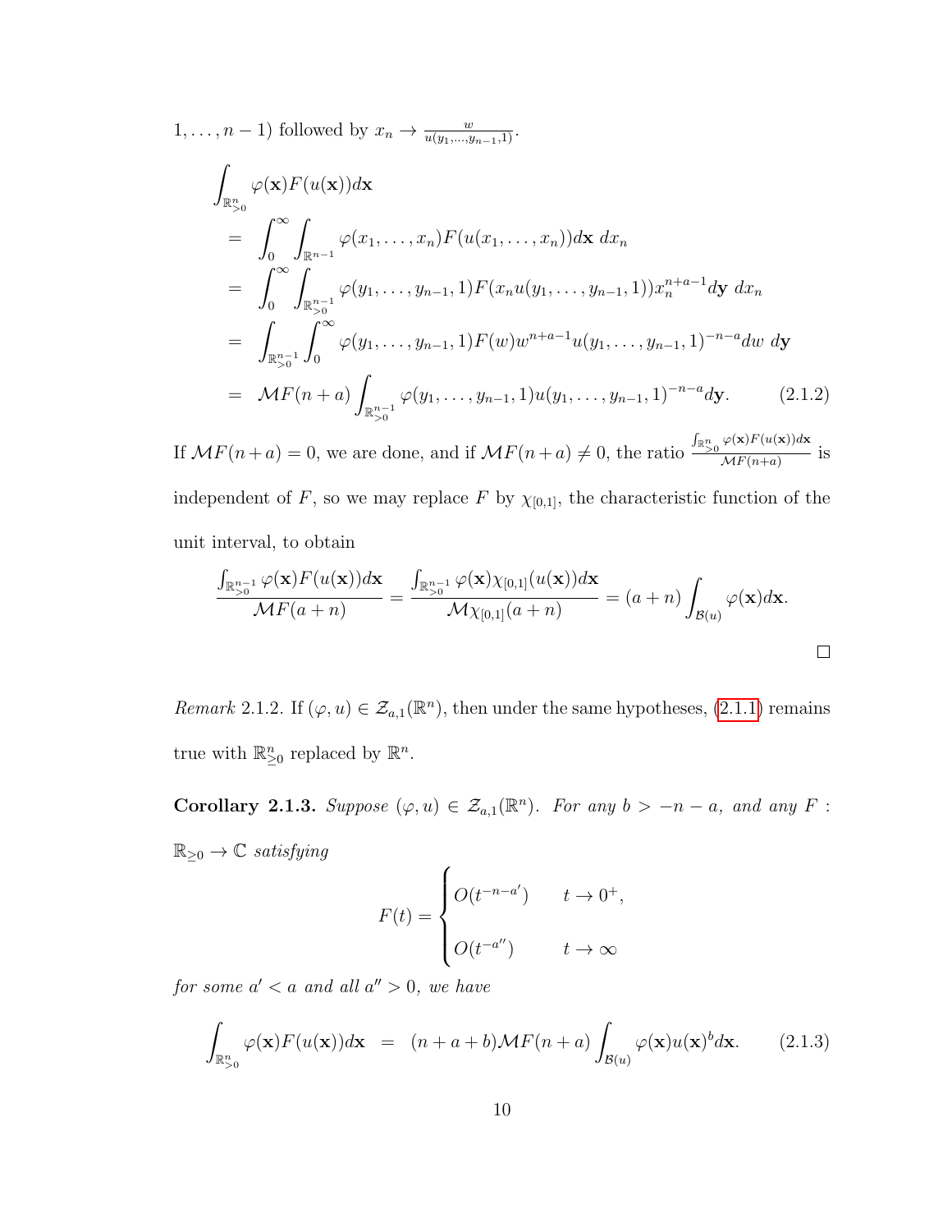$1, \ldots, n-1$) followed by $x_n \to \frac{w}{u(y_1,\ldots,y_{n-1},1)}$.

$$
\begin{aligned}
&\int_{\mathbb{R}^n_{>0}} \varphi(\mathbf{x}) F(u(\mathbf{x})) d\mathbf{x} \\
&= \int_0^\infty \int_{\mathbb{R}^{n-1}} \varphi(x_1, \ldots, x_n) F(u(x_1, \ldots, x_n)) d\mathbf{x} \; dx_n \\
&= \int_0^\infty \int_{\mathbb{R}^{n-1}_{>0}} \varphi(y_1, \ldots, y_{n-1}, 1) F(x_n u(y_1, \ldots, y_{n-1}, 1)) x_n^{n+a-1} d\mathbf{y} \; dx_n \\
&= \int_{\mathbb{R}^{n-1}_{>0}} \int_0^\infty \varphi(y_1, \ldots, y_{n-1}, 1) F(w) w^{n+a-1} u(y_1, \ldots, y_{n-1}, 1)^{-n-a} dw \; d\mathbf{y} \\
&= \mathcal{M}F(n+a) \int_{\mathbb{R}^{n-1}_{>0}} \varphi(y_1, \ldots, y_{n-1}, 1) u(y_1, \ldots, y_{n-1}, 1)^{-n-a} d\mathbf{y}. \qquad (2.1.2)
\end{aligned}
$$

If $\mathcal{M}F(n+a) = 0$, we are done, and if $\mathcal{M}F(n+a) \neq 0$, the ratio $\frac{\int_{\mathbb{R}^n_{>0}} \varphi(\mathbf{x}) F(u(\mathbf{x})) d\mathbf{x}}{\mathcal{M}F(n+a)}$ is independent of $F$, so we may replace $F$ by $\chi_{[0,1]}$, the characteristic function of the unit interval, to obtain

$$
\frac{\int_{\mathbb{R}^{n-1}_{>0}} \varphi(\mathbf{x}) F(u(\mathbf{x})) d\mathbf{x}}{\mathcal{M}F(a+n)} = \frac{\int_{\mathbb{R}^{n-1}_{>0}} \varphi(\mathbf{x}) \chi_{[0,1]}(u(\mathbf{x})) d\mathbf{x}}{\mathcal{M}\chi_{[0,1]}(a+n)} = (a+n) \int_{\mathcal{B}(u)} \varphi(\mathbf{x}) d\mathbf{x}.
$$

□

*Remark* 2.1.2. If $(\varphi, u) \in \mathcal{Z}_{a,1}(\mathbb{R}^n)$, then under the same hypotheses, (2.1.1) remains true with $\mathbb{R}^n_{\geq 0}$ replaced by $\mathbb{R}^n$.

**Corollary 2.1.3.** *Suppose $(\varphi, u) \in \mathcal{Z}_{a,1}(\mathbb{R}^n)$. For any $b > -n-a$, and any $F : \mathbb{R}_{\geq 0} \to \mathbb{C}$ satisfying*

$$
F(t) = \begin{cases} O(t^{-n-a'}) & t \to 0^+, \\ O(t^{-a''}) & t \to \infty \end{cases}
$$

*for some $a' < a$ and all $a'' > 0$, we have*

$$
\int_{\mathbb{R}^n_{>0}} \varphi(\mathbf{x}) F(u(\mathbf{x})) d\mathbf{x} = (n+a+b) \mathcal{M}F(n+a) \int_{\mathcal{B}(u)} \varphi(\mathbf{x}) u(\mathbf{x})^b d\mathbf{x}. \qquad (2.1.3)
$$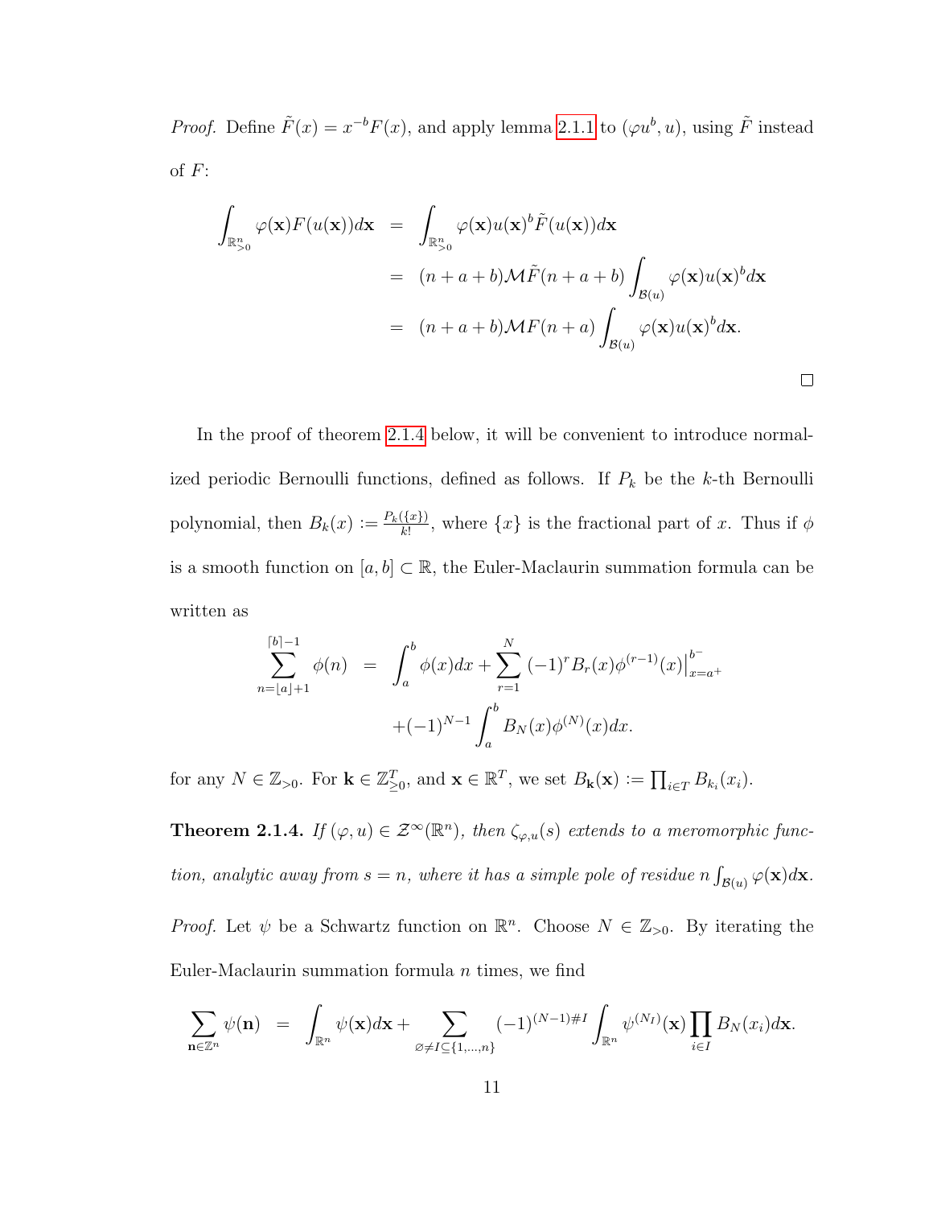*Proof.* Define $\tilde{F}(x) = x^{-b}F(x)$, and apply lemma 2.1.1 to $(\varphi u^b, u)$, using $\tilde{F}$ instead of $F$:

$$
\begin{aligned}
\int_{\mathbb{R}^n_{>0}} \varphi(\mathbf{x}) F(u(\mathbf{x})) d\mathbf{x} &= \int_{\mathbb{R}^n_{>0}} \varphi(\mathbf{x}) u(\mathbf{x})^b \tilde{F}(u(\mathbf{x})) d\mathbf{x} \\
&= (n+a+b)\mathcal{M}\tilde{F}(n+a+b) \int_{\mathcal{B}(u)} \varphi(\mathbf{x}) u(\mathbf{x})^b d\mathbf{x} \\
&= (n+a+b)\mathcal{M}F(n+a) \int_{\mathcal{B}(u)} \varphi(\mathbf{x}) u(\mathbf{x})^b d\mathbf{x}.
\end{aligned}
$$

□

In the proof of theorem 2.1.4 below, it will be convenient to introduce normalized periodic Bernoulli functions, defined as follows. If $P_k$ be the $k$-th Bernoulli polynomial, then $B_k(x) := \frac{P_k(\{x\})}{k!}$, where $\{x\}$ is the fractional part of $x$. Thus if $\phi$ is a smooth function on $[a, b] \subset \mathbb{R}$, the Euler-Maclaurin summation formula can be written as

$$
\begin{aligned}
\sum_{n=\lfloor a \rfloor + 1}^{\lceil b \rceil - 1} \phi(n) &= \int_a^b \phi(x) dx + \sum_{r=1}^{N} (-1)^r B_r(x) \phi^{(r-1)}(x) \Big|_{x=a^+}^{b^-} \\
&\quad + (-1)^{N-1} \int_a^b B_N(x) \phi^{(N)}(x) dx.
\end{aligned}
$$

for any $N \in \mathbb{Z}_{>0}$. For $\mathbf{k} \in \mathbb{Z}^T_{\geq 0}$, and $\mathbf{x} \in \mathbb{R}^T$, we set $B_{\mathbf{k}}(\mathbf{x}) := \prod_{i \in T} B_{k_i}(x_i)$.

**Theorem 2.1.4.** *If $(\varphi, u) \in \mathcal{Z}^\infty(\mathbb{R}^n)$, then $\zeta_{\varphi,u}(s)$ extends to a meromorphic function, analytic away from $s = n$, where it has a simple pole of residue $n \int_{\mathcal{B}(u)} \varphi(\mathbf{x}) d\mathbf{x}$.*

*Proof.* Let $\psi$ be a Schwartz function on $\mathbb{R}^n$. Choose $N \in \mathbb{Z}_{>0}$. By iterating the Euler-Maclaurin summation formula $n$ times, we find

$$
\sum_{\mathbf{n} \in \mathbb{Z}^n} \psi(\mathbf{n}) = \int_{\mathbb{R}^n} \psi(\mathbf{x}) d\mathbf{x} + \sum_{\varnothing \neq I \subseteq \{1, \ldots, n\}} (-1)^{(N-1)\#I} \int_{\mathbb{R}^n} \psi^{(N_I)}(\mathbf{x}) \prod_{i \in I} B_N(x_i) d\mathbf{x}.
$$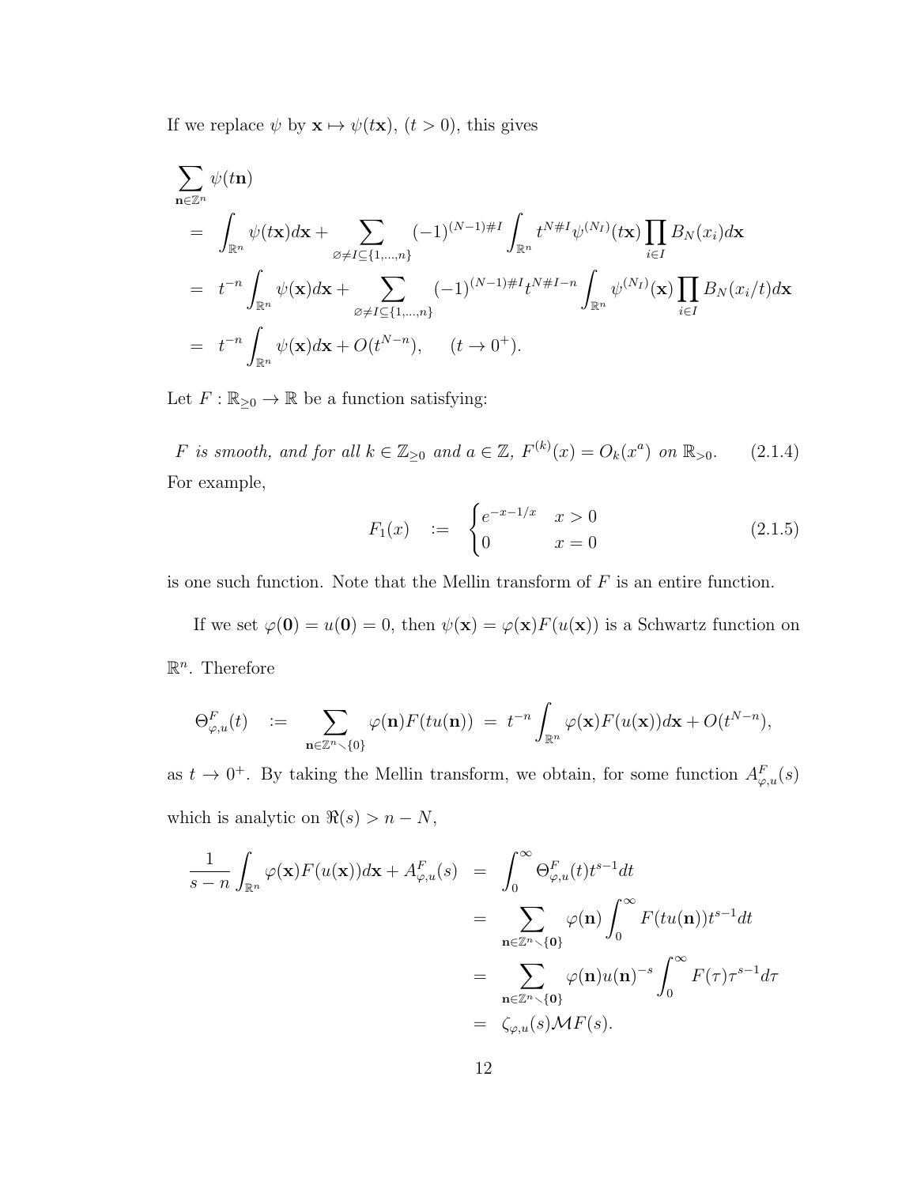If we replace $\psi$ by $\mathbf{x} \mapsto \psi(t\mathbf{x})$, $(t > 0)$, this gives

$$
\begin{aligned}
&\sum_{\mathbf{n}\in\mathbb{Z}^n} \psi(t\mathbf{n}) \\
&= \int_{\mathbb{R}^n} \psi(t\mathbf{x})d\mathbf{x} + \sum_{\varnothing\neq I\subseteq\{1,\dots,n\}} (-1)^{(N-1)\#I} \int_{\mathbb{R}^n} t^{N\#I}\psi^{(N_I)}(t\mathbf{x}) \prod_{i\in I} B_N(x_i)d\mathbf{x} \\
&= t^{-n}\int_{\mathbb{R}^n} \psi(\mathbf{x})d\mathbf{x} + \sum_{\varnothing\neq I\subseteq\{1,\dots,n\}} (-1)^{(N-1)\#I} t^{N\#I-n} \int_{\mathbb{R}^n} \psi^{(N_I)}(\mathbf{x}) \prod_{i\in I} B_N(x_i/t)d\mathbf{x} \\
&= t^{-n}\int_{\mathbb{R}^n} \psi(\mathbf{x})d\mathbf{x} + O(t^{N-n}), \qquad (t \to 0^+).
\end{aligned}
$$

Let $F : \mathbb{R}_{\geq 0} \to \mathbb{R}$ be a function satisfying:

$$
F \text{ is smooth, and for all } k \in \mathbb{Z}_{\geq 0} \text{ and } a \in \mathbb{Z},\ F^{(k)}(x) = O_k(x^a) \text{ on } \mathbb{R}_{>0}. \tag{2.1.4}
$$

For example,

$$
F_1(x) \quad := \quad \begin{cases} e^{-x-1/x} & x > 0 \\ 0 & x = 0 \end{cases} \tag{2.1.5}
$$

is one such function. Note that the Mellin transform of $F$ is an entire function.

If we set $\varphi(\mathbf{0}) = u(\mathbf{0}) = 0$, then $\psi(\mathbf{x}) = \varphi(\mathbf{x})F(u(\mathbf{x}))$ is a Schwartz function on $\mathbb{R}^n$. Therefore

$$
\Theta^F_{\varphi,u}(t) \quad := \quad \sum_{\mathbf{n}\in\mathbb{Z}^n\smallsetminus\{0\}} \varphi(\mathbf{n})F(tu(\mathbf{n})) \; = \; t^{-n}\int_{\mathbb{R}^n} \varphi(\mathbf{x})F(u(\mathbf{x}))d\mathbf{x} + O(t^{N-n}),
$$

as $t \to 0^+$. By taking the Mellin transform, we obtain, for some function $A^F_{\varphi,u}(s)$ which is analytic on $\Re(s) > n - N$,

$$
\begin{aligned}
\frac{1}{s-n}\int_{\mathbb{R}^n} \varphi(\mathbf{x})F(u(\mathbf{x}))d\mathbf{x} + A^F_{\varphi,u}(s) \quad &= \quad \int_0^\infty \Theta^F_{\varphi,u}(t)t^{s-1}dt \\
&= \quad \sum_{\mathbf{n}\in\mathbb{Z}^n\smallsetminus\{\mathbf{0}\}} \varphi(\mathbf{n})\int_0^\infty F(tu(\mathbf{n}))t^{s-1}dt \\
&= \quad \sum_{\mathbf{n}\in\mathbb{Z}^n\smallsetminus\{\mathbf{0}\}} \varphi(\mathbf{n})u(\mathbf{n})^{-s}\int_0^\infty F(\tau)\tau^{s-1}d\tau \\
&= \quad \zeta_{\varphi,u}(s)\mathcal{M}F(s).
\end{aligned}
$$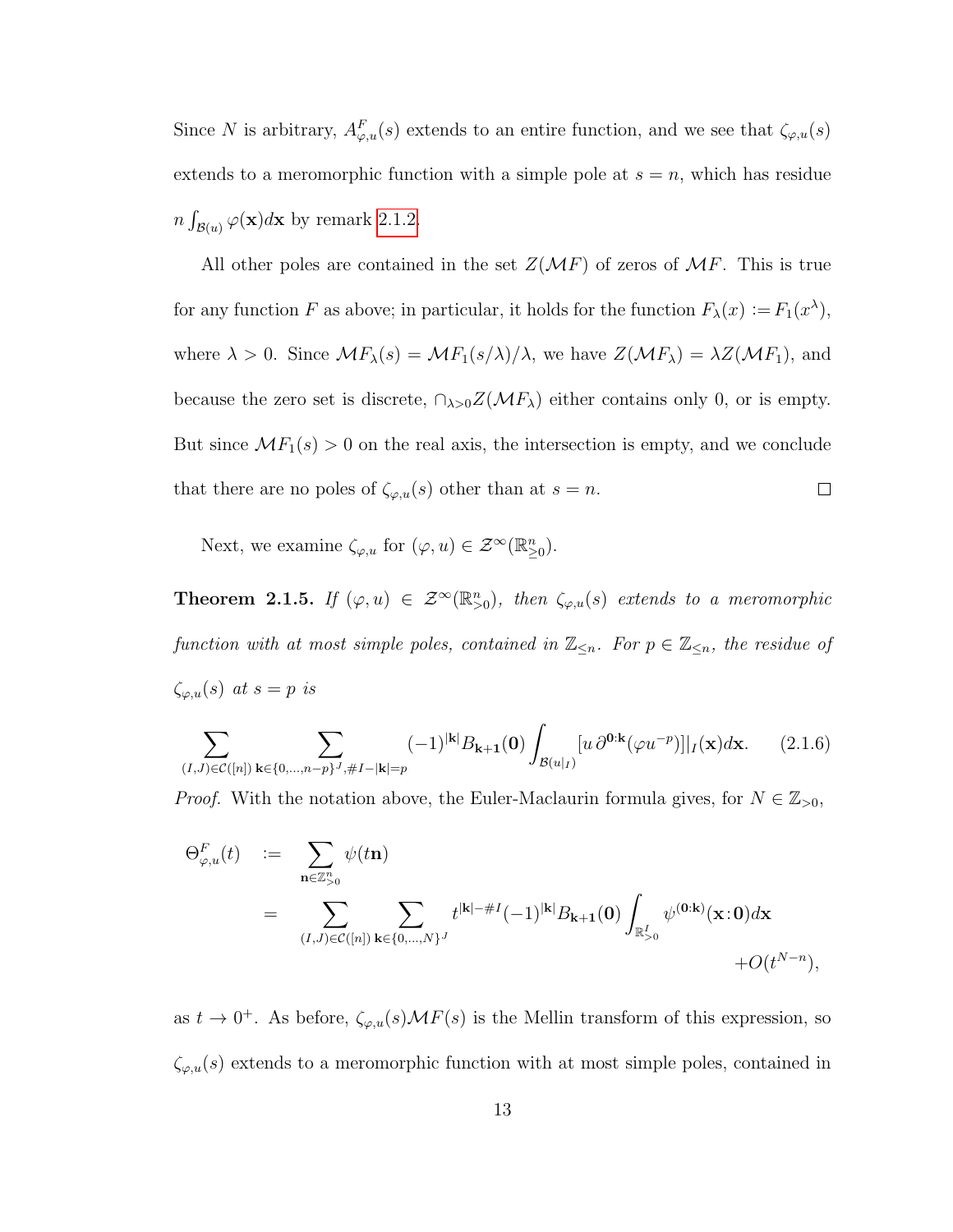Since $N$ is arbitrary, $A^F_{\varphi,u}(s)$ extends to an entire function, and we see that $\zeta_{\varphi,u}(s)$ extends to a meromorphic function with a simple pole at $s = n$, which has residue $n \int_{\mathcal{B}(u)} \varphi(\mathbf{x})d\mathbf{x}$ by remark 2.1.2.

All other poles are contained in the set $Z(\mathcal{M}F)$ of zeros of $\mathcal{M}F$. This is true for any function $F$ as above; in particular, it holds for the function $F_\lambda(x) := F_1(x^\lambda)$, where $\lambda > 0$. Since $\mathcal{M}F_\lambda(s) = \mathcal{M}F_1(s/\lambda)/\lambda$, we have $Z(\mathcal{M}F_\lambda) = \lambda Z(\mathcal{M}F_1)$, and because the zero set is discrete, $\cap_{\lambda>0} Z(\mathcal{M}F_\lambda)$ either contains only 0, or is empty. But since $\mathcal{M}F_1(s) > 0$ on the real axis, the intersection is empty, and we conclude that there are no poles of $\zeta_{\varphi,u}(s)$ other than at $s = n$. $\square$

Next, we examine $\zeta_{\varphi,u}$ for $(\varphi, u) \in \mathcal{Z}^\infty(\mathbb{R}^n_{\geq 0})$.

**Theorem 2.1.5.** *If $(\varphi, u) \in \mathcal{Z}^\infty(\mathbb{R}^n_{>0})$, then $\zeta_{\varphi,u}(s)$ extends to a meromorphic function with at most simple poles, contained in $\mathbb{Z}_{\leq n}$. For $p \in \mathbb{Z}_{\leq n}$, the residue of $\zeta_{\varphi,u}(s)$ at $s = p$ is*

$$\sum_{(I,J)\in\mathcal{C}([n])} \sum_{\mathbf{k}\in\{0,\ldots,n-p\}^J, \#I-|\mathbf{k}|=p} (-1)^{|\mathbf{k}|} B_{\mathbf{k+1}}(\mathbf{0}) \int_{\mathcal{B}(u|_I)} [u\, \partial^{\mathbf{0}:\mathbf{k}}(\varphi u^{-p})]|_I(\mathbf{x})d\mathbf{x}. \qquad (2.1.6)$$

*Proof.* With the notation above, the Euler-Maclaurin formula gives, for $N \in \mathbb{Z}_{>0}$,

$$\begin{aligned}
\Theta^F_{\varphi,u}(t) \quad &:= \sum_{\mathbf{n}\in\mathbb{Z}^n_{>0}} \psi(t\mathbf{n}) \\
&= \sum_{(I,J)\in\mathcal{C}([n])} \sum_{\mathbf{k}\in\{0,\ldots,N\}^J} t^{|\mathbf{k}|-\#I} (-1)^{|\mathbf{k}|} B_{\mathbf{k+1}}(\mathbf{0}) \int_{\mathbb{R}^I_{>0}} \psi^{(\mathbf{0}:\mathbf{k})}(\mathbf{x}:\mathbf{0})d\mathbf{x} \\
&\qquad\qquad + O(t^{N-n}),
\end{aligned}$$

as $t \to 0^+$. As before, $\zeta_{\varphi,u}(s)\mathcal{M}F(s)$ is the Mellin transform of this expression, so $\zeta_{\varphi,u}(s)$ extends to a meromorphic function with at most simple poles, contained in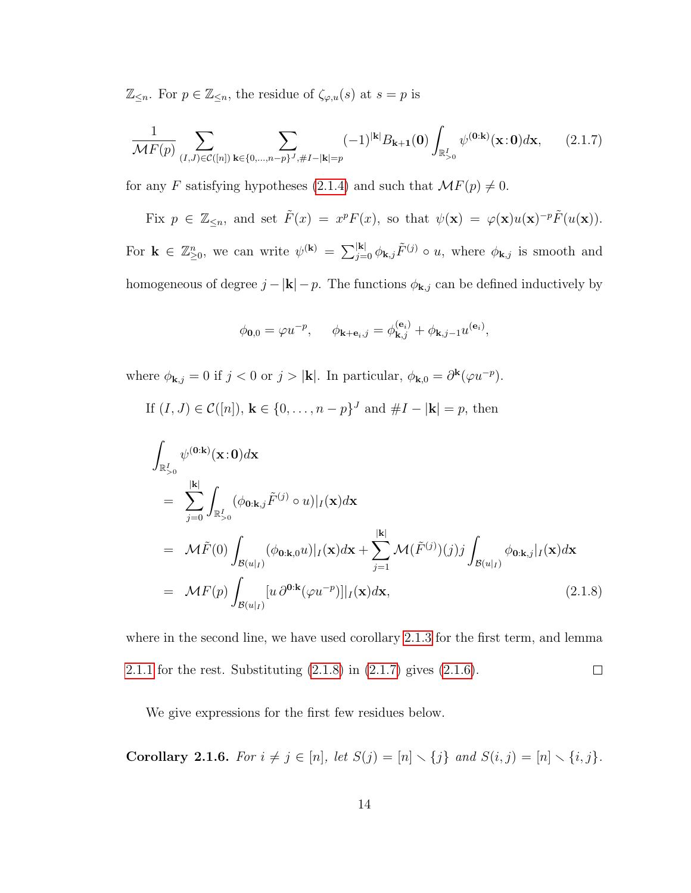$\mathbb{Z}_{\leq n}$. For $p \in \mathbb{Z}_{\leq n}$, the residue of $\zeta_{\varphi,u}(s)$ at $s = p$ is

$$\frac{1}{\mathcal{M}F(p)} \sum_{(I,J)\in\mathcal{C}([n])} \sum_{\mathbf{k}\in\{0,\ldots,n-p\}^J, \#I-|\mathbf{k}|=p} (-1)^{|\mathbf{k}|} B_{\mathbf{k+1}}(\mathbf{0}) \int_{\mathbb{R}^I_{>0}} \psi^{(\mathbf{0}:\mathbf{k})}(\mathbf{x}:\mathbf{0}) d\mathbf{x}, \tag{2.1.7}$$

for any $F$ satisfying hypotheses (2.1.4) and such that $\mathcal{M}F(p) \neq 0$.

Fix $p \in \mathbb{Z}_{\leq n}$, and set $\tilde{F}(x) = x^p F(x)$, so that $\psi(\mathbf{x}) = \varphi(\mathbf{x}) u(\mathbf{x})^{-p} \tilde{F}(u(\mathbf{x}))$. For $\mathbf{k} \in \mathbb{Z}^n_{\geq 0}$, we can write $\psi^{(\mathbf{k})} = \sum_{j=0}^{|\mathbf{k}|} \phi_{\mathbf{k},j} \tilde{F}^{(j)} \circ u$, where $\phi_{\mathbf{k},j}$ is smooth and homogeneous of degree $j - |\mathbf{k}| - p$. The functions $\phi_{\mathbf{k},j}$ can be defined inductively by

$$\phi_{\mathbf{0},0} = \varphi u^{-p}, \qquad \phi_{\mathbf{k}+\mathbf{e}_i,j} = \phi_{\mathbf{k},j}^{(\mathbf{e}_i)} + \phi_{\mathbf{k},j-1} u^{(\mathbf{e}_i)},$$

where $\phi_{\mathbf{k},j} = 0$ if $j < 0$ or $j > |\mathbf{k}|$. In particular, $\phi_{\mathbf{k},0} = \partial^{\mathbf{k}}(\varphi u^{-p})$.

If $(I, J) \in \mathcal{C}([n])$, $\mathbf{k} \in \{0, \ldots, n-p\}^J$ and $\#I - |\mathbf{k}| = p$, then

$$\begin{aligned}
&\int_{\mathbb{R}^I_{>0}} \psi^{(\mathbf{0}:\mathbf{k})}(\mathbf{x}:\mathbf{0}) d\mathbf{x} \\
&= \sum_{j=0}^{|\mathbf{k}|} \int_{\mathbb{R}^I_{>0}} (\phi_{\mathbf{0}:\mathbf{k},j} \tilde{F}^{(j)} \circ u)|_I(\mathbf{x}) d\mathbf{x} \\
&= \mathcal{M}\tilde{F}(0) \int_{\mathcal{B}(u|_I)} (\phi_{\mathbf{0}:\mathbf{k},0} u)|_I(\mathbf{x}) d\mathbf{x} + \sum_{j=1}^{|\mathbf{k}|} \mathcal{M}(\tilde{F}^{(j)})(j) j \int_{\mathcal{B}(u|_I)} \phi_{\mathbf{0}:\mathbf{k},j}|_I(\mathbf{x}) d\mathbf{x} \\
&= \mathcal{M}F(p) \int_{\mathcal{B}(u|_I)} [u\, \partial^{\mathbf{0}:\mathbf{k}}(\varphi u^{-p})]|_I(\mathbf{x}) d\mathbf{x},
\end{aligned} \tag{2.1.8}$$

where in the second line, we have used corollary 2.1.3 for the first term, and lemma 2.1.1 for the rest. Substituting (2.1.8) in (2.1.7) gives (2.1.6). $\square$

We give expressions for the first few residues below.

**Corollary 2.1.6.** *For $i \neq j \in [n]$, let $S(j) = [n] \smallsetminus \{j\}$ and $S(i,j) = [n] \smallsetminus \{i,j\}$.*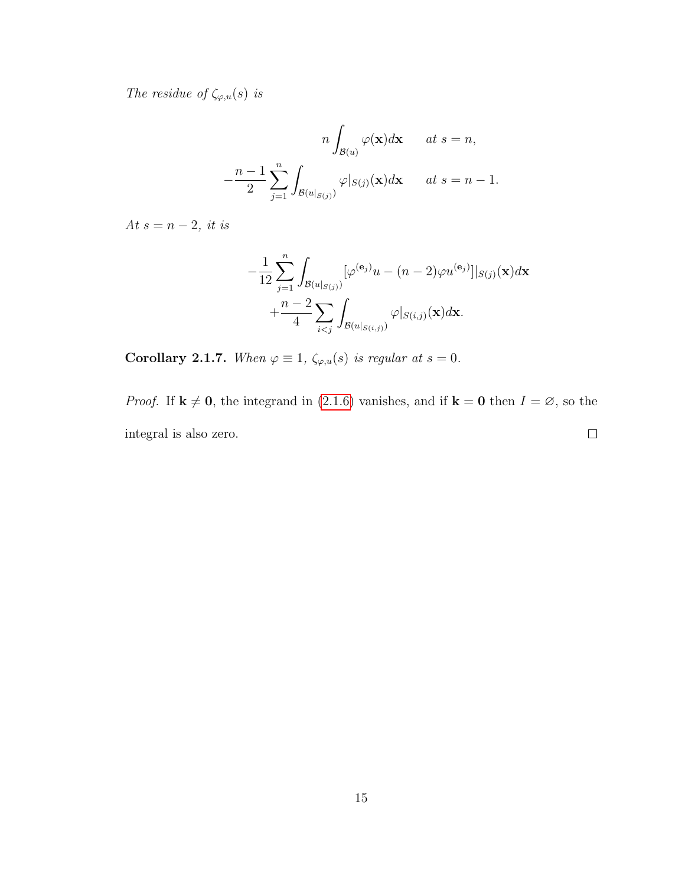*The residue of $\zeta_{\varphi,u}(s)$ is*

$$
\begin{aligned}
n \int_{\mathcal{B}(u)} \varphi(\mathbf{x}) d\mathbf{x} \qquad & \textit{at } s = n, \\
-\frac{n-1}{2} \sum_{j=1}^{n} \int_{\mathcal{B}(u|_{S(j)})} \varphi|_{S(j)}(\mathbf{x}) d\mathbf{x} \qquad & \textit{at } s = n-1.
\end{aligned}
$$

*At $s = n-2$, it is*

$$
\begin{aligned}
-\frac{1}{12} \sum_{j=1}^{n} & \int_{\mathcal{B}(u|_{S(j)})} [\varphi^{(\mathbf{e}_j)} u - (n-2)\varphi u^{(\mathbf{e}_j)}]|_{S(j)}(\mathbf{x}) d\mathbf{x} \\
& + \frac{n-2}{4} \sum_{i<j} \int_{\mathcal{B}(u|_{S(i,j)})} \varphi|_{S(i,j)}(\mathbf{x}) d\mathbf{x}.
\end{aligned}
$$

**Corollary 2.1.7.** *When $\varphi \equiv 1$, $\zeta_{\varphi,u}(s)$ is regular at $s = 0$.*

*Proof.* If $\mathbf{k} \neq \mathbf{0}$, the integrand in (2.1.6) vanishes, and if $\mathbf{k} = \mathbf{0}$ then $I = \varnothing$, so the integral is also zero. □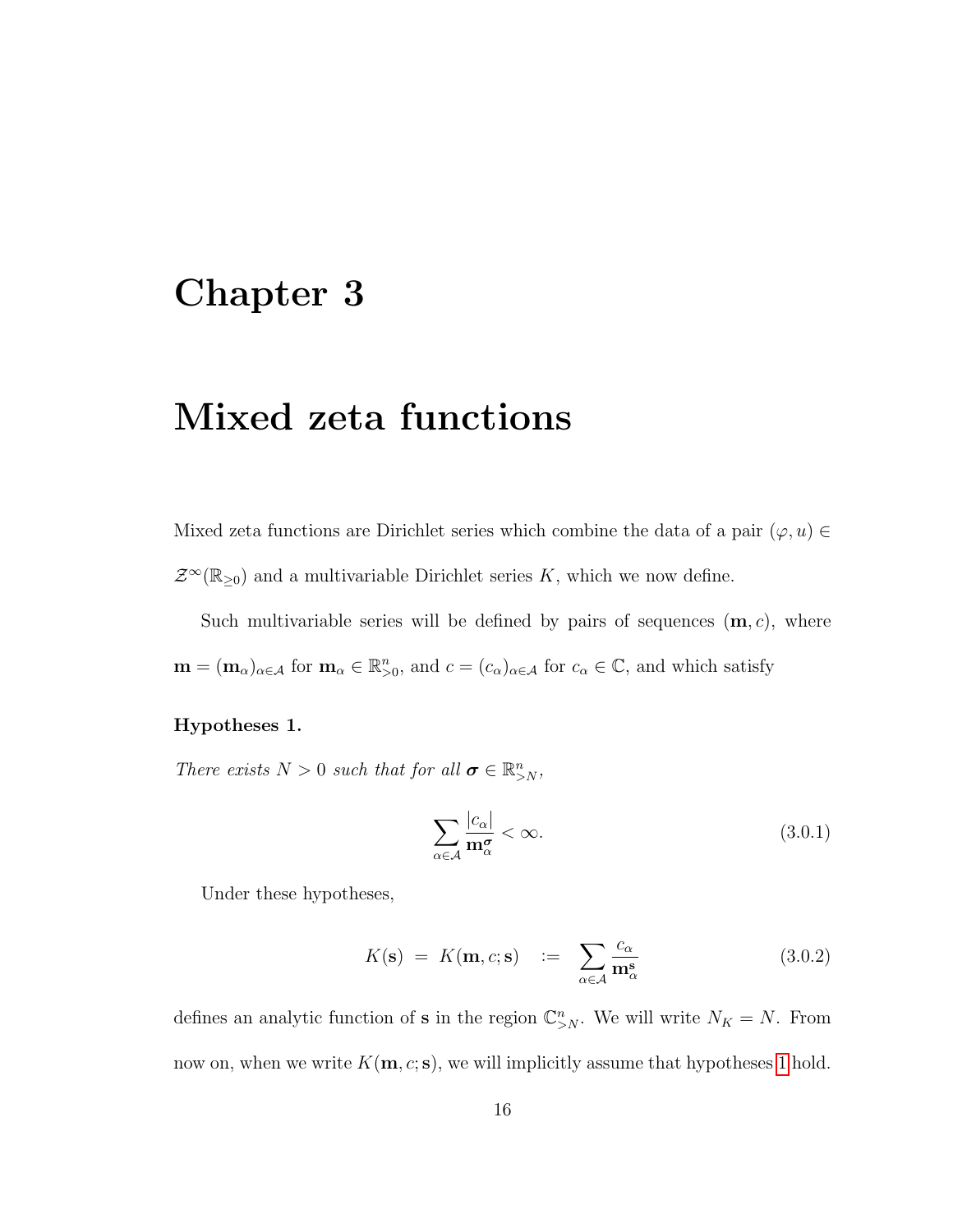# Chapter 3

# Mixed zeta functions

Mixed zeta functions are Dirichlet series which combine the data of a pair $(\varphi, u) \in \mathcal{Z}^{\infty}(\mathbb{R}_{\geq 0})$ and a multivariable Dirichlet series $K$, which we now define.

Such multivariable series will be defined by pairs of sequences $(\mathbf{m}, c)$, where $\mathbf{m} = (\mathbf{m}_\alpha)_{\alpha \in \mathcal{A}}$ for $\mathbf{m}_\alpha \in \mathbb{R}^n_{>0}$, and $c = (c_\alpha)_{\alpha \in \mathcal{A}}$ for $c_\alpha \in \mathbb{C}$, and which satisfy

**Hypotheses 1.**

*There exists $N > 0$ such that for all $\boldsymbol{\sigma} \in \mathbb{R}^n_{>N}$,*

$$\sum_{\alpha \in \mathcal{A}} \frac{|c_\alpha|}{\mathbf{m}_\alpha^{\boldsymbol{\sigma}}} < \infty. \tag{3.0.1}$$

Under these hypotheses,

$$K(\mathbf{s}) \;=\; K(\mathbf{m}, c; \mathbf{s}) \quad := \quad \sum_{\alpha \in \mathcal{A}} \frac{c_\alpha}{\mathbf{m}_\alpha^{\mathbf{s}}} \tag{3.0.2}$$

defines an analytic function of $\mathbf{s}$ in the region $\mathbb{C}^n_{>N}$. We will write $N_K = N$. From now on, when we write $K(\mathbf{m}, c; \mathbf{s})$, we will implicitly assume that hypotheses 1 hold.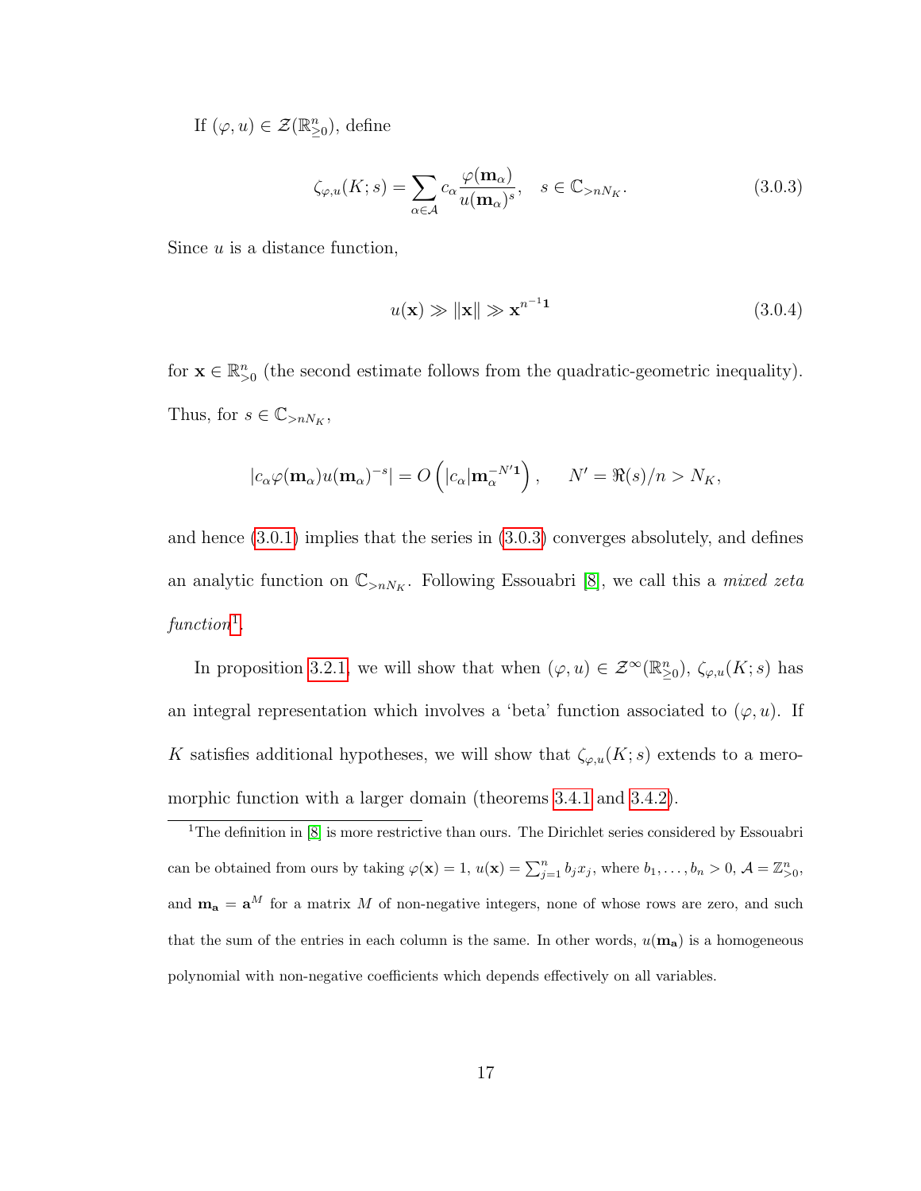If $(\varphi, u) \in \mathcal{Z}(\mathbb{R}^n_{\geq 0})$, define

$$\zeta_{\varphi,u}(K;s) = \sum_{\alpha \in \mathcal{A}} c_\alpha \frac{\varphi(\mathbf{m}_\alpha)}{u(\mathbf{m}_\alpha)^s}, \quad s \in \mathbb{C}_{>nN_K}. \tag{3.0.3}$$

Since $u$ is a distance function,

$$u(\mathbf{x}) \gg \|\mathbf{x}\| \gg \mathbf{x}^{n^{-1}\mathbf{1}} \tag{3.0.4}$$

for $\mathbf{x} \in \mathbb{R}^n_{>0}$ (the second estimate follows from the quadratic-geometric inequality). Thus, for $s \in \mathbb{C}_{>nN_K}$,

$$|c_\alpha \varphi(\mathbf{m}_\alpha) u(\mathbf{m}_\alpha)^{-s}| = O\left(|c_\alpha| \mathbf{m}_\alpha^{-N'\mathbf{1}}\right), \qquad N' = \Re(s)/n > N_K,$$

and hence (3.0.1) implies that the series in (3.0.3) converges absolutely, and defines an analytic function on $\mathbb{C}_{>nN_K}$. Following Essouabri [8], we call this a *mixed zeta function*[1].

In proposition 3.2.1, we will show that when $(\varphi, u) \in \mathcal{Z}^\infty(\mathbb{R}^n_{\geq 0})$, $\zeta_{\varphi,u}(K;s)$ has an integral representation which involves a 'beta' function associated to $(\varphi, u)$. If $K$ satisfies additional hypotheses, we will show that $\zeta_{\varphi,u}(K;s)$ extends to a meromorphic function with a larger domain (theorems 3.4.1 and 3.4.2).

[1]The definition in [8] is more restrictive than ours. The Dirichlet series considered by Essouabri can be obtained from ours by taking $\varphi(\mathbf{x}) = 1$, $u(\mathbf{x}) = \sum_{j=1}^n b_j x_j$, where $b_1, \ldots, b_n > 0$, $\mathcal{A} = \mathbb{Z}^n_{>0}$, and $\mathbf{m}_\mathbf{a} = \mathbf{a}^M$ for a matrix $M$ of non-negative integers, none of whose rows are zero, and such that the sum of the entries in each column is the same. In other words, $u(\mathbf{m}_\mathbf{a})$ is a homogeneous polynomial with non-negative coefficients which depends effectively on all variables.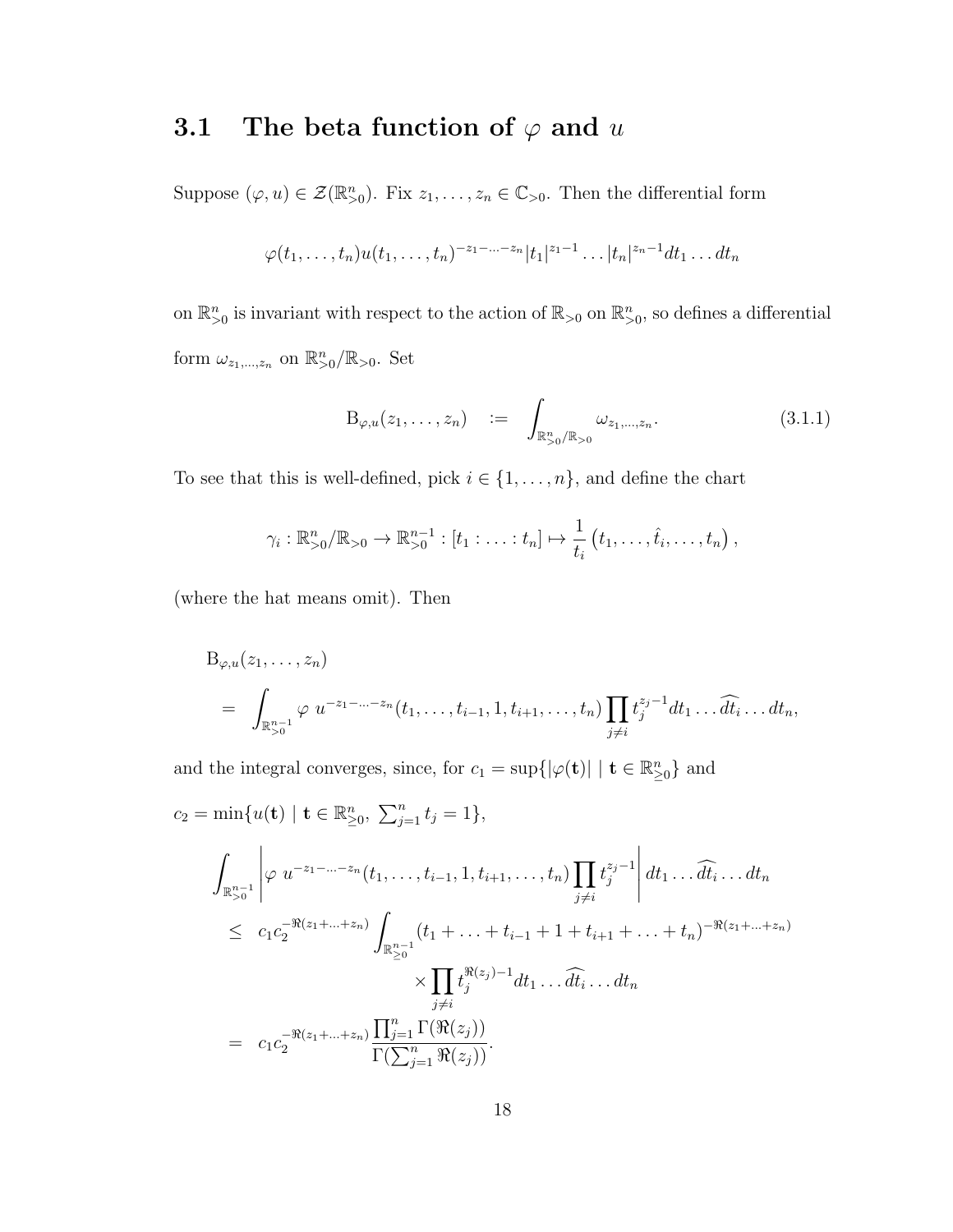## 3.1 The beta function of $\varphi$ and $u$

Suppose $(\varphi, u) \in \mathcal{Z}(\mathbb{R}^n_{>0})$. Fix $z_1, \ldots, z_n \in \mathbb{C}_{>0}$. Then the differential form

$$\varphi(t_1, \ldots, t_n) u(t_1, \ldots, t_n)^{-z_1 - \ldots - z_n} |t_1|^{z_1 - 1} \ldots |t_n|^{z_n - 1} dt_1 \ldots dt_n$$

on $\mathbb{R}^n_{>0}$ is invariant with respect to the action of $\mathbb{R}_{>0}$ on $\mathbb{R}^n_{>0}$, so defines a differential form $\omega_{z_1, \ldots, z_n}$ on $\mathbb{R}^n_{>0}/\mathbb{R}_{>0}$. Set

$$\mathrm{B}_{\varphi,u}(z_1, \ldots, z_n) \quad := \quad \int_{\mathbb{R}^n_{>0}/\mathbb{R}_{>0}} \omega_{z_1, \ldots, z_n}. \tag{3.1.1}$$

To see that this is well-defined, pick $i \in \{1, \ldots, n\}$, and define the chart

$$\gamma_i : \mathbb{R}^n_{>0}/\mathbb{R}_{>0} \to \mathbb{R}^{n-1}_{>0} : [t_1 : \ldots : t_n] \mapsto \frac{1}{t_i}\left(t_1, \ldots, \hat{t}_i, \ldots, t_n\right),$$

(where the hat means omit). Then

$$\begin{aligned}
&\mathrm{B}_{\varphi,u}(z_1, \ldots, z_n) \\
&\quad = \int_{\mathbb{R}^{n-1}_{>0}} \varphi \; u^{-z_1 - \ldots - z_n}(t_1, \ldots, t_{i-1}, 1, t_{i+1}, \ldots, t_n) \prod_{j \neq i} t_j^{z_j - 1} dt_1 \ldots \widehat{dt_i} \ldots dt_n,
\end{aligned}$$

and the integral converges, since, for $c_1 = \sup\{|\varphi(\mathbf{t})| \mid \mathbf{t} \in \mathbb{R}^n_{\geq 0}\}$ and

$c_2 = \min\{u(\mathbf{t}) \mid \mathbf{t} \in \mathbb{R}^n_{\geq 0}, \; \sum_{j=1}^n t_j = 1\}$,

$$\begin{aligned}
&\int_{\mathbb{R}^{n-1}_{>0}} \left| \varphi \; u^{-z_1 - \ldots - z_n}(t_1, \ldots, t_{i-1}, 1, t_{i+1}, \ldots, t_n) \prod_{j \neq i} t_j^{z_j - 1} \right| dt_1 \ldots \widehat{dt_i} \ldots dt_n \\
&\quad \leq \; c_1 c_2^{-\Re(z_1 + \ldots + z_n)} \int_{\mathbb{R}^{n-1}_{\geq 0}} (t_1 + \ldots + t_{i-1} + 1 + t_{i+1} + \ldots + t_n)^{-\Re(z_1 + \ldots + z_n)} \\
&\qquad\qquad \times \prod_{j \neq i} t_j^{\Re(z_j) - 1} dt_1 \ldots \widehat{dt_i} \ldots dt_n \\
&\quad = \; c_1 c_2^{-\Re(z_1 + \ldots + z_n)} \frac{\prod_{j=1}^n \Gamma(\Re(z_j))}{\Gamma(\sum_{j=1}^n \Re(z_j))}.
\end{aligned}$$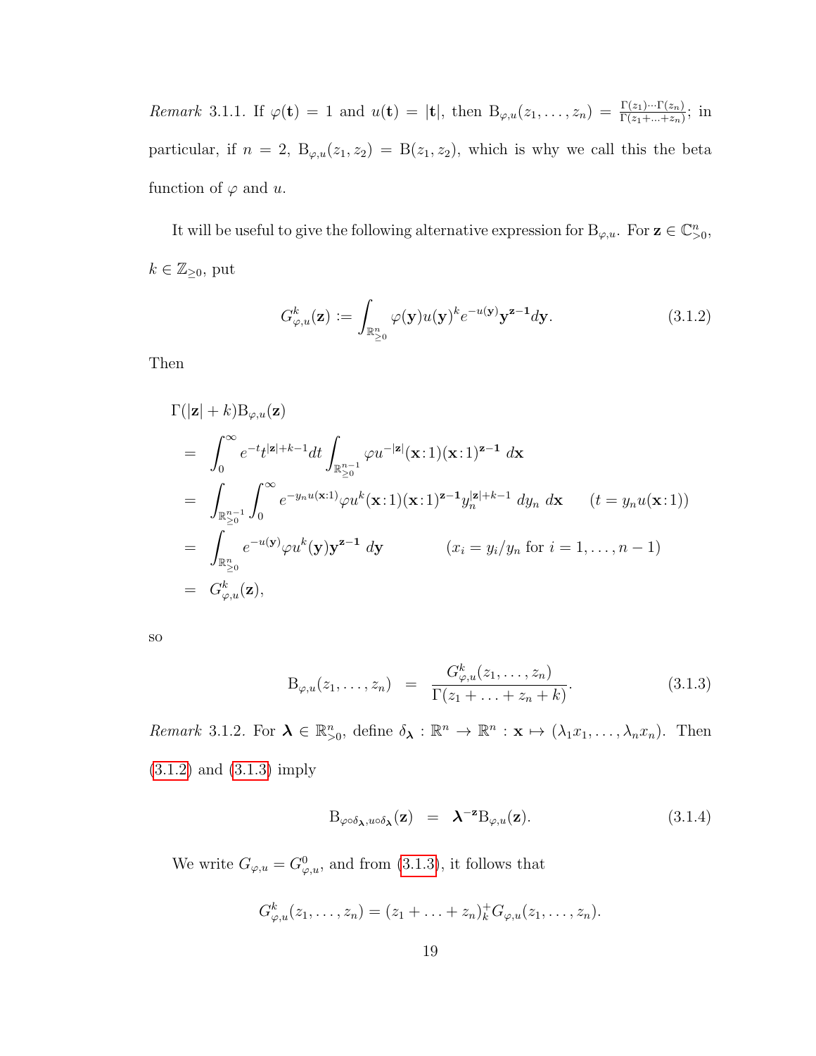*Remark* 3.1.1. If $\varphi(\mathbf{t}) = 1$ and $u(\mathbf{t}) = |\mathbf{t}|$, then $\mathrm{B}_{\varphi,u}(z_1, \ldots, z_n) = \frac{\Gamma(z_1)\cdots\Gamma(z_n)}{\Gamma(z_1+\ldots+z_n)}$; in particular, if $n = 2$, $\mathrm{B}_{\varphi,u}(z_1, z_2) = \mathrm{B}(z_1, z_2)$, which is why we call this the beta function of $\varphi$ and $u$.

It will be useful to give the following alternative expression for $\mathrm{B}_{\varphi,u}$. For $\mathbf{z} \in \mathbb{C}^n_{>0}$, $k \in \mathbb{Z}_{\geq 0}$, put

$$G^k_{\varphi,u}(\mathbf{z}) := \int_{\mathbb{R}^n_{\geq 0}} \varphi(\mathbf{y}) u(\mathbf{y})^k e^{-u(\mathbf{y})} \mathbf{y}^{\mathbf{z}-\mathbf{1}} d\mathbf{y}. \tag{3.1.2}$$

Then

$$\begin{aligned}
&\Gamma(|\mathbf{z}| + k)\mathrm{B}_{\varphi,u}(\mathbf{z}) \\
&= \int_0^\infty e^{-t} t^{|\mathbf{z}|+k-1} dt \int_{\mathbb{R}^{n-1}_{\geq 0}} \varphi u^{-|\mathbf{z}|}(\mathbf{x}\!:\!1)(\mathbf{x}\!:\!1)^{\mathbf{z}-\mathbf{1}} \, d\mathbf{x} \\
&= \int_{\mathbb{R}^{n-1}_{\geq 0}} \int_0^\infty e^{-y_n u(\mathbf{x}:1)} \varphi u^k(\mathbf{x}\!:\!1)(\mathbf{x}\!:\!1)^{\mathbf{z}-\mathbf{1}} y_n^{|\mathbf{z}|+k-1} \, dy_n \, d\mathbf{x} \qquad (t = y_n u(\mathbf{x}\!:\!1)) \\
&= \int_{\mathbb{R}^n_{\geq 0}} e^{-u(\mathbf{y})} \varphi u^k(\mathbf{y}) \mathbf{y}^{\mathbf{z}-\mathbf{1}} \, d\mathbf{y} \qquad\qquad (x_i = y_i/y_n \text{ for } i = 1, \ldots, n-1) \\
&= G^k_{\varphi,u}(\mathbf{z}),
\end{aligned}$$

so

$$\mathrm{B}_{\varphi,u}(z_1, \ldots, z_n) = \frac{G^k_{\varphi,u}(z_1, \ldots, z_n)}{\Gamma(z_1 + \ldots + z_n + k)}. \tag{3.1.3}$$

*Remark* 3.1.2. For $\boldsymbol{\lambda} \in \mathbb{R}^n_{>0}$, define $\delta_{\boldsymbol{\lambda}} : \mathbb{R}^n \to \mathbb{R}^n : \mathbf{x} \mapsto (\lambda_1 x_1, \ldots, \lambda_n x_n)$. Then (3.1.2) and (3.1.3) imply

$$\mathrm{B}_{\varphi\circ\delta_{\boldsymbol{\lambda}}, u\circ\delta_{\boldsymbol{\lambda}}}(\mathbf{z}) = \boldsymbol{\lambda}^{-\mathbf{z}} \mathrm{B}_{\varphi,u}(\mathbf{z}). \tag{3.1.4}$$

We write $G_{\varphi,u} = G^0_{\varphi,u}$, and from (3.1.3), it follows that

$$G^k_{\varphi,u}(z_1, \ldots, z_n) = (z_1 + \ldots + z_n)^+_k G_{\varphi,u}(z_1, \ldots, z_n).$$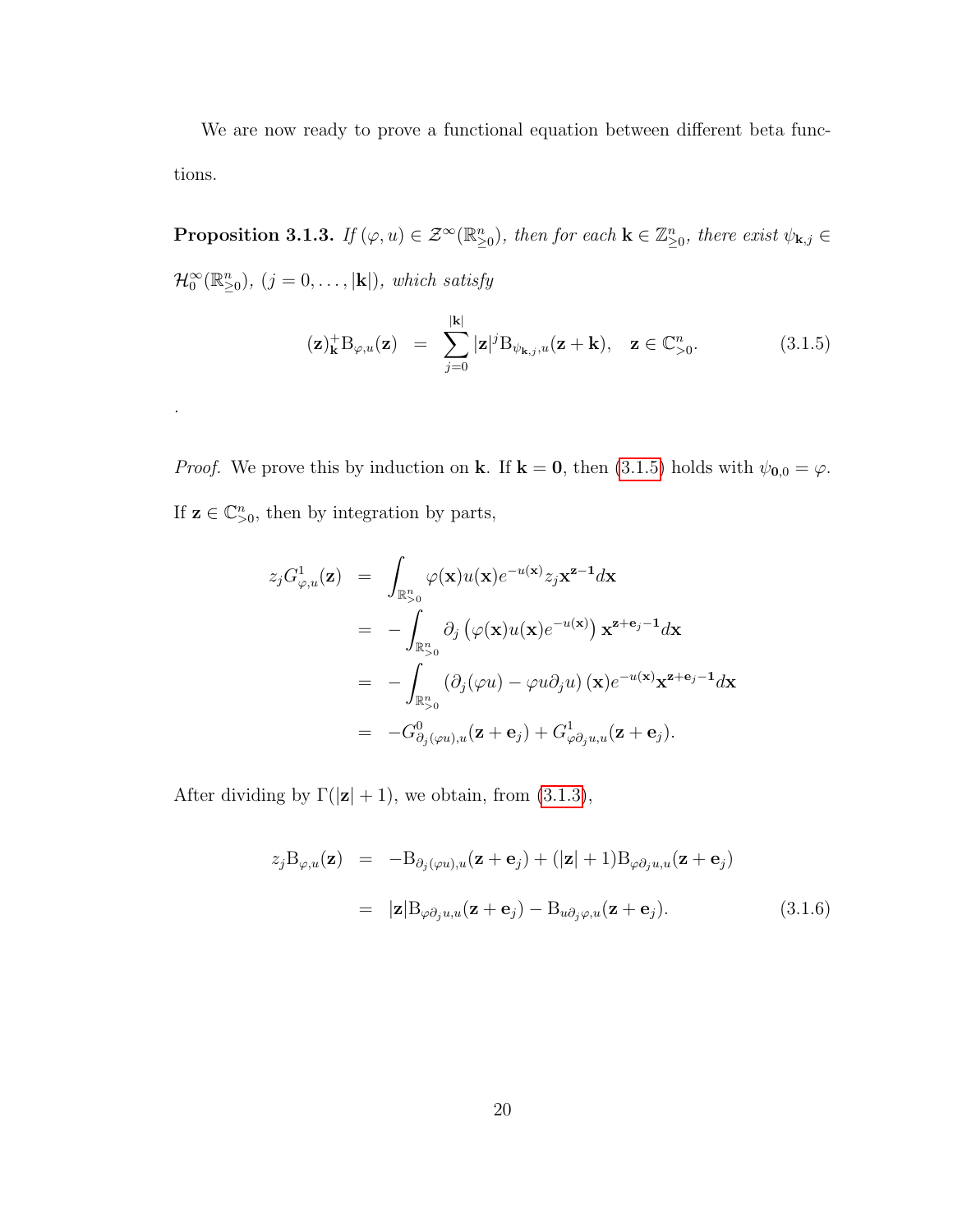We are now ready to prove a functional equation between different beta functions.

**Proposition 3.1.3.** *If $(\varphi, u) \in \mathcal{Z}^\infty(\mathbb{R}^n_{\geq 0})$, then for each $\mathbf{k} \in \mathbb{Z}^n_{\geq 0}$, there exist $\psi_{\mathbf{k},j} \in \mathcal{H}^\infty_0(\mathbb{R}^n_{\geq 0})$, $(j = 0, \ldots, |\mathbf{k}|)$, which satisfy*

$$(\mathbf{z})^+_{\mathbf{k}} \mathrm{B}_{\varphi,u}(\mathbf{z}) \;\; = \;\; \sum_{j=0}^{|\mathbf{k}|} |\mathbf{z}|^j \mathrm{B}_{\psi_{\mathbf{k},j},u}(\mathbf{z}+\mathbf{k}), \quad \mathbf{z} \in \mathbb{C}^n_{>0}. \tag{3.1.5}$$

.

*Proof.* We prove this by induction on $\mathbf{k}$. If $\mathbf{k} = \mathbf{0}$, then (3.1.5) holds with $\psi_{\mathbf{0},0} = \varphi$. If $\mathbf{z} \in \mathbb{C}^n_{>0}$, then by integration by parts,

$$\begin{aligned}
z_j G^1_{\varphi,u}(\mathbf{z}) &= \int_{\mathbb{R}^n_{>0}} \varphi(\mathbf{x}) u(\mathbf{x}) e^{-u(\mathbf{x})} z_j \mathbf{x}^{\mathbf{z}-\mathbf{1}} d\mathbf{x} \\
&= -\int_{\mathbb{R}^n_{>0}} \partial_j \left(\varphi(\mathbf{x}) u(\mathbf{x}) e^{-u(\mathbf{x})}\right) \mathbf{x}^{\mathbf{z}+\mathbf{e}_j-\mathbf{1}} d\mathbf{x} \\
&= -\int_{\mathbb{R}^n_{>0}} \left(\partial_j(\varphi u) - \varphi u \partial_j u\right)(\mathbf{x}) e^{-u(\mathbf{x})} \mathbf{x}^{\mathbf{z}+\mathbf{e}_j-\mathbf{1}} d\mathbf{x} \\
&= -G^0_{\partial_j(\varphi u),u}(\mathbf{z}+\mathbf{e}_j) + G^1_{\varphi \partial_j u,u}(\mathbf{z}+\mathbf{e}_j).
\end{aligned}$$

After dividing by $\Gamma(|\mathbf{z}|+1)$, we obtain, from (3.1.3),

$$\begin{aligned}
z_j \mathrm{B}_{\varphi,u}(\mathbf{z}) &= -\mathrm{B}_{\partial_j(\varphi u),u}(\mathbf{z}+\mathbf{e}_j) + (|\mathbf{z}|+1)\mathrm{B}_{\varphi\partial_j u,u}(\mathbf{z}+\mathbf{e}_j) \\
&= |\mathbf{z}|\mathrm{B}_{\varphi\partial_j u,u}(\mathbf{z}+\mathbf{e}_j) - \mathrm{B}_{u\partial_j\varphi,u}(\mathbf{z}+\mathbf{e}_j).
\end{aligned} \tag{3.1.6}$$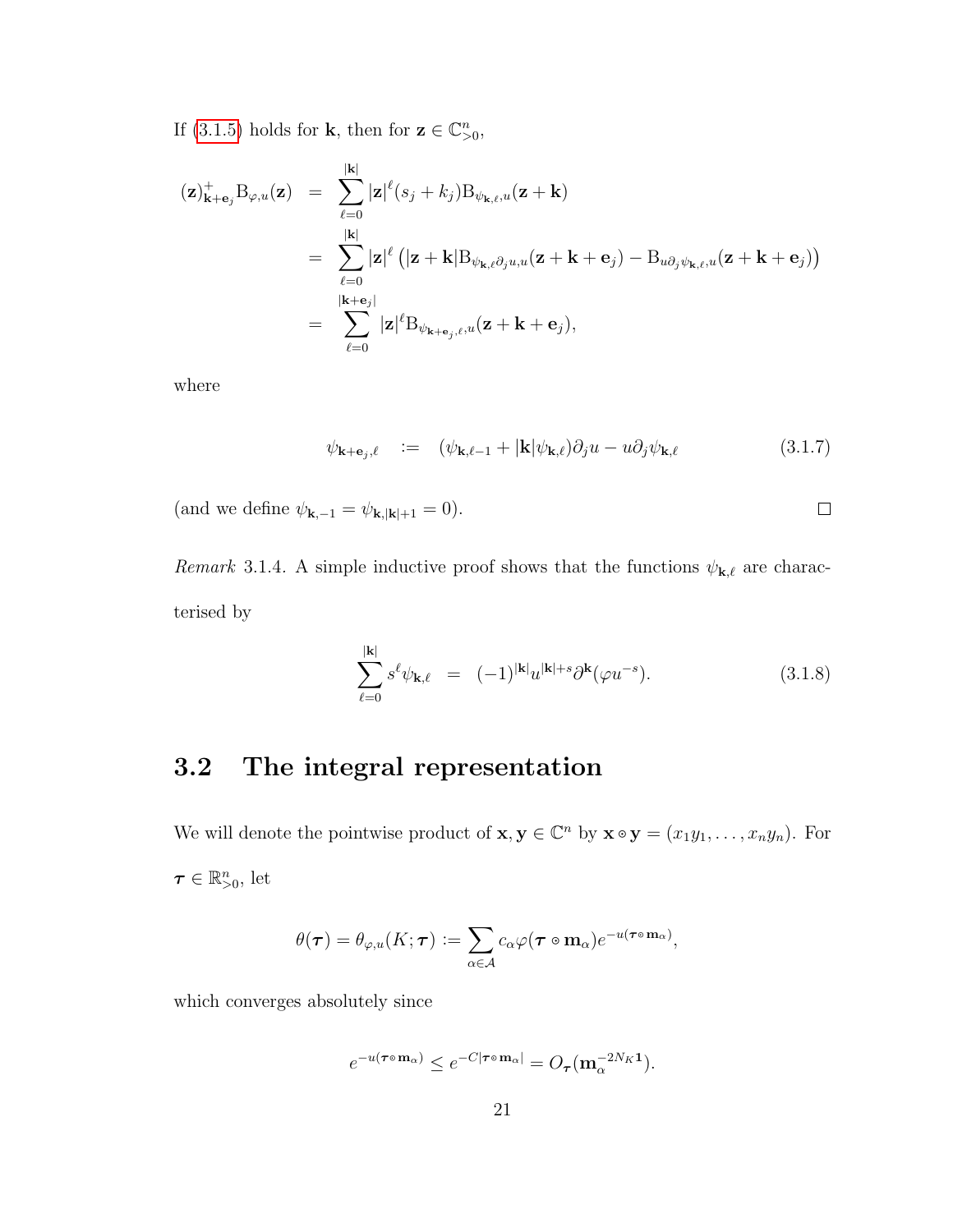If (3.1.5) holds for $\mathbf{k}$, then for $\mathbf{z} \in \mathbb{C}^n_{>0}$,

$$
\begin{aligned}
(\mathbf{z})^+_{\mathbf{k}+\mathbf{e}_j} \mathrm{B}_{\varphi,u}(\mathbf{z}) &= \sum_{\ell=0}^{|\mathbf{k}|} |\mathbf{z}|^\ell (s_j + k_j) \mathrm{B}_{\psi_{\mathbf{k},\ell},u}(\mathbf{z}+\mathbf{k}) \\
&= \sum_{\ell=0}^{|\mathbf{k}|} |\mathbf{z}|^\ell \left( |\mathbf{z}+\mathbf{k}| \mathrm{B}_{\psi_{\mathbf{k},\ell}\partial_j u, u}(\mathbf{z}+\mathbf{k}+\mathbf{e}_j) - \mathrm{B}_{u\partial_j \psi_{\mathbf{k},\ell},u}(\mathbf{z}+\mathbf{k}+\mathbf{e}_j) \right) \\
&= \sum_{\ell=0}^{|\mathbf{k}+\mathbf{e}_j|} |\mathbf{z}|^\ell \mathrm{B}_{\psi_{\mathbf{k}+\mathbf{e}_j,\ell},u}(\mathbf{z}+\mathbf{k}+\mathbf{e}_j),
\end{aligned}
$$

where

$$
\psi_{\mathbf{k}+\mathbf{e}_j,\ell} \quad := \quad (\psi_{\mathbf{k},\ell-1} + |\mathbf{k}|\psi_{\mathbf{k},\ell}) \partial_j u - u \partial_j \psi_{\mathbf{k},\ell} \tag{3.1.7}
$$

(and we define $\psi_{\mathbf{k},-1} = \psi_{\mathbf{k},|\mathbf{k}|+1} = 0$). □

*Remark* 3.1.4. A simple inductive proof shows that the functions $\psi_{\mathbf{k},\ell}$ are characterised by

$$
\sum_{\ell=0}^{|\mathbf{k}|} s^\ell \psi_{\mathbf{k},\ell} \quad = \quad (-1)^{|\mathbf{k}|} u^{|\mathbf{k}|+s} \partial^{\mathbf{k}} (\varphi u^{-s}). \tag{3.1.8}
$$

## 3.2 The integral representation

We will denote the pointwise product of $\mathbf{x}, \mathbf{y} \in \mathbb{C}^n$ by $\mathbf{x} \circ \mathbf{y} = (x_1 y_1, \ldots, x_n y_n)$. For $\boldsymbol{\tau} \in \mathbb{R}^n_{>0}$, let

$$
\theta(\boldsymbol{\tau}) = \theta_{\varphi,u}(K; \boldsymbol{\tau}) := \sum_{\alpha \in \mathcal{A}} c_\alpha \varphi(\boldsymbol{\tau} \circ \mathbf{m}_\alpha) e^{-u(\boldsymbol{\tau} \circ \mathbf{m}_\alpha)},
$$

which converges absolutely since

$$
e^{-u(\boldsymbol{\tau} \circ \mathbf{m}_\alpha)} \leq e^{-C|\boldsymbol{\tau} \circ \mathbf{m}_\alpha|} = O_{\boldsymbol{\tau}}(\mathbf{m}_\alpha^{-2N_K \mathbf{1}}).
$$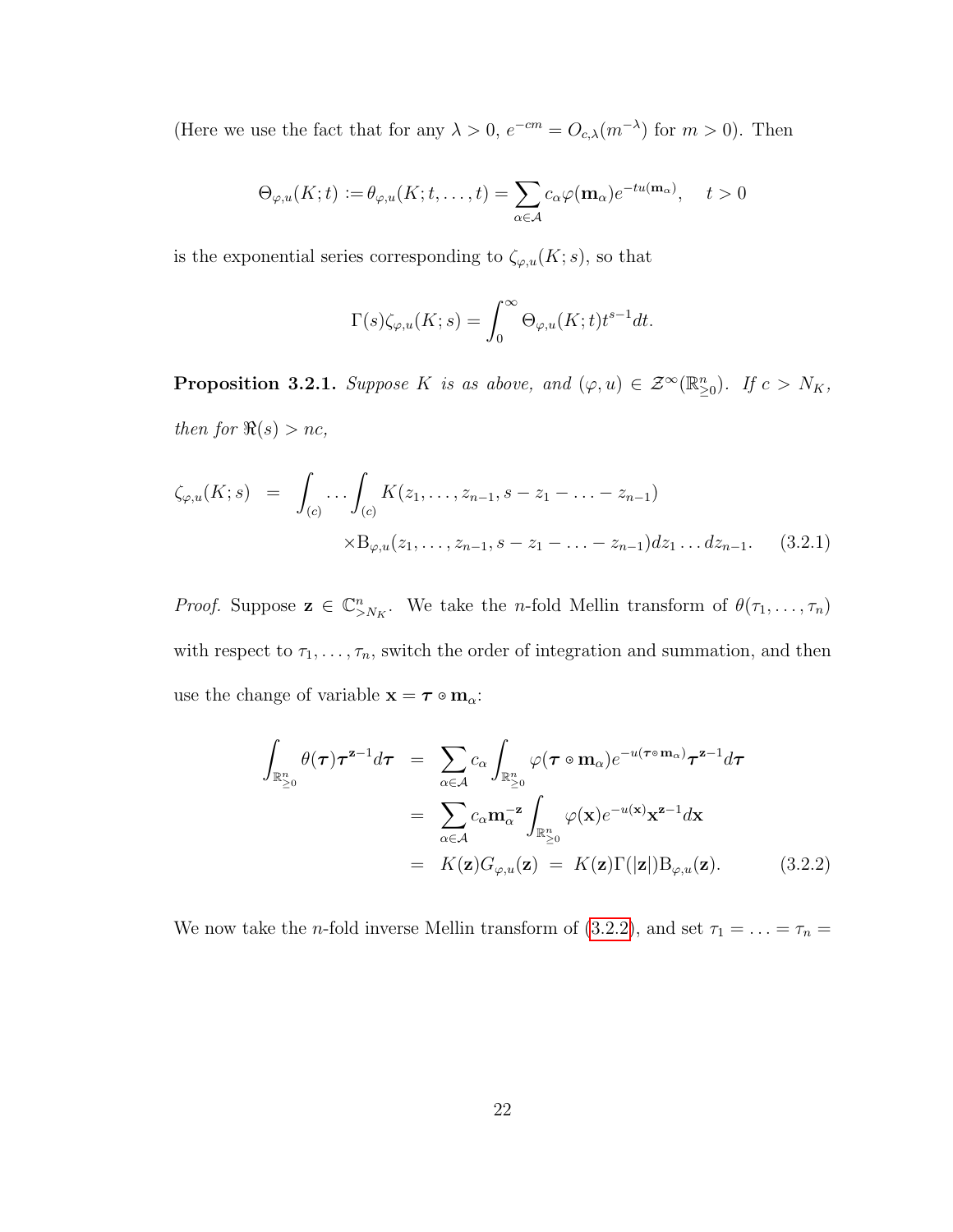(Here we use the fact that for any $\lambda > 0$, $e^{-cm} = O_{c,\lambda}(m^{-\lambda})$ for $m > 0$). Then

$$\Theta_{\varphi,u}(K;t) := \theta_{\varphi,u}(K;t,\ldots,t) = \sum_{\alpha\in\mathcal{A}} c_\alpha \varphi(\mathbf{m}_\alpha) e^{-tu(\mathbf{m}_\alpha)}, \quad t > 0$$

is the exponential series corresponding to $\zeta_{\varphi,u}(K;s)$, so that

$$\Gamma(s)\zeta_{\varphi,u}(K;s) = \int_0^\infty \Theta_{\varphi,u}(K;t)t^{s-1}dt.$$

**Proposition 3.2.1.** *Suppose $K$ is as above, and $(\varphi,u) \in \mathcal{Z}^\infty(\mathbb{R}^n_{\geq 0})$. If $c > N_K$, then for $\Re(s) > nc$,*

$$\begin{aligned}\zeta_{\varphi,u}(K;s) \;&=\; \int_{(c)} \ldots \int_{(c)} K(z_1,\ldots,z_{n-1}, s - z_1 - \ldots - z_{n-1}) \\ &\quad\times \mathrm{B}_{\varphi,u}(z_1,\ldots,z_{n-1}, s - z_1 - \ldots - z_{n-1}) dz_1 \ldots dz_{n-1}. \qquad (3.2.1)\end{aligned}$$

*Proof.* Suppose $\mathbf{z} \in \mathbb{C}^n_{>N_K}$. We take the $n$-fold Mellin transform of $\theta(\tau_1,\ldots,\tau_n)$ with respect to $\tau_1,\ldots,\tau_n$, switch the order of integration and summation, and then use the change of variable $\mathbf{x} = \boldsymbol{\tau} \circ \mathbf{m}_\alpha$:

$$\begin{aligned}\int_{\mathbb{R}^n_{\geq 0}} \theta(\boldsymbol{\tau})\boldsymbol{\tau}^{\mathbf{z}-1}d\boldsymbol{\tau} \;&=\; \sum_{\alpha\in\mathcal{A}} c_\alpha \int_{\mathbb{R}^n_{\geq 0}} \varphi(\boldsymbol{\tau}\circ\mathbf{m}_\alpha)e^{-u(\boldsymbol{\tau}\circ\mathbf{m}_\alpha)}\boldsymbol{\tau}^{\mathbf{z}-1}d\boldsymbol{\tau} \\ &=\; \sum_{\alpha\in\mathcal{A}} c_\alpha \mathbf{m}_\alpha^{-\mathbf{z}} \int_{\mathbb{R}^n_{\geq 0}} \varphi(\mathbf{x})e^{-u(\mathbf{x})}\mathbf{x}^{\mathbf{z}-1}d\mathbf{x} \\ &=\; K(\mathbf{z})G_{\varphi,u}(\mathbf{z}) \;=\; K(\mathbf{z})\Gamma(|\mathbf{z}|)\mathrm{B}_{\varphi,u}(\mathbf{z}). \qquad (3.2.2)\end{aligned}$$

We now take the $n$-fold inverse Mellin transform of (3.2.2), and set $\tau_1 = \ldots = \tau_n =$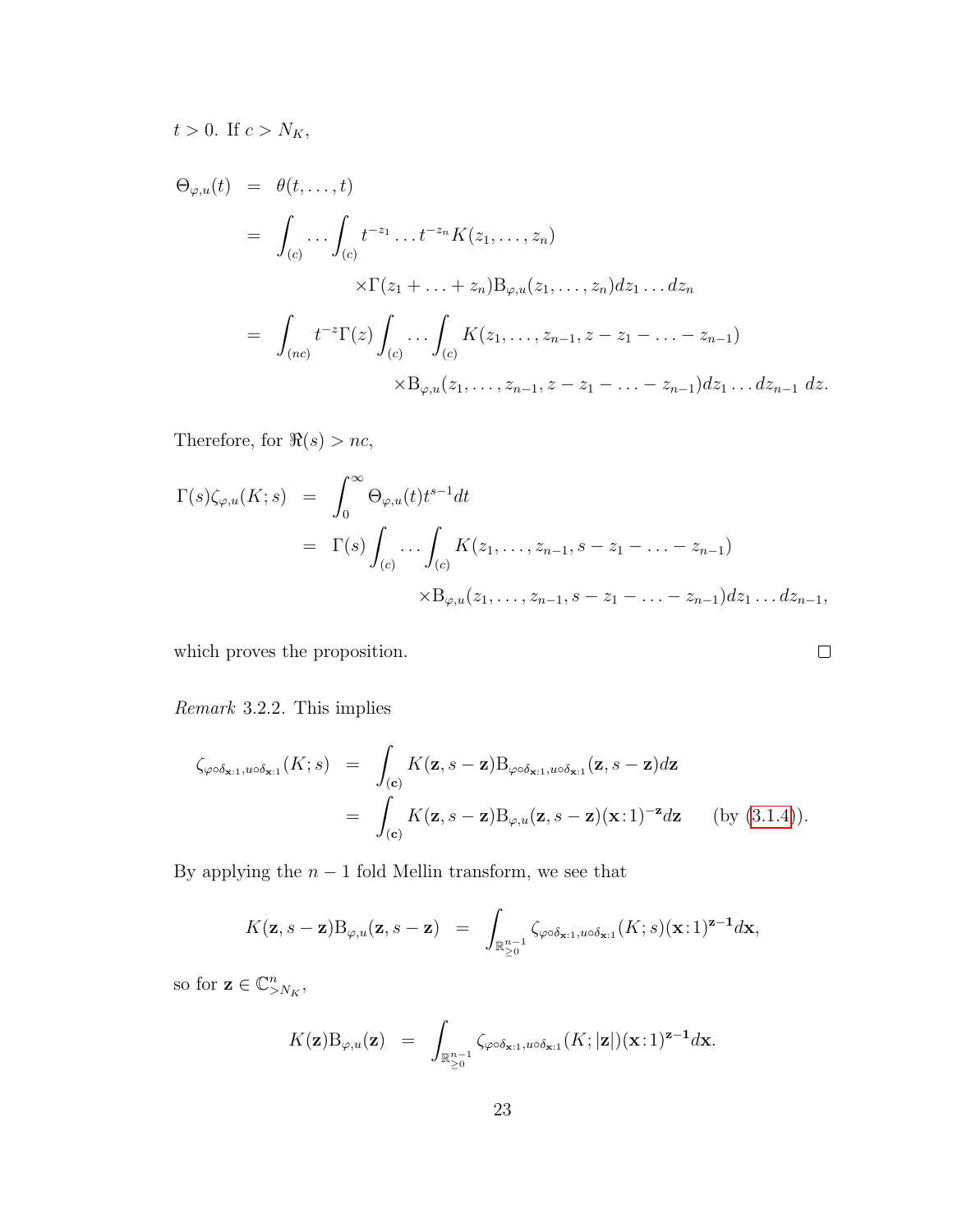$t > 0$. If $c > N_K$,

$$\begin{aligned}
\Theta_{\varphi,u}(t) &= \theta(t,\ldots,t) \\
&= \int_{(c)} \cdots \int_{(c)} t^{-z_1} \cdots t^{-z_n} K(z_1,\ldots,z_n) \\
&\qquad \times \Gamma(z_1+\ldots+z_n) \mathrm{B}_{\varphi,u}(z_1,\ldots,z_n) dz_1 \ldots dz_n \\
&= \int_{(nc)} t^{-z} \Gamma(z) \int_{(c)} \cdots \int_{(c)} K(z_1,\ldots,z_{n-1}, z - z_1 - \ldots - z_{n-1}) \\
&\qquad \times \mathrm{B}_{\varphi,u}(z_1,\ldots,z_{n-1}, z - z_1 - \ldots - z_{n-1}) dz_1 \ldots dz_{n-1} \; dz.
\end{aligned}$$

Therefore, for $\Re(s) > nc$,

$$\begin{aligned}
\Gamma(s)\zeta_{\varphi,u}(K;s) &= \int_0^\infty \Theta_{\varphi,u}(t) t^{s-1} dt \\
&= \Gamma(s) \int_{(c)} \cdots \int_{(c)} K(z_1,\ldots,z_{n-1}, s - z_1 - \ldots - z_{n-1}) \\
&\qquad \times \mathrm{B}_{\varphi,u}(z_1,\ldots,z_{n-1}, s - z_1 - \ldots - z_{n-1}) dz_1 \ldots dz_{n-1},
\end{aligned}$$

which proves the proposition. $\square$

*Remark* 3.2.2. This implies

$$\begin{aligned}
\zeta_{\varphi\circ\delta_{\mathbf{x}:1}, u\circ\delta_{\mathbf{x}:1}}(K;s) &= \int_{(\mathbf{c})} K(\mathbf{z}, s-\mathbf{z}) \mathrm{B}_{\varphi\circ\delta_{\mathbf{x}:1}, u\circ\delta_{\mathbf{x}:1}}(\mathbf{z}, s-\mathbf{z}) d\mathbf{z} \\
&= \int_{(\mathbf{c})} K(\mathbf{z}, s-\mathbf{z}) \mathrm{B}_{\varphi,u}(\mathbf{z}, s-\mathbf{z}) (\mathbf{x}:1)^{-\mathbf{z}} d\mathbf{z} \qquad \text{(by (3.1.4))}.
\end{aligned}$$

By applying the $n-1$ fold Mellin transform, we see that

$$K(\mathbf{z}, s-\mathbf{z}) \mathrm{B}_{\varphi,u}(\mathbf{z}, s-\mathbf{z}) = \int_{\mathbb{R}_{\geq 0}^{n-1}} \zeta_{\varphi\circ\delta_{\mathbf{x}:1}, u\circ\delta_{\mathbf{x}:1}}(K;s) (\mathbf{x}:1)^{\mathbf{z}-\mathbf{1}} d\mathbf{x},$$

so for $\mathbf{z} \in \mathbb{C}^n_{>N_K}$,

$$K(\mathbf{z}) \mathrm{B}_{\varphi,u}(\mathbf{z}) = \int_{\mathbb{R}_{\geq 0}^{n-1}} \zeta_{\varphi\circ\delta_{\mathbf{x}:1}, u\circ\delta_{\mathbf{x}:1}}(K;|\mathbf{z}|) (\mathbf{x}:1)^{\mathbf{z}-\mathbf{1}} d\mathbf{x}.$$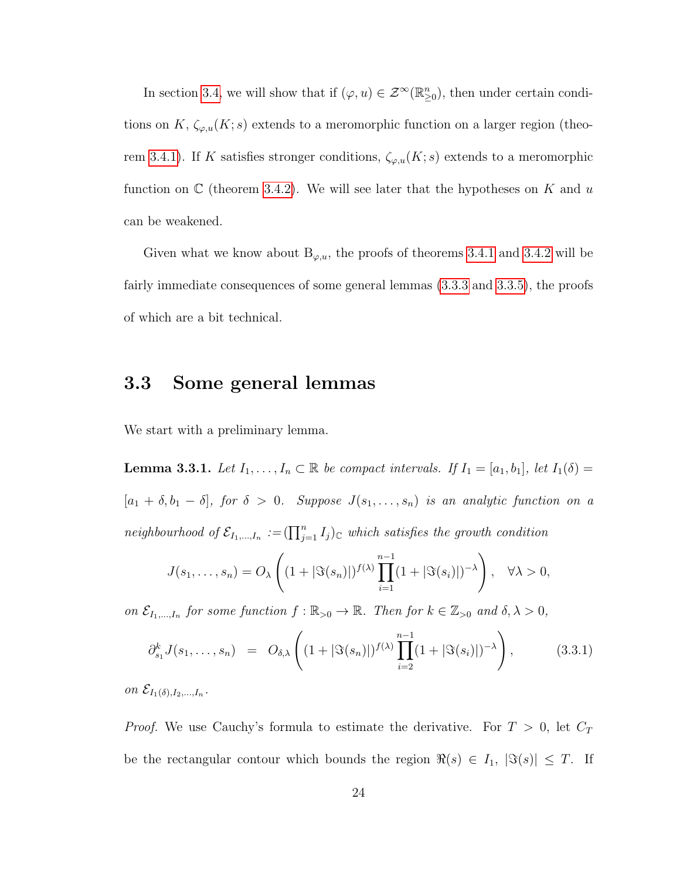In section 3.4, we will show that if $(\varphi, u) \in \mathcal{Z}^\infty(\mathbb{R}^n_{\geq 0})$, then under certain conditions on $K$, $\zeta_{\varphi,u}(K;s)$ extends to a meromorphic function on a larger region (theorem 3.4.1). If $K$ satisfies stronger conditions, $\zeta_{\varphi,u}(K;s)$ extends to a meromorphic function on $\mathbb{C}$ (theorem 3.4.2). We will see later that the hypotheses on $K$ and $u$ can be weakened.

Given what we know about $\mathrm{B}_{\varphi,u}$, the proofs of theorems 3.4.1 and 3.4.2 will be fairly immediate consequences of some general lemmas (3.3.3 and 3.3.5), the proofs of which are a bit technical.

## 3.3 Some general lemmas

We start with a preliminary lemma.

**Lemma 3.3.1.** *Let $I_1, \ldots, I_n \subset \mathbb{R}$ be compact intervals. If $I_1 = [a_1, b_1]$, let $I_1(\delta) = [a_1 + \delta, b_1 - \delta]$, for $\delta > 0$. Suppose $J(s_1, \ldots, s_n)$ is an analytic function on a neighbourhood of $\mathcal{E}_{I_1,\ldots,I_n} := (\prod_{j=1}^n I_j)_\mathbb{C}$ which satisfies the growth condition*

$$J(s_1, \ldots, s_n) = O_\lambda\left((1 + |\Im(s_n)|)^{f(\lambda)} \prod_{i=1}^{n-1}(1 + |\Im(s_i)|)^{-\lambda}\right), \quad \forall \lambda > 0,$$

*on $\mathcal{E}_{I_1,\ldots,I_n}$ for some function $f : \mathbb{R}_{>0} \to \mathbb{R}$. Then for $k \in \mathbb{Z}_{>0}$ and $\delta, \lambda > 0$,*

$$\partial^k_{s_1} J(s_1, \ldots, s_n) \;\; = \;\; O_{\delta,\lambda}\left((1 + |\Im(s_n)|)^{f(\lambda)} \prod_{i=2}^{n-1}(1 + |\Im(s_i)|)^{-\lambda}\right), \tag{3.3.1}$$

*on $\mathcal{E}_{I_1(\delta),I_2,\ldots,I_n}$.*

*Proof.* We use Cauchy's formula to estimate the derivative. For $T > 0$, let $C_T$ be the rectangular contour which bounds the region $\Re(s) \in I_1$, $|\Im(s)| \leq T$. If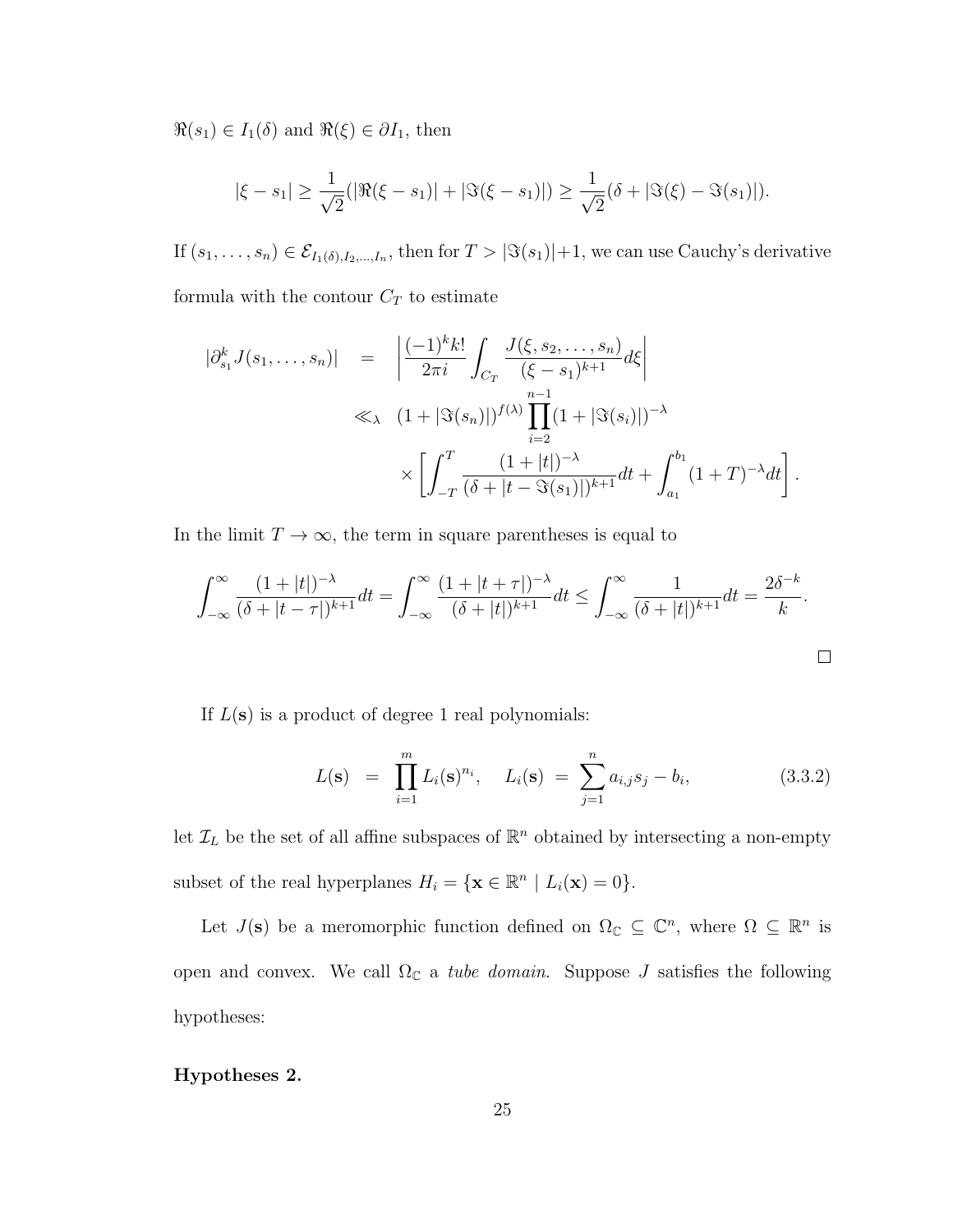$\Re(s_1) \in I_1(\delta)$ and $\Re(\xi) \in \partial I_1$, then

$$|\xi - s_1| \geq \frac{1}{\sqrt{2}}(|\Re(\xi - s_1)| + |\Im(\xi - s_1)|) \geq \frac{1}{\sqrt{2}}(\delta + |\Im(\xi) - \Im(s_1)|).$$

If $(s_1, \ldots, s_n) \in \mathcal{E}_{I_1(\delta), I_2, \ldots, I_n}$, then for $T > |\Im(s_1)| + 1$, we can use Cauchy's derivative formula with the contour $C_T$ to estimate

$$\begin{aligned}
|\partial_{s_1}^k J(s_1, \ldots, s_n)| &= \left| \frac{(-1)^k k!}{2\pi i} \int_{C_T} \frac{J(\xi, s_2, \ldots, s_n)}{(\xi - s_1)^{k+1}} d\xi \right| \\
&\ll_\lambda (1 + |\Im(s_n)|)^{f(\lambda)} \prod_{i=2}^{n-1} (1 + |\Im(s_i)|)^{-\lambda} \\
&\quad \times \left[ \int_{-T}^{T} \frac{(1 + |t|)^{-\lambda}}{(\delta + |t - \Im(s_1)|)^{k+1}} dt + \int_{a_1}^{b_1} (1 + T)^{-\lambda} dt \right].
\end{aligned}$$

In the limit $T \to \infty$, the term in square parentheses is equal to

$$\int_{-\infty}^{\infty} \frac{(1 + |t|)^{-\lambda}}{(\delta + |t - \tau|)^{k+1}} dt = \int_{-\infty}^{\infty} \frac{(1 + |t + \tau|)^{-\lambda}}{(\delta + |t|)^{k+1}} dt \leq \int_{-\infty}^{\infty} \frac{1}{(\delta + |t|)^{k+1}} dt = \frac{2\delta^{-k}}{k}.$$

□

If $L(\mathbf{s})$ is a product of degree 1 real polynomials:

$$L(\mathbf{s}) = \prod_{i=1}^{m} L_i(\mathbf{s})^{n_i}, \quad L_i(\mathbf{s}) = \sum_{j=1}^{n} a_{i,j} s_j - b_i, \tag{3.3.2}$$

let $\mathcal{I}_L$ be the set of all affine subspaces of $\mathbb{R}^n$ obtained by intersecting a non-empty subset of the real hyperplanes $H_i = \{\mathbf{x} \in \mathbb{R}^n \mid L_i(\mathbf{x}) = 0\}$.

Let $J(\mathbf{s})$ be a meromorphic function defined on $\Omega_\mathbb{C} \subseteq \mathbb{C}^n$, where $\Omega \subseteq \mathbb{R}^n$ is open and convex. We call $\Omega_\mathbb{C}$ a *tube domain.* Suppose $J$ satisfies the following hypotheses:

**Hypotheses 2.**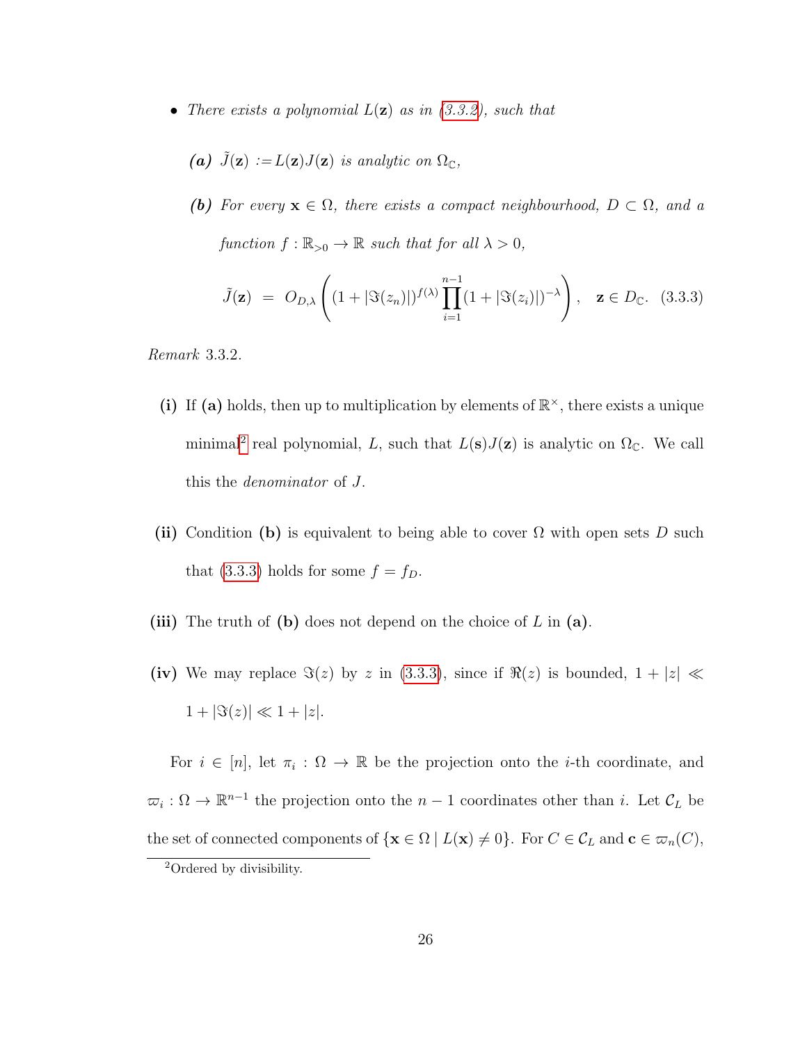- *There exists a polynomial $L(\mathbf{z})$ as in (3.3.2), such that*

  ***(a)*** *$\tilde{J}(\mathbf{z}) := L(\mathbf{z})J(\mathbf{z})$ is analytic on $\Omega_{\mathbb{C}}$,*

  ***(b)*** *For every $\mathbf{x} \in \Omega$, there exists a compact neighbourhood, $D \subset \Omega$, and a function $f : \mathbb{R}_{>0} \to \mathbb{R}$ such that for all $\lambda > 0$,*

$$\tilde{J}(\mathbf{z}) \;=\; O_{D,\lambda}\left((1 + |\Im(z_n)|)^{f(\lambda)} \prod_{i=1}^{n-1} (1 + |\Im(z_i)|)^{-\lambda}\right), \quad \mathbf{z} \in D_{\mathbb{C}}. \quad (3.3.3)$$

*Remark* 3.3.2.

**(i)** If **(a)** holds, then up to multiplication by elements of $\mathbb{R}^{\times}$, there exists a unique minimal[2] real polynomial, $L$, such that $L(\mathbf{s})J(\mathbf{z})$ is analytic on $\Omega_{\mathbb{C}}$. We call this the *denominator* of $J$.

**(ii)** Condition **(b)** is equivalent to being able to cover $\Omega$ with open sets $D$ such that (3.3.3) holds for some $f = f_D$.

**(iii)** The truth of **(b)** does not depend on the choice of $L$ in **(a)**.

**(iv)** We may replace $\Im(z)$ by $z$ in (3.3.3), since if $\Re(z)$ is bounded, $1 + |z| \ll 1 + |\Im(z)| \ll 1 + |z|$.

For $i \in [n]$, let $\pi_i : \Omega \to \mathbb{R}$ be the projection onto the $i$-th coordinate, and $\varpi_i : \Omega \to \mathbb{R}^{n-1}$ the projection onto the $n-1$ coordinates other than $i$. Let $\mathcal{C}_L$ be the set of connected components of $\{\mathbf{x} \in \Omega \mid L(\mathbf{x}) \neq 0\}$. For $C \in \mathcal{C}_L$ and $\mathbf{c} \in \varpi_n(C)$,

[2] Ordered by divisibility.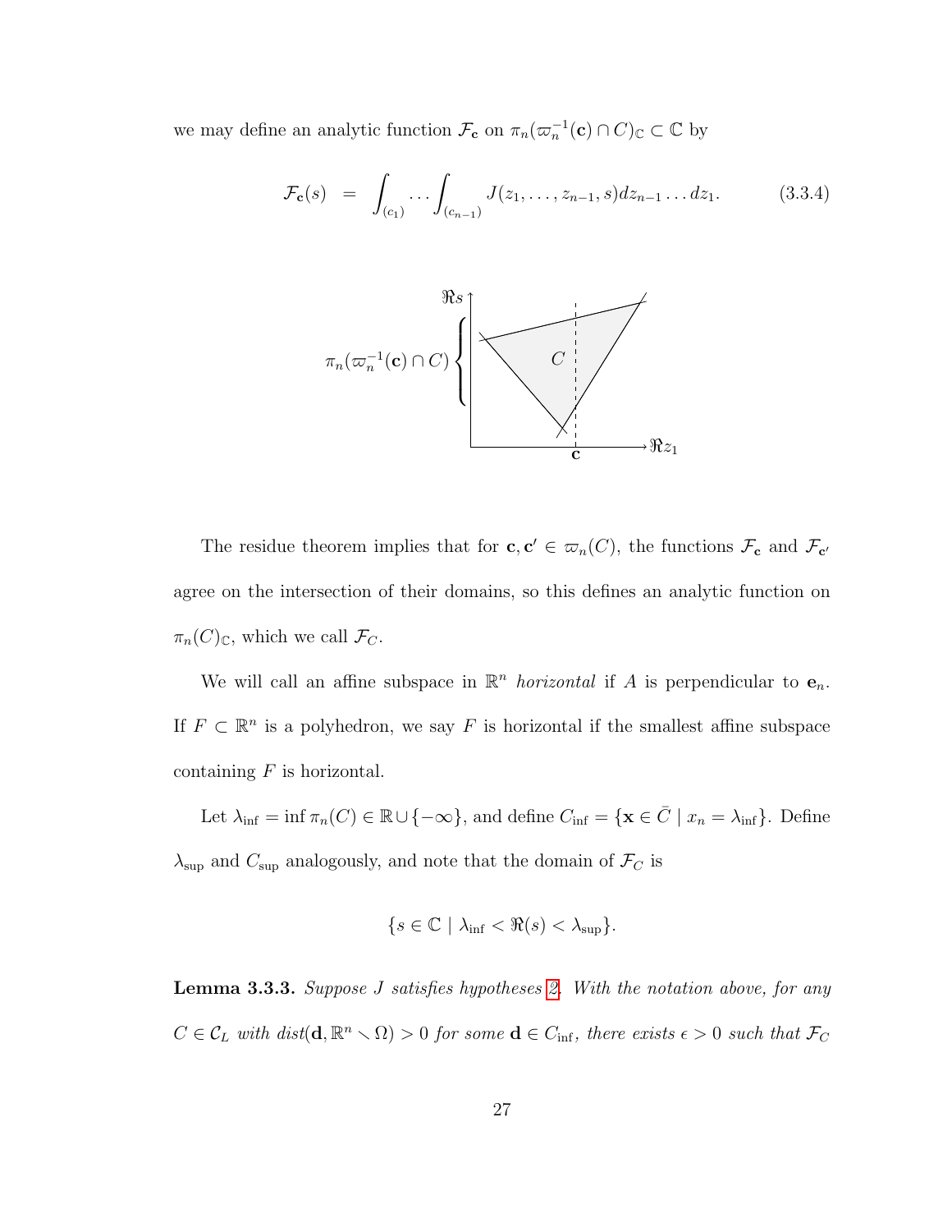we may define an analytic function $\mathcal{F}_{\mathbf{c}}$ on $\pi_n(\varpi_n^{-1}(\mathbf{c}) \cap C)_{\mathbb{C}} \subset \mathbb{C}$ by

$$\mathcal{F}_{\mathbf{c}}(s) \;=\; \int_{(c_1)} \cdots \int_{(c_{n-1})} J(z_1, \ldots, z_{n-1}, s) dz_{n-1} \ldots dz_1. \tag{3.3.4}$$

The residue theorem implies that for $\mathbf{c}, \mathbf{c}' \in \varpi_n(C)$, the functions $\mathcal{F}_{\mathbf{c}}$ and $\mathcal{F}_{\mathbf{c}'}$ agree on the intersection of their domains, so this defines an analytic function on $\pi_n(C)_{\mathbb{C}}$, which we call $\mathcal{F}_C$.

We will call an affine subspace in $\mathbb{R}^n$ *horizontal* if $A$ is perpendicular to $\mathbf{e}_n$. If $F \subset \mathbb{R}^n$ is a polyhedron, we say $F$ is horizontal if the smallest affine subspace containing $F$ is horizontal.

Let $\lambda_{\inf} = \inf \pi_n(C) \in \mathbb{R} \cup \{-\infty\}$, and define $C_{\inf} = \{\mathbf{x} \in \bar{C} \mid x_n = \lambda_{\inf}\}$. Define $\lambda_{\sup}$ and $C_{\sup}$ analogously, and note that the domain of $\mathcal{F}_C$ is

$$\{s \in \mathbb{C} \mid \lambda_{\inf} < \Re(s) < \lambda_{\sup}\}.$$

**Lemma 3.3.3.** *Suppose $J$ satisfies hypotheses 2. With the notation above, for any $C \in \mathcal{C}_L$ with $dist(\mathbf{d}, \mathbb{R}^n \setminus \Omega) > 0$ for some $\mathbf{d} \in C_{\inf}$, there exists $\epsilon > 0$ such that $\mathcal{F}_C$*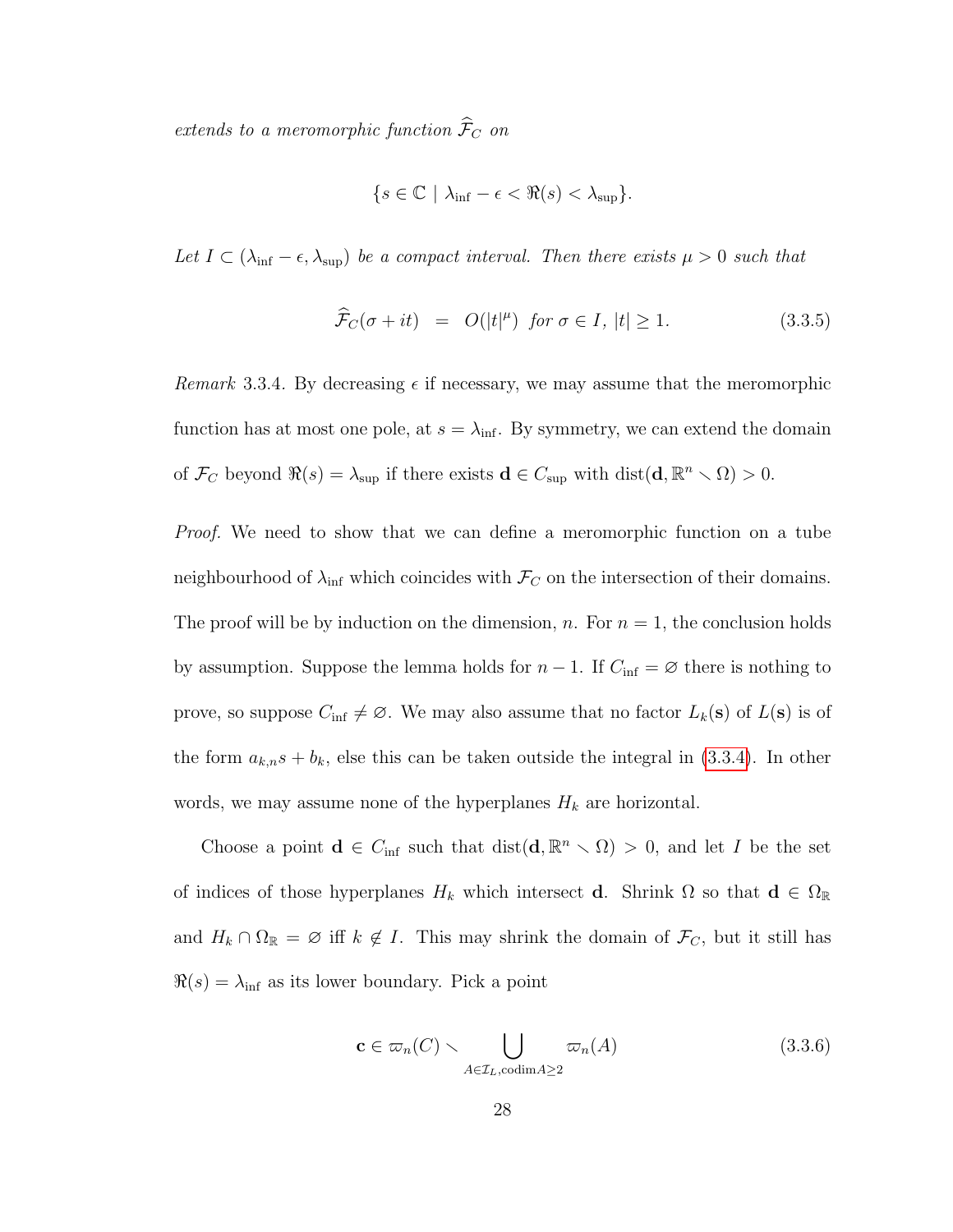*extends to a meromorphic function* $\widehat{\mathcal{F}}_C$ *on*

$$\{s \in \mathbb{C} \mid \lambda_{\inf} - \epsilon < \Re(s) < \lambda_{\sup}\}.$$

*Let* $I \subset (\lambda_{\inf} - \epsilon, \lambda_{\sup})$ *be a compact interval. Then there exists* $\mu > 0$ *such that*

$$\widehat{\mathcal{F}}_C(\sigma + it) \;\; = \;\; O(|t|^{\mu}) \;\; \textit{for } \sigma \in I,\ |t| \geq 1. \tag{3.3.5}$$

*Remark* 3.3.4. By decreasing $\epsilon$ if necessary, we may assume that the meromorphic function has at most one pole, at $s = \lambda_{\inf}$. By symmetry, we can extend the domain of $\mathcal{F}_C$ beyond $\Re(s) = \lambda_{\sup}$ if there exists $\mathbf{d} \in C_{\sup}$ with $\operatorname{dist}(\mathbf{d}, \mathbb{R}^n \smallsetminus \Omega) > 0$.

*Proof.* We need to show that we can define a meromorphic function on a tube neighbourhood of $\lambda_{\inf}$ which coincides with $\mathcal{F}_C$ on the intersection of their domains. The proof will be by induction on the dimension, $n$. For $n = 1$, the conclusion holds by assumption. Suppose the lemma holds for $n - 1$. If $C_{\inf} = \varnothing$ there is nothing to prove, so suppose $C_{\inf} \neq \varnothing$. We may also assume that no factor $L_k(\mathbf{s})$ of $L(\mathbf{s})$ is of the form $a_{k,n}s + b_k$, else this can be taken outside the integral in (3.3.4). In other words, we may assume none of the hyperplanes $H_k$ are horizontal.

Choose a point $\mathbf{d} \in C_{\inf}$ such that $\operatorname{dist}(\mathbf{d}, \mathbb{R}^n \smallsetminus \Omega) > 0$, and let $I$ be the set of indices of those hyperplanes $H_k$ which intersect $\mathbf{d}$. Shrink $\Omega$ so that $\mathbf{d} \in \Omega_{\mathbb{R}}$ and $H_k \cap \Omega_{\mathbb{R}} = \varnothing$ iff $k \notin I$. This may shrink the domain of $\mathcal{F}_C$, but it still has $\Re(s) = \lambda_{\inf}$ as its lower boundary. Pick a point

$$\mathbf{c} \in \varpi_n(C) \smallsetminus \bigcup_{A \in \mathcal{I}_L, \operatorname{codim} A \geq 2} \varpi_n(A) \tag{3.3.6}$$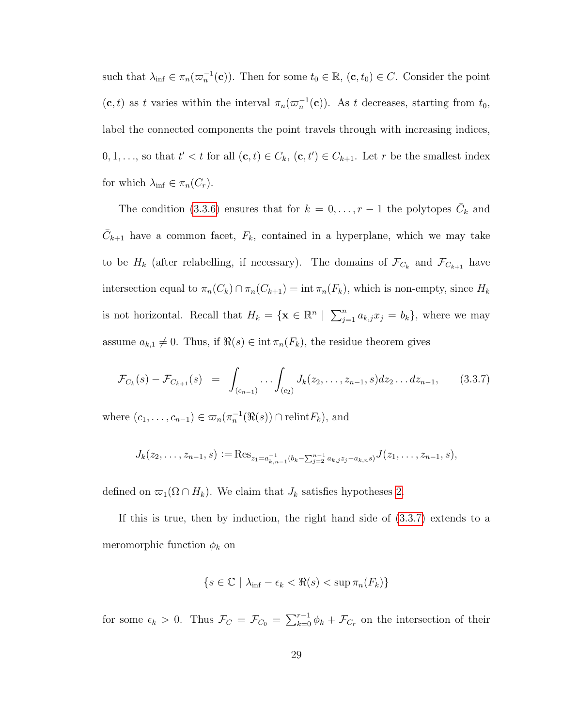such that $\lambda_{\inf} \in \pi_n(\varpi_n^{-1}(\mathbf{c}))$. Then for some $t_0 \in \mathbb{R}$, $(\mathbf{c}, t_0) \in C$. Consider the point $(\mathbf{c}, t)$ as $t$ varies within the interval $\pi_n(\varpi_n^{-1}(\mathbf{c}))$. As $t$ decreases, starting from $t_0$, label the connected components the point travels through with increasing indices, $0, 1, \ldots$, so that $t' < t$ for all $(\mathbf{c}, t) \in C_k$, $(\mathbf{c}, t') \in C_{k+1}$. Let $r$ be the smallest index for which $\lambda_{\inf} \in \pi_n(C_r)$.

The condition (3.3.6) ensures that for $k = 0, \ldots, r-1$ the polytopes $\bar{C}_k$ and $\bar{C}_{k+1}$ have a common facet, $F_k$, contained in a hyperplane, which we may take to be $H_k$ (after relabelling, if necessary). The domains of $\mathcal{F}_{C_k}$ and $\mathcal{F}_{C_{k+1}}$ have intersection equal to $\pi_n(C_k) \cap \pi_n(C_{k+1}) = \operatorname{int} \pi_n(F_k)$, which is non-empty, since $H_k$ is not horizontal. Recall that $H_k = \{\mathbf{x} \in \mathbb{R}^n \mid \sum_{j=1}^n a_{k,j} x_j = b_k\}$, where we may assume $a_{k,1} \neq 0$. Thus, if $\Re(s) \in \operatorname{int} \pi_n(F_k)$, the residue theorem gives

$$\mathcal{F}_{C_k}(s) - \mathcal{F}_{C_{k+1}}(s) = \int_{(c_{n-1})} \cdots \int_{(c_2)} J_k(z_2, \ldots, z_{n-1}, s) dz_2 \ldots dz_{n-1}, \tag{3.3.7}$$

where $(c_1, \ldots, c_{n-1}) \in \varpi_n(\pi_n^{-1}(\Re(s)) \cap \operatorname{relint} F_k)$, and

$$J_k(z_2, \ldots, z_{n-1}, s) := \operatorname{Res}_{z_1 = a_{k,n-1}^{-1}(b_k - \sum_{j=2}^{n-1} a_{k,j} z_j - a_{k,n} s)} J(z_1, \ldots, z_{n-1}, s),$$

defined on $\varpi_1(\Omega \cap H_k)$. We claim that $J_k$ satisfies hypotheses 2.

If this is true, then by induction, the right hand side of (3.3.7) extends to a meromorphic function $\phi_k$ on

$$\{s \in \mathbb{C} \mid \lambda_{\inf} - \epsilon_k < \Re(s) < \sup \pi_n(F_k)\}$$

for some $\epsilon_k > 0$. Thus $\mathcal{F}_C = \mathcal{F}_{C_0} = \sum_{k=0}^{r-1} \phi_k + \mathcal{F}_{C_r}$ on the intersection of their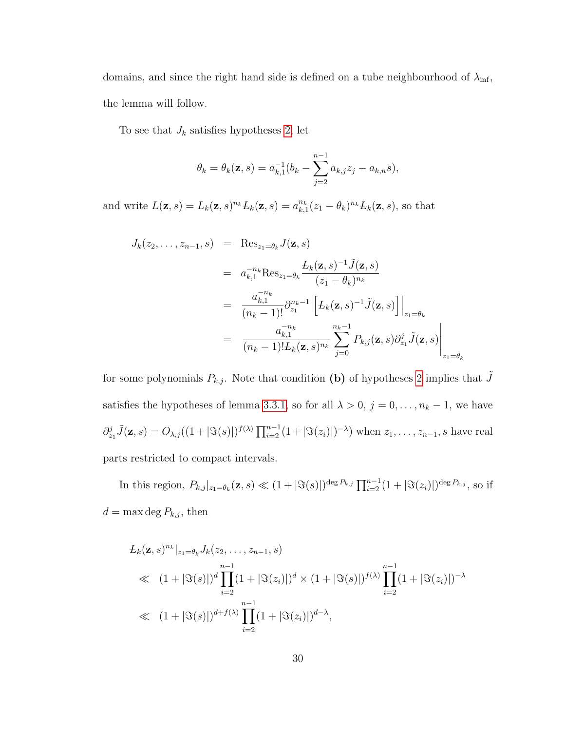domains, and since the right hand side is defined on a tube neighbourhood of $\lambda_{\inf}$, the lemma will follow.

To see that $J_k$ satisfies hypotheses 2, let

$$\theta_k = \theta_k(\mathbf{z}, s) = a_{k,1}^{-1}(b_k - \sum_{j=2}^{n-1} a_{k,j} z_j - a_{k,n} s),$$

and write $L(\mathbf{z}, s) = L_k(\mathbf{z}, s)^{n_k} \cancel{L}_k(\mathbf{z}, s) = a_{k,1}^{n_k}(z_1 - \theta_k)^{n_k} \cancel{L}_k(\mathbf{z}, s)$, so that

$$\begin{aligned}
J_k(z_2, \ldots, z_{n-1}, s) &= \operatorname{Res}_{z_1 = \theta_k} J(\mathbf{z}, s) \\
&= a_{k,1}^{-n_k} \operatorname{Res}_{z_1 = \theta_k} \frac{\cancel{L}_k(\mathbf{z}, s)^{-1} \tilde{J}(\mathbf{z}, s)}{(z_1 - \theta_k)^{n_k}} \\
&= \frac{a_{k,1}^{-n_k}}{(n_k - 1)!} \partial_{z_1}^{n_k - 1} \left[ \cancel{L}_k(\mathbf{z}, s)^{-1} \tilde{J}(\mathbf{z}, s) \right] \Big|_{z_1 = \theta_k} \\
&= \frac{a_{k,1}^{-n_k}}{(n_k - 1)! \cancel{L}_k(\mathbf{z}, s)^{n_k}} \sum_{j=0}^{n_k - 1} P_{k,j}(\mathbf{z}, s) \partial_{z_1}^j \tilde{J}(\mathbf{z}, s) \Bigg|_{z_1 = \theta_k}
\end{aligned}$$

for some polynomials $P_{k,j}$. Note that condition **(b)** of hypotheses 2 implies that $\tilde{J}$ satisfies the hypotheses of lemma 3.3.1, so for all $\lambda > 0$, $j = 0, \ldots, n_k - 1$, we have $\partial_{z_1}^j \tilde{J}(\mathbf{z}, s) = O_{\lambda, j}((1 + |\Im(s)|)^{f(\lambda)} \prod_{i=2}^{n-1} (1 + |\Im(z_i)|)^{-\lambda})$ when $z_1, \ldots, z_{n-1}, s$ have real parts restricted to compact intervals.

In this region, $P_{k,j}|_{z_1 = \theta_k}(\mathbf{z}, s) \ll (1 + |\Im(s)|)^{\deg P_{k,j}} \prod_{i=2}^{n-1} (1 + |\Im(z_i)|)^{\deg P_{k,j}}$, so if $d = \max \deg P_{k,j}$, then

$$\begin{aligned}
&\cancel{L}_k(\mathbf{z}, s)^{n_k}|_{z_1 = \theta_k} J_k(z_2, \ldots, z_{n-1}, s) \\
&\ll \; (1 + |\Im(s)|)^d \prod_{i=2}^{n-1} (1 + |\Im(z_i)|)^d \times (1 + |\Im(s)|)^{f(\lambda)} \prod_{i=2}^{n-1} (1 + |\Im(z_i)|)^{-\lambda} \\
&\ll \; (1 + |\Im(s)|)^{d + f(\lambda)} \prod_{i=2}^{n-1} (1 + |\Im(z_i)|)^{d - \lambda},
\end{aligned}$$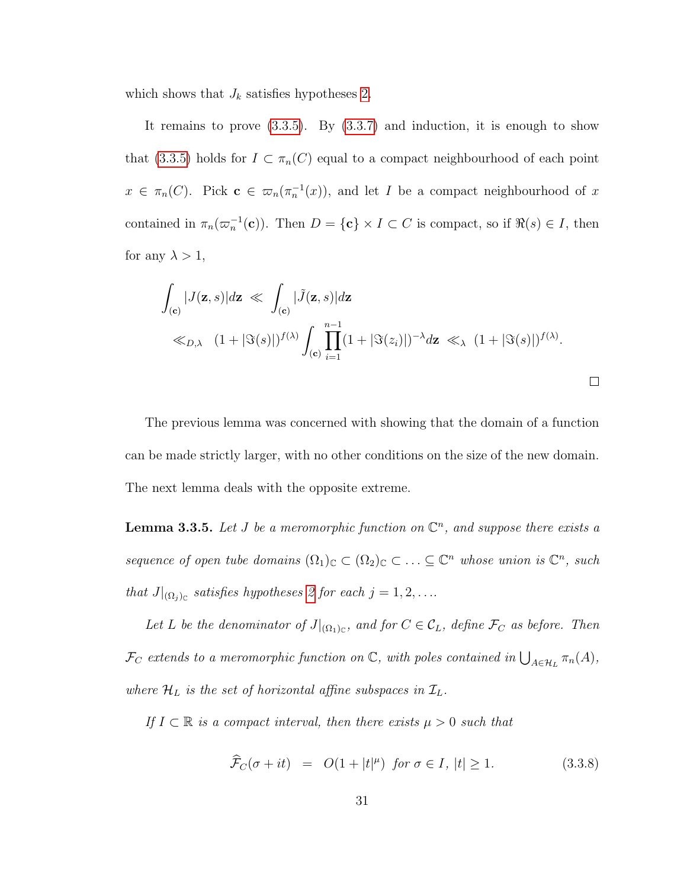which shows that $J_k$ satisfies hypotheses 2.

It remains to prove (3.3.5). By (3.3.7) and induction, it is enough to show that (3.3.5) holds for $I \subset \pi_n(C)$ equal to a compact neighbourhood of each point $x \in \pi_n(C)$. Pick $\mathbf{c} \in \varpi_n(\pi_n^{-1}(x))$, and let $I$ be a compact neighbourhood of $x$ contained in $\pi_n(\varpi_n^{-1}(\mathbf{c}))$. Then $D = \{\mathbf{c}\} \times I \subset C$ is compact, so if $\Re(s) \in I$, then for any $\lambda > 1$,

$$
\begin{aligned}
\int_{(\mathbf{c})} |J(\mathbf{z}, s)| d\mathbf{z} \;&\ll\; \int_{(\mathbf{c})} |\tilde{J}(\mathbf{z}, s)| d\mathbf{z} \\
&\ll_{D,\lambda} \;\; (1 + |\Im(s)|)^{f(\lambda)} \int_{(\mathbf{c})} \prod_{i=1}^{n-1} (1 + |\Im(z_i)|)^{-\lambda} d\mathbf{z} \;\ll_\lambda\; (1 + |\Im(s)|)^{f(\lambda)}.
\end{aligned}
$$

□

The previous lemma was concerned with showing that the domain of a function can be made strictly larger, with no other conditions on the size of the new domain. The next lemma deals with the opposite extreme.

**Lemma 3.3.5.** *Let $J$ be a meromorphic function on $\mathbb{C}^n$, and suppose there exists a sequence of open tube domains $(\Omega_1)_\mathbb{C} \subset (\Omega_2)_\mathbb{C} \subset \ldots \subseteq \mathbb{C}^n$ whose union is $\mathbb{C}^n$, such that $J|_{(\Omega_j)_\mathbb{C}}$ satisfies hypotheses 2 for each $j = 1, 2, \ldots$.*

*Let $L$ be the denominator of $J|_{(\Omega_1)_\mathbb{C}}$, and for $C \in \mathcal{C}_L$, define $\mathcal{F}_C$ as before. Then $\mathcal{F}_C$ extends to a meromorphic function on $\mathbb{C}$, with poles contained in $\bigcup_{A \in \mathcal{H}_L} \pi_n(A)$, where $\mathcal{H}_L$ is the set of horizontal affine subspaces in $\mathcal{I}_L$.*

*If $I \subset \mathbb{R}$ is a compact interval, then there exists $\mu > 0$ such that*

$$
\widehat{\mathcal{F}}_C(\sigma + it) \;\; = \;\; O(1 + |t|^\mu) \;\; \text{for } \sigma \in I, \; |t| \geq 1. \tag{3.3.8}
$$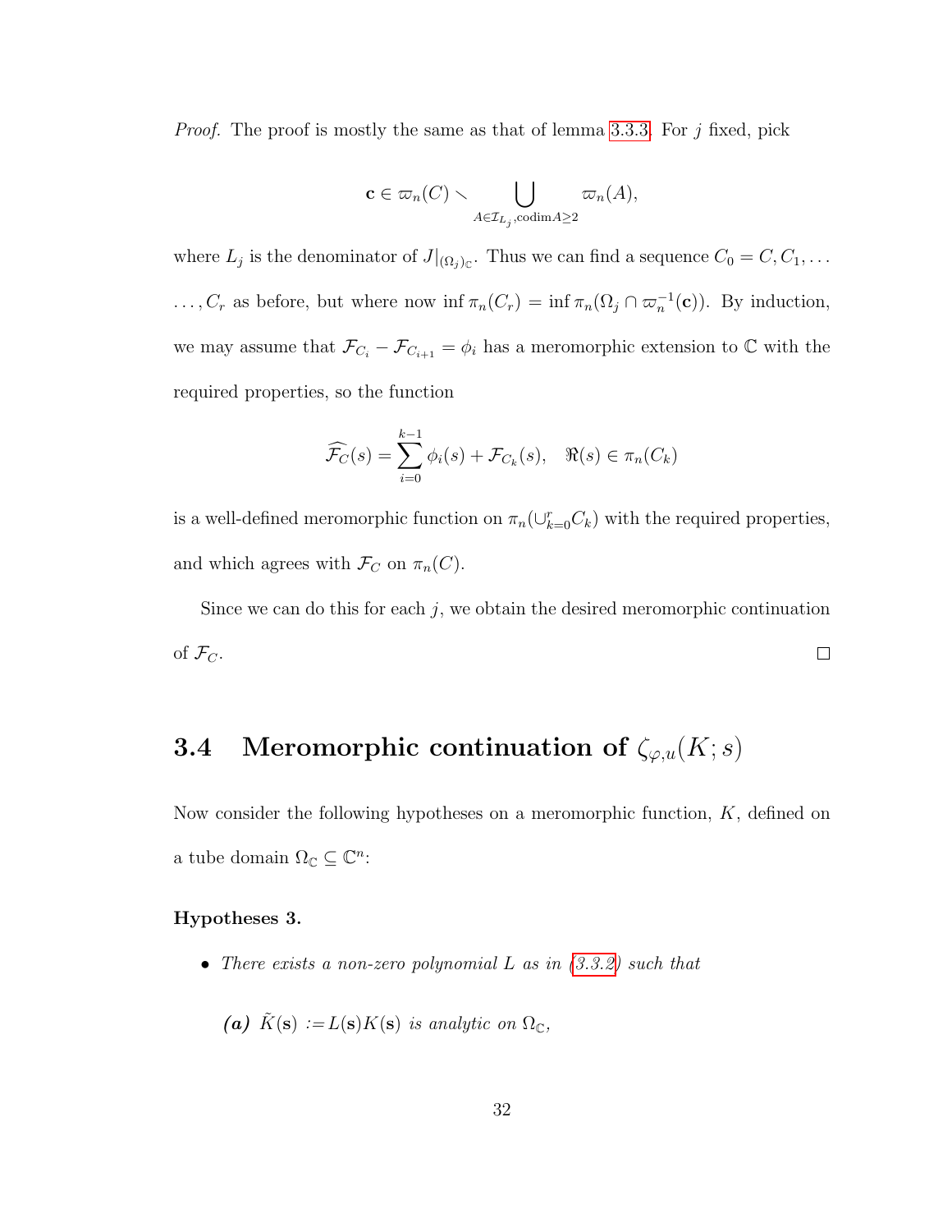*Proof.* The proof is mostly the same as that of lemma 3.3.3. For $j$ fixed, pick

$$\mathbf{c} \in \varpi_n(C) \smallsetminus \bigcup_{A \in \mathcal{I}_{L_j}, \operatorname{codim} A \geq 2} \varpi_n(A),$$

where $L_j$ is the denominator of $J|_{(\Omega_j)_{\mathbb{C}}}$. Thus we can find a sequence $C_0 = C, C_1, \ldots$ $\ldots, C_r$ as before, but where now $\inf \pi_n(C_r) = \inf \pi_n(\Omega_j \cap \varpi_n^{-1}(\mathbf{c}))$. By induction, we may assume that $\mathcal{F}_{C_i} - \mathcal{F}_{C_{i+1}} = \phi_i$ has a meromorphic extension to $\mathbb{C}$ with the required properties, so the function

$$\widehat{\mathcal{F}_C}(s) = \sum_{i=0}^{k-1} \phi_i(s) + \mathcal{F}_{C_k}(s), \quad \Re(s) \in \pi_n(C_k)$$

is a well-defined meromorphic function on $\pi_n(\cup_{k=0}^r C_k)$ with the required properties, and which agrees with $\mathcal{F}_C$ on $\pi_n(C)$.

Since we can do this for each $j$, we obtain the desired meromorphic continuation of $\mathcal{F}_C$. ∎

## 3.4 Meromorphic continuation of $\zeta_{\varphi,u}(K; s)$

Now consider the following hypotheses on a meromorphic function, $K$, defined on a tube domain $\Omega_{\mathbb{C}} \subseteq \mathbb{C}^n$:

**Hypotheses 3.**

- *There exists a non-zero polynomial $L$ as in (3.3.2) such that*

  ***(a)*** *$\tilde{K}(\mathbf{s}) := L(\mathbf{s})K(\mathbf{s})$ is analytic on $\Omega_{\mathbb{C}}$,*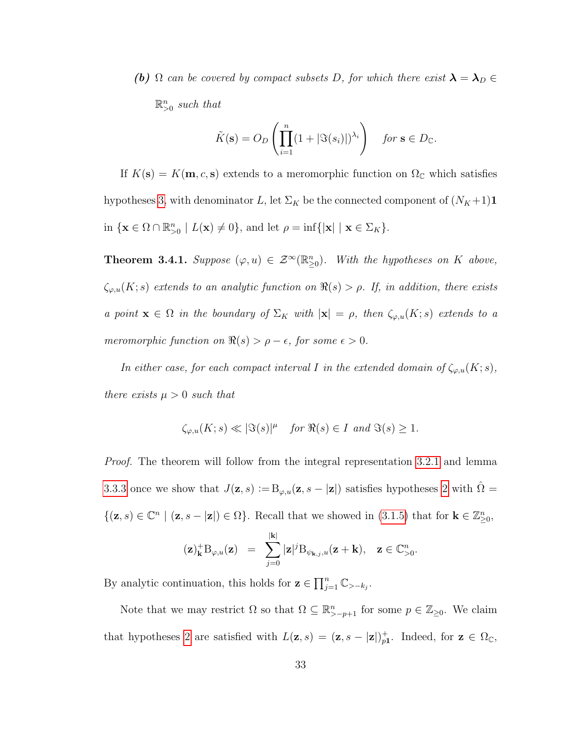***(b)*** *$\Omega$ can be covered by compact subsets $D$, for which there exist $\boldsymbol{\lambda} = \boldsymbol{\lambda}_D \in \mathbb{R}^n_{>0}$ such that*

$$\tilde{K}(\mathbf{s}) = O_D\left(\prod_{i=1}^{n}(1 + |\Im(s_i)|)^{\lambda_i}\right) \quad \textit{for } \mathbf{s} \in D_{\mathbb{C}}.$$

If $K(\mathbf{s}) = K(\mathbf{m}, c, \mathbf{s})$ extends to a meromorphic function on $\Omega_{\mathbb{C}}$ which satisfies hypotheses 3, with denominator $L$, let $\Sigma_K$ be the connected component of $(N_K+1)\mathbf{1}$ in $\{\mathbf{x} \in \Omega \cap \mathbb{R}^n_{>0} \mid L(\mathbf{x}) \neq 0\}$, and let $\rho = \inf\{|\mathbf{x}| \mid \mathbf{x} \in \Sigma_K\}$.

**Theorem 3.4.1.** *Suppose $(\varphi, u) \in \mathscr{Z}^{\infty}(\mathbb{R}^n_{\geq 0})$. With the hypotheses on $K$ above, $\zeta_{\varphi,u}(K; s)$ extends to an analytic function on $\Re(s) > \rho$. If, in addition, there exists a point $\mathbf{x} \in \Omega$ in the boundary of $\Sigma_K$ with $|\mathbf{x}| = \rho$, then $\zeta_{\varphi,u}(K; s)$ extends to a meromorphic function on $\Re(s) > \rho - \epsilon$, for some $\epsilon > 0$.*

*In either case, for each compact interval $I$ in the extended domain of $\zeta_{\varphi,u}(K; s)$, there exists $\mu > 0$ such that*

$$\zeta_{\varphi,u}(K; s) \ll |\Im(s)|^{\mu} \quad \textit{for } \Re(s) \in I \textit{ and } \Im(s) \geq 1.$$

*Proof.* The theorem will follow from the integral representation 3.2.1 and lemma 3.3.3 once we show that $J(\mathbf{z}, s) := \mathrm{B}_{\varphi,u}(\mathbf{z}, s - |\mathbf{z}|)$ satisfies hypotheses 2 with $\hat{\Omega} = \{(\mathbf{z}, s) \in \mathbb{C}^n \mid (\mathbf{z}, s - |\mathbf{z}|) \in \Omega\}$. Recall that we showed in (3.1.5) that for $\mathbf{k} \in \mathbb{Z}^n_{\geq 0}$,

$$(\mathbf{z})^{+}_{\mathbf{k}}\mathrm{B}_{\varphi,u}(\mathbf{z}) \;\;=\;\; \sum_{j=0}^{|\mathbf{k}|} |\mathbf{z}|^j \mathrm{B}_{\psi_{\mathbf{k},j},u}(\mathbf{z} + \mathbf{k}), \quad \mathbf{z} \in \mathbb{C}^n_{>0}.$$

By analytic continuation, this holds for $\mathbf{z} \in \prod_{j=1}^{n} \mathbb{C}_{>-k_j}$.

Note that we may restrict $\Omega$ so that $\Omega \subseteq \mathbb{R}^n_{>-p+1}$ for some $p \in \mathbb{Z}_{\geq 0}$. We claim that hypotheses 2 are satisfied with $L(\mathbf{z}, s) = (\mathbf{z}, s - |\mathbf{z}|)^{+}_{p\mathbf{1}}$. Indeed, for $\mathbf{z} \in \Omega_{\mathbb{C}}$,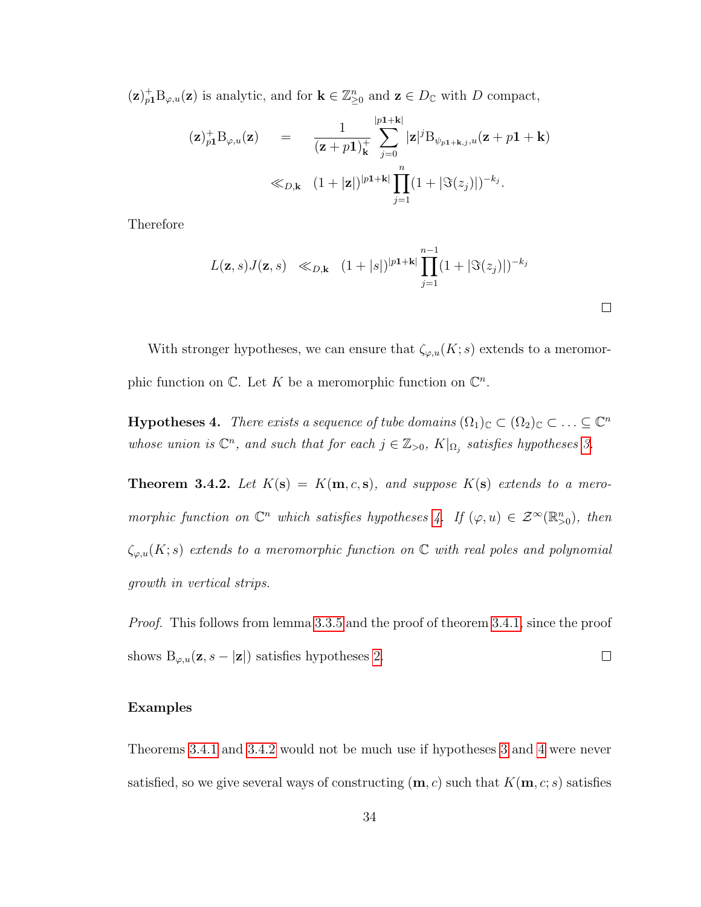$(\mathbf{z})^+_{p\mathbf{1}}\mathrm{B}_{\varphi,u}(\mathbf{z})$ is analytic, and for $\mathbf{k} \in \mathbb{Z}^n_{\geq 0}$ and $\mathbf{z} \in D_{\mathbb{C}}$ with $D$ compact,

$$
\begin{aligned}
(\mathbf{z})^+_{p\mathbf{1}}\mathrm{B}_{\varphi,u}(\mathbf{z}) \quad &= \quad \frac{1}{(\mathbf{z}+p\mathbf{1})^+_{\mathbf{k}}} \sum_{j=0}^{|p\mathbf{1}+\mathbf{k}|} |\mathbf{z}|^j \mathrm{B}_{\psi_{p\mathbf{1}+\mathbf{k},j},u}(\mathbf{z}+p\mathbf{1}+\mathbf{k}) \\
&\ll_{D,\mathbf{k}} \quad (1+|\mathbf{z}|)^{|p\mathbf{1}+\mathbf{k}|} \prod_{j=1}^{n} (1+|\Im(z_j)|)^{-k_j}.
\end{aligned}
$$

Therefore

$$
L(\mathbf{z},s)J(\mathbf{z},s) \quad \ll_{D,\mathbf{k}} \quad (1+|s|)^{|p\mathbf{1}+\mathbf{k}|} \prod_{j=1}^{n-1} (1+|\Im(z_j)|)^{-k_j}
$$

□

With stronger hypotheses, we can ensure that $\zeta_{\varphi,u}(K;s)$ extends to a meromorphic function on $\mathbb{C}$. Let $K$ be a meromorphic function on $\mathbb{C}^n$.

**Hypotheses 4.** *There exists a sequence of tube domains $(\Omega_1)_{\mathbb{C}} \subset (\Omega_2)_{\mathbb{C}} \subset \ldots \subseteq \mathbb{C}^n$ whose union is $\mathbb{C}^n$, and such that for each $j \in \mathbb{Z}_{>0}$, $K|_{\Omega_j}$ satisfies hypotheses 3.*

**Theorem 3.4.2.** *Let $K(\mathbf{s}) = K(\mathbf{m}, c, \mathbf{s})$, and suppose $K(\mathbf{s})$ extends to a meromorphic function on $\mathbb{C}^n$ which satisfies hypotheses 4. If $(\varphi, u) \in \mathcal{Z}^\infty(\mathbb{R}^n_{>0})$, then $\zeta_{\varphi,u}(K;s)$ extends to a meromorphic function on $\mathbb{C}$ with real poles and polynomial growth in vertical strips.*

*Proof.* This follows from lemma 3.3.5 and the proof of theorem 3.4.1, since the proof shows $\mathrm{B}_{\varphi,u}(\mathbf{z}, s-|\mathbf{z}|)$ satisfies hypotheses 2. □

#### Examples

Theorems 3.4.1 and 3.4.2 would not be much use if hypotheses 3 and 4 were never satisfied, so we give several ways of constructing $(\mathbf{m}, c)$ such that $K(\mathbf{m}, c; s)$ satisfies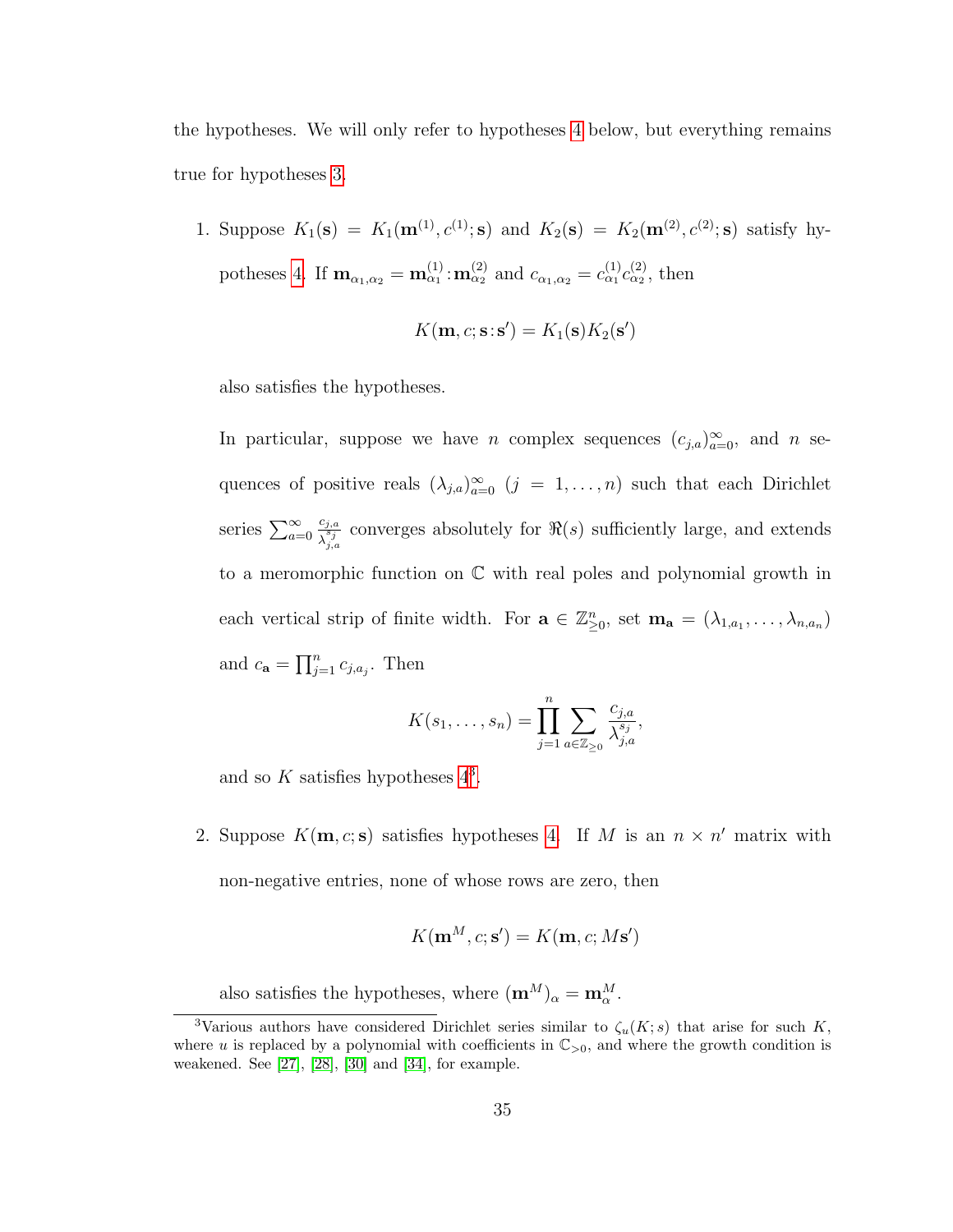the hypotheses. We will only refer to hypotheses 4 below, but everything remains true for hypotheses 3.

1. Suppose $K_1(\mathbf{s}) = K_1(\mathbf{m}^{(1)}, c^{(1)}; \mathbf{s})$ and $K_2(\mathbf{s}) = K_2(\mathbf{m}^{(2)}, c^{(2)}; \mathbf{s})$ satisfy hypotheses 4. If $\mathbf{m}_{\alpha_1,\alpha_2} = \mathbf{m}^{(1)}_{\alpha_1} : \mathbf{m}^{(2)}_{\alpha_2}$ and $c_{\alpha_1,\alpha_2} = c^{(1)}_{\alpha_1} c^{(2)}_{\alpha_2}$, then

   $$K(\mathbf{m}, c; \mathbf{s} : \mathbf{s}') = K_1(\mathbf{s}) K_2(\mathbf{s}')$$

   also satisfies the hypotheses.

   In particular, suppose we have $n$ complex sequences $(c_{j,a})_{a=0}^{\infty}$, and $n$ sequences of positive reals $(\lambda_{j,a})_{a=0}^{\infty}$ $(j = 1, \ldots, n)$ such that each Dirichlet series $\sum_{a=0}^{\infty} \frac{c_{j,a}}{\lambda_{j,a}^{s_j}}$ converges absolutely for $\Re(s)$ sufficiently large, and extends to a meromorphic function on $\mathbb{C}$ with real poles and polynomial growth in each vertical strip of finite width. For $\mathbf{a} \in \mathbb{Z}_{\geq 0}^n$, set $\mathbf{m}_{\mathbf{a}} = (\lambda_{1,a_1}, \ldots, \lambda_{n,a_n})$ and $c_{\mathbf{a}} = \prod_{j=1}^{n} c_{j,a_j}$. Then

   $$K(s_1, \ldots, s_n) = \prod_{j=1}^{n} \sum_{a \in \mathbb{Z}_{\geq 0}} \frac{c_{j,a}}{\lambda_{j,a}^{s_j}},$$

   and so $K$ satisfies hypotheses 4[3].

2. Suppose $K(\mathbf{m}, c; \mathbf{s})$ satisfies hypotheses 4. If $M$ is an $n \times n'$ matrix with non-negative entries, none of whose rows are zero, then

   $$K(\mathbf{m}^M, c; \mathbf{s}') = K(\mathbf{m}, c; M\mathbf{s}')$$

   also satisfies the hypotheses, where $(\mathbf{m}^M)_\alpha = \mathbf{m}_\alpha^M$.

[3] Various authors have considered Dirichlet series similar to $\zeta_u(K; s)$ that arise for such $K$, where $u$ is replaced by a polynomial with coefficients in $\mathbb{C}_{>0}$, and where the growth condition is weakened. See [27], [28], [30] and [34], for example.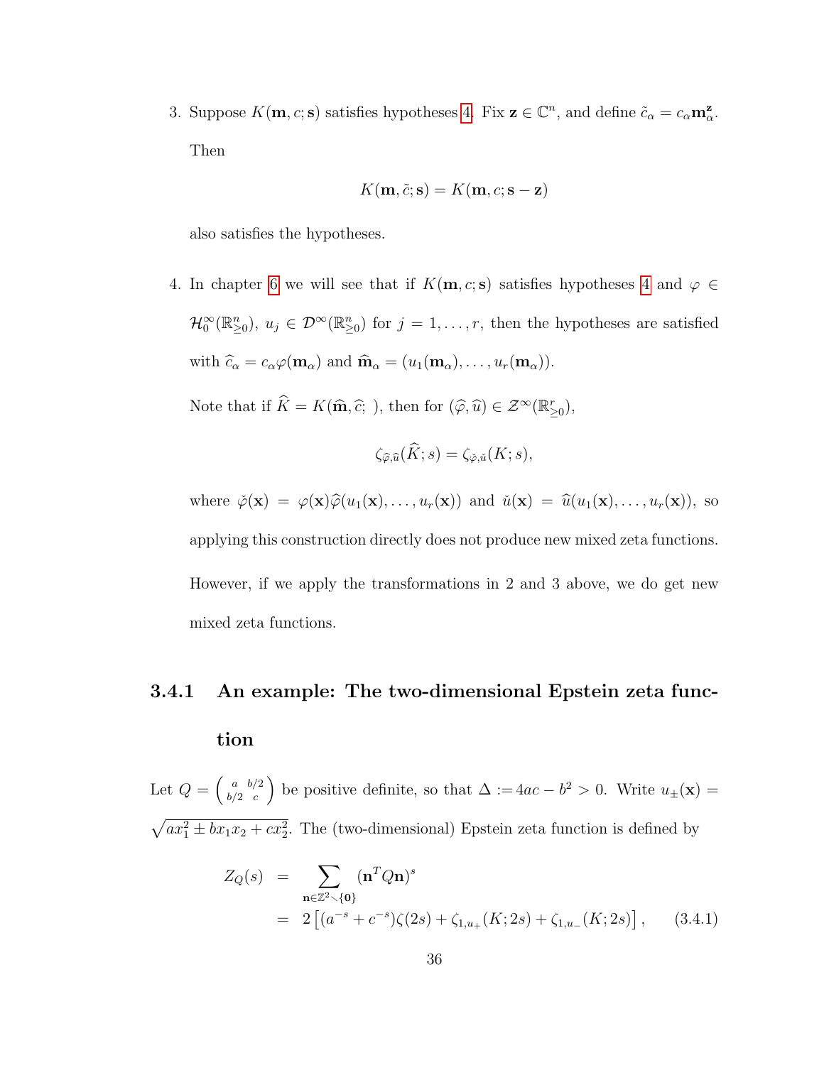3. Suppose $K(\mathbf{m}, c; \mathbf{s})$ satisfies hypotheses 4. Fix $\mathbf{z} \in \mathbb{C}^n$, and define $\tilde{c}_\alpha = c_\alpha \mathbf{m}_\alpha^{\mathbf{z}}$. Then

$$K(\mathbf{m}, \tilde{c}; \mathbf{s}) = K(\mathbf{m}, c; \mathbf{s} - \mathbf{z})$$

also satisfies the hypotheses.

4. In chapter 6 we will see that if $K(\mathbf{m}, c; \mathbf{s})$ satisfies hypotheses 4 and $\varphi \in \mathcal{H}_0^\infty(\mathbb{R}^n_{\geq 0})$, $u_j \in \mathcal{D}^\infty(\mathbb{R}^n_{\geq 0})$ for $j = 1, \ldots, r$, then the hypotheses are satisfied with $\widehat{c}_\alpha = c_\alpha \varphi(\mathbf{m}_\alpha)$ and $\widehat{\mathbf{m}}_\alpha = (u_1(\mathbf{m}_\alpha), \ldots, u_r(\mathbf{m}_\alpha))$.

   Note that if $\widehat{K} = K(\widehat{\mathbf{m}}, \widehat{c};\ )$, then for $(\widehat{\varphi}, \widehat{u}) \in \mathcal{Z}^\infty(\mathbb{R}^r_{\geq 0})$,

$$\zeta_{\widehat{\varphi}, \widehat{u}}(\widehat{K}; s) = \zeta_{\check{\varphi}, \check{u}}(K; s),$$

   where $\check{\varphi}(\mathbf{x}) = \varphi(\mathbf{x})\widehat{\varphi}(u_1(\mathbf{x}), \ldots, u_r(\mathbf{x}))$ and $\check{u}(\mathbf{x}) = \widehat{u}(u_1(\mathbf{x}), \ldots, u_r(\mathbf{x}))$, so applying this construction directly does not produce new mixed zeta functions. However, if we apply the transformations in 2 and 3 above, we do get new mixed zeta functions.

### 3.4.1 An example: The two-dimensional Epstein zeta function

Let $Q = \begin{pmatrix} a & b/2 \\ b/2 & c \end{pmatrix}$ be positive definite, so that $\Delta := 4ac - b^2 > 0$. Write $u_\pm(\mathbf{x}) = \sqrt{ax_1^2 \pm bx_1x_2 + cx_2^2}$. The (two-dimensional) Epstein zeta function is defined by

$$\begin{aligned} Z_Q(s) &= \sum_{\mathbf{n} \in \mathbb{Z}^2 \smallsetminus \{\mathbf{0}\}} (\mathbf{n}^T Q \mathbf{n})^s \\ &= 2\left[(a^{-s} + c^{-s})\zeta(2s) + \zeta_{1,u_+}(K; 2s) + \zeta_{1,u_-}(K; 2s)\right], \end{aligned} \tag{3.4.1}$$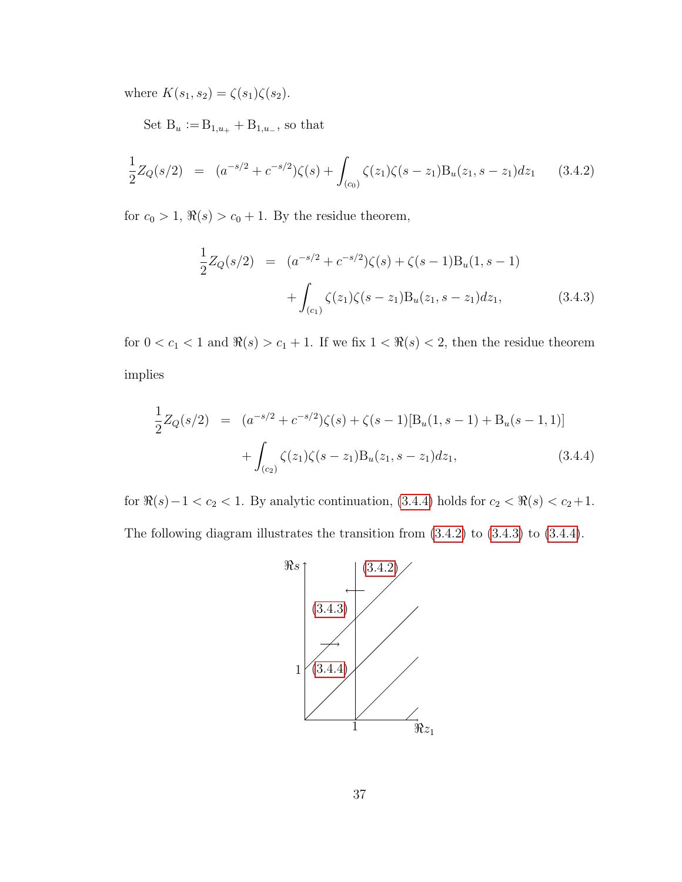where $K(s_1, s_2) = \zeta(s_1)\zeta(s_2)$.

Set $\mathrm{B}_u := \mathrm{B}_{1,u_+} + \mathrm{B}_{1,u_-}$, so that

$$\frac{1}{2}Z_Q(s/2) \;=\; (a^{-s/2} + c^{-s/2})\zeta(s) + \int_{(c_0)} \zeta(z_1)\zeta(s - z_1)\mathrm{B}_u(z_1, s - z_1)dz_1 \tag{3.4.2}$$

for $c_0 > 1$, $\Re(s) > c_0 + 1$. By the residue theorem,

$$\begin{aligned}\frac{1}{2}Z_Q(s/2) \;&=\; (a^{-s/2} + c^{-s/2})\zeta(s) + \zeta(s-1)\mathrm{B}_u(1, s-1) \\ &\quad + \int_{(c_1)} \zeta(z_1)\zeta(s - z_1)\mathrm{B}_u(z_1, s - z_1)dz_1,\end{aligned} \tag{3.4.3}$$

for $0 < c_1 < 1$ and $\Re(s) > c_1 + 1$. If we fix $1 < \Re(s) < 2$, then the residue theorem implies

$$\begin{aligned}\frac{1}{2}Z_Q(s/2) \;&=\; (a^{-s/2} + c^{-s/2})\zeta(s) + \zeta(s-1)[\mathrm{B}_u(1, s-1) + \mathrm{B}_u(s-1, 1)] \\ &\quad + \int_{(c_2)} \zeta(z_1)\zeta(s - z_1)\mathrm{B}_u(z_1, s - z_1)dz_1,\end{aligned} \tag{3.4.4}$$

for $\Re(s) - 1 < c_2 < 1$. By analytic continuation, (3.4.4) holds for $c_2 < \Re(s) < c_2 + 1$. The following diagram illustrates the transition from (3.4.2) to (3.4.3) to (3.4.4).

(Diagram: axes $\Re s$ (vertical) and $\Re z_1$ (horizontal), with marks at 1 on each axis; regions labeled (3.4.2), (3.4.3), (3.4.4), with arrows indicating the transitions.)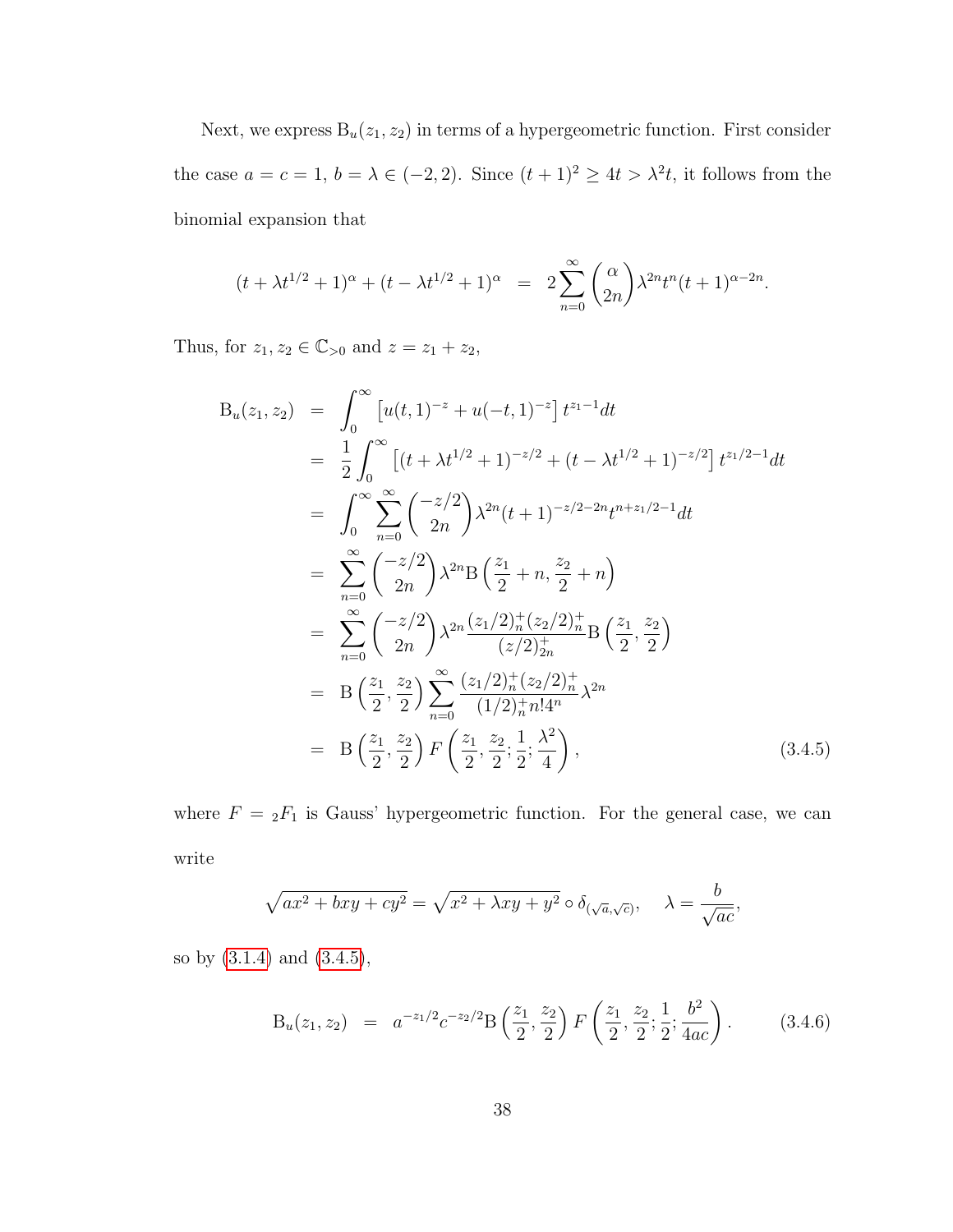Next, we express $\mathrm{B}_u(z_1, z_2)$ in terms of a hypergeometric function. First consider the case $a = c = 1$, $b = \lambda \in (-2, 2)$. Since $(t+1)^2 \geq 4t > \lambda^2 t$, it follows from the binomial expansion that

$$(t + \lambda t^{1/2} + 1)^\alpha + (t - \lambda t^{1/2} + 1)^\alpha \;\; = \;\; 2 \sum_{n=0}^{\infty} \binom{\alpha}{2n} \lambda^{2n} t^n (t+1)^{\alpha - 2n}.$$

Thus, for $z_1, z_2 \in \mathbb{C}_{>0}$ and $z = z_1 + z_2$,

$$\begin{aligned}
\mathrm{B}_u(z_1, z_2) &= \int_0^\infty \left[ u(t,1)^{-z} + u(-t,1)^{-z} \right] t^{z_1 - 1} dt \\
&= \frac{1}{2} \int_0^\infty \left[ (t + \lambda t^{1/2} + 1)^{-z/2} + (t - \lambda t^{1/2} + 1)^{-z/2} \right] t^{z_1/2 - 1} dt \\
&= \int_0^\infty \sum_{n=0}^{\infty} \binom{-z/2}{2n} \lambda^{2n} (t+1)^{-z/2 - 2n} t^{n + z_1/2 - 1} dt \\
&= \sum_{n=0}^{\infty} \binom{-z/2}{2n} \lambda^{2n} \mathrm{B}\left( \frac{z_1}{2} + n, \frac{z_2}{2} + n \right) \\
&= \sum_{n=0}^{\infty} \binom{-z/2}{2n} \lambda^{2n} \frac{(z_1/2)_n^+ (z_2/2)_n^+}{(z/2)_{2n}^+} \mathrm{B}\left( \frac{z_1}{2}, \frac{z_2}{2} \right) \\
&= \mathrm{B}\left( \frac{z_1}{2}, \frac{z_2}{2} \right) \sum_{n=0}^{\infty} \frac{(z_1/2)_n^+ (z_2/2)_n^+}{(1/2)_n^+ n! 4^n} \lambda^{2n} \\
&= \mathrm{B}\left( \frac{z_1}{2}, \frac{z_2}{2} \right) F\left( \frac{z_1}{2}, \frac{z_2}{2}; \frac{1}{2}; \frac{\lambda^2}{4} \right),
\end{aligned} \tag{3.4.5}$$

where $F = {}_2F_1$ is Gauss' hypergeometric function. For the general case, we can write

$$\sqrt{ax^2 + bxy + cy^2} = \sqrt{x^2 + \lambda xy + y^2} \circ \delta_{(\sqrt{a}, \sqrt{c})}, \quad \lambda = \frac{b}{\sqrt{ac}},$$

so by (3.1.4) and (3.4.5),

$$\mathrm{B}_u(z_1, z_2) \;\; = \;\; a^{-z_1/2} c^{-z_2/2} \mathrm{B}\left( \frac{z_1}{2}, \frac{z_2}{2} \right) F\left( \frac{z_1}{2}, \frac{z_2}{2}; \frac{1}{2}; \frac{b^2}{4ac} \right). \tag{3.4.6}$$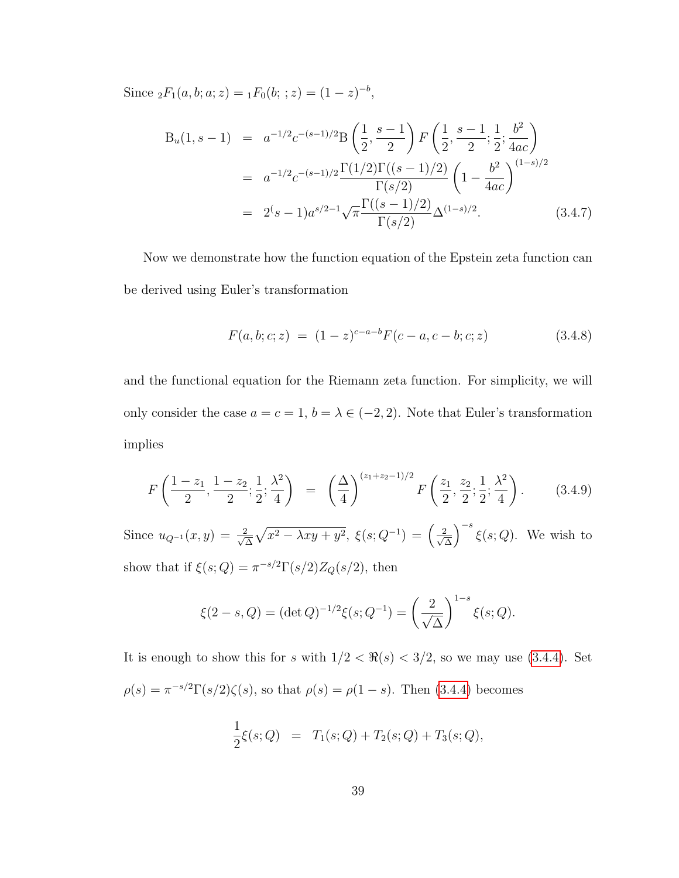Since ${}_2F_1(a, b; a; z) = {}_1F_0(b; ; z) = (1-z)^{-b}$,

$$
\begin{aligned}
\mathrm{B}_u(1, s-1) &= a^{-1/2} c^{-(s-1)/2} \mathrm{B}\left(\frac{1}{2}, \frac{s-1}{2}\right) F\left(\frac{1}{2}, \frac{s-1}{2}; \frac{1}{2}; \frac{b^2}{4ac}\right) \\
&= a^{-1/2} c^{-(s-1)/2} \frac{\Gamma(1/2)\Gamma((s-1)/2)}{\Gamma(s/2)} \left(1 - \frac{b^2}{4ac}\right)^{(1-s)/2} \\
&= 2^(s-1) a^{s/2-1} \sqrt{\pi} \frac{\Gamma((s-1)/2)}{\Gamma(s/2)} \Delta^{(1-s)/2}. \qquad (3.4.7)
\end{aligned}
$$

Now we demonstrate how the function equation of the Epstein zeta function can be derived using Euler's transformation

$$
F(a, b; c; z) \;=\; (1-z)^{c-a-b} F(c-a, c-b; c; z) \qquad (3.4.8)
$$

and the functional equation for the Riemann zeta function. For simplicity, we will only consider the case $a = c = 1$, $b = \lambda \in (-2, 2)$. Note that Euler's transformation implies

$$
F\left(\frac{1-z_1}{2}, \frac{1-z_2}{2}; \frac{1}{2}; \frac{\lambda^2}{4}\right) \;=\; \left(\frac{\Delta}{4}\right)^{(z_1+z_2-1)/2} F\left(\frac{z_1}{2}, \frac{z_2}{2}; \frac{1}{2}; \frac{\lambda^2}{4}\right). \qquad (3.4.9)
$$

Since $u_{Q^{-1}}(x, y) = \frac{2}{\sqrt{\Delta}}\sqrt{x^2 - \lambda xy + y^2}$, $\xi(s; Q^{-1}) = \left(\frac{2}{\sqrt{\Delta}}\right)^{-s} \xi(s; Q)$. We wish to show that if $\xi(s; Q) = \pi^{-s/2}\Gamma(s/2) Z_Q(s/2)$, then

$$
\xi(2-s, Q) = (\det Q)^{-1/2} \xi(s; Q^{-1}) = \left(\frac{2}{\sqrt{\Delta}}\right)^{1-s} \xi(s; Q).
$$

It is enough to show this for $s$ with $1/2 < \Re(s) < 3/2$, so we may use (3.4.4). Set $\rho(s) = \pi^{-s/2}\Gamma(s/2)\zeta(s)$, so that $\rho(s) = \rho(1-s)$. Then (3.4.4) becomes

$$
\frac{1}{2}\xi(s; Q) \;=\; T_1(s; Q) + T_2(s; Q) + T_3(s; Q),
$$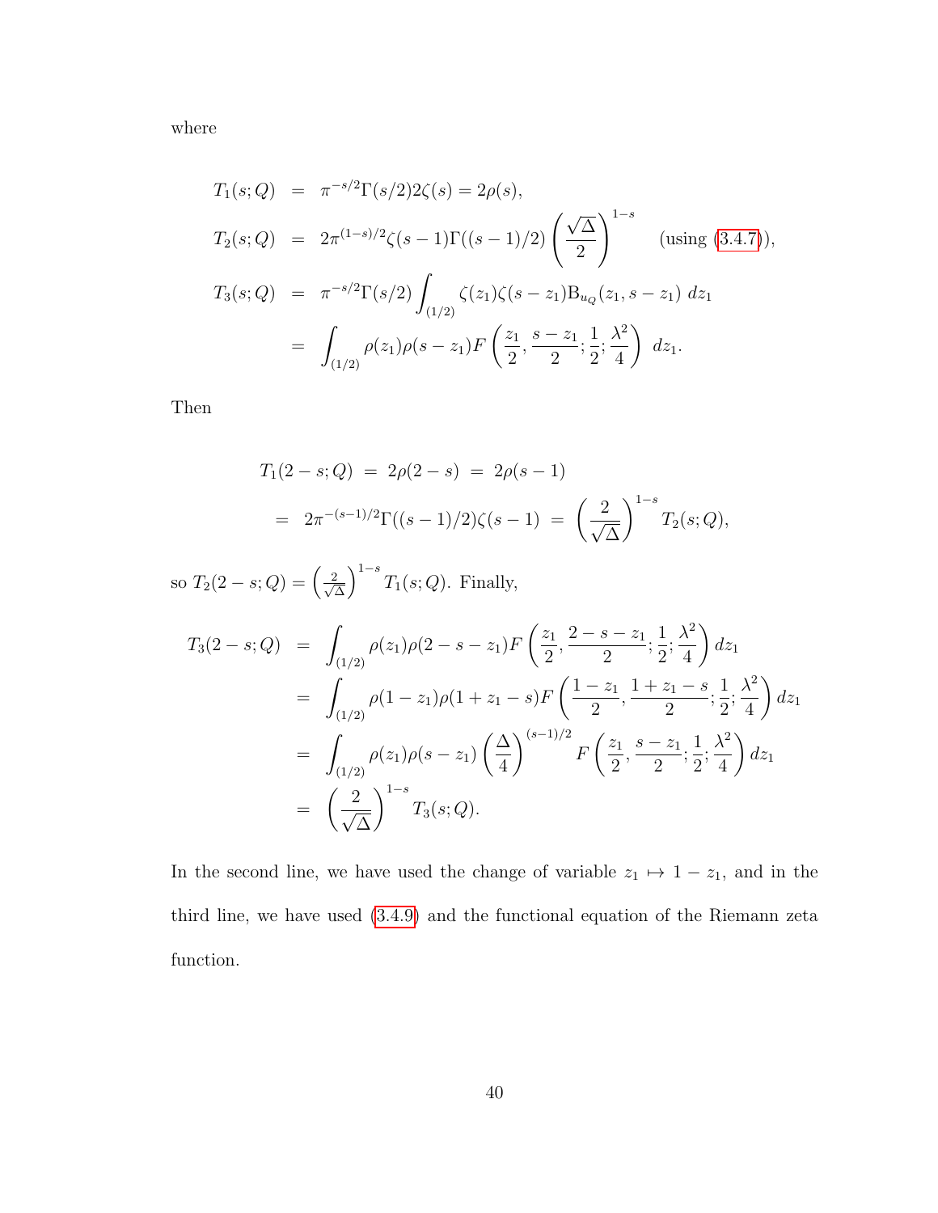where

$$
\begin{aligned}
T_1(s;Q) &= \pi^{-s/2}\Gamma(s/2)2\zeta(s) = 2\rho(s), \\
T_2(s;Q) &= 2\pi^{(1-s)/2}\zeta(s-1)\Gamma((s-1)/2)\left(\frac{\sqrt{\Delta}}{2}\right)^{1-s} \quad \text{(using (3.4.7))}, \\
T_3(s;Q) &= \pi^{-s/2}\Gamma(s/2)\int_{(1/2)} \zeta(z_1)\zeta(s-z_1)\mathrm{B}_{u_Q}(z_1, s-z_1)\; dz_1 \\
&= \int_{(1/2)} \rho(z_1)\rho(s-z_1)F\left(\frac{z_1}{2}, \frac{s-z_1}{2}; \frac{1}{2}; \frac{\lambda^2}{4}\right)\; dz_1.
\end{aligned}
$$

Then

$$
\begin{aligned}
T_1(2-s;Q) &= 2\rho(2-s) \;=\; 2\rho(s-1) \\
&= 2\pi^{-(s-1)/2}\Gamma((s-1)/2)\zeta(s-1) \;=\; \left(\frac{2}{\sqrt{\Delta}}\right)^{1-s} T_2(s;Q),
\end{aligned}
$$

so $T_2(2-s;Q) = \left(\frac{2}{\sqrt{\Delta}}\right)^{1-s} T_1(s;Q)$. Finally,

$$
\begin{aligned}
T_3(2-s;Q) &= \int_{(1/2)} \rho(z_1)\rho(2-s-z_1)F\left(\frac{z_1}{2}, \frac{2-s-z_1}{2}; \frac{1}{2}; \frac{\lambda^2}{4}\right) dz_1 \\
&= \int_{(1/2)} \rho(1-z_1)\rho(1+z_1-s)F\left(\frac{1-z_1}{2}, \frac{1+z_1-s}{2}; \frac{1}{2}; \frac{\lambda^2}{4}\right) dz_1 \\
&= \int_{(1/2)} \rho(z_1)\rho(s-z_1)\left(\frac{\Delta}{4}\right)^{(s-1)/2} F\left(\frac{z_1}{2}, \frac{s-z_1}{2}; \frac{1}{2}; \frac{\lambda^2}{4}\right) dz_1 \\
&= \left(\frac{2}{\sqrt{\Delta}}\right)^{1-s} T_3(s;Q).
\end{aligned}
$$

In the second line, we have used the change of variable $z_1 \mapsto 1 - z_1$, and in the third line, we have used (3.4.9) and the functional equation of the Riemann zeta function.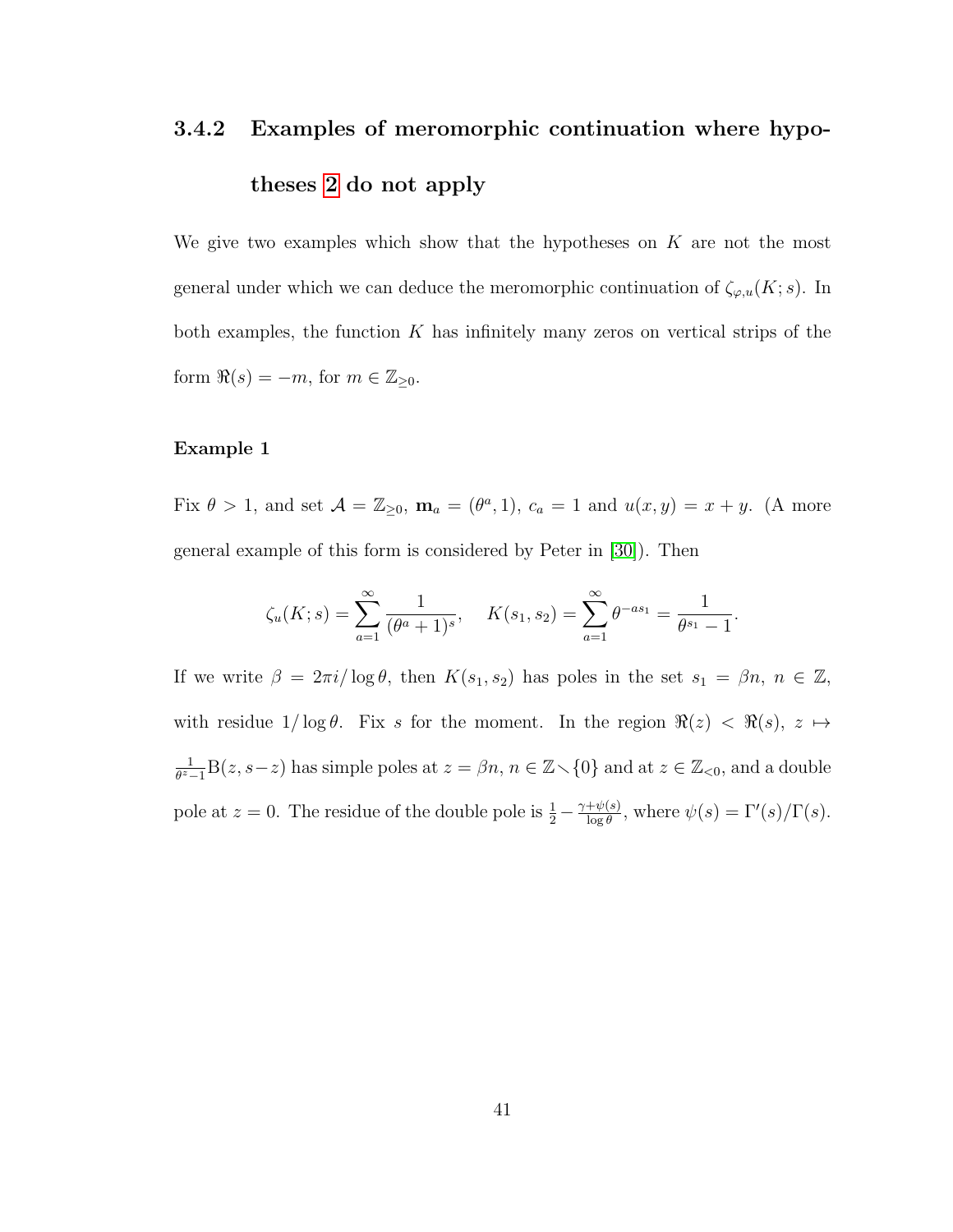### 3.4.2 Examples of meromorphic continuation where hypotheses 2 do not apply

We give two examples which show that the hypotheses on $K$ are not the most general under which we can deduce the meromorphic continuation of $\zeta_{\varphi,u}(K;s)$. In both examples, the function $K$ has infinitely many zeros on vertical strips of the form $\Re(s) = -m$, for $m \in \mathbb{Z}_{\geq 0}$.

#### Example 1

Fix $\theta > 1$, and set $\mathcal{A} = \mathbb{Z}_{\geq 0}$, $\mathbf{m}_a = (\theta^a, 1)$, $c_a = 1$ and $u(x,y) = x + y$. (A more general example of this form is considered by Peter in [30]). Then

$$\zeta_u(K;s) = \sum_{a=1}^{\infty} \frac{1}{(\theta^a + 1)^s}, \quad K(s_1, s_2) = \sum_{a=1}^{\infty} \theta^{-as_1} = \frac{1}{\theta^{s_1} - 1}.$$

If we write $\beta = 2\pi i / \log\theta$, then $K(s_1, s_2)$ has poles in the set $s_1 = \beta n$, $n \in \mathbb{Z}$, with residue $1/\log\theta$. Fix $s$ for the moment. In the region $\Re(z) < \Re(s)$, $z \mapsto \frac{1}{\theta^z - 1}\mathrm{B}(z, s-z)$ has simple poles at $z = \beta n$, $n \in \mathbb{Z} \smallsetminus \{0\}$ and at $z \in \mathbb{Z}_{<0}$, and a double pole at $z = 0$. The residue of the double pole is $\frac{1}{2} - \frac{\gamma + \psi(s)}{\log\theta}$, where $\psi(s) = \Gamma'(s)/\Gamma(s)$.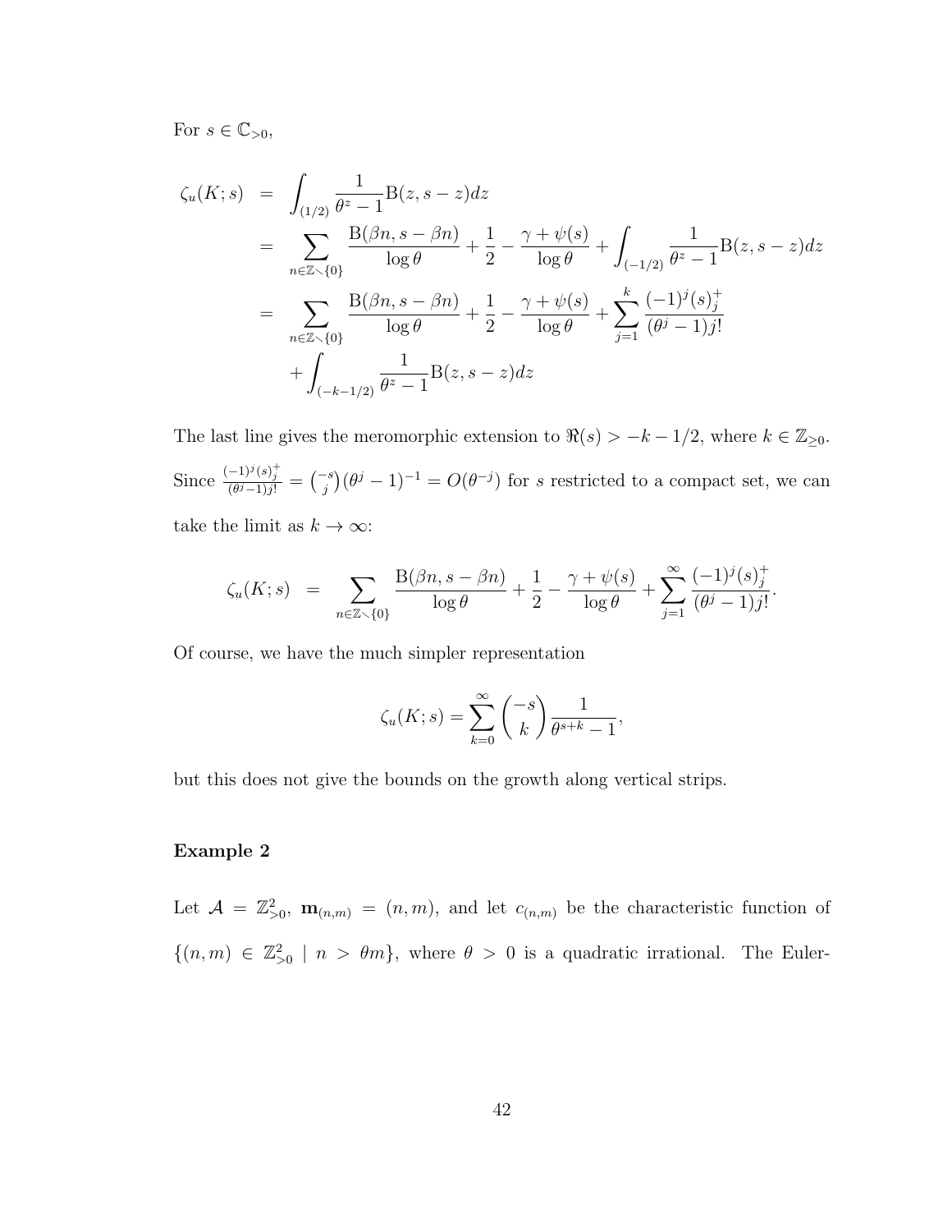For $s \in \mathbb{C}_{>0}$,

$$
\begin{aligned}
\zeta_u(K;s) &= \int_{(1/2)} \frac{1}{\theta^z - 1} \mathrm{B}(z, s-z) dz \\
&= \sum_{n \in \mathbb{Z} \setminus \{0\}} \frac{\mathrm{B}(\beta n, s - \beta n)}{\log \theta} + \frac{1}{2} - \frac{\gamma + \psi(s)}{\log \theta} + \int_{(-1/2)} \frac{1}{\theta^z - 1} \mathrm{B}(z, s-z) dz \\
&= \sum_{n \in \mathbb{Z} \setminus \{0\}} \frac{\mathrm{B}(\beta n, s - \beta n)}{\log \theta} + \frac{1}{2} - \frac{\gamma + \psi(s)}{\log \theta} + \sum_{j=1}^{k} \frac{(-1)^j (s)_j^+}{(\theta^j - 1) j!} \\
&\quad + \int_{(-k-1/2)} \frac{1}{\theta^z - 1} \mathrm{B}(z, s-z) dz
\end{aligned}
$$

The last line gives the meromorphic extension to $\Re(s) > -k - 1/2$, where $k \in \mathbb{Z}_{\geq 0}$. Since $\frac{(-1)^j (s)_j^+}{(\theta^j - 1) j!} = \binom{-s}{j} (\theta^j - 1)^{-1} = O(\theta^{-j})$ for $s$ restricted to a compact set, we can take the limit as $k \to \infty$:

$$
\zeta_u(K;s) = \sum_{n \in \mathbb{Z} \setminus \{0\}} \frac{\mathrm{B}(\beta n, s - \beta n)}{\log \theta} + \frac{1}{2} - \frac{\gamma + \psi(s)}{\log \theta} + \sum_{j=1}^{\infty} \frac{(-1)^j (s)_j^+}{(\theta^j - 1) j!}.
$$

Of course, we have the much simpler representation

$$
\zeta_u(K;s) = \sum_{k=0}^{\infty} \binom{-s}{k} \frac{1}{\theta^{s+k} - 1},
$$

but this does not give the bounds on the growth along vertical strips.

**Example 2**

Let $\mathcal{A} = \mathbb{Z}_{>0}^2$, $\mathbf{m}_{(n,m)} = (n, m)$, and let $c_{(n,m)}$ be the characteristic function of $\{(n,m) \in \mathbb{Z}_{>0}^2 \mid n > \theta m\}$, where $\theta > 0$ is a quadratic irrational. The Euler-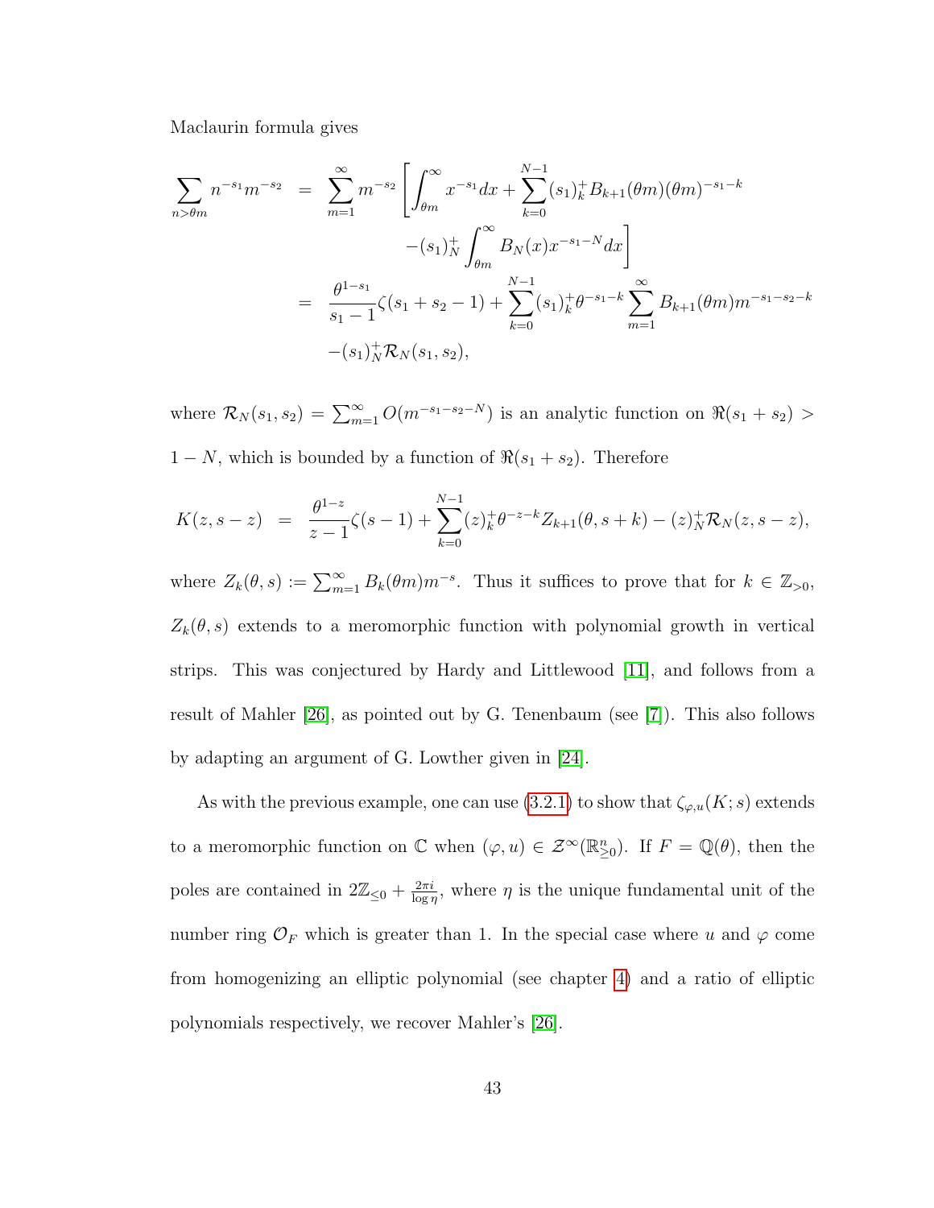Maclaurin formula gives

$$
\begin{aligned}
\sum_{n>\theta m} n^{-s_1} m^{-s_2} &= \sum_{m=1}^{\infty} m^{-s_2} \left[ \int_{\theta m}^{\infty} x^{-s_1} dx + \sum_{k=0}^{N-1} (s_1)_k^+ B_{k+1}(\theta m)(\theta m)^{-s_1-k} \right. \\
&\qquad \left. -(s_1)_N^+ \int_{\theta m}^{\infty} B_N(x) x^{-s_1-N} dx \right] \\
&= \frac{\theta^{1-s_1}}{s_1-1} \zeta(s_1+s_2-1) + \sum_{k=0}^{N-1} (s_1)_k^+ \theta^{-s_1-k} \sum_{m=1}^{\infty} B_{k+1}(\theta m) m^{-s_1-s_2-k} \\
&\qquad -(s_1)_N^+ \mathcal{R}_N(s_1,s_2),
\end{aligned}
$$

where $\mathcal{R}_N(s_1,s_2) = \sum_{m=1}^{\infty} O(m^{-s_1-s_2-N})$ is an analytic function on $\Re(s_1+s_2) > 1-N$, which is bounded by a function of $\Re(s_1+s_2)$. Therefore

$$
K(z, s-z) = \frac{\theta^{1-z}}{z-1} \zeta(s-1) + \sum_{k=0}^{N-1} (z)_k^+ \theta^{-z-k} Z_{k+1}(\theta, s+k) - (z)_N^+ \mathcal{R}_N(z, s-z),
$$

where $Z_k(\theta, s) := \sum_{m=1}^{\infty} B_k(\theta m) m^{-s}$. Thus it suffices to prove that for $k \in \mathbb{Z}_{>0}$, $Z_k(\theta, s)$ extends to a meromorphic function with polynomial growth in vertical strips. This was conjectured by Hardy and Littlewood [11], and follows from a result of Mahler [26], as pointed out by G. Tenenbaum (see [7]). This also follows by adapting an argument of G. Lowther given in [24].

As with the previous example, one can use (3.2.1) to show that $\zeta_{\varphi,u}(K;s)$ extends to a meromorphic function on $\mathbb{C}$ when $(\varphi, u) \in \mathcal{Z}^{\infty}(\mathbb{R}^n_{\geq 0})$. If $F = \mathbb{Q}(\theta)$, then the poles are contained in $2\mathbb{Z}_{\leq 0} + \frac{2\pi i}{\log \eta}$, where $\eta$ is the unique fundamental unit of the number ring $\mathcal{O}_F$ which is greater than 1. In the special case where $u$ and $\varphi$ come from homogenizing an elliptic polynomial (see chapter 4) and a ratio of elliptic polynomials respectively, we recover Mahler's [26].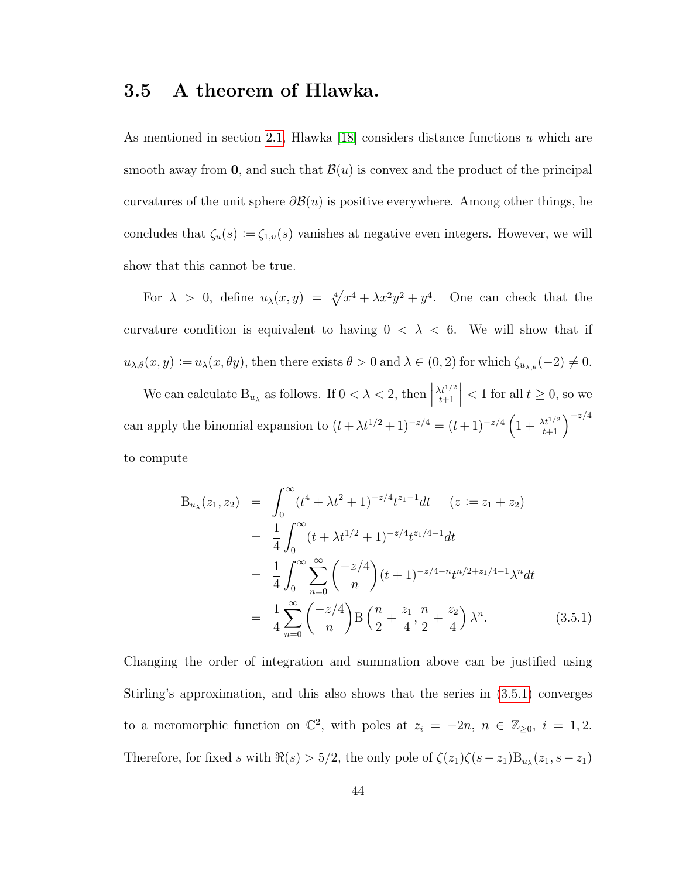## 3.5 A theorem of Hlawka.

As mentioned in section 2.1, Hlawka [18] considers distance functions $u$ which are smooth away from $\mathbf{0}$, and such that $\mathcal{B}(u)$ is convex and the product of the principal curvatures of the unit sphere $\partial\mathcal{B}(u)$ is positive everywhere. Among other things, he concludes that $\zeta_u(s) := \zeta_{1,u}(s)$ vanishes at negative even integers. However, we will show that this cannot be true.

For $\lambda > 0$, define $u_\lambda(x, y) = \sqrt[4]{x^4 + \lambda x^2 y^2 + y^4}$. One can check that the curvature condition is equivalent to having $0 < \lambda < 6$. We will show that if $u_{\lambda,\theta}(x, y) := u_\lambda(x, \theta y)$, then there exists $\theta > 0$ and $\lambda \in (0, 2)$ for which $\zeta_{u_{\lambda,\theta}}(-2) \neq 0$.

We can calculate $\mathrm{B}_{u_\lambda}$ as follows. If $0 < \lambda < 2$, then $\left|\frac{\lambda t^{1/2}}{t+1}\right| < 1$ for all $t \geq 0$, so we can apply the binomial expansion to $(t + \lambda t^{1/2} + 1)^{-z/4} = (t+1)^{-z/4}\left(1 + \frac{\lambda t^{1/2}}{t+1}\right)^{-z/4}$ to compute

$$
\begin{aligned}
\mathrm{B}_{u_\lambda}(z_1, z_2) &= \int_0^\infty (t^4 + \lambda t^2 + 1)^{-z/4} t^{z_1 - 1} dt \qquad (z := z_1 + z_2) \\
&= \frac{1}{4}\int_0^\infty (t + \lambda t^{1/2} + 1)^{-z/4} t^{z_1/4 - 1} dt \\
&= \frac{1}{4}\int_0^\infty \sum_{n=0}^\infty \binom{-z/4}{n} (t+1)^{-z/4 - n} t^{n/2 + z_1/4 - 1} \lambda^n dt \\
&= \frac{1}{4}\sum_{n=0}^\infty \binom{-z/4}{n} \mathrm{B}\left(\frac{n}{2} + \frac{z_1}{4}, \frac{n}{2} + \frac{z_2}{4}\right) \lambda^n. \qquad (3.5.1)
\end{aligned}
$$

Changing the order of integration and summation above can be justified using Stirling's approximation, and this also shows that the series in (3.5.1) converges to a meromorphic function on $\mathbb{C}^2$, with poles at $z_i = -2n$, $n \in \mathbb{Z}_{\geq 0}$, $i = 1, 2$. Therefore, for fixed $s$ with $\Re(s) > 5/2$, the only pole of $\zeta(z_1)\zeta(s - z_1)\mathrm{B}_{u_\lambda}(z_1, s - z_1)$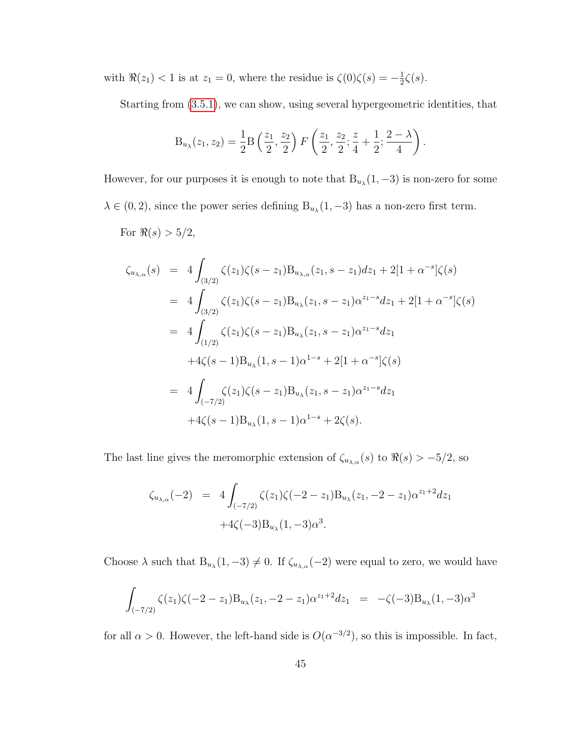with $\Re(z_1) < 1$ is at $z_1 = 0$, where the residue is $\zeta(0)\zeta(s) = -\frac{1}{2}\zeta(s)$.

Starting from (3.5.1), we can show, using several hypergeometric identities, that

$$\mathrm{B}_{u_\lambda}(z_1, z_2) = \frac{1}{2}\mathrm{B}\left(\frac{z_1}{2}, \frac{z_2}{2}\right) F\left(\frac{z_1}{2}, \frac{z_2}{2}; \frac{z}{4} + \frac{1}{2}; \frac{2-\lambda}{4}\right).$$

However, for our purposes it is enough to note that $\mathrm{B}_{u_\lambda}(1, -3)$ is non-zero for some $\lambda \in (0, 2)$, since the power series defining $\mathrm{B}_{u_\lambda}(1, -3)$ has a non-zero first term.

For $\Re(s) > 5/2$,

$$\begin{aligned}
\zeta_{u_{\lambda,\alpha}}(s) &= 4\int_{(3/2)} \zeta(z_1)\zeta(s - z_1)\mathrm{B}_{u_{\lambda,\alpha}}(z_1, s - z_1)dz_1 + 2[1 + \alpha^{-s}]\zeta(s) \\
&= 4\int_{(3/2)} \zeta(z_1)\zeta(s - z_1)\mathrm{B}_{u_\lambda}(z_1, s - z_1)\alpha^{z_1 - s}dz_1 + 2[1 + \alpha^{-s}]\zeta(s) \\
&= 4\int_{(1/2)} \zeta(z_1)\zeta(s - z_1)\mathrm{B}_{u_\lambda}(z_1, s - z_1)\alpha^{z_1 - s}dz_1 \\
&\quad + 4\zeta(s-1)\mathrm{B}_{u_\lambda}(1, s-1)\alpha^{1-s} + 2[1 + \alpha^{-s}]\zeta(s) \\
&= 4\int_{(-7/2)} \zeta(z_1)\zeta(s - z_1)\mathrm{B}_{u_\lambda}(z_1, s - z_1)\alpha^{z_1 - s}dz_1 \\
&\quad + 4\zeta(s-1)\mathrm{B}_{u_\lambda}(1, s-1)\alpha^{1-s} + 2\zeta(s).
\end{aligned}$$

The last line gives the meromorphic extension of $\zeta_{u_{\lambda,\alpha}}(s)$ to $\Re(s) > -5/2$, so

$$\begin{aligned}
\zeta_{u_{\lambda,\alpha}}(-2) &= 4\int_{(-7/2)} \zeta(z_1)\zeta(-2 - z_1)\mathrm{B}_{u_\lambda}(z_1, -2 - z_1)\alpha^{z_1 + 2}dz_1 \\
&\quad + 4\zeta(-3)\mathrm{B}_{u_\lambda}(1, -3)\alpha^3.
\end{aligned}$$

Choose $\lambda$ such that $\mathrm{B}_{u_\lambda}(1, -3) \neq 0$. If $\zeta_{u_{\lambda,\alpha}}(-2)$ were equal to zero, we would have

$$\int_{(-7/2)} \zeta(z_1)\zeta(-2 - z_1)\mathrm{B}_{u_\lambda}(z_1, -2 - z_1)\alpha^{z_1 + 2}dz_1 = -\zeta(-3)\mathrm{B}_{u_\lambda}(1, -3)\alpha^3$$

for all $\alpha > 0$. However, the left-hand side is $O(\alpha^{-3/2})$, so this is impossible. In fact,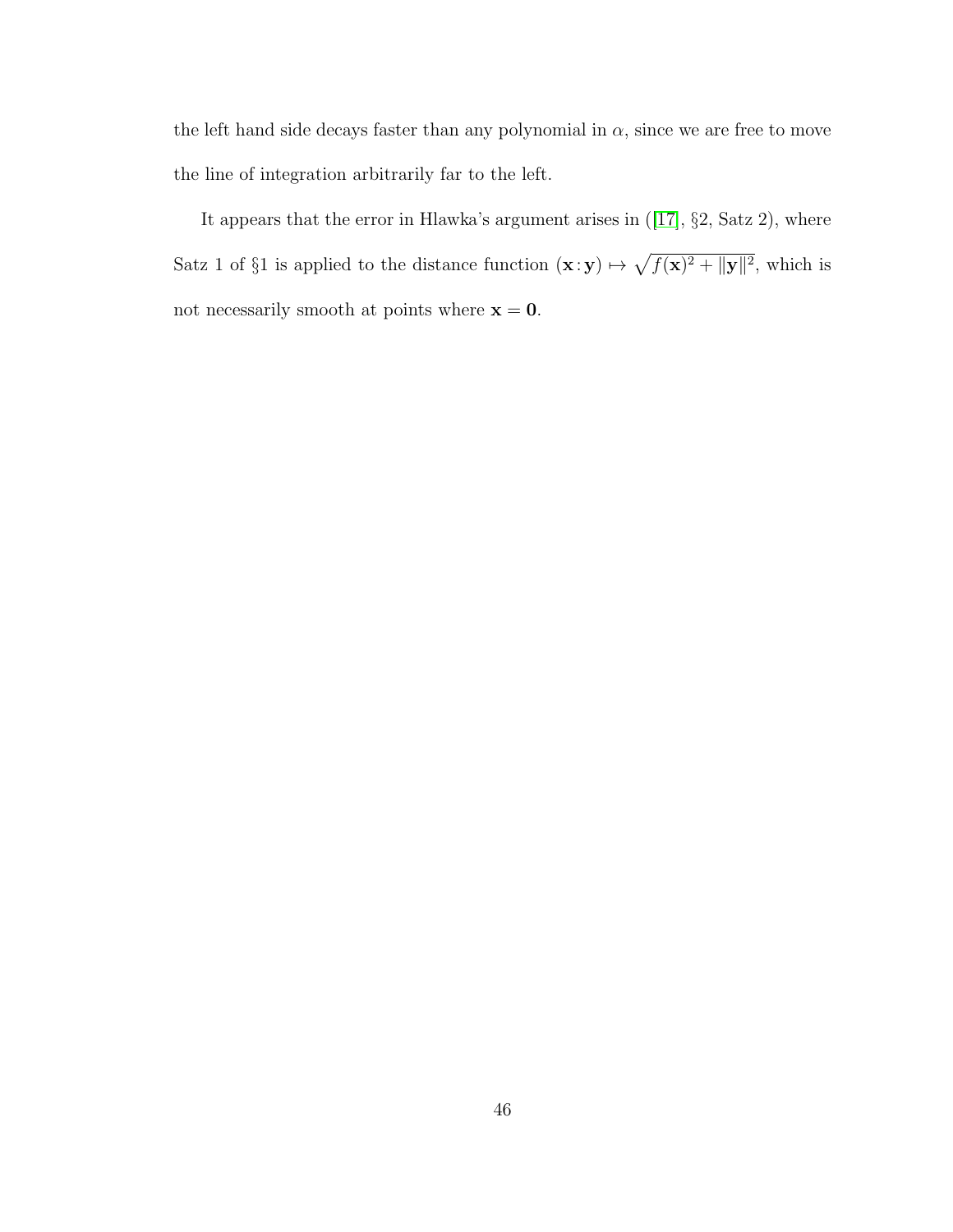the left hand side decays faster than any polynomial in $\alpha$, since we are free to move the line of integration arbitrarily far to the left.

It appears that the error in Hlawka's argument arises in ([17], §2, Satz 2), where Satz 1 of §1 is applied to the distance function $(\mathbf{x}:\mathbf{y}) \mapsto \sqrt{f(\mathbf{x})^2 + \|\mathbf{y}\|^2}$, which is not necessarily smooth at points where $\mathbf{x} = \mathbf{0}$.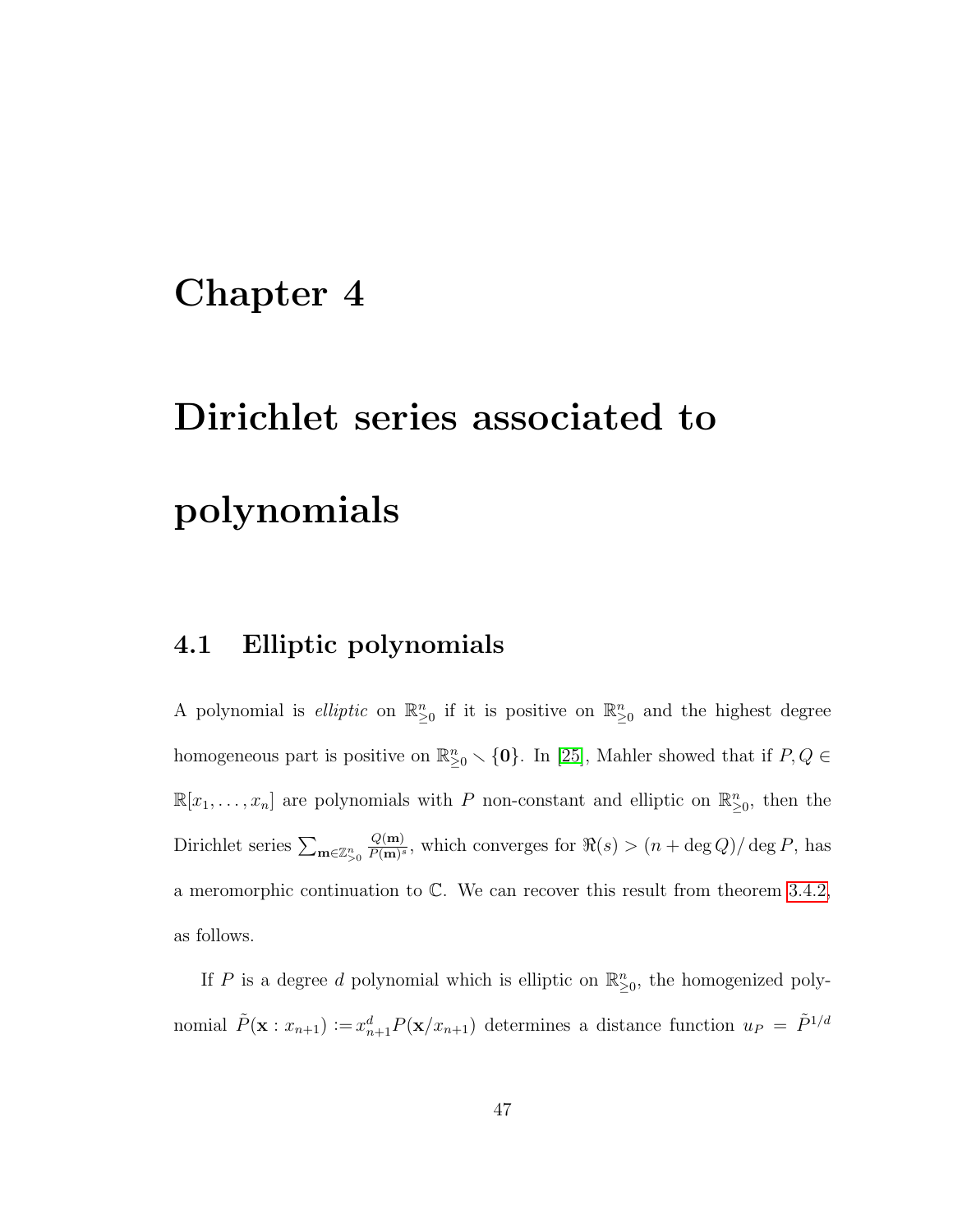# Chapter 4

# Dirichlet series associated to polynomials

## 4.1 Elliptic polynomials

A polynomial is *elliptic* on $\mathbb{R}^n_{\geq 0}$ if it is positive on $\mathbb{R}^n_{\geq 0}$ and the highest degree homogeneous part is positive on $\mathbb{R}^n_{\geq 0} \smallsetminus \{\mathbf{0}\}$. In [25], Mahler showed that if $P, Q \in \mathbb{R}[x_1, \ldots, x_n]$ are polynomials with $P$ non-constant and elliptic on $\mathbb{R}^n_{\geq 0}$, then the Dirichlet series $\sum_{\mathbf{m} \in \mathbb{Z}^n_{>0}} \frac{Q(\mathbf{m})}{P(\mathbf{m})^s}$, which converges for $\Re(s) > (n + \deg Q)/\deg P$, has a meromorphic continuation to $\mathbb{C}$. We can recover this result from theorem 3.4.2, as follows.

If $P$ is a degree $d$ polynomial which is elliptic on $\mathbb{R}^n_{\geq 0}$, the homogenized polynomial $\tilde{P}(\mathbf{x} : x_{n+1}) := x_{n+1}^d P(\mathbf{x}/x_{n+1})$ determines a distance function $u_P = \tilde{P}^{1/d}$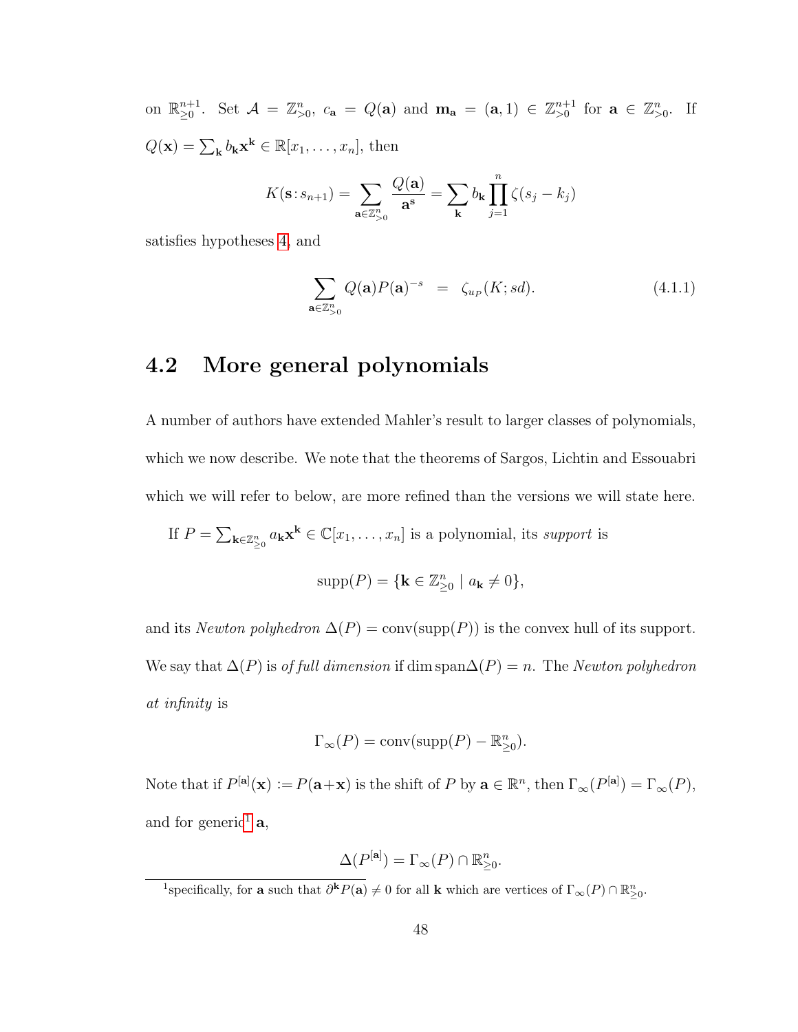on $\mathbb{R}^{n+1}_{\geq 0}$. Set $\mathcal{A} = \mathbb{Z}^n_{>0}$, $c_{\mathbf{a}} = Q(\mathbf{a})$ and $\mathbf{m}_{\mathbf{a}} = (\mathbf{a}, 1) \in \mathbb{Z}^{n+1}_{>0}$ for $\mathbf{a} \in \mathbb{Z}^n_{>0}$. If $Q(\mathbf{x}) = \sum_{\mathbf{k}} b_{\mathbf{k}} \mathbf{x}^{\mathbf{k}} \in \mathbb{R}[x_1, \ldots, x_n]$, then

$$K(\mathbf{s} \colon s_{n+1}) = \sum_{\mathbf{a} \in \mathbb{Z}^n_{>0}} \frac{Q(\mathbf{a})}{\mathbf{a}^{\mathbf{s}}} = \sum_{\mathbf{k}} b_{\mathbf{k}} \prod_{j=1}^{n} \zeta(s_j - k_j)$$

satisfies hypotheses 4, and

$$\sum_{\mathbf{a} \in \mathbb{Z}^n_{>0}} Q(\mathbf{a}) P(\mathbf{a})^{-s} \quad = \quad \zeta_{u_P}(K; sd). \tag{4.1.1}$$

## 4.2 More general polynomials

A number of authors have extended Mahler's result to larger classes of polynomials, which we now describe. We note that the theorems of Sargos, Lichtin and Essouabri which we will refer to below, are more refined than the versions we will state here.

If $P = \sum_{\mathbf{k} \in \mathbb{Z}^n_{\geq 0}} a_{\mathbf{k}} \mathbf{x}^{\mathbf{k}} \in \mathbb{C}[x_1, \ldots, x_n]$ is a polynomial, its *support* is

$$\operatorname{supp}(P) = \{\mathbf{k} \in \mathbb{Z}^n_{\geq 0} \mid a_{\mathbf{k}} \neq 0\},$$

and its *Newton polyhedron* $\Delta(P) = \operatorname{conv}(\operatorname{supp}(P))$ is the convex hull of its support. We say that $\Delta(P)$ is *of full dimension* if $\dim \operatorname{span} \Delta(P) = n$. The *Newton polyhedron at infinity* is

$$\Gamma_\infty(P) = \operatorname{conv}(\operatorname{supp}(P) - \mathbb{R}^n_{\geq 0}).$$

Note that if $P^{[\mathbf{a}]}(\mathbf{x}) := P(\mathbf{a} + \mathbf{x})$ is the shift of $P$ by $\mathbf{a} \in \mathbb{R}^n$, then $\Gamma_\infty(P^{[\mathbf{a}]}) = \Gamma_\infty(P)$, and for generic[1] $\mathbf{a}$,

$$\Delta(P^{[\mathbf{a}]}) = \Gamma_\infty(P) \cap \mathbb{R}^n_{\geq 0}.$$

[1] specifically, for $\mathbf{a}$ such that $\partial^{\mathbf{k}} P(\mathbf{a}) \neq 0$ for all $\mathbf{k}$ which are vertices of $\Gamma_\infty(P) \cap \mathbb{R}^n_{\geq 0}$.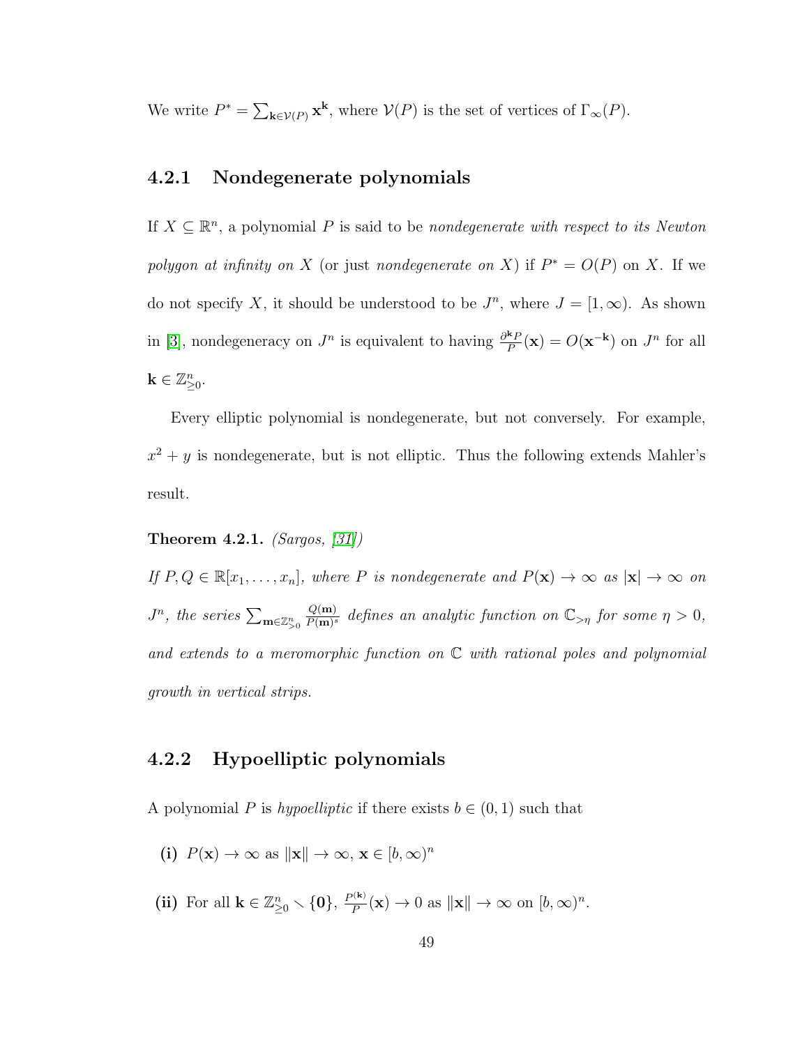We write $P^* = \sum_{\mathbf{k} \in \mathcal{V}(P)} \mathbf{x}^{\mathbf{k}}$, where $\mathcal{V}(P)$ is the set of vertices of $\Gamma_\infty(P)$.

### 4.2.1 Nondegenerate polynomials

If $X \subseteq \mathbb{R}^n$, a polynomial $P$ is said to be *nondegenerate with respect to its Newton polygon at infinity on $X$* (or just *nondegenerate on $X$*) if $P^* = O(P)$ on $X$. If we do not specify $X$, it should be understood to be $J^n$, where $J = [1, \infty)$. As shown in [3], nondegeneracy on $J^n$ is equivalent to having $\frac{\partial^{\mathbf{k}} P}{P}(\mathbf{x}) = O(\mathbf{x}^{-\mathbf{k}})$ on $J^n$ for all $\mathbf{k} \in \mathbb{Z}^n_{\geq 0}$.

Every elliptic polynomial is nondegenerate, but not conversely. For example, $x^2 + y$ is nondegenerate, but is not elliptic. Thus the following extends Mahler's result.

**Theorem 4.2.1.** *(Sargos, [31])*

*If $P, Q \in \mathbb{R}[x_1, \ldots, x_n]$, where $P$ is nondegenerate and $P(\mathbf{x}) \to \infty$ as $|\mathbf{x}| \to \infty$ on $J^n$, the series $\sum_{\mathbf{m} \in \mathbb{Z}^n_{>0}} \frac{Q(\mathbf{m})}{P(\mathbf{m})^s}$ defines an analytic function on $\mathbb{C}_{>\eta}$ for some $\eta > 0$, and extends to a meromorphic function on $\mathbb{C}$ with rational poles and polynomial growth in vertical strips.*

### 4.2.2 Hypoelliptic polynomials

A polynomial $P$ is *hypoelliptic* if there exists $b \in (0, 1)$ such that

**(i)** $P(\mathbf{x}) \to \infty$ as $\|\mathbf{x}\| \to \infty$, $\mathbf{x} \in [b, \infty)^n$

**(ii)** For all $\mathbf{k} \in \mathbb{Z}^n_{\geq 0} \setminus \{\mathbf{0}\}$, $\frac{P^{(\mathbf{k})}}{P}(\mathbf{x}) \to 0$ as $\|\mathbf{x}\| \to \infty$ on $[b, \infty)^n$.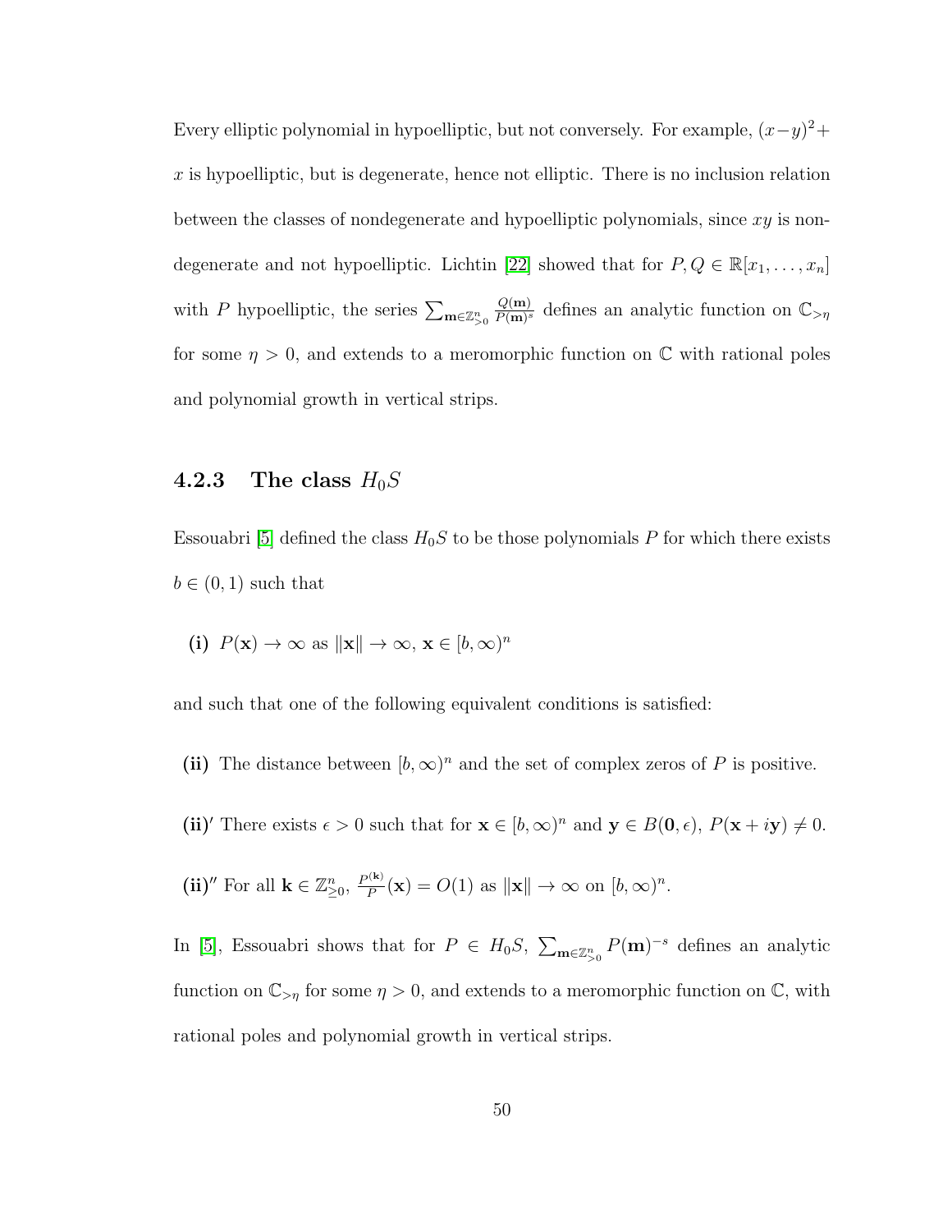Every elliptic polynomial in hypoelliptic, but not conversely. For example, $(x-y)^2 + x$ is hypoelliptic, but is degenerate, hence not elliptic. There is no inclusion relation between the classes of nondegenerate and hypoelliptic polynomials, since $xy$ is nondegenerate and not hypoelliptic. Lichtin [22] showed that for $P, Q \in \mathbb{R}[x_1, \ldots, x_n]$ with $P$ hypoelliptic, the series $\sum_{\mathbf{m}\in\mathbb{Z}^n_{>0}} \frac{Q(\mathbf{m})}{P(\mathbf{m})^s}$ defines an analytic function on $\mathbb{C}_{>\eta}$ for some $\eta > 0$, and extends to a meromorphic function on $\mathbb{C}$ with rational poles and polynomial growth in vertical strips.

### 4.2.3 The class $H_0S$

Essouabri [5] defined the class $H_0S$ to be those polynomials $P$ for which there exists $b \in (0, 1)$ such that

- **(i)** $P(\mathbf{x}) \to \infty$ as $\|\mathbf{x}\| \to \infty$, $\mathbf{x} \in [b, \infty)^n$

and such that one of the following equivalent conditions is satisfied:

- **(ii)** The distance between $[b, \infty)^n$ and the set of complex zeros of $P$ is positive.
- **(ii)$'$** There exists $\epsilon > 0$ such that for $\mathbf{x} \in [b, \infty)^n$ and $\mathbf{y} \in B(\mathbf{0}, \epsilon)$, $P(\mathbf{x} + i\mathbf{y}) \neq 0$.
- **(ii)$''$** For all $\mathbf{k} \in \mathbb{Z}^n_{\geq 0}$, $\frac{P^{(\mathbf{k})}}{P}(\mathbf{x}) = O(1)$ as $\|\mathbf{x}\| \to \infty$ on $[b, \infty)^n$.

In [5], Essouabri shows that for $P \in H_0S$, $\sum_{\mathbf{m}\in\mathbb{Z}^n_{>0}} P(\mathbf{m})^{-s}$ defines an analytic function on $\mathbb{C}_{>\eta}$ for some $\eta > 0$, and extends to a meromorphic function on $\mathbb{C}$, with rational poles and polynomial growth in vertical strips.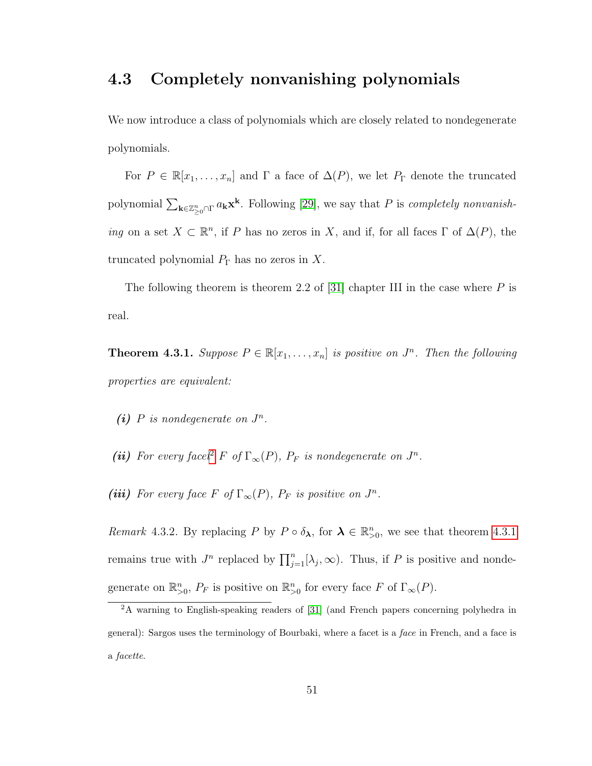## 4.3 Completely nonvanishing polynomials

We now introduce a class of polynomials which are closely related to nondegenerate polynomials.

For $P \in \mathbb{R}[x_1, \ldots, x_n]$ and $\Gamma$ a face of $\Delta(P)$, we let $P_\Gamma$ denote the truncated polynomial $\sum_{\mathbf{k} \in \mathbb{Z}^n_{\geq 0} \cap \Gamma} a_{\mathbf{k}} \mathbf{x}^{\mathbf{k}}$. Following [29], we say that $P$ is *completely nonvanishing* on a set $X \subset \mathbb{R}^n$, if $P$ has no zeros in $X$, and if, for all faces $\Gamma$ of $\Delta(P)$, the truncated polynomial $P_\Gamma$ has no zeros in $X$.

The following theorem is theorem 2.2 of [31] chapter III in the case where $P$ is real.

**Theorem 4.3.1.** *Suppose $P \in \mathbb{R}[x_1, \ldots, x_n]$ is positive on $J^n$. Then the following properties are equivalent:*

***(i)*** *$P$ is nondegenerate on $J^n$.*

***(ii)*** *For every facet[2] $F$ of $\Gamma_\infty(P)$, $P_F$ is nondegenerate on $J^n$.*

***(iii)*** *For every face $F$ of $\Gamma_\infty(P)$, $P_F$ is positive on $J^n$.*

*Remark* 4.3.2. By replacing $P$ by $P \circ \delta_{\boldsymbol{\lambda}}$, for $\boldsymbol{\lambda} \in \mathbb{R}^n_{>0}$, we see that theorem 4.3.1 remains true with $J^n$ replaced by $\prod_{j=1}^n [\lambda_j, \infty)$. Thus, if $P$ is positive and nondegenerate on $\mathbb{R}^n_{>0}$, $P_F$ is positive on $\mathbb{R}^n_{>0}$ for every face $F$ of $\Gamma_\infty(P)$.

[2] A warning to English-speaking readers of [31] (and French papers concerning polyhedra in general): Sargos uses the terminology of Bourbaki, where a facet is a *face* in French, and a face is a *facette*.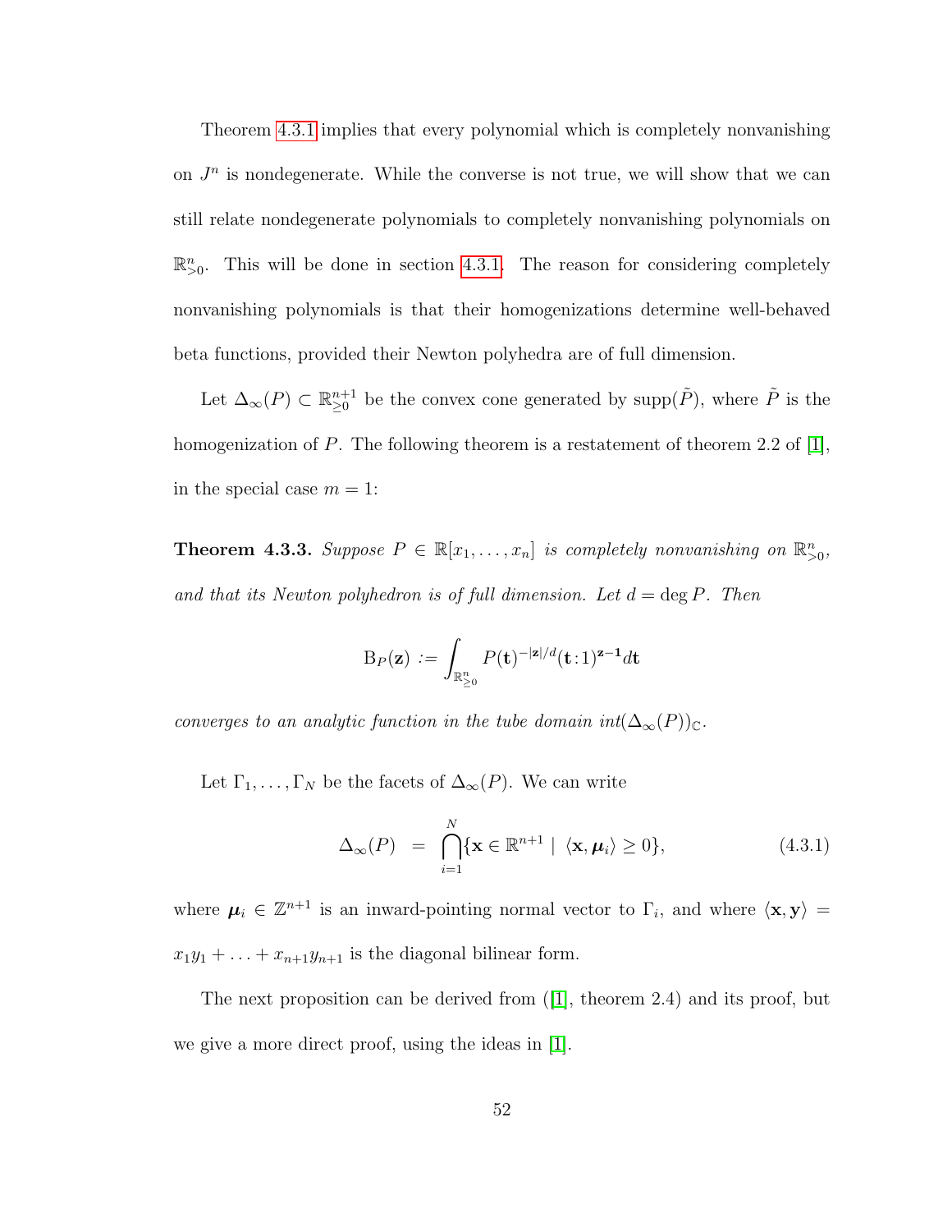Theorem 4.3.1 implies that every polynomial which is completely nonvanishing on $J^n$ is nondegenerate. While the converse is not true, we will show that we can still relate nondegenerate polynomials to completely nonvanishing polynomials on $\mathbb{R}^n_{>0}$. This will be done in section 4.3.1. The reason for considering completely nonvanishing polynomials is that their homogenizations determine well-behaved beta functions, provided their Newton polyhedra are of full dimension.

Let $\Delta_\infty(P) \subset \mathbb{R}^{n+1}_{\geq 0}$ be the convex cone generated by $\mathrm{supp}(\tilde{P})$, where $\tilde{P}$ is the homogenization of $P$. The following theorem is a restatement of theorem 2.2 of [1], in the special case $m = 1$:

**Theorem 4.3.3.** *Suppose $P \in \mathbb{R}[x_1, \ldots, x_n]$ is completely nonvanishing on $\mathbb{R}^n_{>0}$, and that its Newton polyhedron is of full dimension. Let $d = \deg P$. Then*

$$\mathrm{B}_P(\mathbf{z}) := \int_{\mathbb{R}^n_{\geq 0}} P(\mathbf{t})^{-|\mathbf{z}|/d} (\mathbf{t}:1)^{\mathbf{z}-\mathbf{1}} d\mathbf{t}$$

*converges to an analytic function in the tube domain $int(\Delta_\infty(P))_\mathbb{C}$.*

Let $\Gamma_1, \ldots, \Gamma_N$ be the facets of $\Delta_\infty(P)$. We can write

$$\Delta_\infty(P) \;\; = \;\; \bigcap_{i=1}^{N} \{\mathbf{x} \in \mathbb{R}^{n+1} \mid \langle \mathbf{x}, \boldsymbol{\mu}_i \rangle \geq 0\}, \tag{4.3.1}$$

where $\boldsymbol{\mu}_i \in \mathbb{Z}^{n+1}$ is an inward-pointing normal vector to $\Gamma_i$, and where $\langle \mathbf{x}, \mathbf{y} \rangle = x_1 y_1 + \ldots + x_{n+1} y_{n+1}$ is the diagonal bilinear form.

The next proposition can be derived from ([1], theorem 2.4) and its proof, but we give a more direct proof, using the ideas in [1].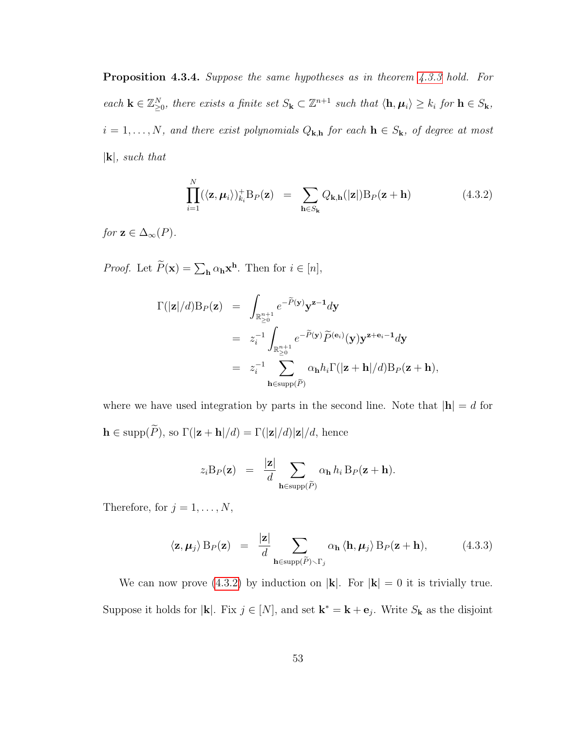**Proposition 4.3.4.** *Suppose the same hypotheses as in theorem 4.3.3 hold. For each $\mathbf{k} \in \mathbb{Z}_{\geq 0}^N$, there exists a finite set $S_\mathbf{k} \subset \mathbb{Z}^{n+1}$ such that $\langle \mathbf{h}, \boldsymbol{\mu}_i \rangle \geq k_i$ for $\mathbf{h} \in S_\mathbf{k}$, $i = 1, \ldots, N$, and there exist polynomials $Q_{\mathbf{k},\mathbf{h}}$ for each $\mathbf{h} \in S_\mathbf{k}$, of degree at most $|\mathbf{k}|$, such that*

$$\prod_{i=1}^{N} (\langle \mathbf{z}, \boldsymbol{\mu}_i \rangle)_{k_i}^{+} \mathrm{B}_P(\mathbf{z}) \;\; = \;\; \sum_{\mathbf{h} \in S_\mathbf{k}} Q_{\mathbf{k},\mathbf{h}}(|\mathbf{z}|) \mathrm{B}_P(\mathbf{z} + \mathbf{h}) \tag{4.3.2}$$

*for $\mathbf{z} \in \Delta_\infty(P)$.*

*Proof.* Let $\widetilde{P}(\mathbf{x}) = \sum_\mathbf{h} \alpha_\mathbf{h} \mathbf{x}^\mathbf{h}$. Then for $i \in [n]$,

$$\begin{aligned}
\Gamma(|\mathbf{z}|/d) \mathrm{B}_P(\mathbf{z}) &= \int_{\mathbb{R}_{\geq 0}^{n+1}} e^{-\widetilde{P}(\mathbf{y})} \mathbf{y}^{\mathbf{z}-\mathbf{1}} d\mathbf{y} \\
&= z_i^{-1} \int_{\mathbb{R}_{\geq 0}^{n+1}} e^{-\widetilde{P}(\mathbf{y})} \widetilde{P}^{(\mathbf{e}_i)}(\mathbf{y}) \mathbf{y}^{\mathbf{z}+\mathbf{e}_i-\mathbf{1}} d\mathbf{y} \\
&= z_i^{-1} \sum_{\mathbf{h} \in \mathrm{supp}(\widetilde{P})} \alpha_\mathbf{h} h_i \Gamma(|\mathbf{z}+\mathbf{h}|/d) \mathrm{B}_P(\mathbf{z}+\mathbf{h}),
\end{aligned}$$

where we have used integration by parts in the second line. Note that $|\mathbf{h}| = d$ for $\mathbf{h} \in \mathrm{supp}(\widetilde{P})$, so $\Gamma(|\mathbf{z}+\mathbf{h}|/d) = \Gamma(|\mathbf{z}|/d)|\mathbf{z}|/d$, hence

$$z_i \mathrm{B}_P(\mathbf{z}) \;\; = \;\; \frac{|\mathbf{z}|}{d} \sum_{\mathbf{h} \in \mathrm{supp}(\widetilde{P})} \alpha_\mathbf{h} \, h_i \, \mathrm{B}_P(\mathbf{z}+\mathbf{h}).$$

Therefore, for $j = 1, \ldots, N$,

$$\langle \mathbf{z}, \boldsymbol{\mu}_j \rangle \, \mathrm{B}_P(\mathbf{z}) \;\; = \;\; \frac{|\mathbf{z}|}{d} \sum_{\mathbf{h} \in \mathrm{supp}(\widetilde{P}) \smallsetminus \Gamma_j} \alpha_\mathbf{h} \, \langle \mathbf{h}, \boldsymbol{\mu}_j \rangle \, \mathrm{B}_P(\mathbf{z}+\mathbf{h}), \tag{4.3.3}$$

We can now prove (4.3.2) by induction on $|\mathbf{k}|$. For $|\mathbf{k}| = 0$ it is trivially true. Suppose it holds for $|\mathbf{k}|$. Fix $j \in [N]$, and set $\mathbf{k}^* = \mathbf{k} + \mathbf{e}_j$. Write $S_\mathbf{k}$ as the disjoint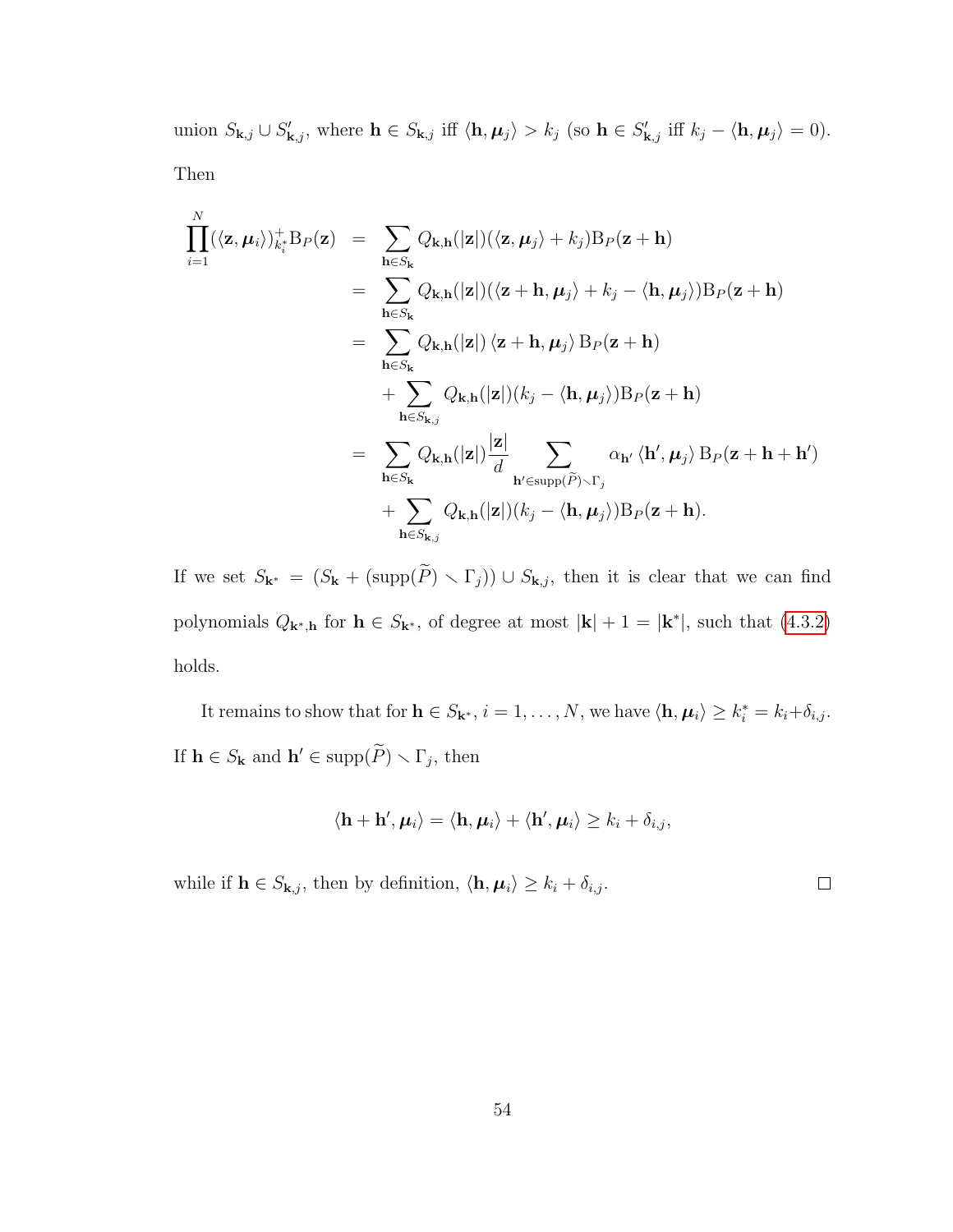union $S_{\mathbf{k},j} \cup S'_{\mathbf{k},j}$, where $\mathbf{h} \in S_{\mathbf{k},j}$ iff $\langle \mathbf{h}, \boldsymbol{\mu}_j \rangle > k_j$ (so $\mathbf{h} \in S'_{\mathbf{k},j}$ iff $k_j - \langle \mathbf{h}, \boldsymbol{\mu}_j \rangle = 0$). Then

$$
\begin{aligned}
\prod_{i=1}^{N} (\langle \mathbf{z}, \boldsymbol{\mu}_i \rangle)^{+}_{k_i^*} \mathrm{B}_P(\mathbf{z}) &= \sum_{\mathbf{h} \in S_{\mathbf{k}}} Q_{\mathbf{k},\mathbf{h}}(|\mathbf{z}|)(\langle \mathbf{z}, \boldsymbol{\mu}_j \rangle + k_j) \mathrm{B}_P(\mathbf{z} + \mathbf{h}) \\
&= \sum_{\mathbf{h} \in S_{\mathbf{k}}} Q_{\mathbf{k},\mathbf{h}}(|\mathbf{z}|)(\langle \mathbf{z} + \mathbf{h}, \boldsymbol{\mu}_j \rangle + k_j - \langle \mathbf{h}, \boldsymbol{\mu}_j \rangle) \mathrm{B}_P(\mathbf{z} + \mathbf{h}) \\
&= \sum_{\mathbf{h} \in S_{\mathbf{k}}} Q_{\mathbf{k},\mathbf{h}}(|\mathbf{z}|) \, \langle \mathbf{z} + \mathbf{h}, \boldsymbol{\mu}_j \rangle \, \mathrm{B}_P(\mathbf{z} + \mathbf{h}) \\
&\quad + \sum_{\mathbf{h} \in S_{\mathbf{k},j}} Q_{\mathbf{k},\mathbf{h}}(|\mathbf{z}|)(k_j - \langle \mathbf{h}, \boldsymbol{\mu}_j \rangle) \mathrm{B}_P(\mathbf{z} + \mathbf{h}) \\
&= \sum_{\mathbf{h} \in S_{\mathbf{k}}} Q_{\mathbf{k},\mathbf{h}}(|\mathbf{z}|) \frac{|\mathbf{z}|}{d} \sum_{\mathbf{h}' \in \mathrm{supp}(\widetilde{P}) \smallsetminus \Gamma_j} \alpha_{\mathbf{h}'} \, \langle \mathbf{h}', \boldsymbol{\mu}_j \rangle \, \mathrm{B}_P(\mathbf{z} + \mathbf{h} + \mathbf{h}') \\
&\quad + \sum_{\mathbf{h} \in S_{\mathbf{k},j}} Q_{\mathbf{k},\mathbf{h}}(|\mathbf{z}|)(k_j - \langle \mathbf{h}, \boldsymbol{\mu}_j \rangle) \mathrm{B}_P(\mathbf{z} + \mathbf{h}).
\end{aligned}
$$

If we set $S_{\mathbf{k}^*} = (S_{\mathbf{k}} + (\mathrm{supp}(\widetilde{P}) \smallsetminus \Gamma_j)) \cup S_{\mathbf{k},j}$, then it is clear that we can find polynomials $Q_{\mathbf{k}^*,\mathbf{h}}$ for $\mathbf{h} \in S_{\mathbf{k}^*}$, of degree at most $|\mathbf{k}| + 1 = |\mathbf{k}^*|$, such that (4.3.2) holds.

It remains to show that for $\mathbf{h} \in S_{\mathbf{k}^*}$, $i = 1, \ldots, N$, we have $\langle \mathbf{h}, \boldsymbol{\mu}_i \rangle \geq k_i^* = k_i + \delta_{i,j}$. If $\mathbf{h} \in S_{\mathbf{k}}$ and $\mathbf{h}' \in \mathrm{supp}(\widetilde{P}) \smallsetminus \Gamma_j$, then

$$
\langle \mathbf{h} + \mathbf{h}', \boldsymbol{\mu}_i \rangle = \langle \mathbf{h}, \boldsymbol{\mu}_i \rangle + \langle \mathbf{h}', \boldsymbol{\mu}_i \rangle \geq k_i + \delta_{i,j},
$$

while if $\mathbf{h} \in S_{\mathbf{k},j}$, then by definition, $\langle \mathbf{h}, \boldsymbol{\mu}_i \rangle \geq k_i + \delta_{i,j}$. $\square$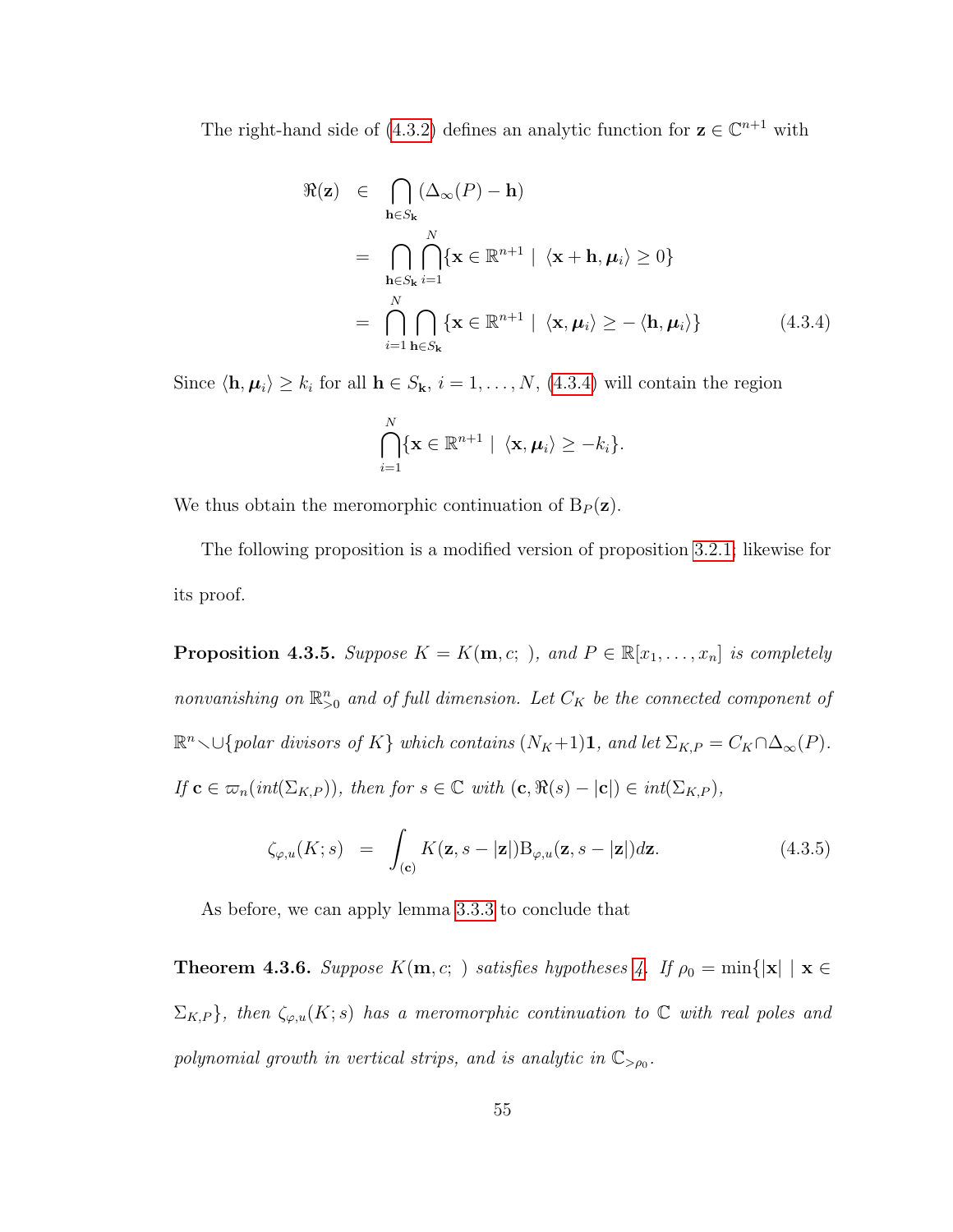The right-hand side of (4.3.2) defines an analytic function for $\mathbf{z} \in \mathbb{C}^{n+1}$ with

$$
\begin{aligned}
\Re(\mathbf{z}) \;&\in\; \bigcap_{\mathbf{h} \in S_{\mathbf{k}}} (\Delta_\infty(P) - \mathbf{h}) \\
&=\; \bigcap_{\mathbf{h} \in S_{\mathbf{k}}} \bigcap_{i=1}^{N} \{\mathbf{x} \in \mathbb{R}^{n+1} \mid \langle \mathbf{x} + \mathbf{h}, \boldsymbol{\mu}_i \rangle \geq 0\} \\
&=\; \bigcap_{i=1}^{N} \bigcap_{\mathbf{h} \in S_{\mathbf{k}}} \{\mathbf{x} \in \mathbb{R}^{n+1} \mid \langle \mathbf{x}, \boldsymbol{\mu}_i \rangle \geq -\langle \mathbf{h}, \boldsymbol{\mu}_i \rangle\} \qquad (4.3.4)
\end{aligned}
$$

Since $\langle \mathbf{h}, \boldsymbol{\mu}_i \rangle \geq k_i$ for all $\mathbf{h} \in S_{\mathbf{k}}$, $i = 1, \ldots, N$, (4.3.4) will contain the region

$$
\bigcap_{i=1}^{N} \{\mathbf{x} \in \mathbb{R}^{n+1} \mid \langle \mathbf{x}, \boldsymbol{\mu}_i \rangle \geq -k_i\}.
$$

We thus obtain the meromorphic continuation of $\mathrm{B}_P(\mathbf{z})$.

The following proposition is a modified version of proposition 3.2.1; likewise for its proof.

**Proposition 4.3.5.** *Suppose $K = K(\mathbf{m}, c;\ )$, and $P \in \mathbb{R}[x_1, \ldots, x_n]$ is completely nonvanishing on $\mathbb{R}^n_{>0}$ and of full dimension. Let $C_K$ be the connected component of $\mathbb{R}^n \smallsetminus \cup\{$polar divisors of $K\}$ which contains $(N_K+1)\mathbf{1}$, and let $\Sigma_{K,P} = C_K \cap \Delta_\infty(P)$. If $\mathbf{c} \in \varpi_n(int(\Sigma_{K,P}))$, then for $s \in \mathbb{C}$ with $(\mathbf{c}, \Re(s) - |\mathbf{c}|) \in int(\Sigma_{K,P})$,*

$$
\zeta_{\varphi,u}(K; s) \;=\; \int_{(\mathbf{c})} K(\mathbf{z}, s - |\mathbf{z}|) \mathrm{B}_{\varphi,u}(\mathbf{z}, s - |\mathbf{z}|) d\mathbf{z}. \qquad (4.3.5)
$$

As before, we can apply lemma 3.3.3 to conclude that

**Theorem 4.3.6.** *Suppose $K(\mathbf{m}, c;\ )$ satisfies hypotheses 4. If $\rho_0 = \min\{|\mathbf{x}| \mid \mathbf{x} \in \Sigma_{K,P}\}$, then $\zeta_{\varphi,u}(K; s)$ has a meromorphic continuation to $\mathbb{C}$ with real poles and polynomial growth in vertical strips, and is analytic in $\mathbb{C}_{>\rho_0}$.*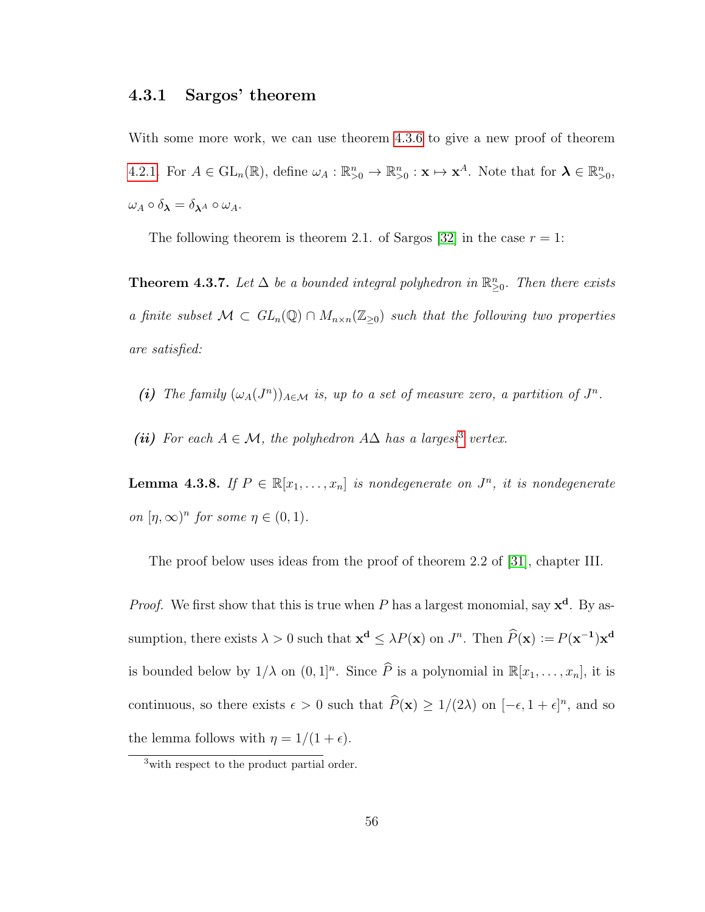### 4.3.1 Sargos' theorem

With some more work, we can use theorem 4.3.6 to give a new proof of theorem 4.2.1. For $A \in \mathrm{GL}_n(\mathbb{R})$, define $\omega_A : \mathbb{R}^n_{>0} \to \mathbb{R}^n_{>0} : \mathbf{x} \mapsto \mathbf{x}^A$. Note that for $\boldsymbol{\lambda} \in \mathbb{R}^n_{>0}$, $\omega_A \circ \delta_{\boldsymbol{\lambda}} = \delta_{\boldsymbol{\lambda}^A} \circ \omega_A$.

The following theorem is theorem 2.1. of Sargos [32] in the case $r = 1$:

**Theorem 4.3.7.** *Let $\Delta$ be a bounded integral polyhedron in $\mathbb{R}^n_{\geq 0}$. Then there exists a finite subset $\mathcal{M} \subset GL_n(\mathbb{Q}) \cap M_{n\times n}(\mathbb{Z}_{\geq 0})$ such that the following two properties are satisfied:*

- ***(i)*** *The family $(\omega_A(J^n))_{A\in\mathcal{M}}$ is, up to a set of measure zero, a partition of $J^n$.*
- ***(ii)*** *For each $A \in \mathcal{M}$, the polyhedron $A\Delta$ has a largest[3] vertex.*

**Lemma 4.3.8.** *If $P \in \mathbb{R}[x_1, \ldots, x_n]$ is nondegenerate on $J^n$, it is nondegenerate on $[\eta, \infty)^n$ for some $\eta \in (0, 1)$.*

The proof below uses ideas from the proof of theorem 2.2 of [31], chapter III.

*Proof.* We first show that this is true when $P$ has a largest monomial, say $\mathbf{x}^{\mathbf{d}}$. By assumption, there exists $\lambda > 0$ such that $\mathbf{x}^{\mathbf{d}} \leq \lambda P(\mathbf{x})$ on $J^n$. Then $\widehat{P}(\mathbf{x}) := P(\mathbf{x}^{-1})\mathbf{x}^{\mathbf{d}}$ is bounded below by $1/\lambda$ on $(0, 1]^n$. Since $\widehat{P}$ is a polynomial in $\mathbb{R}[x_1, \ldots, x_n]$, it is continuous, so there exists $\epsilon > 0$ such that $\widehat{P}(\mathbf{x}) \geq 1/(2\lambda)$ on $[-\epsilon, 1 + \epsilon]^n$, and so the lemma follows with $\eta = 1/(1 + \epsilon)$.

[3] with respect to the product partial order.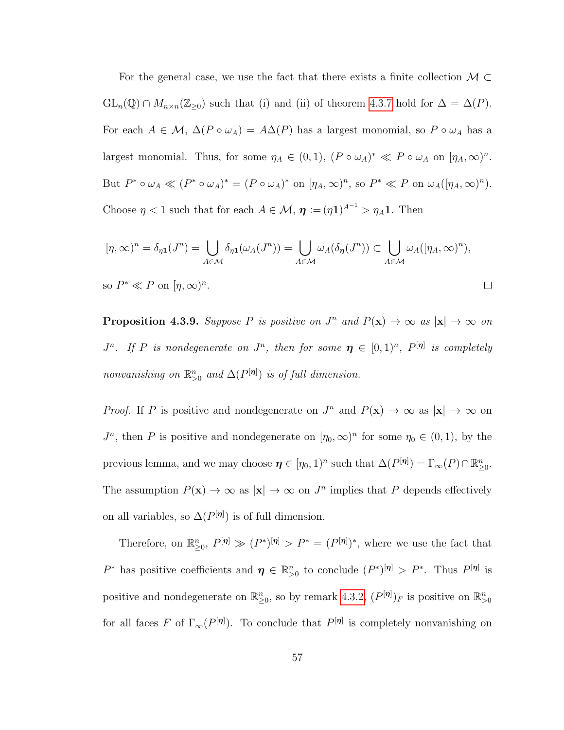For the general case, we use the fact that there exists a finite collection $\mathcal{M} \subset \mathrm{GL}_n(\mathbb{Q}) \cap M_{n\times n}(\mathbb{Z}_{\geq 0})$ such that (i) and (ii) of theorem 4.3.7 hold for $\Delta = \Delta(P)$. For each $A \in \mathcal{M}$, $\Delta(P \circ \omega_A) = A\Delta(P)$ has a largest monomial, so $P \circ \omega_A$ has a largest monomial. Thus, for some $\eta_A \in (0,1)$, $(P \circ \omega_A)^* \ll P \circ \omega_A$ on $[\eta_A, \infty)^n$. But $P^* \circ \omega_A \ll (P^* \circ \omega_A)^* = (P \circ \omega_A)^*$ on $[\eta_A, \infty)^n$, so $P^* \ll P$ on $\omega_A([\eta_A, \infty)^n)$. Choose $\eta < 1$ such that for each $A \in \mathcal{M}$, $\boldsymbol{\eta} := (\eta \mathbf{1})^{A^{-1}} > \eta_A \mathbf{1}$. Then

$$[\eta, \infty)^n = \delta_{\eta \mathbf{1}}(J^n) = \bigcup_{A \in \mathcal{M}} \delta_{\eta \mathbf{1}}(\omega_A(J^n)) = \bigcup_{A \in \mathcal{M}} \omega_A(\delta_{\boldsymbol{\eta}}(J^n)) \subset \bigcup_{A \in \mathcal{M}} \omega_A([\eta_A, \infty)^n),$$

so $P^* \ll P$ on $[\eta, \infty)^n$. $\square$

**Proposition 4.3.9.** *Suppose $P$ is positive on $J^n$ and $P(\mathbf{x}) \to \infty$ as $|\mathbf{x}| \to \infty$ on $J^n$. If $P$ is nondegenerate on $J^n$, then for some $\boldsymbol{\eta} \in [0,1)^n$, $P^{[\boldsymbol{\eta}]}$ is completely nonvanishing on $\mathbb{R}^n_{>0}$ and $\Delta(P^{[\boldsymbol{\eta}]})$ is of full dimension.*

*Proof.* If $P$ is positive and nondegenerate on $J^n$ and $P(\mathbf{x}) \to \infty$ as $|\mathbf{x}| \to \infty$ on $J^n$, then $P$ is positive and nondegenerate on $[\eta_0, \infty)^n$ for some $\eta_0 \in (0,1)$, by the previous lemma, and we may choose $\boldsymbol{\eta} \in [\eta_0, 1)^n$ such that $\Delta(P^{[\boldsymbol{\eta}]}) = \Gamma_\infty(P) \cap \mathbb{R}^n_{\geq 0}$. The assumption $P(\mathbf{x}) \to \infty$ as $|\mathbf{x}| \to \infty$ on $J^n$ implies that $P$ depends effectively on all variables, so $\Delta(P^{[\boldsymbol{\eta}]})$ is of full dimension.

Therefore, on $\mathbb{R}^n_{\geq 0}$, $P^{[\boldsymbol{\eta}]} \gg (P^*)^{[\boldsymbol{\eta}]} > P^* = (P^{[\boldsymbol{\eta}]})^*$, where we use the fact that $P^*$ has positive coefficients and $\boldsymbol{\eta} \in \mathbb{R}^n_{>0}$ to conclude $(P^*)^{[\boldsymbol{\eta}]} > P^*$. Thus $P^{[\boldsymbol{\eta}]}$ is positive and nondegenerate on $\mathbb{R}^n_{\geq 0}$, so by remark 4.3.2, $(P^{[\boldsymbol{\eta}]})_F$ is positive on $\mathbb{R}^n_{>0}$ for all faces $F$ of $\Gamma_\infty(P^{[\boldsymbol{\eta}]})$. To conclude that $P^{[\boldsymbol{\eta}]}$ is completely nonvanishing on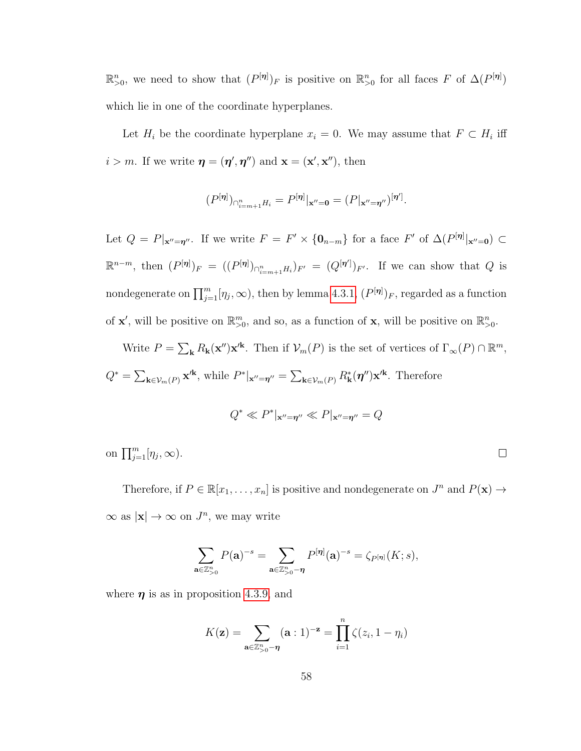$\mathbb{R}^n_{>0}$, we need to show that $(P^{[\boldsymbol{\eta}]})_F$ is positive on $\mathbb{R}^n_{>0}$ for all faces $F$ of $\Delta(P^{[\boldsymbol{\eta}]})$ which lie in one of the coordinate hyperplanes.

Let $H_i$ be the coordinate hyperplane $x_i = 0$. We may assume that $F \subset H_i$ iff $i > m$. If we write $\boldsymbol{\eta} = (\boldsymbol{\eta}', \boldsymbol{\eta}'')$ and $\mathbf{x} = (\mathbf{x}', \mathbf{x}'')$, then

$$(P^{[\boldsymbol{\eta}]})_{\cap_{i=m+1}^n H_i} = P^{[\boldsymbol{\eta}]}|_{\mathbf{x}''=\mathbf{0}} = (P|_{\mathbf{x}''=\boldsymbol{\eta}''})^{[\boldsymbol{\eta}']}.$$

Let $Q = P|_{\mathbf{x}''=\boldsymbol{\eta}''}$. If we write $F = F' \times \{\mathbf{0}_{n-m}\}$ for a face $F'$ of $\Delta(P^{[\boldsymbol{\eta}]}|_{\mathbf{x}''=\mathbf{0}}) \subset \mathbb{R}^{n-m}$, then $(P^{[\boldsymbol{\eta}]})_F = ((P^{[\boldsymbol{\eta}]})_{\cap_{i=m+1}^n H_i})_{F'} = (Q^{[\boldsymbol{\eta}']})_{F'}$. If we can show that $Q$ is nondegenerate on $\prod_{j=1}^m [\eta_j, \infty)$, then by lemma 4.3.1, $(P^{[\boldsymbol{\eta}]})_F$, regarded as a function of $\mathbf{x}'$, will be positive on $\mathbb{R}^m_{>0}$, and so, as a function of $\mathbf{x}$, will be positive on $\mathbb{R}^n_{>0}$.

Write $P = \sum_{\mathbf{k}} R_{\mathbf{k}}(\mathbf{x}'')\mathbf{x}'^{\mathbf{k}}$. Then if $\mathcal{V}_m(P)$ is the set of vertices of $\Gamma_\infty(P) \cap \mathbb{R}^m$, $Q^* = \sum_{\mathbf{k} \in \mathcal{V}_m(P)} \mathbf{x}'^{\mathbf{k}}$, while $P^*|_{\mathbf{x}''=\boldsymbol{\eta}''} = \sum_{\mathbf{k} \in \mathcal{V}_m(P)} R^*_{\mathbf{k}}(\boldsymbol{\eta}'')\mathbf{x}'^{\mathbf{k}}$. Therefore

$$Q^* \ll P^*|_{\mathbf{x}''=\boldsymbol{\eta}''} \ll P|_{\mathbf{x}''=\boldsymbol{\eta}''} = Q$$

on $\prod_{j=1}^m [\eta_j, \infty)$. $\square$

Therefore, if $P \in \mathbb{R}[x_1, \ldots, x_n]$ is positive and nondegenerate on $J^n$ and $P(\mathbf{x}) \to \infty$ as $|\mathbf{x}| \to \infty$ on $J^n$, we may write

$$\sum_{\mathbf{a} \in \mathbb{Z}^n_{>0}} P(\mathbf{a})^{-s} = \sum_{\mathbf{a} \in \mathbb{Z}^n_{>0} - \boldsymbol{\eta}} P^{[\boldsymbol{\eta}]}(\mathbf{a})^{-s} = \zeta_{P^{[\boldsymbol{\eta}]}}(K; s),$$

where $\boldsymbol{\eta}$ is as in proposition 4.3.9, and

$$K(\mathbf{z}) = \sum_{\mathbf{a} \in \mathbb{Z}^n_{>0} - \boldsymbol{\eta}} (\mathbf{a} : 1)^{-\mathbf{z}} = \prod_{i=1}^n \zeta(z_i, 1 - \eta_i)$$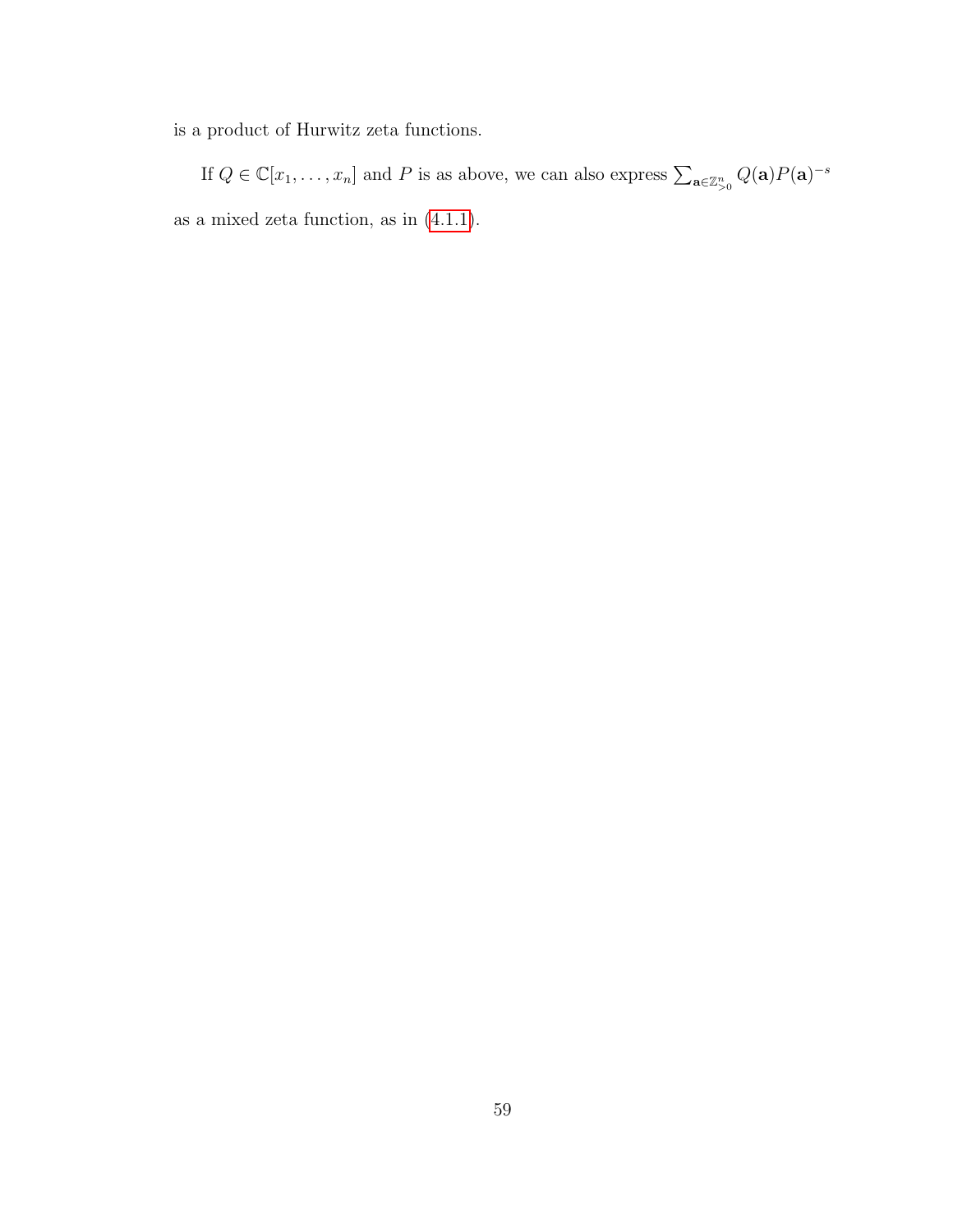is a product of Hurwitz zeta functions.

If $Q \in \mathbb{C}[x_1, \ldots, x_n]$ and $P$ is as above, we can also express $\sum_{\mathbf{a} \in \mathbb{Z}^n_{>0}} Q(\mathbf{a}) P(\mathbf{a})^{-s}$ as a mixed zeta function, as in (4.1.1).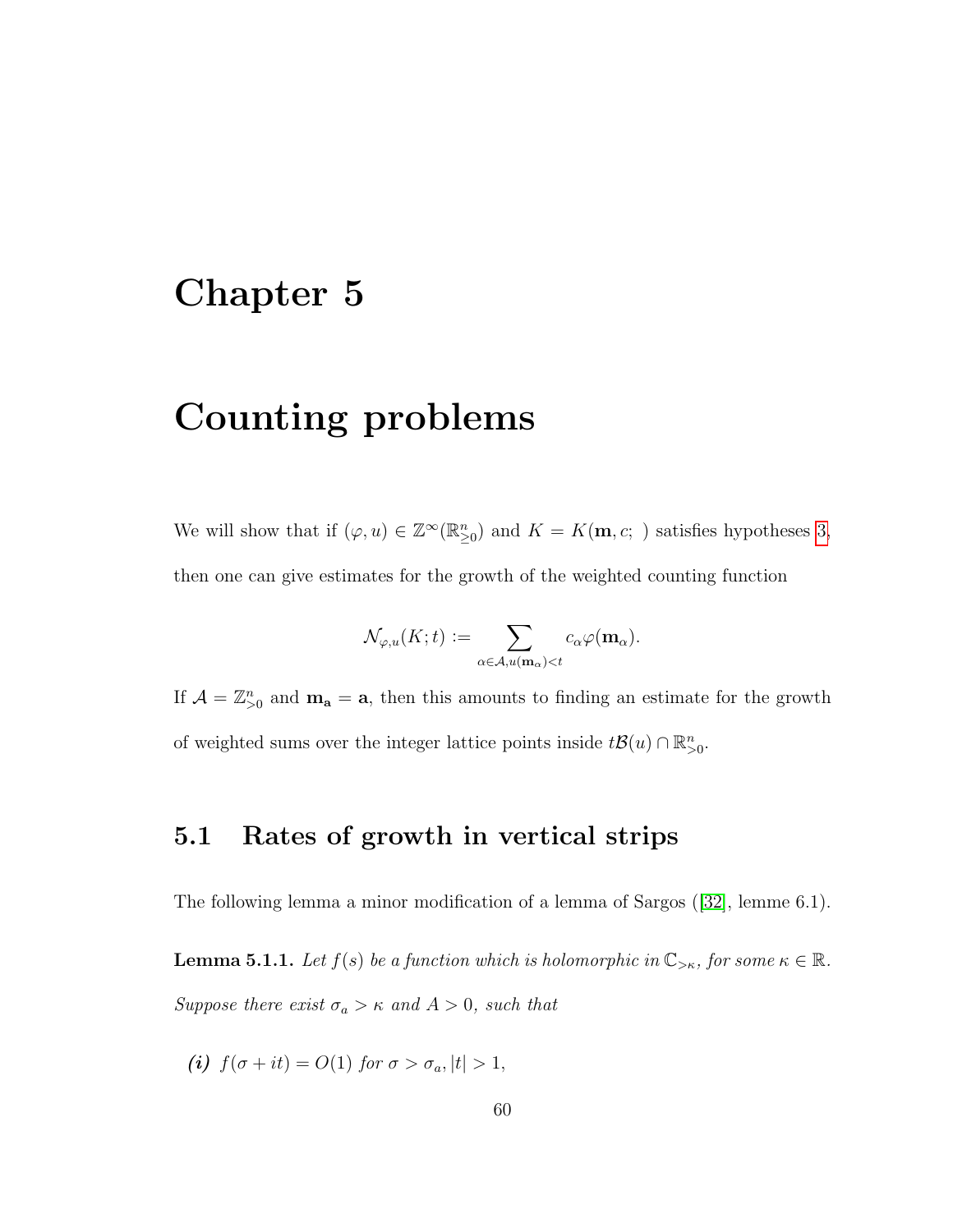# Chapter 5

# Counting problems

We will show that if $(\varphi, u) \in \mathbb{Z}^{\infty}(\mathbb{R}^n_{\geq 0})$ and $K = K(\mathbf{m}, c;\ )$ satisfies hypotheses 3, then one can give estimates for the growth of the weighted counting function

$$\mathcal{N}_{\varphi,u}(K;t) := \sum_{\alpha \in \mathcal{A}, u(\mathbf{m}_\alpha) < t} c_\alpha \varphi(\mathbf{m}_\alpha).$$

If $\mathcal{A} = \mathbb{Z}^n_{>0}$ and $\mathbf{m}_\mathbf{a} = \mathbf{a}$, then this amounts to finding an estimate for the growth of weighted sums over the integer lattice points inside $t\mathcal{B}(u) \cap \mathbb{R}^n_{>0}$.

## 5.1 Rates of growth in vertical strips

The following lemma a minor modification of a lemma of Sargos ([32], lemme 6.1).

**Lemma 5.1.1.** *Let $f(s)$ be a function which is holomorphic in $\mathbb{C}_{>\kappa}$, for some $\kappa \in \mathbb{R}$. Suppose there exist $\sigma_a > \kappa$ and $A > 0$, such that*

***(i)*** *$f(\sigma + it) = O(1)$ for $\sigma > \sigma_a, |t| > 1$,*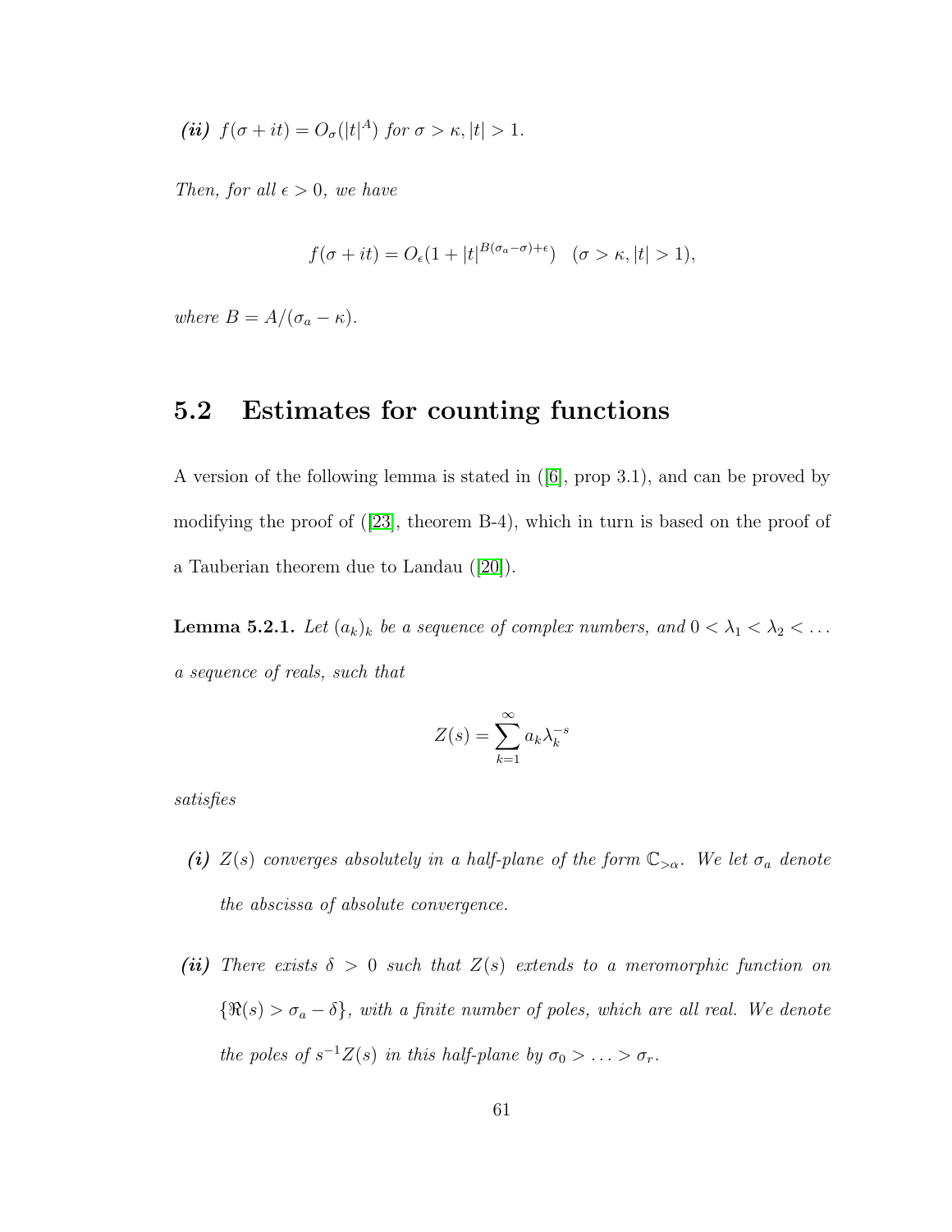***(ii)*** *$f(\sigma + it) = O_\sigma(|t|^A)$ for $\sigma > \kappa, |t| > 1$.*

*Then, for all $\epsilon > 0$, we have*

$$f(\sigma + it) = O_\epsilon(1 + |t|^{B(\sigma_a - \sigma) + \epsilon}) \quad (\sigma > \kappa, |t| > 1),$$

*where $B = A/(\sigma_a - \kappa)$.*

## 5.2 Estimates for counting functions

A version of the following lemma is stated in ([6], prop 3.1), and can be proved by modifying the proof of ([23], theorem B-4), which in turn is based on the proof of a Tauberian theorem due to Landau ([20]).

**Lemma 5.2.1.** *Let $(a_k)_k$ be a sequence of complex numbers, and $0 < \lambda_1 < \lambda_2 < \dots$ a sequence of reals, such that*

$$Z(s) = \sum_{k=1}^{\infty} a_k \lambda_k^{-s}$$

*satisfies*

- ***(i)*** *$Z(s)$ converges absolutely in a half-plane of the form $\mathbb{C}_{>\alpha}$. We let $\sigma_a$ denote the abscissa of absolute convergence.*

- ***(ii)*** *There exists $\delta > 0$ such that $Z(s)$ extends to a meromorphic function on $\{\Re(s) > \sigma_a - \delta\}$, with a finite number of poles, which are all real. We denote the poles of $s^{-1}Z(s)$ in this half-plane by $\sigma_0 > \dots > \sigma_r$.*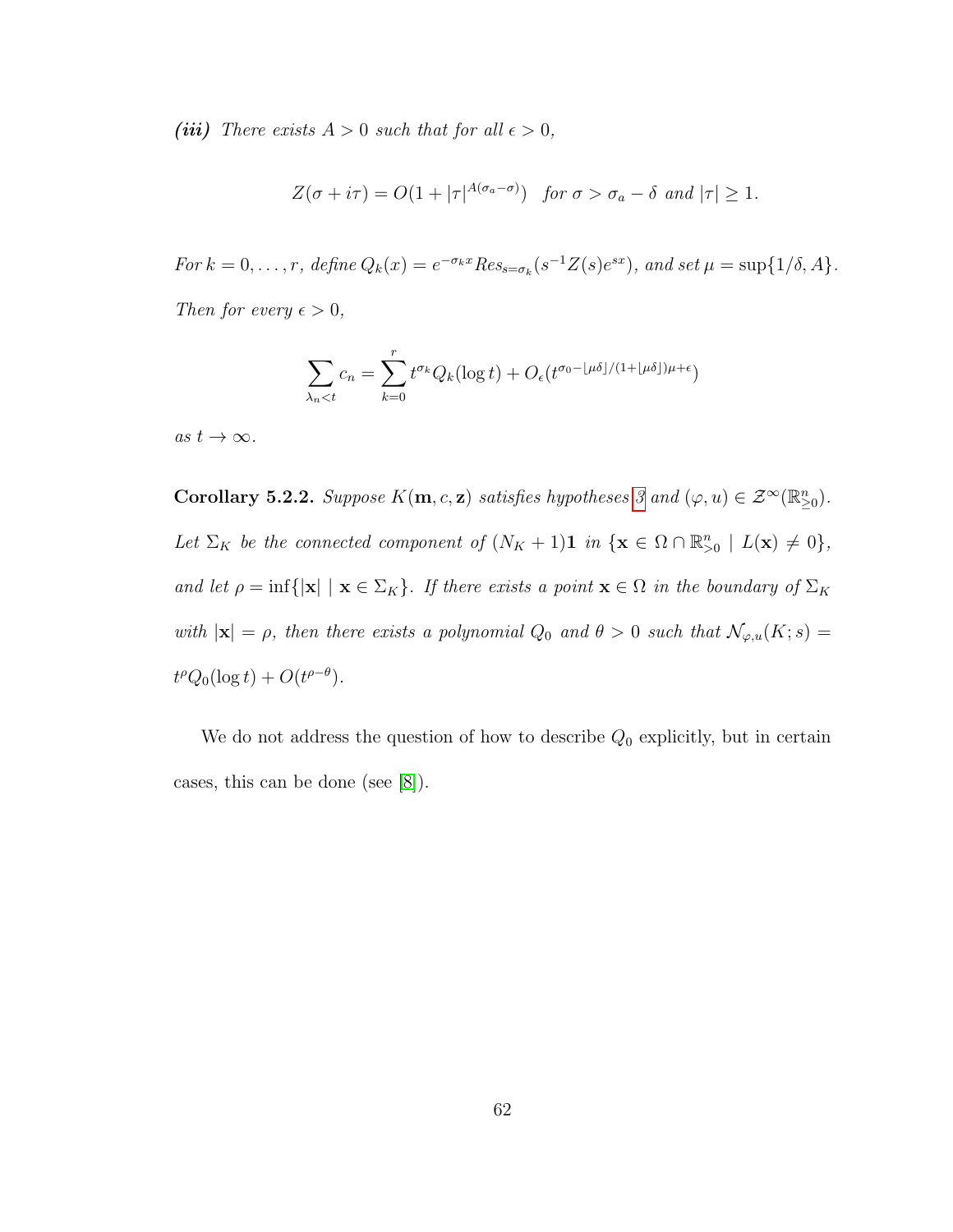***(iii)*** *There exists $A > 0$ such that for all $\epsilon > 0$,*

$$Z(\sigma + i\tau) = O(1 + |\tau|^{A(\sigma_a - \sigma)}) \quad \textit{for } \sigma > \sigma_a - \delta \textit{ and } |\tau| \geq 1.$$

*For $k = 0, \ldots, r$, define $Q_k(x) = e^{-\sigma_k x} Res_{s=\sigma_k}(s^{-1}Z(s)e^{sx})$, and set $\mu = \sup\{1/\delta, A\}$. Then for every $\epsilon > 0$,*

$$\sum_{\lambda_n < t} c_n = \sum_{k=0}^{r} t^{\sigma_k} Q_k(\log t) + O_\epsilon(t^{\sigma_0 - \lfloor \mu\delta \rfloor/(1+\lfloor \mu\delta \rfloor)\mu + \epsilon})$$

*as $t \to \infty$.*

**Corollary 5.2.2.** *Suppose $K(\mathbf{m}, c, \mathbf{z})$ satisfies hypotheses 3 and $(\varphi, u) \in \mathcal{Z}^\infty(\mathbb{R}^n_{\geq 0})$. Let $\Sigma_K$ be the connected component of $(N_K + 1)\mathbf{1}$ in $\{\mathbf{x} \in \Omega \cap \mathbb{R}^n_{>0} \mid L(\mathbf{x}) \neq 0\}$, and let $\rho = \inf\{|\mathbf{x}| \mid \mathbf{x} \in \Sigma_K\}$. If there exists a point $\mathbf{x} \in \Omega$ in the boundary of $\Sigma_K$ with $|\mathbf{x}| = \rho$, then there exists a polynomial $Q_0$ and $\theta > 0$ such that $\mathcal{N}_{\varphi,u}(K; s) = t^\rho Q_0(\log t) + O(t^{\rho - \theta})$.*

We do not address the question of how to describe $Q_0$ explicitly, but in certain cases, this can be done (see [8]).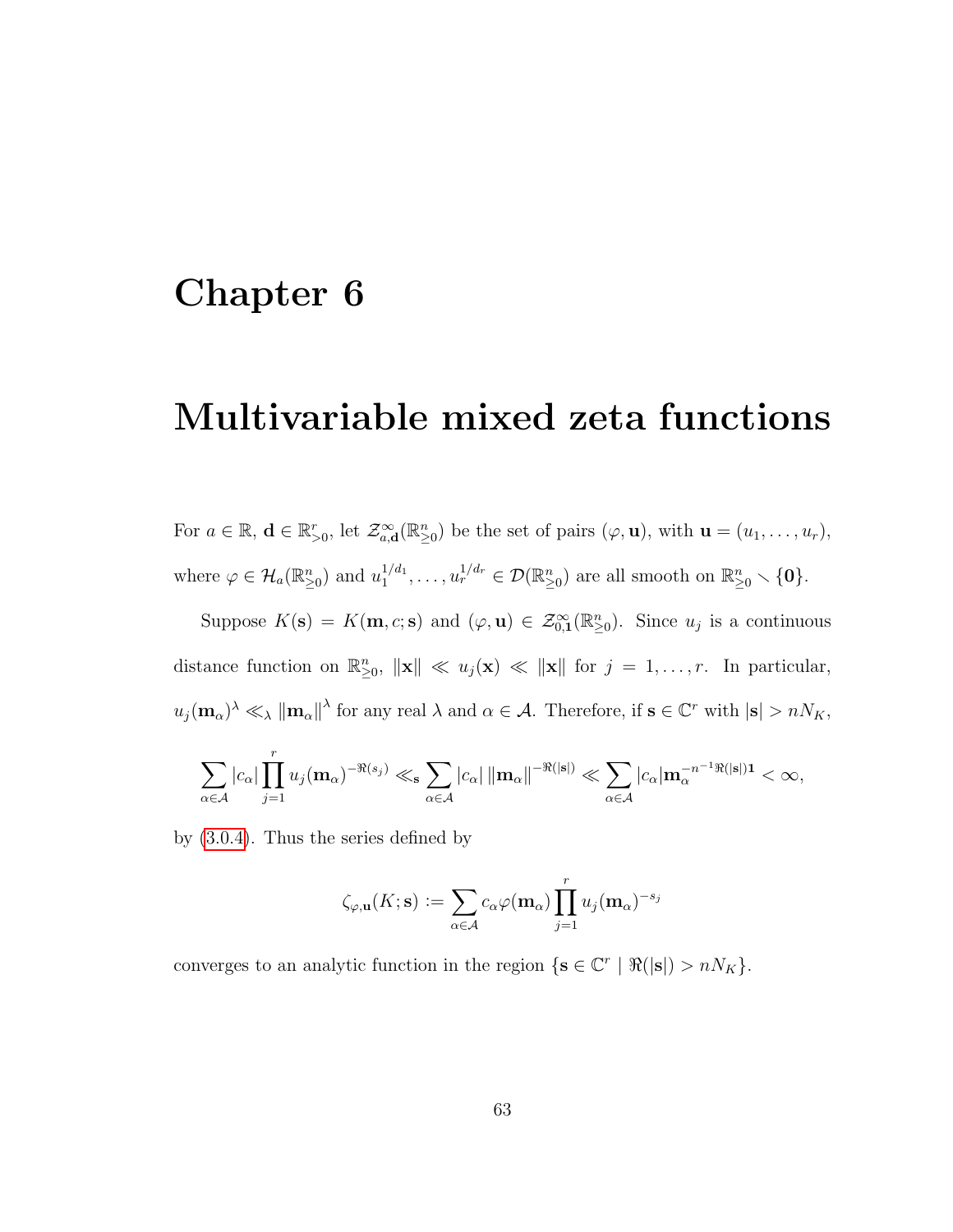# Chapter 6

# Multivariable mixed zeta functions

For $a \in \mathbb{R}$, $\mathbf{d} \in \mathbb{R}^r_{>0}$, let $\mathcal{Z}^\infty_{a,\mathbf{d}}(\mathbb{R}^n_{\geq 0})$ be the set of pairs $(\varphi, \mathbf{u})$, with $\mathbf{u} = (u_1, \ldots, u_r)$, where $\varphi \in \mathcal{H}_a(\mathbb{R}^n_{\geq 0})$ and $u_1^{1/d_1}, \ldots, u_r^{1/d_r} \in \mathcal{D}(\mathbb{R}^n_{\geq 0})$ are all smooth on $\mathbb{R}^n_{\geq 0} \smallsetminus \{\mathbf{0}\}$.

Suppose $K(\mathbf{s}) = K(\mathbf{m}, c; \mathbf{s})$ and $(\varphi, \mathbf{u}) \in \mathcal{Z}^\infty_{0,\mathbf{1}}(\mathbb{R}^n_{\geq 0})$. Since $u_j$ is a continuous distance function on $\mathbb{R}^n_{\geq 0}$, $\|\mathbf{x}\| \ll u_j(\mathbf{x}) \ll \|\mathbf{x}\|$ for $j = 1, \ldots, r$. In particular, $u_j(\mathbf{m}_\alpha)^\lambda \ll_\lambda \|\mathbf{m}_\alpha\|^\lambda$ for any real $\lambda$ and $\alpha \in \mathcal{A}$. Therefore, if $\mathbf{s} \in \mathbb{C}^r$ with $|\mathbf{s}| > nN_K$,

$$\sum_{\alpha \in \mathcal{A}} |c_\alpha| \prod_{j=1}^r u_j(\mathbf{m}_\alpha)^{-\Re(s_j)} \ll_{\mathbf{s}} \sum_{\alpha \in \mathcal{A}} |c_\alpha| \, \|\mathbf{m}_\alpha\|^{-\Re(|\mathbf{s}|)} \ll \sum_{\alpha \in \mathcal{A}} |c_\alpha| \mathbf{m}_\alpha^{-n^{-1}\Re(|\mathbf{s}|)\mathbf{1}} < \infty,$$

by (3.0.4). Thus the series defined by

$$\zeta_{\varphi,\mathbf{u}}(K; \mathbf{s}) := \sum_{\alpha \in \mathcal{A}} c_\alpha \varphi(\mathbf{m}_\alpha) \prod_{j=1}^r u_j(\mathbf{m}_\alpha)^{-s_j}$$

converges to an analytic function in the region $\{\mathbf{s} \in \mathbb{C}^r \mid \Re(|\mathbf{s}|) > nN_K\}$.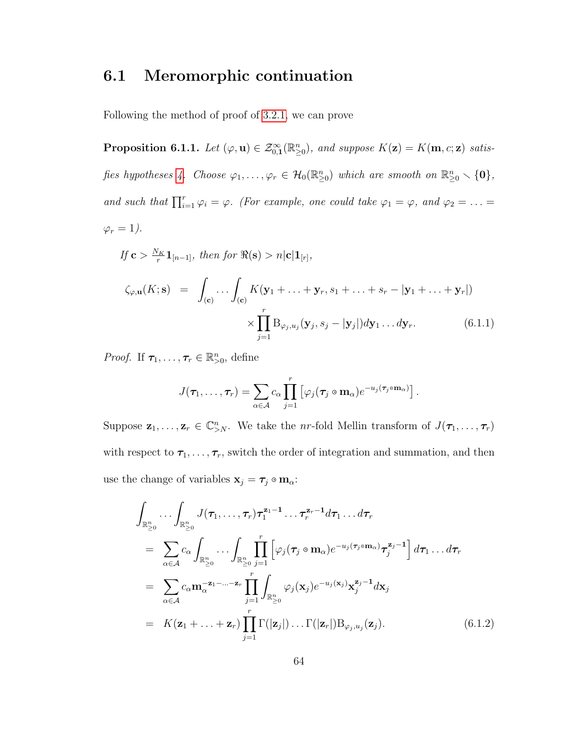## 6.1 Meromorphic continuation

Following the method of proof of 3.2.1, we can prove

**Proposition 6.1.1.** *Let $(\varphi, \mathbf{u}) \in \mathcal{Z}^{\infty}_{\mathbf{0},\mathbf{1}}(\mathbb{R}^n_{\geq 0})$, and suppose $K(\mathbf{z}) = K(\mathbf{m}, c; \mathbf{z})$ satisfies hypotheses 4. Choose $\varphi_1, \ldots, \varphi_r \in \mathcal{H}_0(\mathbb{R}^n_{\geq 0})$ which are smooth on $\mathbb{R}^n_{\geq 0} \smallsetminus \{\mathbf{0}\}$, and such that $\prod_{i=1}^r \varphi_i = \varphi$. (For example, one could take $\varphi_1 = \varphi$, and $\varphi_2 = \ldots = \varphi_r = 1$).*

*If $\mathbf{c} > \frac{N_K}{r}\mathbf{1}_{[n-1]}$, then for $\Re(\mathbf{s}) > n|\mathbf{c}|\mathbf{1}_{[r]}$,*

$$\begin{aligned}
\zeta_{\varphi,\mathbf{u}}(K;\mathbf{s}) &= \int_{(\mathbf{c})} \cdots \int_{(\mathbf{c})} K(\mathbf{y}_1 + \ldots + \mathbf{y}_r, s_1 + \ldots + s_r - |\mathbf{y}_1 + \ldots + \mathbf{y}_r|) \\
&\qquad\qquad \times \prod_{j=1}^r \mathrm{B}_{\varphi_j,u_j}(\mathbf{y}_j, s_j - |\mathbf{y}_j|) d\mathbf{y}_1 \ldots d\mathbf{y}_r. \qquad (6.1.1)
\end{aligned}$$

*Proof.* If $\boldsymbol{\tau}_1, \ldots, \boldsymbol{\tau}_r \in \mathbb{R}^n_{>0}$, define

$$J(\boldsymbol{\tau}_1, \ldots, \boldsymbol{\tau}_r) = \sum_{\alpha \in \mathcal{A}} c_\alpha \prod_{j=1}^r \left[\varphi_j(\boldsymbol{\tau}_j \circ \mathbf{m}_\alpha) e^{-u_j(\boldsymbol{\tau}_j \circ \mathbf{m}_\alpha)}\right].$$

Suppose $\mathbf{z}_1, \ldots, \mathbf{z}_r \in \mathbb{C}^n_{>N}$. We take the $nr$-fold Mellin transform of $J(\boldsymbol{\tau}_1, \ldots, \boldsymbol{\tau}_r)$ with respect to $\boldsymbol{\tau}_1, \ldots, \boldsymbol{\tau}_r$, switch the order of integration and summation, and then use the change of variables $\mathbf{x}_j = \boldsymbol{\tau}_j \circ \mathbf{m}_\alpha$:

$$\begin{aligned}
&\int_{\mathbb{R}^n_{\geq 0}} \cdots \int_{\mathbb{R}^n_{\geq 0}} J(\boldsymbol{\tau}_1, \ldots, \boldsymbol{\tau}_r) \boldsymbol{\tau}_1^{\mathbf{z}_1 - \mathbf{1}} \ldots \boldsymbol{\tau}_r^{\mathbf{z}_r - \mathbf{1}} d\boldsymbol{\tau}_1 \ldots d\boldsymbol{\tau}_r \\
&= \sum_{\alpha \in \mathcal{A}} c_\alpha \int_{\mathbb{R}^n_{\geq 0}} \cdots \int_{\mathbb{R}^n_{\geq 0}} \prod_{j=1}^r \left[\varphi_j(\boldsymbol{\tau}_j \circ \mathbf{m}_\alpha) e^{-u_j(\boldsymbol{\tau}_j \circ \mathbf{m}_\alpha)} \boldsymbol{\tau}_j^{\mathbf{z}_j - \mathbf{1}}\right] d\boldsymbol{\tau}_1 \ldots d\boldsymbol{\tau}_r \\
&= \sum_{\alpha \in \mathcal{A}} c_\alpha \mathbf{m}_\alpha^{-\mathbf{z}_1 - \ldots - \mathbf{z}_r} \prod_{j=1}^r \int_{\mathbb{R}^n_{\geq 0}} \varphi_j(\mathbf{x}_j) e^{-u_j(\mathbf{x}_j)} \mathbf{x}_j^{\mathbf{z}_j - \mathbf{1}} d\mathbf{x}_j \\
&= K(\mathbf{z}_1 + \ldots + \mathbf{z}_r) \prod_{j=1}^r \Gamma(|\mathbf{z}_j|) \ldots \Gamma(|\mathbf{z}_r|) \mathrm{B}_{\varphi_j,u_j}(\mathbf{z}_j). \qquad (6.1.2)
\end{aligned}$$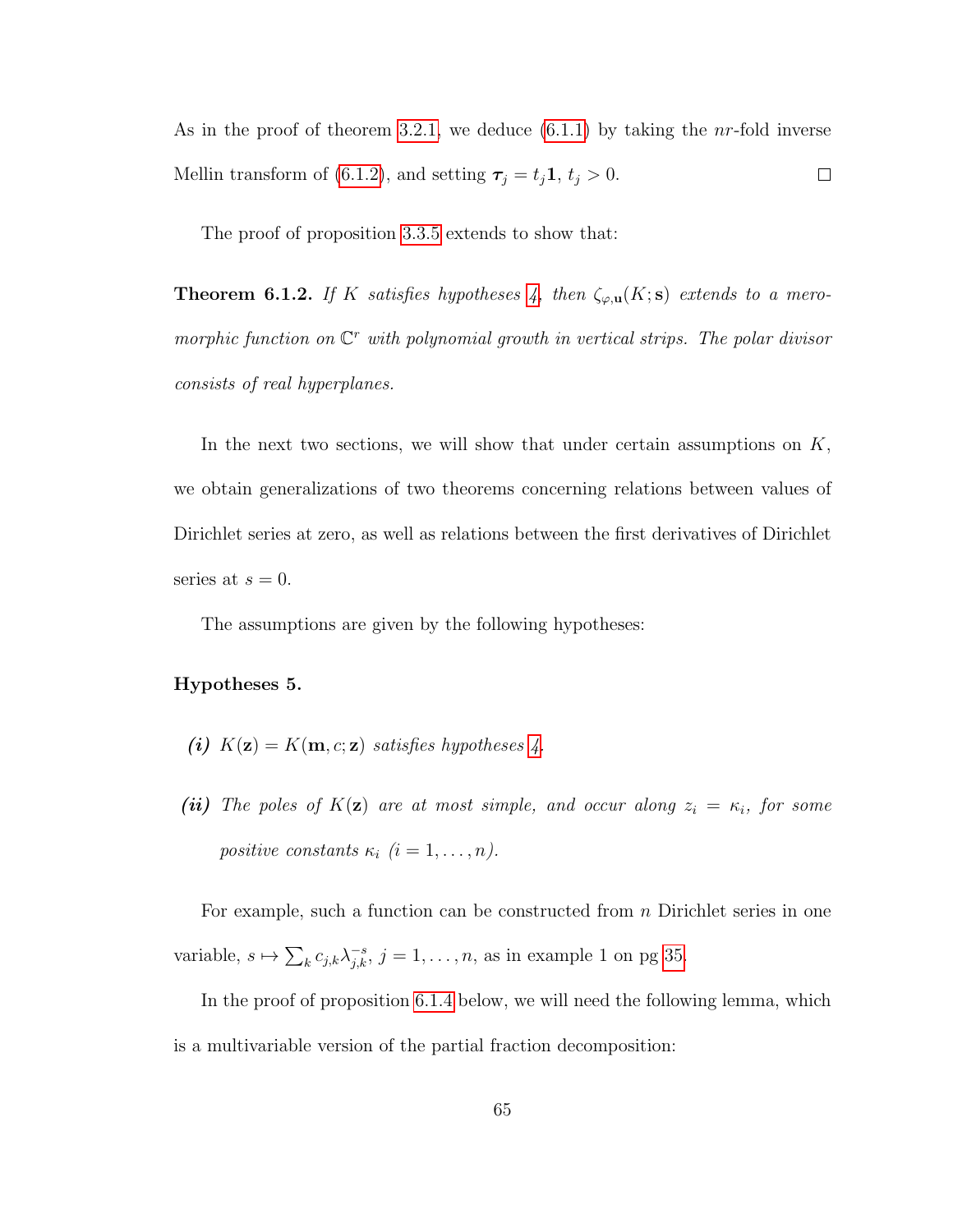As in the proof of theorem 3.2.1, we deduce (6.1.1) by taking the $nr$-fold inverse Mellin transform of (6.1.2), and setting $\boldsymbol{\tau}_j = t_j\mathbf{1}$, $t_j > 0$. $\square$

The proof of proposition 3.3.5 extends to show that:

**Theorem 6.1.2.** *If $K$ satisfies hypotheses 4, then $\zeta_{\varphi,\mathbf{u}}(K;\mathbf{s})$ extends to a meromorphic function on $\mathbb{C}^r$ with polynomial growth in vertical strips. The polar divisor consists of real hyperplanes.*

In the next two sections, we will show that under certain assumptions on $K$, we obtain generalizations of two theorems concerning relations between values of Dirichlet series at zero, as well as relations between the first derivatives of Dirichlet series at $s = 0$.

The assumptions are given by the following hypotheses:

**Hypotheses 5.**

***(i)*** *$K(\mathbf{z}) = K(\mathbf{m}, c; \mathbf{z})$ satisfies hypotheses 4.*

***(ii)*** *The poles of $K(\mathbf{z})$ are at most simple, and occur along $z_i = \kappa_i$, for some positive constants $\kappa_i$ $(i = 1, \ldots, n)$.*

For example, such a function can be constructed from $n$ Dirichlet series in one variable, $s \mapsto \sum_k c_{j,k}\lambda_{j,k}^{-s}$, $j = 1, \ldots, n$, as in example 1 on pg 35.

In the proof of proposition 6.1.4 below, we will need the following lemma, which is a multivariable version of the partial fraction decomposition: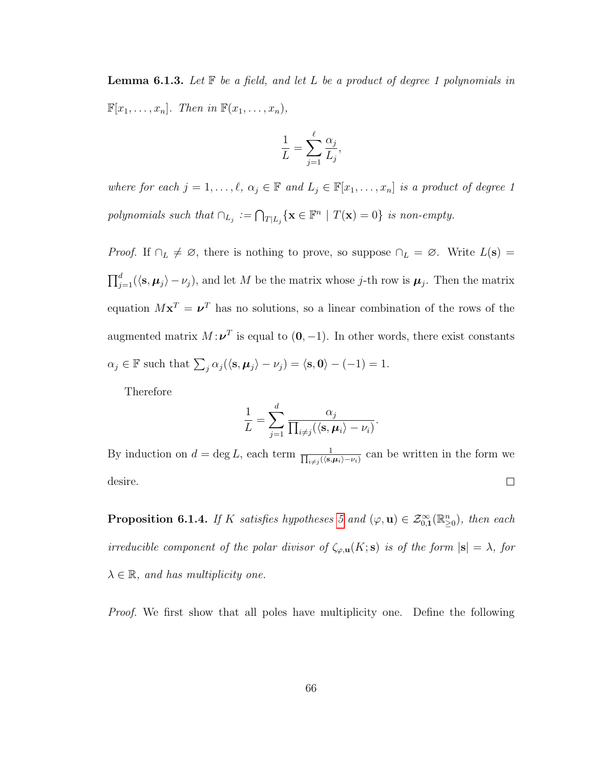**Lemma 6.1.3.** *Let $\mathbb{F}$ be a field, and let $L$ be a product of degree 1 polynomials in $\mathbb{F}[x_1, \ldots, x_n]$. Then in $\mathbb{F}(x_1, \ldots, x_n)$,*

$$\frac{1}{L} = \sum_{j=1}^{\ell} \frac{\alpha_j}{L_j},$$

*where for each $j = 1, \ldots, \ell$, $\alpha_j \in \mathbb{F}$ and $L_j \in \mathbb{F}[x_1, \ldots, x_n]$ is a product of degree 1 polynomials such that $\cap_{L_j} := \bigcap_{T | L_j} \{\mathbf{x} \in \mathbb{F}^n \mid T(\mathbf{x}) = 0\}$ is non-empty.*

*Proof.* If $\cap_L \neq \varnothing$, there is nothing to prove, so suppose $\cap_L = \varnothing$. Write $L(\mathbf{s}) = \prod_{j=1}^{d}(\langle \mathbf{s}, \boldsymbol{\mu}_j \rangle - \nu_j)$, and let $M$ be the matrix whose $j$-th row is $\boldsymbol{\mu}_j$. Then the matrix equation $M\mathbf{x}^T = \boldsymbol{\nu}^T$ has no solutions, so a linear combination of the rows of the augmented matrix $M : \boldsymbol{\nu}^T$ is equal to $(\mathbf{0}, -1)$. In other words, there exist constants $\alpha_j \in \mathbb{F}$ such that $\sum_j \alpha_j(\langle \mathbf{s}, \boldsymbol{\mu}_j \rangle - \nu_j) = \langle \mathbf{s}, \mathbf{0} \rangle - (-1) = 1$.

Therefore

$$\frac{1}{L} = \sum_{j=1}^{d} \frac{\alpha_j}{\prod_{i \neq j}(\langle \mathbf{s}, \boldsymbol{\mu}_i \rangle - \nu_i)}.$$

By induction on $d = \deg L$, each term $\frac{1}{\prod_{i \neq j}(\langle \mathbf{s}, \boldsymbol{\mu}_i \rangle - \nu_i)}$ can be written in the form we desire. $\square$

**Proposition 6.1.4.** *If $K$ satisfies hypotheses 5 and $(\varphi, \mathbf{u}) \in \mathcal{Z}_{0,\mathbf{1}}^{\infty}(\mathbb{R}_{\geq 0}^n)$, then each irreducible component of the polar divisor of $\zeta_{\varphi,\mathbf{u}}(K; \mathbf{s})$ is of the form $|\mathbf{s}| = \lambda$, for $\lambda \in \mathbb{R}$, and has multiplicity one.*

*Proof.* We first show that all poles have multiplicity one. Define the following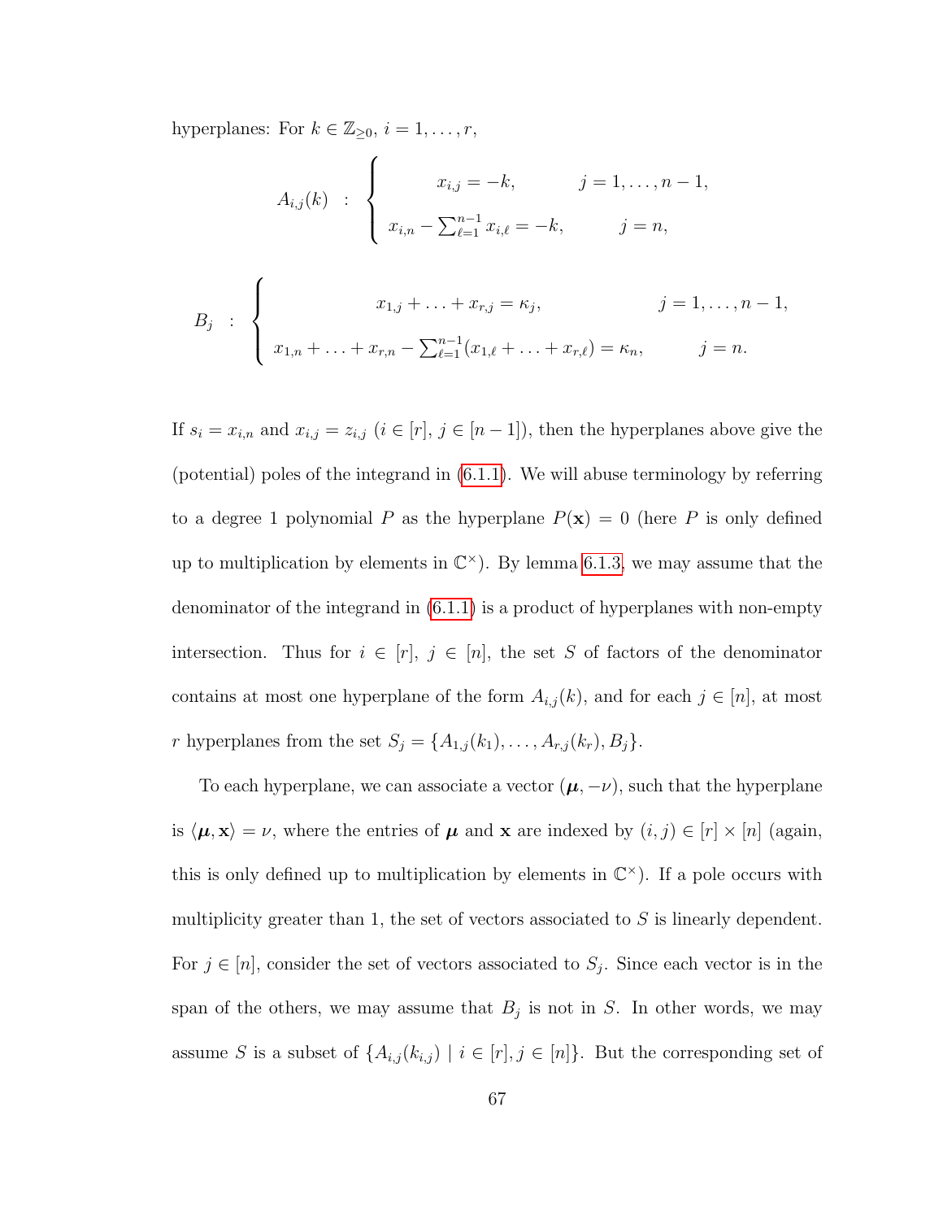hyperplanes: For $k \in \mathbb{Z}_{\geq 0}$, $i = 1, \ldots, r$,

$$A_{i,j}(k) \quad : \quad \begin{cases} x_{i,j} = -k, & j = 1, \ldots, n-1, \\ x_{i,n} - \sum_{\ell=1}^{n-1} x_{i,\ell} = -k, & j = n, \end{cases}$$

$$B_j \quad : \quad \begin{cases} x_{1,j} + \ldots + x_{r,j} = \kappa_j, & j = 1, \ldots, n-1, \\ x_{1,n} + \ldots + x_{r,n} - \sum_{\ell=1}^{n-1}(x_{1,\ell} + \ldots + x_{r,\ell}) = \kappa_n, & j = n. \end{cases}$$

If $s_i = x_{i,n}$ and $x_{i,j} = z_{i,j}$ ($i \in [r]$, $j \in [n-1]$), then the hyperplanes above give the (potential) poles of the integrand in (6.1.1). We will abuse terminology by referring to a degree 1 polynomial $P$ as the hyperplane $P(\mathbf{x}) = 0$ (here $P$ is only defined up to multiplication by elements in $\mathbb{C}^\times$). By lemma 6.1.3, we may assume that the denominator of the integrand in (6.1.1) is a product of hyperplanes with non-empty intersection. Thus for $i \in [r]$, $j \in [n]$, the set $S$ of factors of the denominator contains at most one hyperplane of the form $A_{i,j}(k)$, and for each $j \in [n]$, at most $r$ hyperplanes from the set $S_j = \{A_{1,j}(k_1), \ldots, A_{r,j}(k_r), B_j\}$.

To each hyperplane, we can associate a vector $(\boldsymbol{\mu}, -\nu)$, such that the hyperplane is $\langle \boldsymbol{\mu}, \mathbf{x} \rangle = \nu$, where the entries of $\boldsymbol{\mu}$ and $\mathbf{x}$ are indexed by $(i, j) \in [r] \times [n]$ (again, this is only defined up to multiplication by elements in $\mathbb{C}^\times$). If a pole occurs with multiplicity greater than 1, the set of vectors associated to $S$ is linearly dependent. For $j \in [n]$, consider the set of vectors associated to $S_j$. Since each vector is in the span of the others, we may assume that $B_j$ is not in $S$. In other words, we may assume $S$ is a subset of $\{A_{i,j}(k_{i,j}) \mid i \in [r], j \in [n]\}$. But the corresponding set of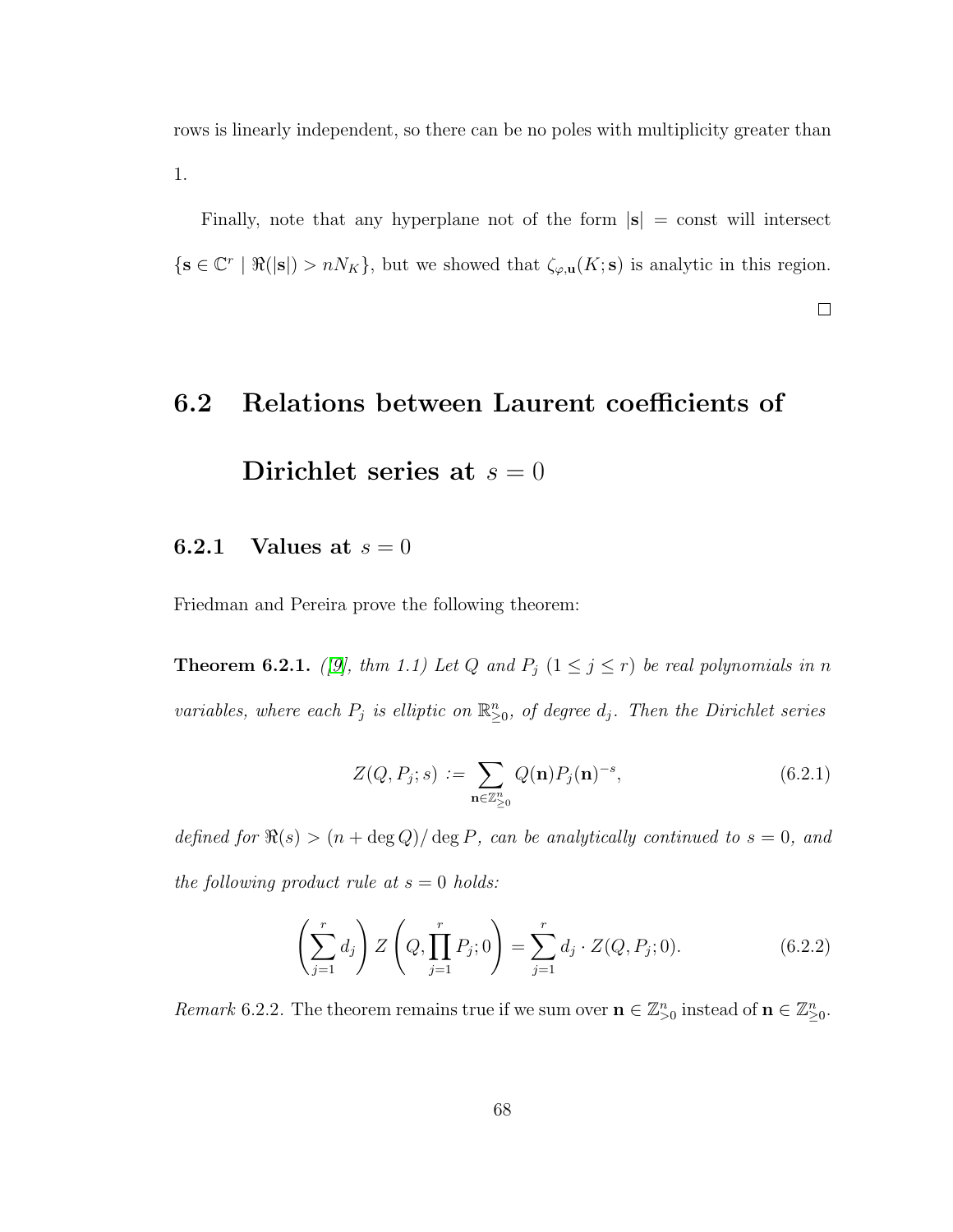rows is linearly independent, so there can be no poles with multiplicity greater than 1.

Finally, note that any hyperplane not of the form $|\mathbf{s}| = \text{const}$ will intersect $\{\mathbf{s} \in \mathbb{C}^r \mid \Re(|\mathbf{s}|) > nN_K\}$, but we showed that $\zeta_{\varphi,\mathbf{u}}(K;\mathbf{s})$ is analytic in this region.

□

## 6.2 Relations between Laurent coefficients of Dirichlet series at $s = 0$

### 6.2.1 Values at $s = 0$

Friedman and Pereira prove the following theorem:

**Theorem 6.2.1.** *([9], thm 1.1) Let $Q$ and $P_j$ $(1 \leq j \leq r)$ be real polynomials in $n$ variables, where each $P_j$ is elliptic on $\mathbb{R}^n_{\geq 0}$, of degree $d_j$. Then the Dirichlet series*

$$Z(Q, P_j; s) := \sum_{\mathbf{n} \in \mathbb{Z}^n_{\geq 0}} Q(\mathbf{n}) P_j(\mathbf{n})^{-s}, \tag{6.2.1}$$

*defined for $\Re(s) > (n + \deg Q)/\deg P$, can be analytically continued to $s = 0$, and the following product rule at $s = 0$ holds:*

$$\left(\sum_{j=1}^{r} d_j\right) Z\left(Q, \prod_{j=1}^{r} P_j; 0\right) = \sum_{j=1}^{r} d_j \cdot Z(Q, P_j; 0). \tag{6.2.2}$$

*Remark* 6.2.2. The theorem remains true if we sum over $\mathbf{n} \in \mathbb{Z}^n_{>0}$ instead of $\mathbf{n} \in \mathbb{Z}^n_{\geq 0}$.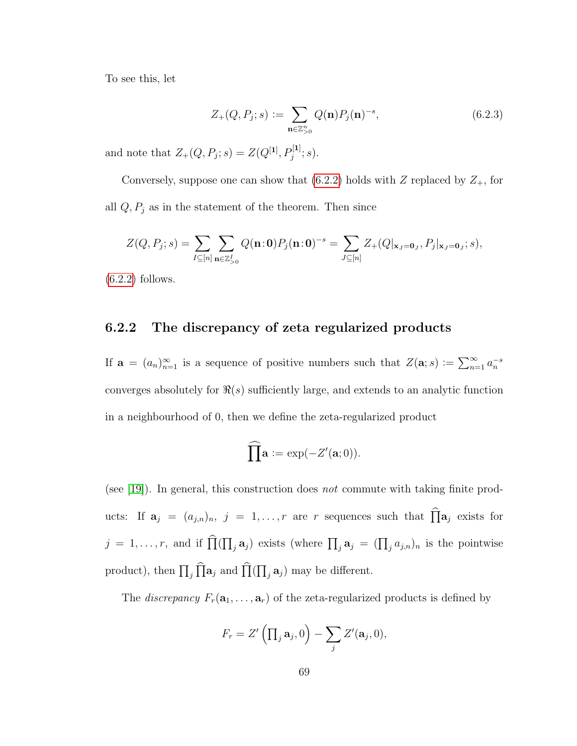To see this, let

$$Z_+(Q, P_j; s) := \sum_{\mathbf{n}\in\mathbb{Z}^n_{>0}} Q(\mathbf{n})P_j(\mathbf{n})^{-s}, \tag{6.2.3}$$

and note that $Z_+(Q, P_j; s) = Z(Q^{[\mathbf{1}]}, P_j^{[\mathbf{1}]}; s)$.

Conversely, suppose one can show that (6.2.2) holds with $Z$ replaced by $Z_+$, for all $Q, P_j$ as in the statement of the theorem. Then since

$$Z(Q, P_j; s) = \sum_{I\subseteq[n]} \sum_{\mathbf{n}\in\mathbb{Z}^I_{>0}} Q(\mathbf{n}\,{:}\,\mathbf{0})P_j(\mathbf{n}\,{:}\,\mathbf{0})^{-s} = \sum_{J\subseteq[n]} Z_+(Q|_{\mathbf{x}_J=\mathbf{0}_J}, P_j|_{\mathbf{x}_J=\mathbf{0}_J}; s),$$

(6.2.2) follows.

### 6.2.2 The discrepancy of zeta regularized products

If $\mathbf{a} = (a_n)_{n=1}^{\infty}$ is a sequence of positive numbers such that $Z(\mathbf{a}; s) := \sum_{n=1}^{\infty} a_n^{-s}$ converges absolutely for $\Re(s)$ sufficiently large, and extends to an analytic function in a neighbourhood of 0, then we define the zeta-regularized product

$$\widehat{\prod}\mathbf{a} := \exp(-Z'(\mathbf{a}; 0)).$$

(see [19]). In general, this construction does *not* commute with taking finite products: If $\mathbf{a}_j = (a_{j,n})_n$, $j = 1, \ldots, r$ are $r$ sequences such that $\widehat{\prod}\mathbf{a}_j$ exists for $j = 1, \ldots, r$, and if $\widehat{\prod}(\prod_j \mathbf{a}_j)$ exists (where $\prod_j \mathbf{a}_j = (\prod_j a_{j,n})_n$ is the pointwise product), then $\prod_j \widehat{\prod}\mathbf{a}_j$ and $\widehat{\prod}(\prod_j \mathbf{a}_j)$ may be different.

The *discrepancy* $F_r(\mathbf{a}_1, \ldots, \mathbf{a}_r)$ of the zeta-regularized products is defined by

$$F_r = Z'\left(\prod\nolimits_j \mathbf{a}_j, 0\right) - \sum_j Z'(\mathbf{a}_j, 0),$$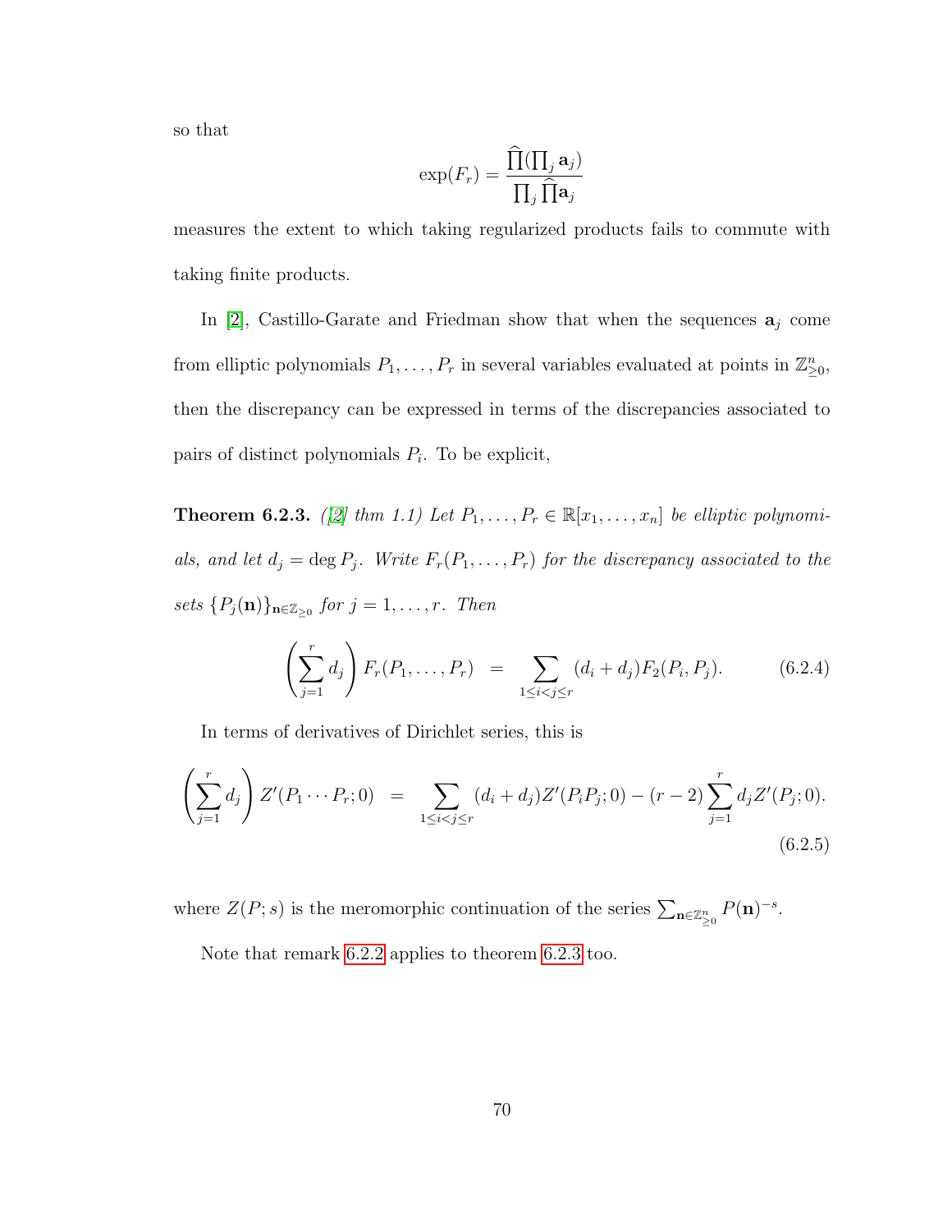so that

$$\exp(F_r) = \frac{\widehat{\prod}(\prod_j \mathbf{a}_j)}{\prod_j \widehat{\prod} \mathbf{a}_j}$$

measures the extent to which taking regularized products fails to commute with taking finite products.

In [2], Castillo-Garate and Friedman show that when the sequences $\mathbf{a}_j$ come from elliptic polynomials $P_1, \ldots, P_r$ in several variables evaluated at points in $\mathbb{Z}^n_{\geq 0}$, then the discrepancy can be expressed in terms of the discrepancies associated to pairs of distinct polynomials $P_i$. To be explicit,

**Theorem 6.2.3.** *([2] thm 1.1) Let $P_1, \ldots, P_r \in \mathbb{R}[x_1, \ldots, x_n]$ be elliptic polynomials, and let $d_j = \deg P_j$. Write $F_r(P_1, \ldots, P_r)$ for the discrepancy associated to the sets $\{P_j(\mathbf{n})\}_{\mathbf{n} \in \mathbb{Z}_{\geq 0}}$ for $j = 1, \ldots, r$. Then*

$$\left( \sum_{j=1}^{r} d_j \right) F_r(P_1, \ldots, P_r) \;\; = \sum_{1 \leq i < j \leq r} (d_i + d_j) F_2(P_i, P_j). \tag{6.2.4}$$

In terms of derivatives of Dirichlet series, this is

$$\left( \sum_{j=1}^{r} d_j \right) Z'(P_1 \cdots P_r; 0) \;\; = \sum_{1 \leq i < j \leq r} (d_i + d_j) Z'(P_i P_j; 0) - (r-2) \sum_{j=1}^{r} d_j Z'(P_j; 0). \tag{6.2.5}$$

where $Z(P; s)$ is the meromorphic continuation of the series $\sum_{\mathbf{n} \in \mathbb{Z}^n_{\geq 0}} P(\mathbf{n})^{-s}$.

Note that remark 6.2.2 applies to theorem 6.2.3 too.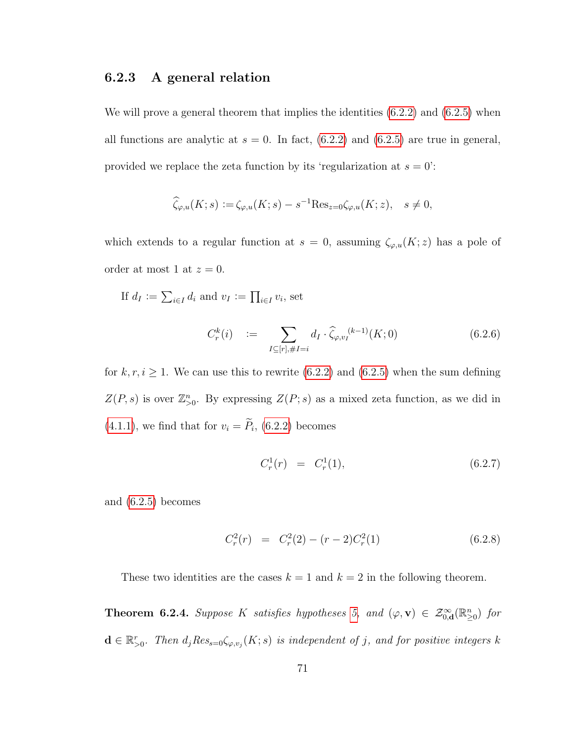### 6.2.3 A general relation

We will prove a general theorem that implies the identities (6.2.2) and (6.2.5) when all functions are analytic at $s = 0$. In fact, (6.2.2) and (6.2.5) are true in general, provided we replace the zeta function by its 'regularization at $s = 0$':

$$\widehat{\zeta}_{\varphi,u}(K;s) := \zeta_{\varphi,u}(K;s) - s^{-1}\mathrm{Res}_{z=0}\zeta_{\varphi,u}(K;z), \quad s \neq 0,$$

which extends to a regular function at $s = 0$, assuming $\zeta_{\varphi,u}(K;z)$ has a pole of order at most 1 at $z = 0$.

If $d_I := \sum_{i \in I} d_i$ and $v_I := \prod_{i \in I} v_i$, set

$$C_r^k(i) \quad := \sum_{I \subseteq [r], \#I = i} d_I \cdot \widehat{\zeta}_{\varphi,v_I}{}^{(k-1)}(K;0) \tag{6.2.6}$$

for $k, r, i \geq 1$. We can use this to rewrite (6.2.2) and (6.2.5) when the sum defining $Z(P,s)$ is over $\mathbb{Z}^n_{>0}$. By expressing $Z(P;s)$ as a mixed zeta function, as we did in (4.1.1), we find that for $v_i = \widetilde{P}_i$, (6.2.2) becomes

$$C_r^1(r) \quad = \quad C_r^1(1), \tag{6.2.7}$$

and (6.2.5) becomes

$$C_r^2(r) \quad = \quad C_r^2(2) - (r-2)C_r^2(1) \tag{6.2.8}$$

These two identities are the cases $k = 1$ and $k = 2$ in the following theorem.

**Theorem 6.2.4.** *Suppose $K$ satisfies hypotheses 5, and $(\varphi, \mathbf{v}) \in \mathcal{Z}^\infty_{0,\mathbf{d}}(\mathbb{R}^n_{\geq 0})$ for $\mathbf{d} \in \mathbb{R}^r_{>0}$. Then $d_j Res_{s=0}\zeta_{\varphi,v_j}(K;s)$ is independent of $j$, and for positive integers $k$*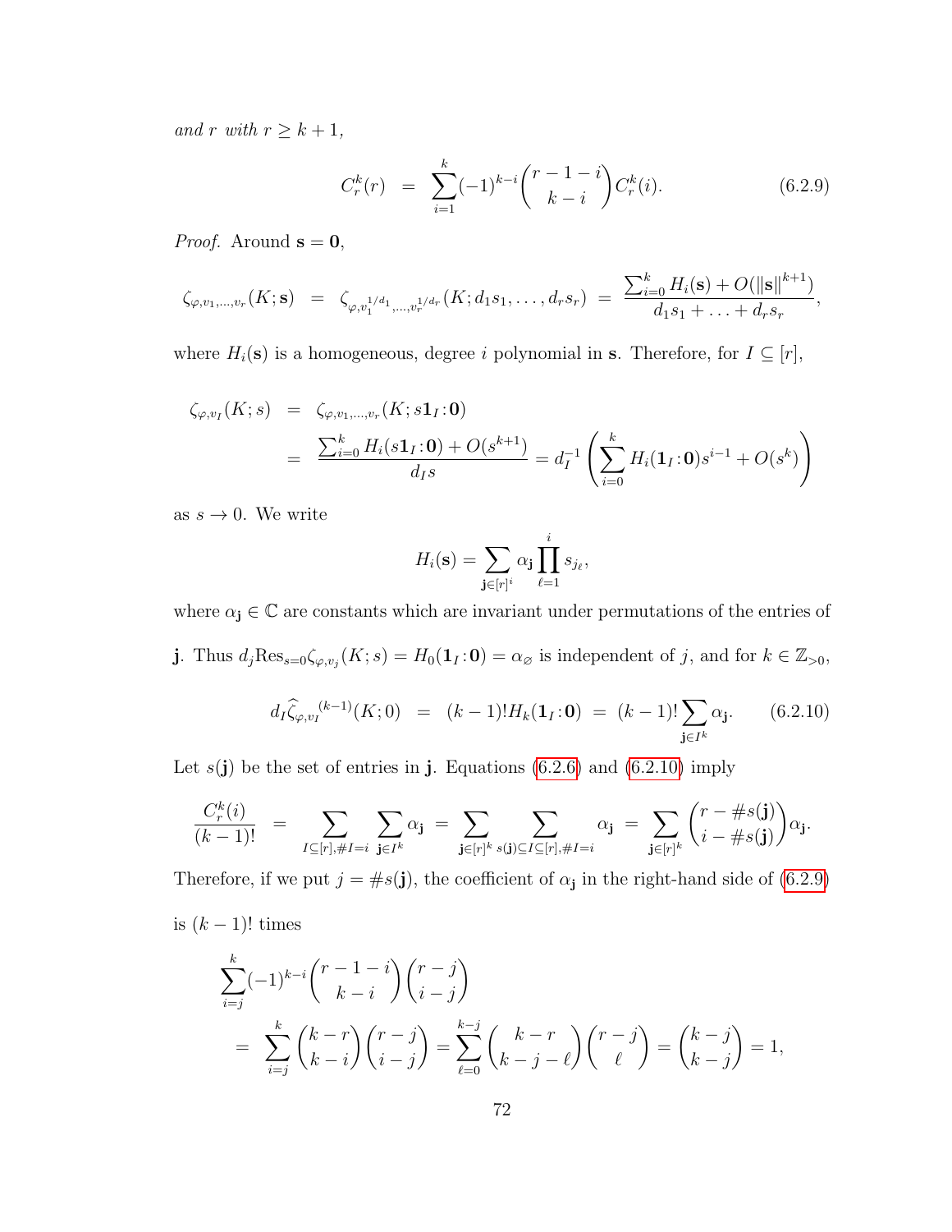*and* $r$ *with* $r \geq k+1$,

$$C_r^k(r) \;\; = \;\; \sum_{i=1}^{k} (-1)^{k-i} \binom{r-1-i}{k-i} C_r^k(i). \tag{6.2.9}$$

*Proof.* Around $\mathbf{s} = \mathbf{0}$,

$$\zeta_{\varphi, v_1, \ldots, v_r}(K; \mathbf{s}) \;\; = \;\; \zeta_{\varphi, v_1^{1/d_1}, \ldots, v_r^{1/d_r}}(K; d_1 s_1, \ldots, d_r s_r) \;\; = \;\; \frac{\sum_{i=0}^{k} H_i(\mathbf{s}) + O(\|\mathbf{s}\|^{k+1})}{d_1 s_1 + \ldots + d_r s_r},$$

where $H_i(\mathbf{s})$ is a homogeneous, degree $i$ polynomial in $\mathbf{s}$. Therefore, for $I \subseteq [r]$,

$$\begin{aligned}
\zeta_{\varphi, v_I}(K; s) \;\; &= \;\; \zeta_{\varphi, v_1, \ldots, v_r}(K; s\mathbf{1}_I \!:\! \mathbf{0}) \\
&= \;\; \frac{\sum_{i=0}^{k} H_i(s\mathbf{1}_I \!:\! \mathbf{0}) + O(s^{k+1})}{d_I s} = d_I^{-1} \left( \sum_{i=0}^{k} H_i(\mathbf{1}_I \!:\! \mathbf{0}) s^{i-1} + O(s^k) \right)
\end{aligned}$$

as $s \to 0$. We write

$$H_i(\mathbf{s}) = \sum_{\mathbf{j} \in [r]^i} \alpha_{\mathbf{j}} \prod_{\ell=1}^{i} s_{j_\ell},$$

where $\alpha_{\mathbf{j}} \in \mathbb{C}$ are constants which are invariant under permutations of the entries of $\mathbf{j}$. Thus $d_j \mathrm{Res}_{s=0} \zeta_{\varphi, v_j}(K; s) = H_0(\mathbf{1}_I \!:\! \mathbf{0}) = \alpha_\varnothing$ is independent of $j$, and for $k \in \mathbb{Z}_{>0}$,

$$d_I \widehat{\zeta}_{\varphi, v_I}{}^{(k-1)}(K; 0) \;\; = \;\; (k-1)! H_k(\mathbf{1}_I \!:\! \mathbf{0}) \;\; = \;\; (k-1)! \sum_{\mathbf{j} \in I^k} \alpha_{\mathbf{j}}. \tag{6.2.10}$$

Let $s(\mathbf{j})$ be the set of entries in $\mathbf{j}$. Equations (6.2.6) and (6.2.10) imply

$$\frac{C_r^k(i)}{(k-1)!} \;\; = \;\; \sum_{I \subseteq [r], \#I = i} \; \sum_{\mathbf{j} \in I^k} \alpha_{\mathbf{j}} \; = \; \sum_{\mathbf{j} \in [r]^k} \; \sum_{s(\mathbf{j}) \subseteq I \subseteq [r], \#I = i} \alpha_{\mathbf{j}} \; = \; \sum_{\mathbf{j} \in [r]^k} \binom{r - \#s(\mathbf{j})}{i - \#s(\mathbf{j})} \alpha_{\mathbf{j}}.$$

Therefore, if we put $j = \#s(\mathbf{j})$, the coefficient of $\alpha_{\mathbf{j}}$ in the right-hand side of (6.2.9) is $(k-1)!$ times

$$\begin{aligned}
&\sum_{i=j}^{k} (-1)^{k-i} \binom{r-1-i}{k-i} \binom{r-j}{i-j} \\
&= \;\; \sum_{i=j}^{k} \binom{k-r}{k-i} \binom{r-j}{i-j} = \sum_{\ell=0}^{k-j} \binom{k-r}{k-j-\ell} \binom{r-j}{\ell} = \binom{k-j}{k-j} = 1,
\end{aligned}$$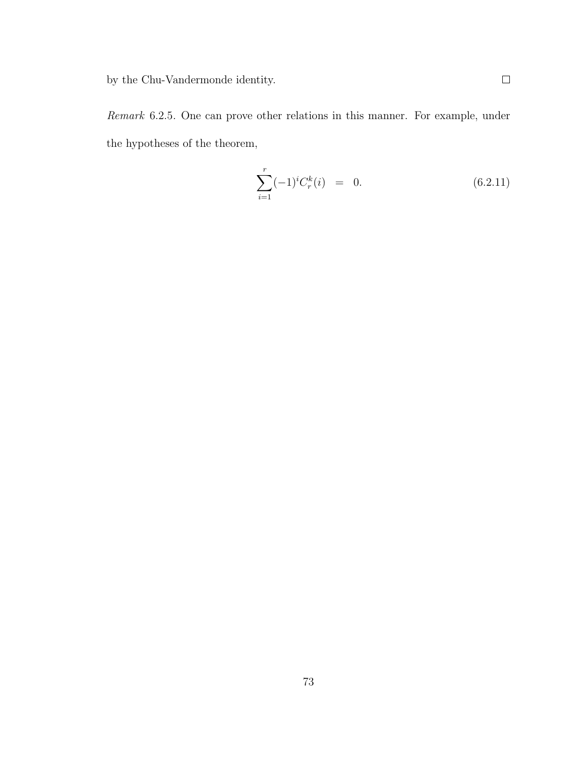by the Chu-Vandermonde identity. □

*Remark* 6.2.5. One can prove other relations in this manner. For example, under the hypotheses of the theorem,

$$\sum_{i=1}^{r} (-1)^i C_r^k(i) = 0. \tag{6.2.11}$$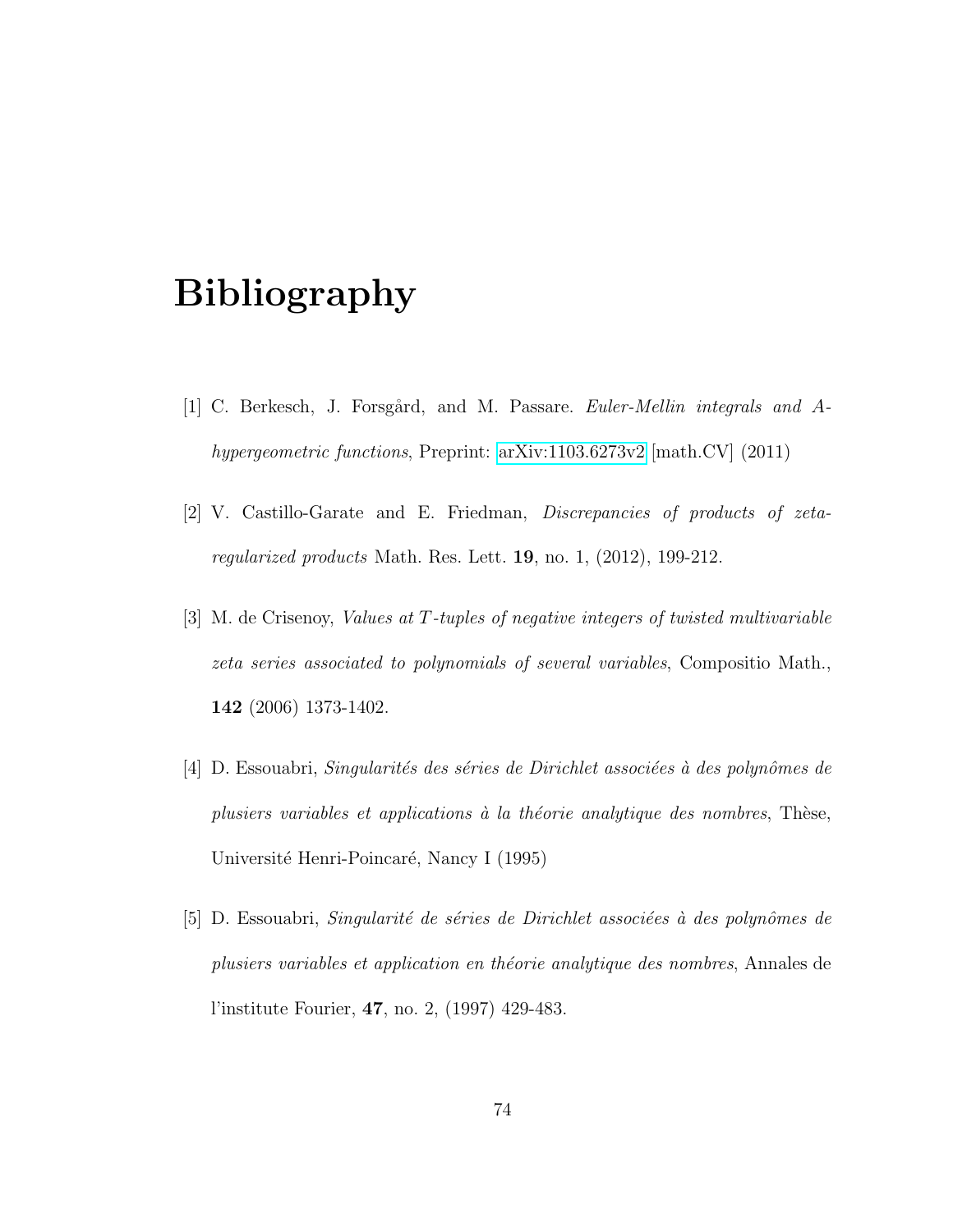# Bibliography

[1] C. Berkesch, J. Forsgård, and M. Passare. *Euler-Mellin integrals and A-hypergeometric functions*, Preprint: arXiv:1103.6273v2 [math.CV] (2011)

[2] V. Castillo-Garate and E. Friedman, *Discrepancies of products of zeta-regularized products* Math. Res. Lett. **19**, no. 1, (2012), 199-212.

[3] M. de Crisenoy, *Values at $T$-tuples of negative integers of twisted multivariable zeta series associated to polynomials of several variables*, Compositio Math., **142** (2006) 1373-1402.

[4] D. Essouabri, *Singularités des séries de Dirichlet associées à des polynômes de plusiers variables et applications à la théorie analytique des nombres*, Thèse, Université Henri-Poincaré, Nancy I (1995)

[5] D. Essouabri, *Singularité de séries de Dirichlet associées à des polynômes de plusiers variables et application en théorie analytique des nombres*, Annales de l'institute Fourier, **47**, no. 2, (1997) 429-483.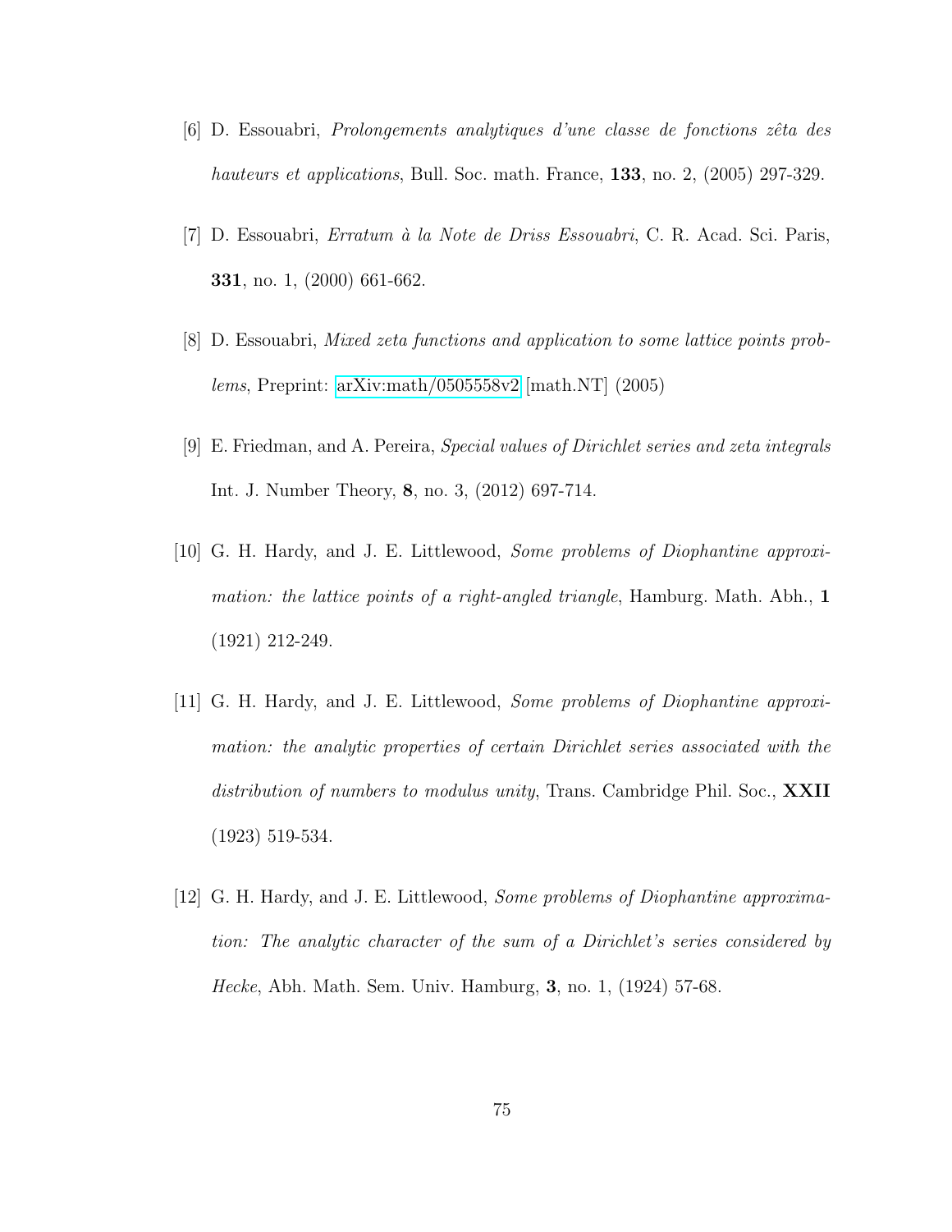[6] D. Essouabri, *Prolongements analytiques d'une classe de fonctions zêta des hauteurs et applications*, Bull. Soc. math. France, **133**, no. 2, (2005) 297-329.

[7] D. Essouabri, *Erratum à la Note de Driss Essouabri*, C. R. Acad. Sci. Paris, **331**, no. 1, (2000) 661-662.

[8] D. Essouabri, *Mixed zeta functions and application to some lattice points problems*, Preprint: arXiv:math/0505558v2 [math.NT] (2005)

[9] E. Friedman, and A. Pereira, *Special values of Dirichlet series and zeta integrals* Int. J. Number Theory, **8**, no. 3, (2012) 697-714.

[10] G. H. Hardy, and J. E. Littlewood, *Some problems of Diophantine approximation: the lattice points of a right-angled triangle*, Hamburg. Math. Abh., **1** (1921) 212-249.

[11] G. H. Hardy, and J. E. Littlewood, *Some problems of Diophantine approximation: the analytic properties of certain Dirichlet series associated with the distribution of numbers to modulus unity*, Trans. Cambridge Phil. Soc., **XXII** (1923) 519-534.

[12] G. H. Hardy, and J. E. Littlewood, *Some problems of Diophantine approximation: The analytic character of the sum of a Dirichlet's series considered by Hecke*, Abh. Math. Sem. Univ. Hamburg, **3**, no. 1, (1924) 57-68.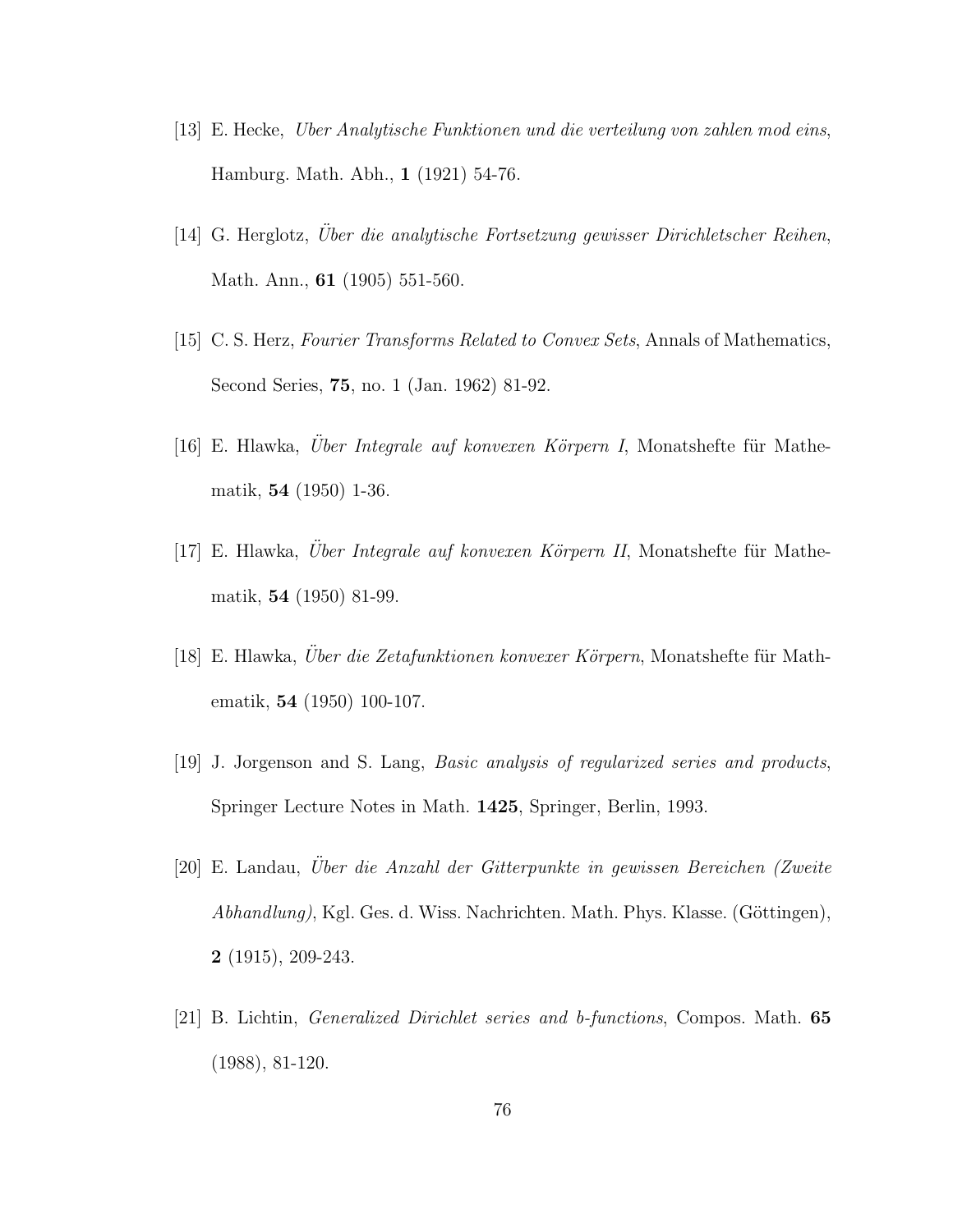[13] E. Hecke, *Uber Analytische Funktionen und die verteilung von zahlen mod eins*, Hamburg. Math. Abh., **1** (1921) 54-76.

[14] G. Herglotz, *Über die analytische Fortsetzung gewisser Dirichletscher Reihen*, Math. Ann., **61** (1905) 551-560.

[15] C. S. Herz, *Fourier Transforms Related to Convex Sets*, Annals of Mathematics, Second Series, **75**, no. 1 (Jan. 1962) 81-92.

[16] E. Hlawka, *Über Integrale auf konvexen Körpern I*, Monatshefte für Mathematik, **54** (1950) 1-36.

[17] E. Hlawka, *Über Integrale auf konvexen Körpern II*, Monatshefte für Mathematik, **54** (1950) 81-99.

[18] E. Hlawka, *Über die Zetafunktionen konvexer Körpern*, Monatshefte für Mathematik, **54** (1950) 100-107.

[19] J. Jorgenson and S. Lang, *Basic analysis of regularized series and products*, Springer Lecture Notes in Math. **1425**, Springer, Berlin, 1993.

[20] E. Landau, *Über die Anzahl der Gitterpunkte in gewissen Bereichen (Zweite Abhandlung)*, Kgl. Ges. d. Wiss. Nachrichten. Math. Phys. Klasse. (Göttingen), **2** (1915), 209-243.

[21] B. Lichtin, *Generalized Dirichlet series and b-functions*, Compos. Math. **65** (1988), 81-120.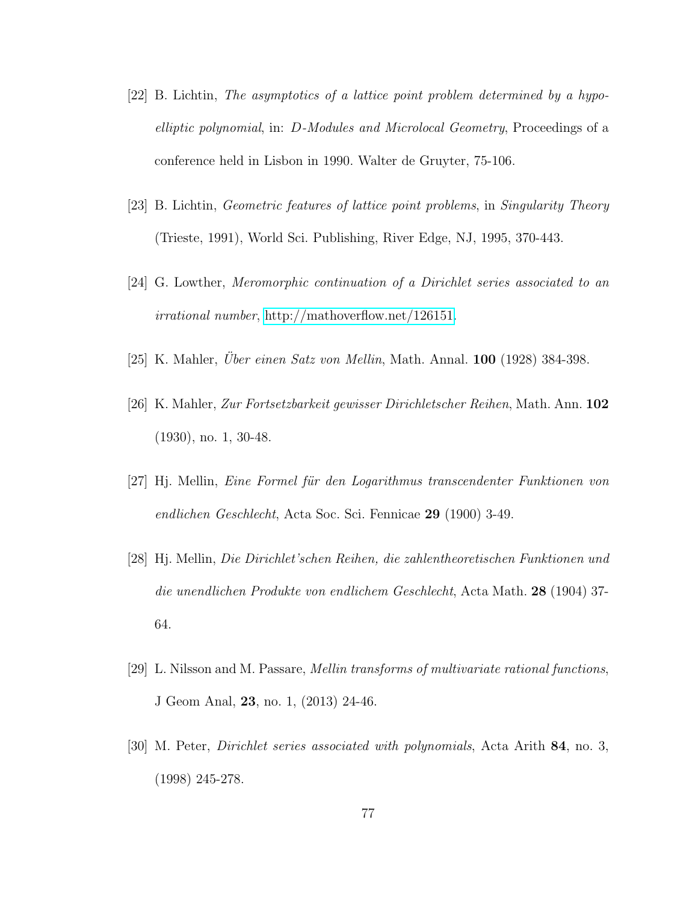[22] B. Lichtin, *The asymptotics of a lattice point problem determined by a hypoelliptic polynomial*, in: *D-Modules and Microlocal Geometry*, Proceedings of a conference held in Lisbon in 1990. Walter de Gruyter, 75-106.

[23] B. Lichtin, *Geometric features of lattice point problems*, in *Singularity Theory* (Trieste, 1991), World Sci. Publishing, River Edge, NJ, 1995, 370-443.

[24] G. Lowther, *Meromorphic continuation of a Dirichlet series associated to an irrational number*, http://mathoverflow.net/126151.

[25] K. Mahler, *Über einen Satz von Mellin*, Math. Annal. **100** (1928) 384-398.

[26] K. Mahler, *Zur Fortsetzbarkeit gewisser Dirichletscher Reihen*, Math. Ann. **102** (1930), no. 1, 30-48.

[27] Hj. Mellin, *Eine Formel für den Logarithmus transcendenter Funktionen von endlichen Geschlecht*, Acta Soc. Sci. Fennicae **29** (1900) 3-49.

[28] Hj. Mellin, *Die Dirichlet'schen Reihen, die zahlentheoretischen Funktionen und die unendlichen Produkte von endlichem Geschlecht*, Acta Math. **28** (1904) 37-64.

[29] L. Nilsson and M. Passare, *Mellin transforms of multivariate rational functions*, J Geom Anal, **23**, no. 1, (2013) 24-46.

[30] M. Peter, *Dirichlet series associated with polynomials*, Acta Arith **84**, no. 3, (1998) 245-278.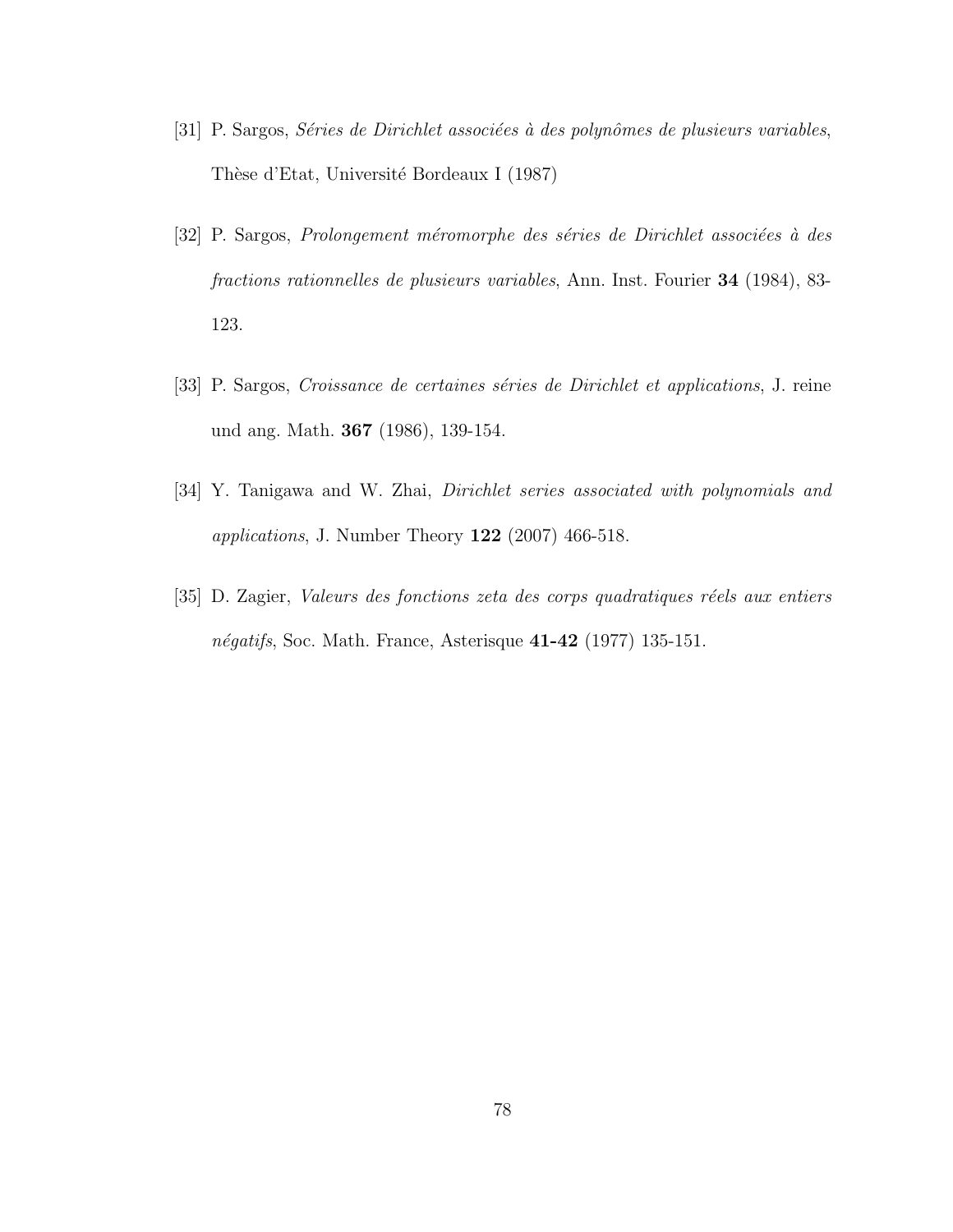[31] P. Sargos, *Séries de Dirichlet associées à des polynômes de plusieurs variables*, Thèse d'Etat, Université Bordeaux I (1987)

[32] P. Sargos, *Prolongement méromorphe des séries de Dirichlet associées à des fractions rationnelles de plusieurs variables*, Ann. Inst. Fourier **34** (1984), 83-123.

[33] P. Sargos, *Croissance de certaines séries de Dirichlet et applications*, J. reine und ang. Math. **367** (1986), 139-154.

[34] Y. Tanigawa and W. Zhai, *Dirichlet series associated with polynomials and applications*, J. Number Theory **122** (2007) 466-518.

[35] D. Zagier, *Valeurs des fonctions zeta des corps quadratiques réels aux entiers négatifs*, Soc. Math. France, Asterisque **41-42** (1977) 135-151.